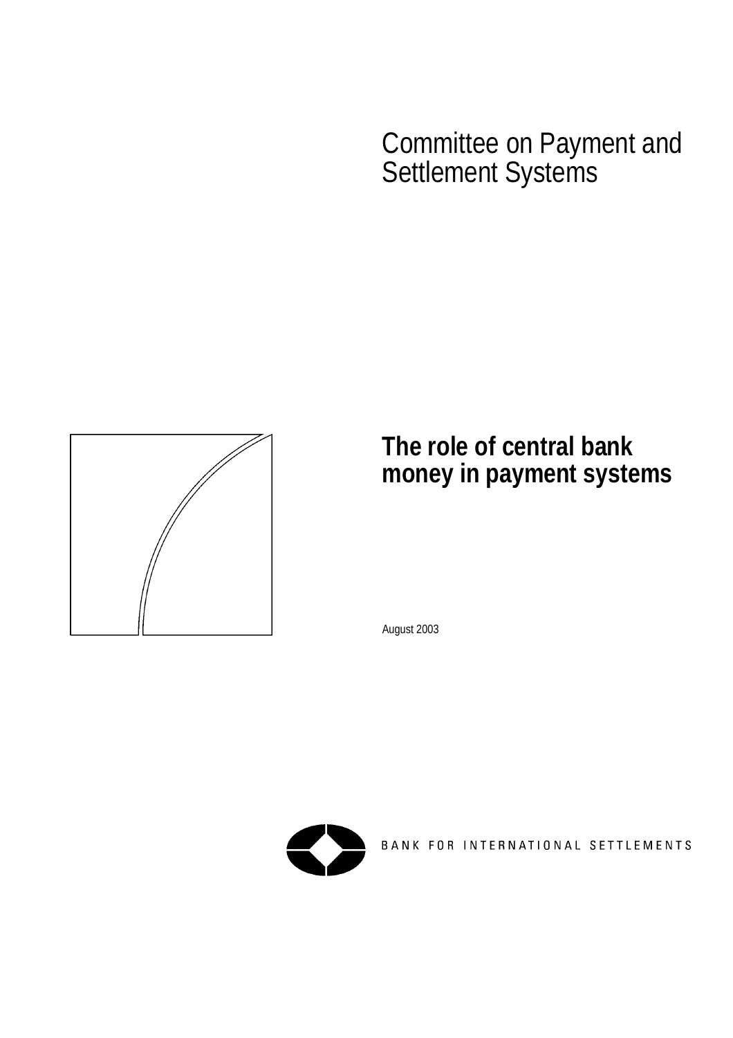Committee on Payment and Settlement Systems

# The role of central bank money in payment systems

August 2003

BANK FOR INTERNATIONAL SETTLEMENTS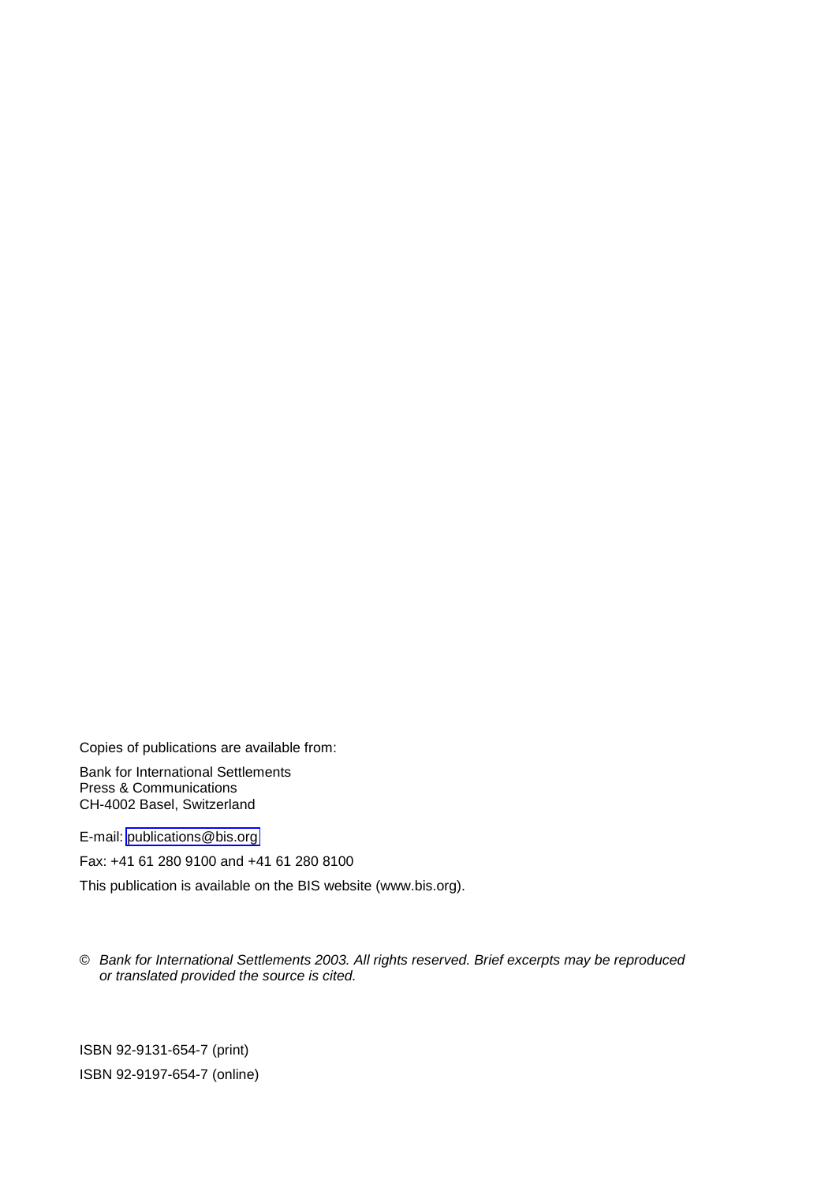Copies of publications are available from:

Bank for International Settlements
Press & Communications
CH-4002 Basel, Switzerland

E-mail: publications@bis.org

Fax: +41 61 280 9100 and +41 61 280 8100

This publication is available on the BIS website (www.bis.org).

© *Bank for International Settlements 2003. All rights reserved. Brief excerpts may be reproduced or translated provided the source is cited.*

ISBN 92-9131-654-7 (print)

ISBN 92-9197-654-7 (online)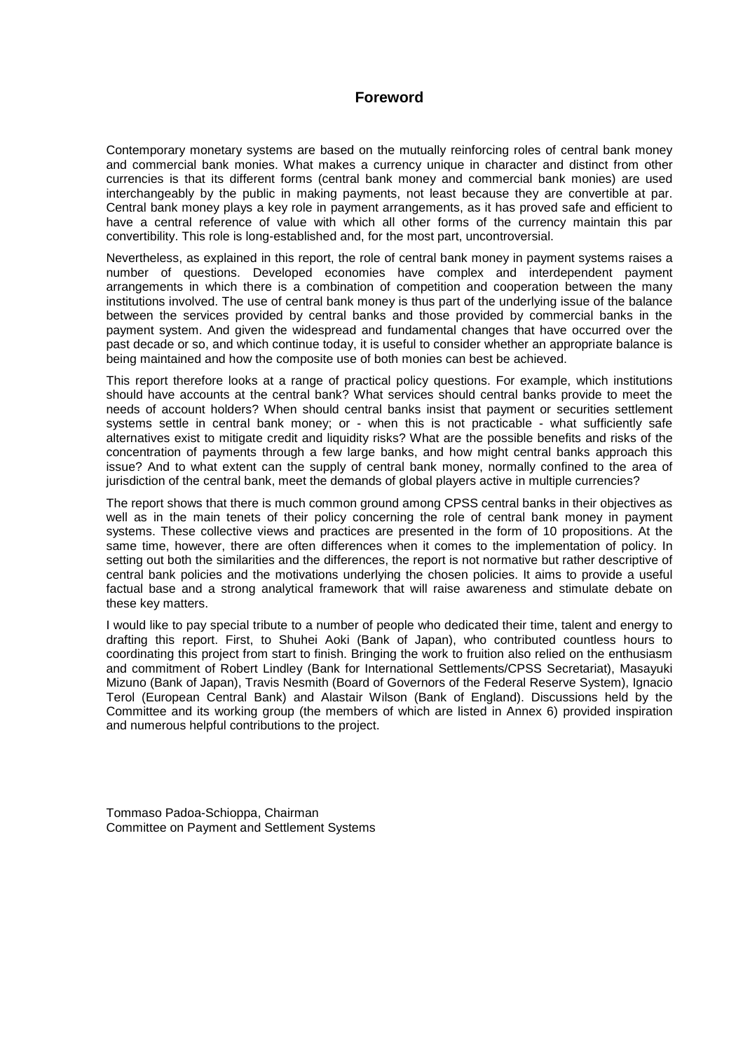# Foreword

Contemporary monetary systems are based on the mutually reinforcing roles of central bank money and commercial bank monies. What makes a currency unique in character and distinct from other currencies is that its different forms (central bank money and commercial bank monies) are used interchangeably by the public in making payments, not least because they are convertible at par. Central bank money plays a key role in payment arrangements, as it has proved safe and efficient to have a central reference of value with which all other forms of the currency maintain this par convertibility. This role is long-established and, for the most part, uncontroversial.

Nevertheless, as explained in this report, the role of central bank money in payment systems raises a number of questions. Developed economies have complex and interdependent payment arrangements in which there is a combination of competition and cooperation between the many institutions involved. The use of central bank money is thus part of the underlying issue of the balance between the services provided by central banks and those provided by commercial banks in the payment system. And given the widespread and fundamental changes that have occurred over the past decade or so, and which continue today, it is useful to consider whether an appropriate balance is being maintained and how the composite use of both monies can best be achieved.

This report therefore looks at a range of practical policy questions. For example, which institutions should have accounts at the central bank? What services should central banks provide to meet the needs of account holders? When should central banks insist that payment or securities settlement systems settle in central bank money; or - when this is not practicable - what sufficiently safe alternatives exist to mitigate credit and liquidity risks? What are the possible benefits and risks of the concentration of payments through a few large banks, and how might central banks approach this issue? And to what extent can the supply of central bank money, normally confined to the area of jurisdiction of the central bank, meet the demands of global players active in multiple currencies?

The report shows that there is much common ground among CPSS central banks in their objectives as well as in the main tenets of their policy concerning the role of central bank money in payment systems. These collective views and practices are presented in the form of 10 propositions. At the same time, however, there are often differences when it comes to the implementation of policy. In setting out both the similarities and the differences, the report is not normative but rather descriptive of central bank policies and the motivations underlying the chosen policies. It aims to provide a useful factual base and a strong analytical framework that will raise awareness and stimulate debate on these key matters.

I would like to pay special tribute to a number of people who dedicated their time, talent and energy to drafting this report. First, to Shuhei Aoki (Bank of Japan), who contributed countless hours to coordinating this project from start to finish. Bringing the work to fruition also relied on the enthusiasm and commitment of Robert Lindley (Bank for International Settlements/CPSS Secretariat), Masayuki Mizuno (Bank of Japan), Travis Nesmith (Board of Governors of the Federal Reserve System), Ignacio Terol (European Central Bank) and Alastair Wilson (Bank of England). Discussions held by the Committee and its working group (the members of which are listed in Annex 6) provided inspiration and numerous helpful contributions to the project.

Tommaso Padoa-Schioppa, Chairman  
Committee on Payment and Settlement Systems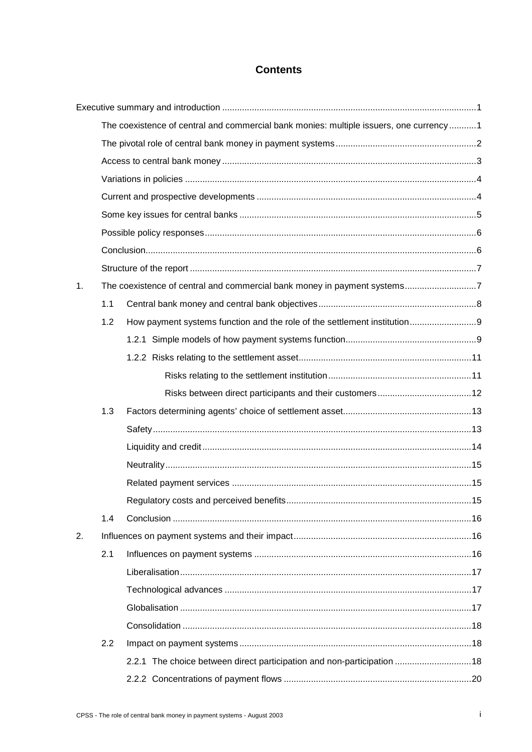# Contents

Executive summary and introduction ..................................................................................................... 1

The coexistence of central and commercial bank monies: multiple issuers, one currency ........... 1

The pivotal role of central bank money in payment systems ......................................................... 2

Access to central bank money ...................................................................................................... 3

Variations in policies ..................................................................................................................... 4

Current and prospective developments ........................................................................................ 4

Some key issues for central banks ............................................................................................... 5

Possible policy responses ............................................................................................................. 6

Conclusion .................................................................................................................................... 6

Structure of the report ................................................................................................................... 7

1. The coexistence of central and commercial bank money in payment systems ............................ 7

1.1 Central bank money and central bank objectives ................................................................ 8

1.2 How payment systems function and the role of the settlement institution ........................... 9

1.2.1 Simple models of how payment systems function ..................................................... 9

1.2.2 Risks relating to the settlement asset ...................................................................... 11

Risks relating to the settlement institution .......................................................... 11

Risks between direct participants and their customers ...................................... 12

1.3 Factors determining agents' choice of settlement asset .................................................... 13

Safety ................................................................................................................................ 13

Liquidity and credit ............................................................................................................ 14

Neutrality ........................................................................................................................... 15

Related payment services ................................................................................................ 15

Regulatory costs and perceived benefits .......................................................................... 15

1.4 Conclusion ........................................................................................................................ 16

2. Influences on payment systems and their impact ....................................................................... 16

2.1 Influences on payment systems ....................................................................................... 16

Liberalisation ..................................................................................................................... 17

Technological advances ................................................................................................... 17

Globalisation ..................................................................................................................... 17

Consolidation .................................................................................................................... 18

2.2 Impact on payment systems ............................................................................................. 18

2.2.1 The choice between direct participation and non-participation ............................... 18

2.2.2 Concentrations of payment flows ............................................................................ 20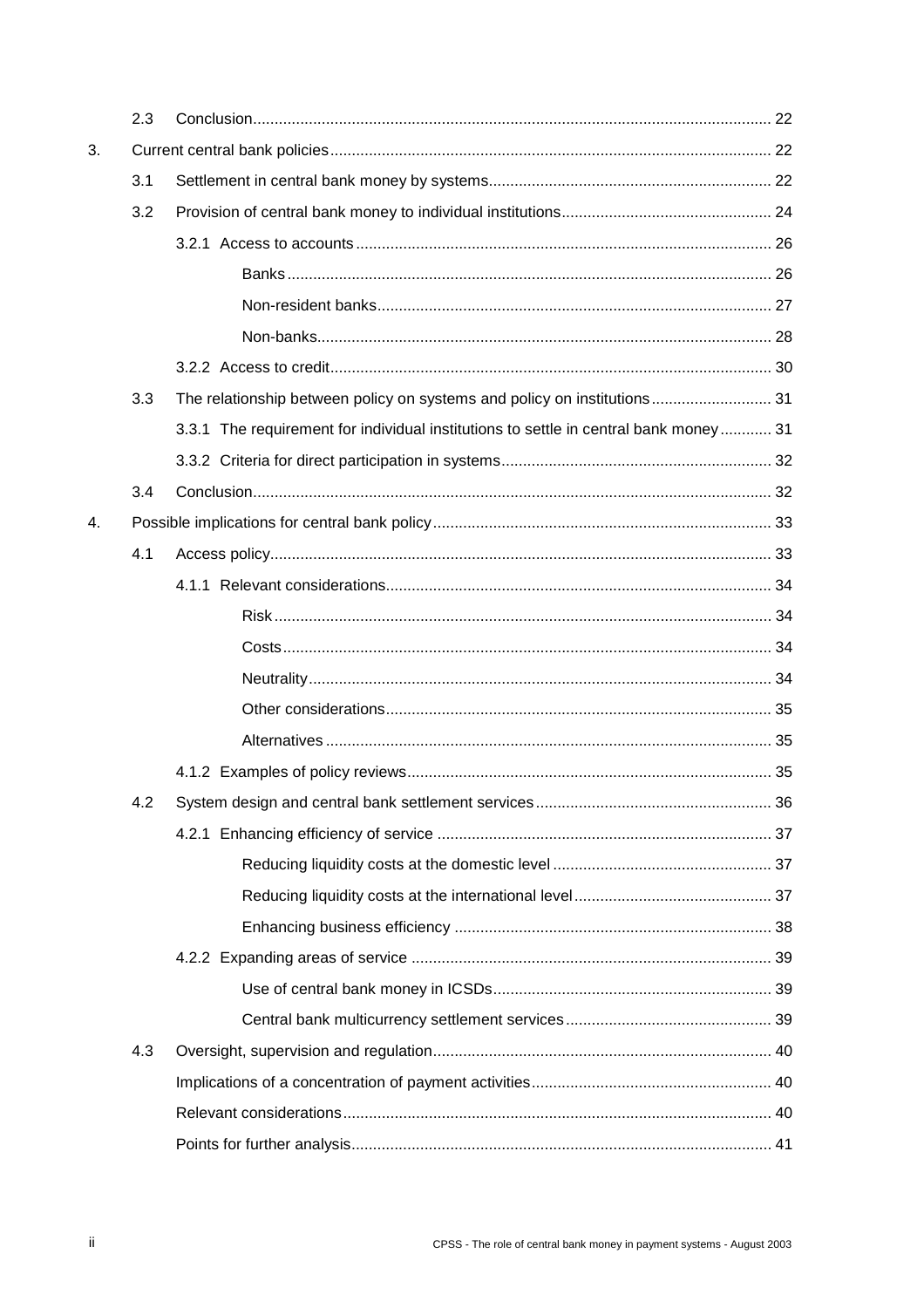| | | | |
|---|---|---|---|
| | 2.3 | Conclusion | 22 |
| 3. | | Current central bank policies | 22 |
| | 3.1 | Settlement in central bank money by systems | 22 |
| | 3.2 | Provision of central bank money to individual institutions | 24 |
| | | 3.2.1 Access to accounts | 26 |
| | | Banks | 26 |
| | | Non-resident banks | 27 |
| | | Non-banks | 28 |
| | | 3.2.2 Access to credit | 30 |
| | 3.3 | The relationship between policy on systems and policy on institutions | 31 |
| | | 3.3.1 The requirement for individual institutions to settle in central bank money | 31 |
| | | 3.3.2 Criteria for direct participation in systems | 32 |
| | 3.4 | Conclusion | 32 |
| 4. | | Possible implications for central bank policy | 33 |
| | 4.1 | Access policy | 33 |
| | | 4.1.1 Relevant considerations | 34 |
| | | Risk | 34 |
| | | Costs | 34 |
| | | Neutrality | 34 |
| | | Other considerations | 35 |
| | | Alternatives | 35 |
| | | 4.1.2 Examples of policy reviews | 35 |
| | 4.2 | System design and central bank settlement services | 36 |
| | | 4.2.1 Enhancing efficiency of service | 37 |
| | | Reducing liquidity costs at the domestic level | 37 |
| | | Reducing liquidity costs at the international level | 37 |
| | | Enhancing business efficiency | 38 |
| | | 4.2.2 Expanding areas of service | 39 |
| | | Use of central bank money in ICSDs | 39 |
| | | Central bank multicurrency settlement services | 39 |
| | 4.3 | Oversight, supervision and regulation | 40 |
| | | Implications of a concentration of payment activities | 40 |
| | | Relevant considerations | 40 |
| | | Points for further analysis | 41 |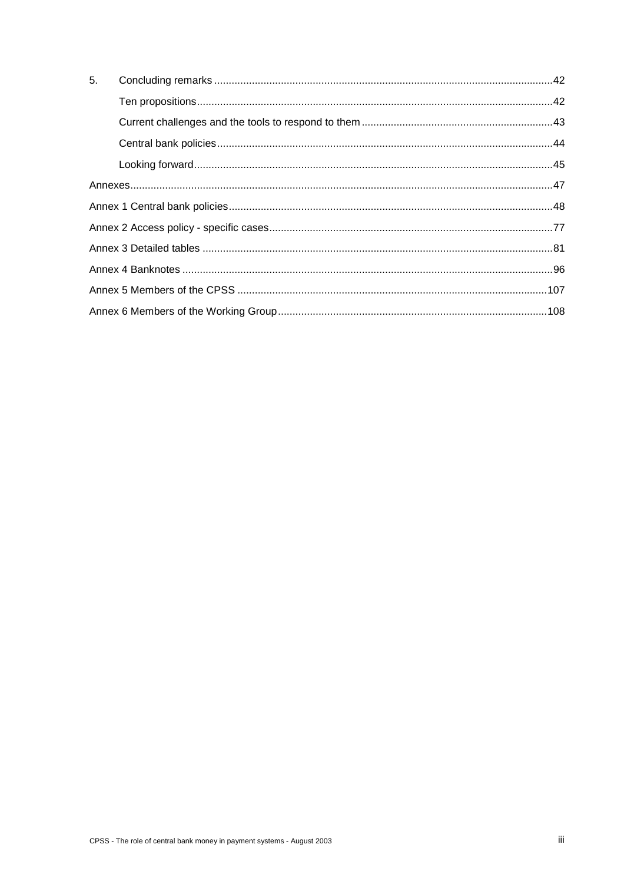5. Concluding remarks ....................................................................................................................42

Ten propositions..........................................................................................................................42

Current challenges and the tools to respond to them .................................................................43

Central bank policies...................................................................................................................44

Looking forward...........................................................................................................................45

Annexes.................................................................................................................................................47

Annex 1 Central bank policies..............................................................................................................48

Annex 2 Access policy - specific cases.................................................................................................77

Annex 3 Detailed tables ........................................................................................................................81

Annex 4 Banknotes ...............................................................................................................................96

Annex 5 Members of the CPSS ..........................................................................................................107

Annex 6 Members of the Working Group............................................................................................108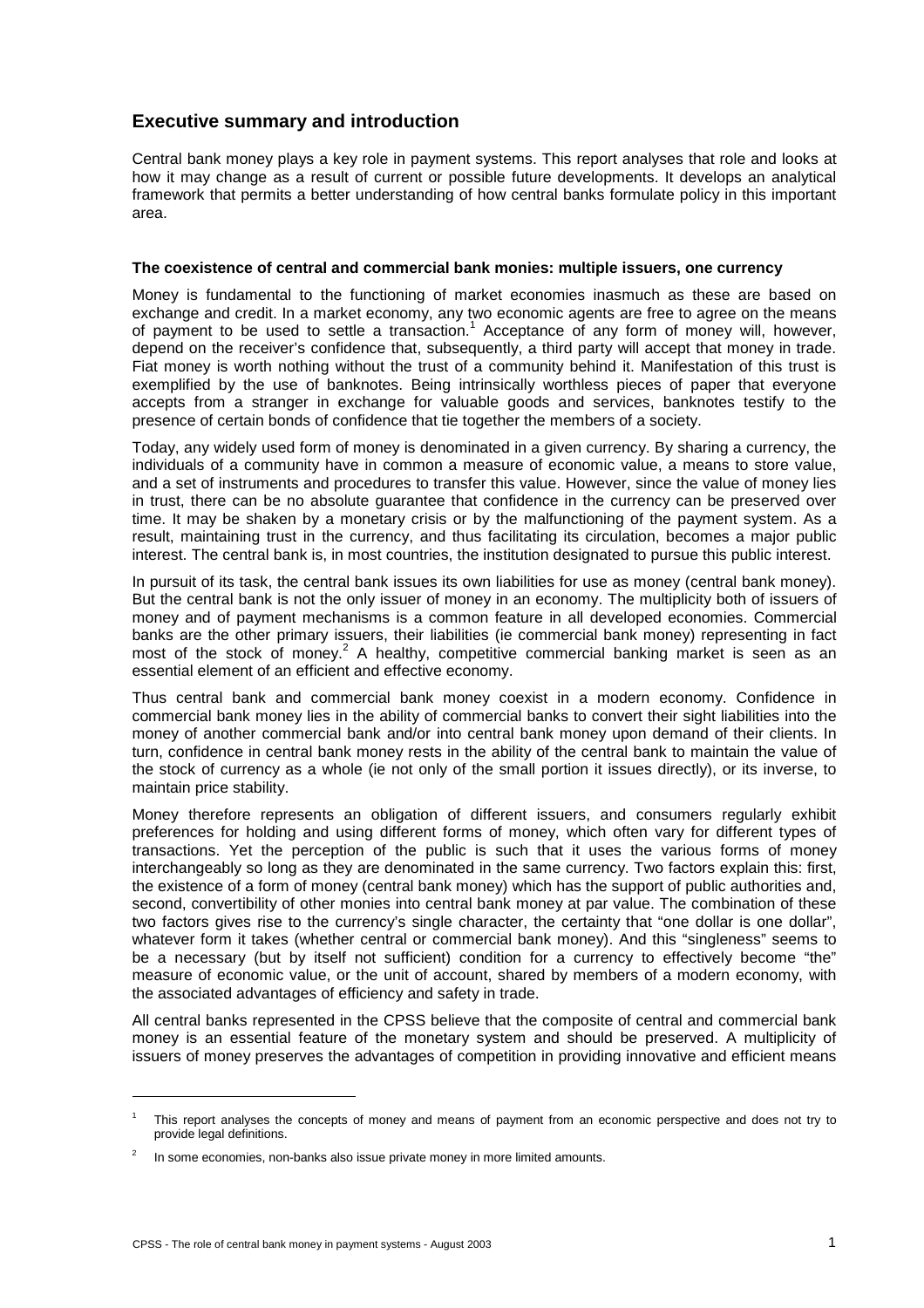## Executive summary and introduction

Central bank money plays a key role in payment systems. This report analyses that role and looks at how it may change as a result of current or possible future developments. It develops an analytical framework that permits a better understanding of how central banks formulate policy in this important area.

### The coexistence of central and commercial bank monies: multiple issuers, one currency

Money is fundamental to the functioning of market economies inasmuch as these are based on exchange and credit. In a market economy, any two economic agents are free to agree on the means of payment to be used to settle a transaction.[1] Acceptance of any form of money will, however, depend on the receiver's confidence that, subsequently, a third party will accept that money in trade. Fiat money is worth nothing without the trust of a community behind it. Manifestation of this trust is exemplified by the use of banknotes. Being intrinsically worthless pieces of paper that everyone accepts from a stranger in exchange for valuable goods and services, banknotes testify to the presence of certain bonds of confidence that tie together the members of a society.

Today, any widely used form of money is denominated in a given currency. By sharing a currency, the individuals of a community have in common a measure of economic value, a means to store value, and a set of instruments and procedures to transfer this value. However, since the value of money lies in trust, there can be no absolute guarantee that confidence in the currency can be preserved over time. It may be shaken by a monetary crisis or by the malfunctioning of the payment system. As a result, maintaining trust in the currency, and thus facilitating its circulation, becomes a major public interest. The central bank is, in most countries, the institution designated to pursue this public interest.

In pursuit of its task, the central bank issues its own liabilities for use as money (central bank money). But the central bank is not the only issuer of money in an economy. The multiplicity both of issuers of money and of payment mechanisms is a common feature in all developed economies. Commercial banks are the other primary issuers, their liabilities (ie commercial bank money) representing in fact most of the stock of money.[2] A healthy, competitive commercial banking market is seen as an essential element of an efficient and effective economy.

Thus central bank and commercial bank money coexist in a modern economy. Confidence in commercial bank money lies in the ability of commercial banks to convert their sight liabilities into the money of another commercial bank and/or into central bank money upon demand of their clients. In turn, confidence in central bank money rests in the ability of the central bank to maintain the value of the stock of currency as a whole (ie not only of the small portion it issues directly), or its inverse, to maintain price stability.

Money therefore represents an obligation of different issuers, and consumers regularly exhibit preferences for holding and using different forms of money, which often vary for different types of transactions. Yet the perception of the public is such that it uses the various forms of money interchangeably so long as they are denominated in the same currency. Two factors explain this: first, the existence of a form of money (central bank money) which has the support of public authorities and, second, convertibility of other monies into central bank money at par value. The combination of these two factors gives rise to the currency's single character, the certainty that "one dollar is one dollar", whatever form it takes (whether central or commercial bank money). And this "singleness" seems to be a necessary (but by itself not sufficient) condition for a currency to effectively become "the" measure of economic value, or the unit of account, shared by members of a modern economy, with the associated advantages of efficiency and safety in trade.

All central banks represented in the CPSS believe that the composite of central and commercial bank money is an essential feature of the monetary system and should be preserved. A multiplicity of issuers of money preserves the advantages of competition in providing innovative and efficient means

---

[1] This report analyses the concepts of money and means of payment from an economic perspective and does not try to provide legal definitions.

[2] In some economies, non-banks also issue private money in more limited amounts.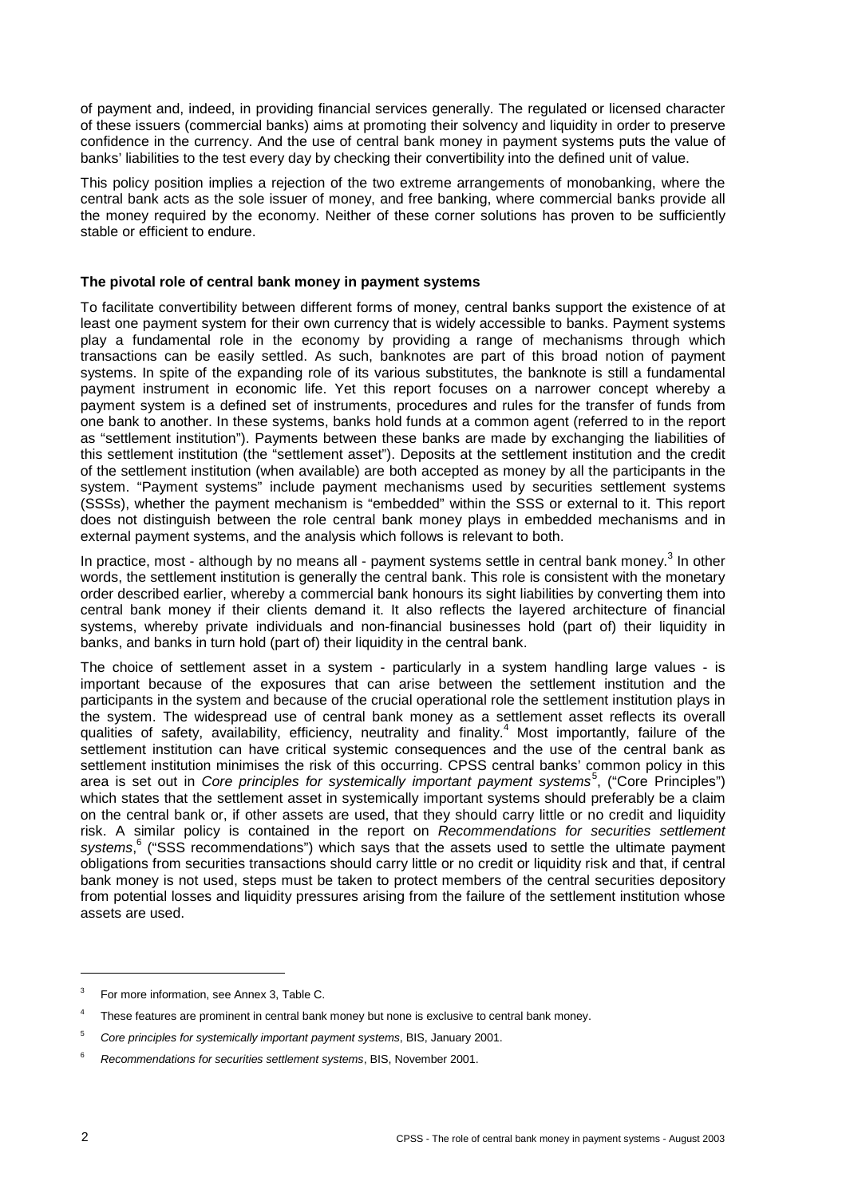of payment and, indeed, in providing financial services generally. The regulated or licensed character of these issuers (commercial banks) aims at promoting their solvency and liquidity in order to preserve confidence in the currency. And the use of central bank money in payment systems puts the value of banks' liabilities to the test every day by checking their convertibility into the defined unit of value.

This policy position implies a rejection of the two extreme arrangements of monobanking, where the central bank acts as the sole issuer of money, and free banking, where commercial banks provide all the money required by the economy. Neither of these corner solutions has proven to be sufficiently stable or efficient to endure.

**The pivotal role of central bank money in payment systems**

To facilitate convertibility between different forms of money, central banks support the existence of at least one payment system for their own currency that is widely accessible to banks. Payment systems play a fundamental role in the economy by providing a range of mechanisms through which transactions can be easily settled. As such, banknotes are part of this broad notion of payment systems. In spite of the expanding role of its various substitutes, the banknote is still a fundamental payment instrument in economic life. Yet this report focuses on a narrower concept whereby a payment system is a defined set of instruments, procedures and rules for the transfer of funds from one bank to another. In these systems, banks hold funds at a common agent (referred to in the report as "settlement institution"). Payments between these banks are made by exchanging the liabilities of this settlement institution (the "settlement asset"). Deposits at the settlement institution and the credit of the settlement institution (when available) are both accepted as money by all the participants in the system. "Payment systems" include payment mechanisms used by securities settlement systems (SSSs), whether the payment mechanism is "embedded" within the SSS or external to it. This report does not distinguish between the role central bank money plays in embedded mechanisms and in external payment systems, and the analysis which follows is relevant to both.

In practice, most - although by no means all - payment systems settle in central bank money.[3] In other words, the settlement institution is generally the central bank. This role is consistent with the monetary order described earlier, whereby a commercial bank honours its sight liabilities by converting them into central bank money if their clients demand it. It also reflects the layered architecture of financial systems, whereby private individuals and non-financial businesses hold (part of) their liquidity in banks, and banks in turn hold (part of) their liquidity in the central bank.

The choice of settlement asset in a system - particularly in a system handling large values - is important because of the exposures that can arise between the settlement institution and the participants in the system and because of the crucial operational role the settlement institution plays in the system. The widespread use of central bank money as a settlement asset reflects its overall qualities of safety, availability, efficiency, neutrality and finality.[4] Most importantly, failure of the settlement institution can have critical systemic consequences and the use of the central bank as settlement institution minimises the risk of this occurring. CPSS central banks' common policy in this area is set out in *Core principles for systemically important payment systems*[5], ("Core Principles") which states that the settlement asset in systemically important systems should preferably be a claim on the central bank or, if other assets are used, that they should carry little or no credit and liquidity risk. A similar policy is contained in the report on *Recommendations for securities settlement systems*,[6] ("SSS recommendations") which says that the assets used to settle the ultimate payment obligations from securities transactions should carry little or no credit or liquidity risk and that, if central bank money is not used, steps must be taken to protect members of the central securities depository from potential losses and liquidity pressures arising from the failure of the settlement institution whose assets are used.

---

[3] For more information, see Annex 3, Table C.

[4] These features are prominent in central bank money but none is exclusive to central bank money.

[5] *Core principles for systemically important payment systems*, BIS, January 2001.

[6] *Recommendations for securities settlement systems*, BIS, November 2001.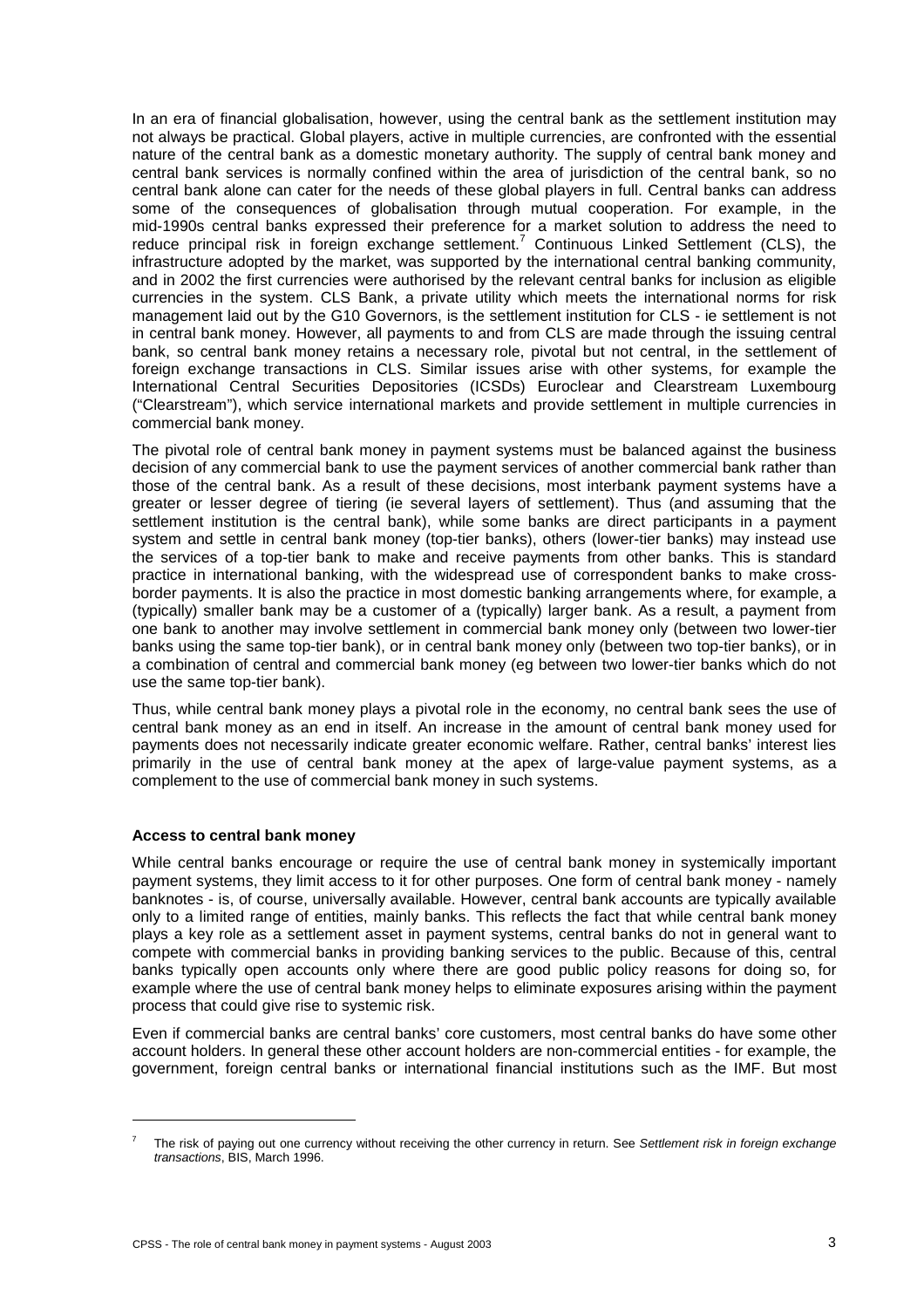In an era of financial globalisation, however, using the central bank as the settlement institution may not always be practical. Global players, active in multiple currencies, are confronted with the essential nature of the central bank as a domestic monetary authority. The supply of central bank money and central bank services is normally confined within the area of jurisdiction of the central bank, so no central bank alone can cater for the needs of these global players in full. Central banks can address some of the consequences of globalisation through mutual cooperation. For example, in the mid-1990s central banks expressed their preference for a market solution to address the need to reduce principal risk in foreign exchange settlement.[7] Continuous Linked Settlement (CLS), the infrastructure adopted by the market, was supported by the international central banking community, and in 2002 the first currencies were authorised by the relevant central banks for inclusion as eligible currencies in the system. CLS Bank, a private utility which meets the international norms for risk management laid out by the G10 Governors, is the settlement institution for CLS - ie settlement is not in central bank money. However, all payments to and from CLS are made through the issuing central bank, so central bank money retains a necessary role, pivotal but not central, in the settlement of foreign exchange transactions in CLS. Similar issues arise with other systems, for example the International Central Securities Depositories (ICSDs) Euroclear and Clearstream Luxembourg ("Clearstream"), which service international markets and provide settlement in multiple currencies in commercial bank money.

The pivotal role of central bank money in payment systems must be balanced against the business decision of any commercial bank to use the payment services of another commercial bank rather than those of the central bank. As a result of these decisions, most interbank payment systems have a greater or lesser degree of tiering (ie several layers of settlement). Thus (and assuming that the settlement institution is the central bank), while some banks are direct participants in a payment system and settle in central bank money (top-tier banks), others (lower-tier banks) may instead use the services of a top-tier bank to make and receive payments from other banks. This is standard practice in international banking, with the widespread use of correspondent banks to make cross-border payments. It is also the practice in most domestic banking arrangements where, for example, a (typically) smaller bank may be a customer of a (typically) larger bank. As a result, a payment from one bank to another may involve settlement in commercial bank money only (between two lower-tier banks using the same top-tier bank), or in central bank money only (between two top-tier banks), or in a combination of central and commercial bank money (eg between two lower-tier banks which do not use the same top-tier bank).

Thus, while central bank money plays a pivotal role in the economy, no central bank sees the use of central bank money as an end in itself. An increase in the amount of central bank money used for payments does not necessarily indicate greater economic welfare. Rather, central banks' interest lies primarily in the use of central bank money at the apex of large-value payment systems, as a complement to the use of commercial bank money in such systems.

**Access to central bank money**

While central banks encourage or require the use of central bank money in systemically important payment systems, they limit access to it for other purposes. One form of central bank money - namely banknotes - is, of course, universally available. However, central bank accounts are typically available only to a limited range of entities, mainly banks. This reflects the fact that while central bank money plays a key role as a settlement asset in payment systems, central banks do not in general want to compete with commercial banks in providing banking services to the public. Because of this, central banks typically open accounts only where there are good public policy reasons for doing so, for example where the use of central bank money helps to eliminate exposures arising within the payment process that could give rise to systemic risk.

Even if commercial banks are central banks' core customers, most central banks do have some other account holders. In general these other account holders are non-commercial entities - for example, the government, foreign central banks or international financial institutions such as the IMF. But most

[7] The risk of paying out one currency without receiving the other currency in return. See *Settlement risk in foreign exchange transactions*, BIS, March 1996.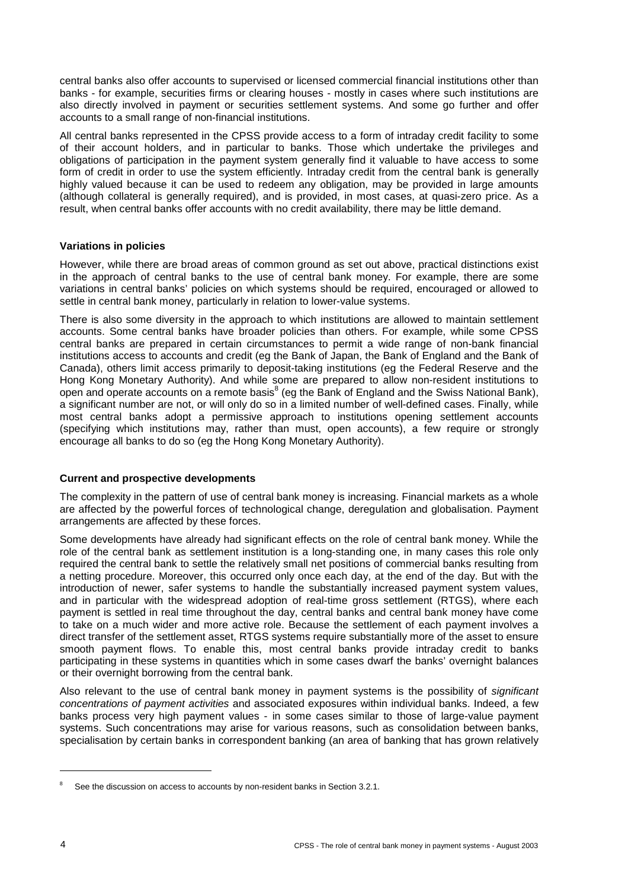central banks also offer accounts to supervised or licensed commercial financial institutions other than banks - for example, securities firms or clearing houses - mostly in cases where such institutions are also directly involved in payment or securities settlement systems. And some go further and offer accounts to a small range of non-financial institutions.

All central banks represented in the CPSS provide access to a form of intraday credit facility to some of their account holders, and in particular to banks. Those which undertake the privileges and obligations of participation in the payment system generally find it valuable to have access to some form of credit in order to use the system efficiently. Intraday credit from the central bank is generally highly valued because it can be used to redeem any obligation, may be provided in large amounts (although collateral is generally required), and is provided, in most cases, at quasi-zero price. As a result, when central banks offer accounts with no credit availability, there may be little demand.

**Variations in policies**

However, while there are broad areas of common ground as set out above, practical distinctions exist in the approach of central banks to the use of central bank money. For example, there are some variations in central banks' policies on which systems should be required, encouraged or allowed to settle in central bank money, particularly in relation to lower-value systems.

There is also some diversity in the approach to which institutions are allowed to maintain settlement accounts. Some central banks have broader policies than others. For example, while some CPSS central banks are prepared in certain circumstances to permit a wide range of non-bank financial institutions access to accounts and credit (eg the Bank of Japan, the Bank of England and the Bank of Canada), others limit access primarily to deposit-taking institutions (eg the Federal Reserve and the Hong Kong Monetary Authority). And while some are prepared to allow non-resident institutions to open and operate accounts on a remote basis[8] (eg the Bank of England and the Swiss National Bank), a significant number are not, or will only do so in a limited number of well-defined cases. Finally, while most central banks adopt a permissive approach to institutions opening settlement accounts (specifying which institutions may, rather than must, open accounts), a few require or strongly encourage all banks to do so (eg the Hong Kong Monetary Authority).

**Current and prospective developments**

The complexity in the pattern of use of central bank money is increasing. Financial markets as a whole are affected by the powerful forces of technological change, deregulation and globalisation. Payment arrangements are affected by these forces.

Some developments have already had significant effects on the role of central bank money. While the role of the central bank as settlement institution is a long-standing one, in many cases this role only required the central bank to settle the relatively small net positions of commercial banks resulting from a netting procedure. Moreover, this occurred only once each day, at the end of the day. But with the introduction of newer, safer systems to handle the substantially increased payment system values, and in particular with the widespread adoption of real-time gross settlement (RTGS), where each payment is settled in real time throughout the day, central banks and central bank money have come to take on a much wider and more active role. Because the settlement of each payment involves a direct transfer of the settlement asset, RTGS systems require substantially more of the asset to ensure smooth payment flows. To enable this, most central banks provide intraday credit to banks participating in these systems in quantities which in some cases dwarf the banks' overnight balances or their overnight borrowing from the central bank.

Also relevant to the use of central bank money in payment systems is the possibility of *significant concentrations of payment activities* and associated exposures within individual banks. Indeed, a few banks process very high payment values - in some cases similar to those of large-value payment systems. Such concentrations may arise for various reasons, such as consolidation between banks, specialisation by certain banks in correspondent banking (an area of banking that has grown relatively

[8] See the discussion on access to accounts by non-resident banks in Section 3.2.1.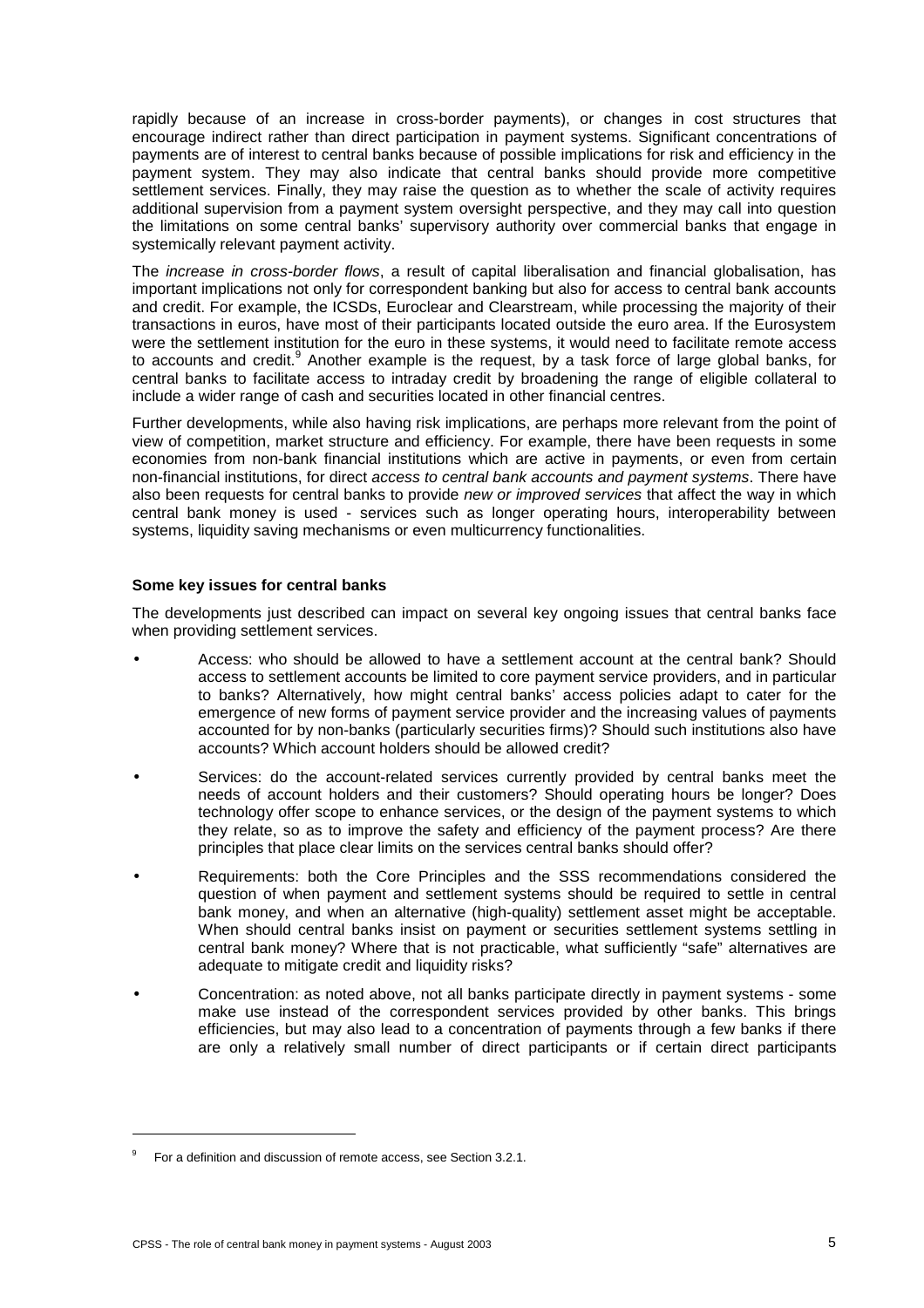rapidly because of an increase in cross-border payments), or changes in cost structures that encourage indirect rather than direct participation in payment systems. Significant concentrations of payments are of interest to central banks because of possible implications for risk and efficiency in the payment system. They may also indicate that central banks should provide more competitive settlement services. Finally, they may raise the question as to whether the scale of activity requires additional supervision from a payment system oversight perspective, and they may call into question the limitations on some central banks' supervisory authority over commercial banks that engage in systemically relevant payment activity.

The *increase in cross-border flows*, a result of capital liberalisation and financial globalisation, has important implications not only for correspondent banking but also for access to central bank accounts and credit. For example, the ICSDs, Euroclear and Clearstream, while processing the majority of their transactions in euros, have most of their participants located outside the euro area. If the Eurosystem were the settlement institution for the euro in these systems, it would need to facilitate remote access to accounts and credit.[9] Another example is the request, by a task force of large global banks, for central banks to facilitate access to intraday credit by broadening the range of eligible collateral to include a wider range of cash and securities located in other financial centres.

Further developments, while also having risk implications, are perhaps more relevant from the point of view of competition, market structure and efficiency. For example, there have been requests in some economies from non-bank financial institutions which are active in payments, or even from certain non-financial institutions, for direct *access to central bank accounts and payment systems*. There have also been requests for central banks to provide *new or improved services* that affect the way in which central bank money is used - services such as longer operating hours, interoperability between systems, liquidity saving mechanisms or even multicurrency functionalities.

**Some key issues for central banks**

The developments just described can impact on several key ongoing issues that central banks face when providing settlement services.

- Access: who should be allowed to have a settlement account at the central bank? Should access to settlement accounts be limited to core payment service providers, and in particular to banks? Alternatively, how might central banks' access policies adapt to cater for the emergence of new forms of payment service provider and the increasing values of payments accounted for by non-banks (particularly securities firms)? Should such institutions also have accounts? Which account holders should be allowed credit?
- Services: do the account-related services currently provided by central banks meet the needs of account holders and their customers? Should operating hours be longer? Does technology offer scope to enhance services, or the design of the payment systems to which they relate, so as to improve the safety and efficiency of the payment process? Are there principles that place clear limits on the services central banks should offer?
- Requirements: both the Core Principles and the SSS recommendations considered the question of when payment and settlement systems should be required to settle in central bank money, and when an alternative (high-quality) settlement asset might be acceptable. When should central banks insist on payment or securities settlement systems settling in central bank money? Where that is not practicable, what sufficiently "safe" alternatives are adequate to mitigate credit and liquidity risks?
- Concentration: as noted above, not all banks participate directly in payment systems - some make use instead of the correspondent services provided by other banks. This brings efficiencies, but may also lead to a concentration of payments through a few banks if there are only a relatively small number of direct participants or if certain direct participants

[9] For a definition and discussion of remote access, see Section 3.2.1.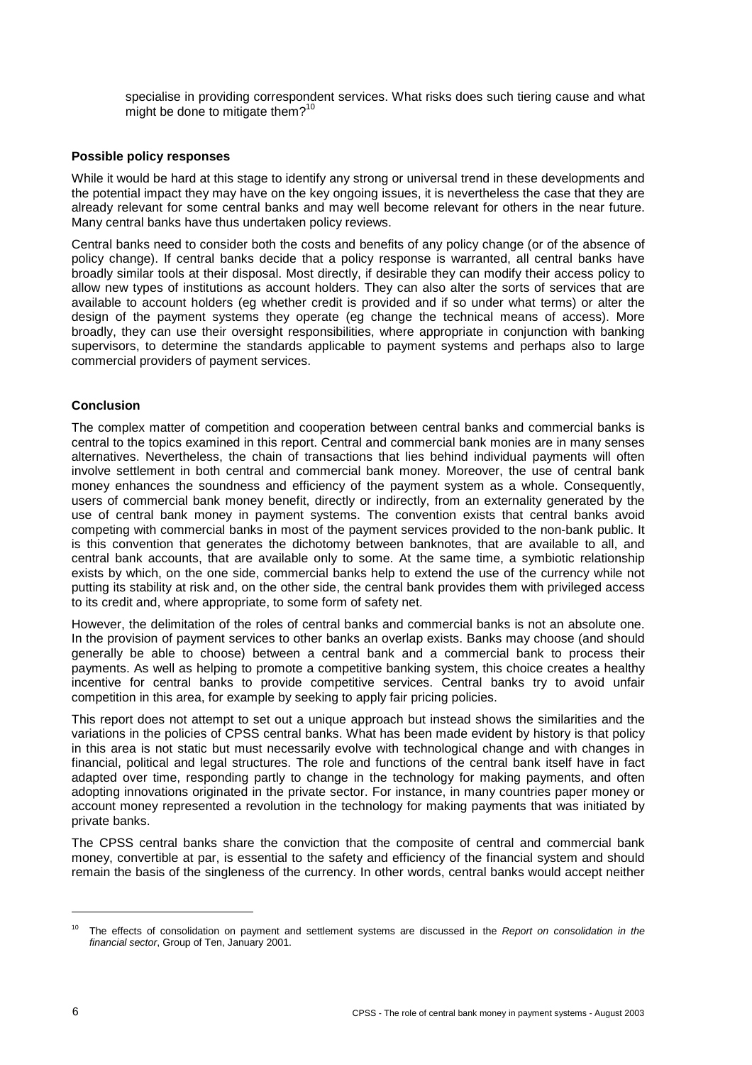specialise in providing correspondent services. What risks does such tiering cause and what might be done to mitigate them?[10]

**Possible policy responses**

While it would be hard at this stage to identify any strong or universal trend in these developments and the potential impact they may have on the key ongoing issues, it is nevertheless the case that they are already relevant for some central banks and may well become relevant for others in the near future. Many central banks have thus undertaken policy reviews.

Central banks need to consider both the costs and benefits of any policy change (or of the absence of policy change). If central banks decide that a policy response is warranted, all central banks have broadly similar tools at their disposal. Most directly, if desirable they can modify their access policy to allow new types of institutions as account holders. They can also alter the sorts of services that are available to account holders (eg whether credit is provided and if so under what terms) or alter the design of the payment systems they operate (eg change the technical means of access). More broadly, they can use their oversight responsibilities, where appropriate in conjunction with banking supervisors, to determine the standards applicable to payment systems and perhaps also to large commercial providers of payment services.

**Conclusion**

The complex matter of competition and cooperation between central banks and commercial banks is central to the topics examined in this report. Central and commercial bank monies are in many senses alternatives. Nevertheless, the chain of transactions that lies behind individual payments will often involve settlement in both central and commercial bank money. Moreover, the use of central bank money enhances the soundness and efficiency of the payment system as a whole. Consequently, users of commercial bank money benefit, directly or indirectly, from an externality generated by the use of central bank money in payment systems. The convention exists that central banks avoid competing with commercial banks in most of the payment services provided to the non-bank public. It is this convention that generates the dichotomy between banknotes, that are available to all, and central bank accounts, that are available only to some. At the same time, a symbiotic relationship exists by which, on the one side, commercial banks help to extend the use of the currency while not putting its stability at risk and, on the other side, the central bank provides them with privileged access to its credit and, where appropriate, to some form of safety net.

However, the delimitation of the roles of central banks and commercial banks is not an absolute one. In the provision of payment services to other banks an overlap exists. Banks may choose (and should generally be able to choose) between a central bank and a commercial bank to process their payments. As well as helping to promote a competitive banking system, this choice creates a healthy incentive for central banks to provide competitive services. Central banks try to avoid unfair competition in this area, for example by seeking to apply fair pricing policies.

This report does not attempt to set out a unique approach but instead shows the similarities and the variations in the policies of CPSS central banks. What has been made evident by history is that policy in this area is not static but must necessarily evolve with technological change and with changes in financial, political and legal structures. The role and functions of the central bank itself have in fact adapted over time, responding partly to change in the technology for making payments, and often adopting innovations originated in the private sector. For instance, in many countries paper money or account money represented a revolution in the technology for making payments that was initiated by private banks.

The CPSS central banks share the conviction that the composite of central and commercial bank money, convertible at par, is essential to the safety and efficiency of the financial system and should remain the basis of the singleness of the currency. In other words, central banks would accept neither

---

[10] The effects of consolidation on payment and settlement systems are discussed in the *Report on consolidation in the financial sector*, Group of Ten, January 2001.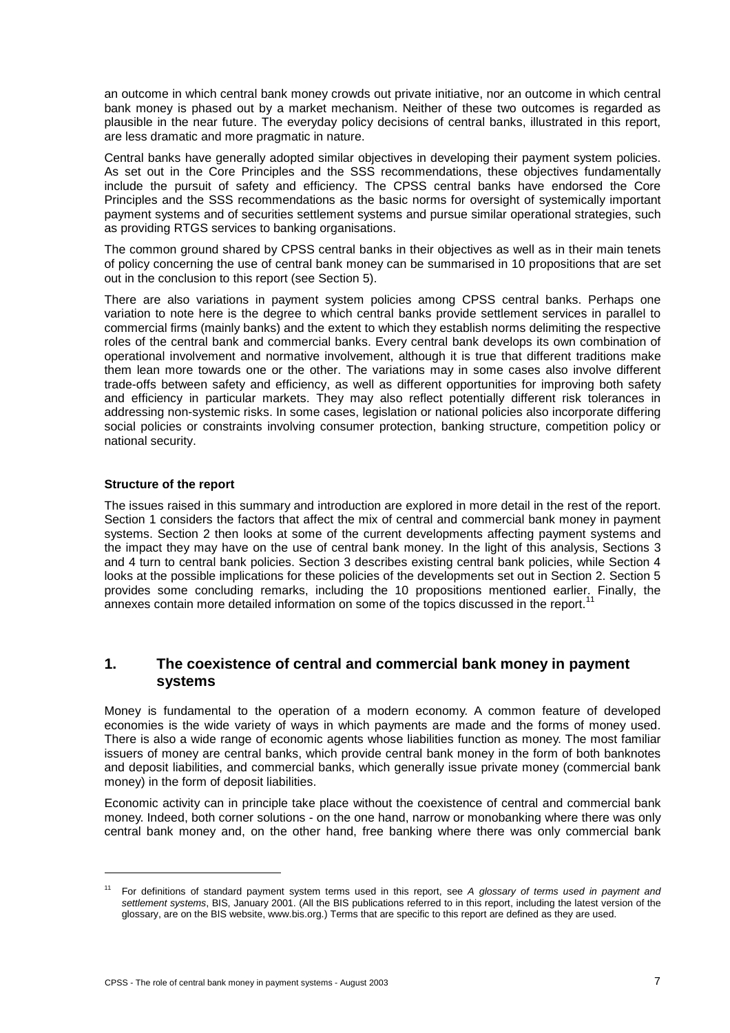an outcome in which central bank money crowds out private initiative, nor an outcome in which central bank money is phased out by a market mechanism. Neither of these two outcomes is regarded as plausible in the near future. The everyday policy decisions of central banks, illustrated in this report, are less dramatic and more pragmatic in nature.

Central banks have generally adopted similar objectives in developing their payment system policies. As set out in the Core Principles and the SSS recommendations, these objectives fundamentally include the pursuit of safety and efficiency. The CPSS central banks have endorsed the Core Principles and the SSS recommendations as the basic norms for oversight of systemically important payment systems and of securities settlement systems and pursue similar operational strategies, such as providing RTGS services to banking organisations.

The common ground shared by CPSS central banks in their objectives as well as in their main tenets of policy concerning the use of central bank money can be summarised in 10 propositions that are set out in the conclusion to this report (see Section 5).

There are also variations in payment system policies among CPSS central banks. Perhaps one variation to note here is the degree to which central banks provide settlement services in parallel to commercial firms (mainly banks) and the extent to which they establish norms delimiting the respective roles of the central bank and commercial banks. Every central bank develops its own combination of operational involvement and normative involvement, although it is true that different traditions make them lean more towards one or the other. The variations may in some cases also involve different trade-offs between safety and efficiency, as well as different opportunities for improving both safety and efficiency in particular markets. They may also reflect potentially different risk tolerances in addressing non-systemic risks. In some cases, legislation or national policies also incorporate differing social policies or constraints involving consumer protection, banking structure, competition policy or national security.

**Structure of the report**

The issues raised in this summary and introduction are explored in more detail in the rest of the report. Section 1 considers the factors that affect the mix of central and commercial bank money in payment systems. Section 2 then looks at some of the current developments affecting payment systems and the impact they may have on the use of central bank money. In the light of this analysis, Sections 3 and 4 turn to central bank policies. Section 3 describes existing central bank policies, while Section 4 looks at the possible implications for these policies of the developments set out in Section 2. Section 5 provides some concluding remarks, including the 10 propositions mentioned earlier. Finally, the annexes contain more detailed information on some of the topics discussed in the report.[11]

## 1. The coexistence of central and commercial bank money in payment systems

Money is fundamental to the operation of a modern economy. A common feature of developed economies is the wide variety of ways in which payments are made and the forms of money used. There is also a wide range of economic agents whose liabilities function as money. The most familiar issuers of money are central banks, which provide central bank money in the form of both banknotes and deposit liabilities, and commercial banks, which generally issue private money (commercial bank money) in the form of deposit liabilities.

Economic activity can in principle take place without the coexistence of central and commercial bank money. Indeed, both corner solutions - on the one hand, narrow or monobanking where there was only central bank money and, on the other hand, free banking where there was only commercial bank

---

[11] For definitions of standard payment system terms used in this report, see *A glossary of terms used in payment and settlement systems*, BIS, January 2001. (All the BIS publications referred to in this report, including the latest version of the glossary, are on the BIS website, www.bis.org.) Terms that are specific to this report are defined as they are used.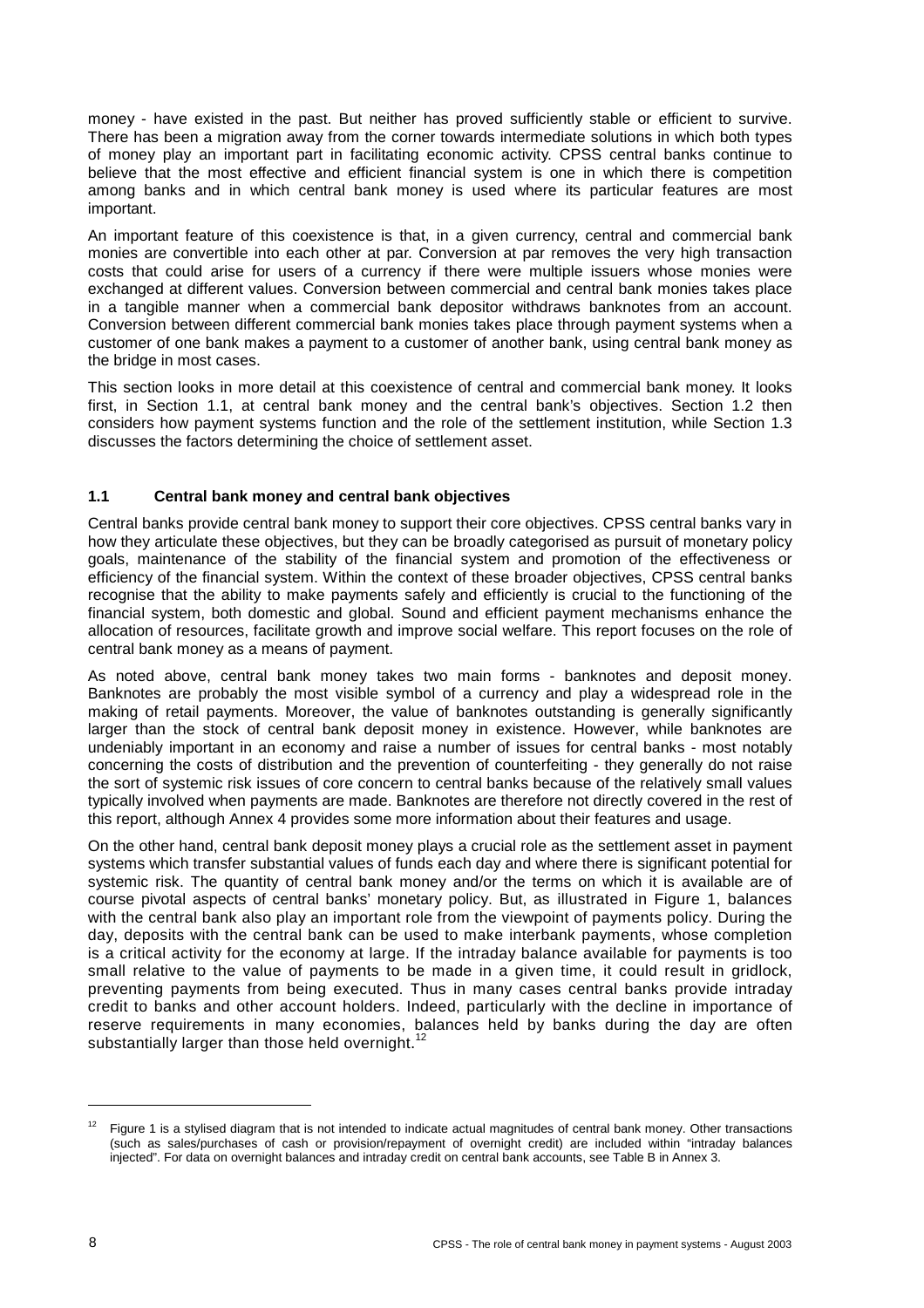money - have existed in the past. But neither has proved sufficiently stable or efficient to survive. There has been a migration away from the corner towards intermediate solutions in which both types of money play an important part in facilitating economic activity. CPSS central banks continue to believe that the most effective and efficient financial system is one in which there is competition among banks and in which central bank money is used where its particular features are most important.

An important feature of this coexistence is that, in a given currency, central and commercial bank monies are convertible into each other at par. Conversion at par removes the very high transaction costs that could arise for users of a currency if there were multiple issuers whose monies were exchanged at different values. Conversion between commercial and central bank monies takes place in a tangible manner when a commercial bank depositor withdraws banknotes from an account. Conversion between different commercial bank monies takes place through payment systems when a customer of one bank makes a payment to a customer of another bank, using central bank money as the bridge in most cases.

This section looks in more detail at this coexistence of central and commercial bank money. It looks first, in Section 1.1, at central bank money and the central bank's objectives. Section 1.2 then considers how payment systems function and the role of the settlement institution, while Section 1.3 discusses the factors determining the choice of settlement asset.

### 1.1 Central bank money and central bank objectives

Central banks provide central bank money to support their core objectives. CPSS central banks vary in how they articulate these objectives, but they can be broadly categorised as pursuit of monetary policy goals, maintenance of the stability of the financial system and promotion of the effectiveness or efficiency of the financial system. Within the context of these broader objectives, CPSS central banks recognise that the ability to make payments safely and efficiently is crucial to the functioning of the financial system, both domestic and global. Sound and efficient payment mechanisms enhance the allocation of resources, facilitate growth and improve social welfare. This report focuses on the role of central bank money as a means of payment.

As noted above, central bank money takes two main forms - banknotes and deposit money. Banknotes are probably the most visible symbol of a currency and play a widespread role in the making of retail payments. Moreover, the value of banknotes outstanding is generally significantly larger than the stock of central bank deposit money in existence. However, while banknotes are undeniably important in an economy and raise a number of issues for central banks - most notably concerning the costs of distribution and the prevention of counterfeiting - they generally do not raise the sort of systemic risk issues of core concern to central banks because of the relatively small values typically involved when payments are made. Banknotes are therefore not directly covered in the rest of this report, although Annex 4 provides some more information about their features and usage.

On the other hand, central bank deposit money plays a crucial role as the settlement asset in payment systems which transfer substantial values of funds each day and where there is significant potential for systemic risk. The quantity of central bank money and/or the terms on which it is available are of course pivotal aspects of central banks' monetary policy. But, as illustrated in Figure 1, balances with the central bank also play an important role from the viewpoint of payments policy. During the day, deposits with the central bank can be used to make interbank payments, whose completion is a critical activity for the economy at large. If the intraday balance available for payments is too small relative to the value of payments to be made in a given time, it could result in gridlock, preventing payments from being executed. Thus in many cases central banks provide intraday credit to banks and other account holders. Indeed, particularly with the decline in importance of reserve requirements in many economies, balances held by banks during the day are often substantially larger than those held overnight.[12]

---

[12] Figure 1 is a stylised diagram that is not intended to indicate actual magnitudes of central bank money. Other transactions (such as sales/purchases of cash or provision/repayment of overnight credit) are included within "intraday balances injected". For data on overnight balances and intraday credit on central bank accounts, see Table B in Annex 3.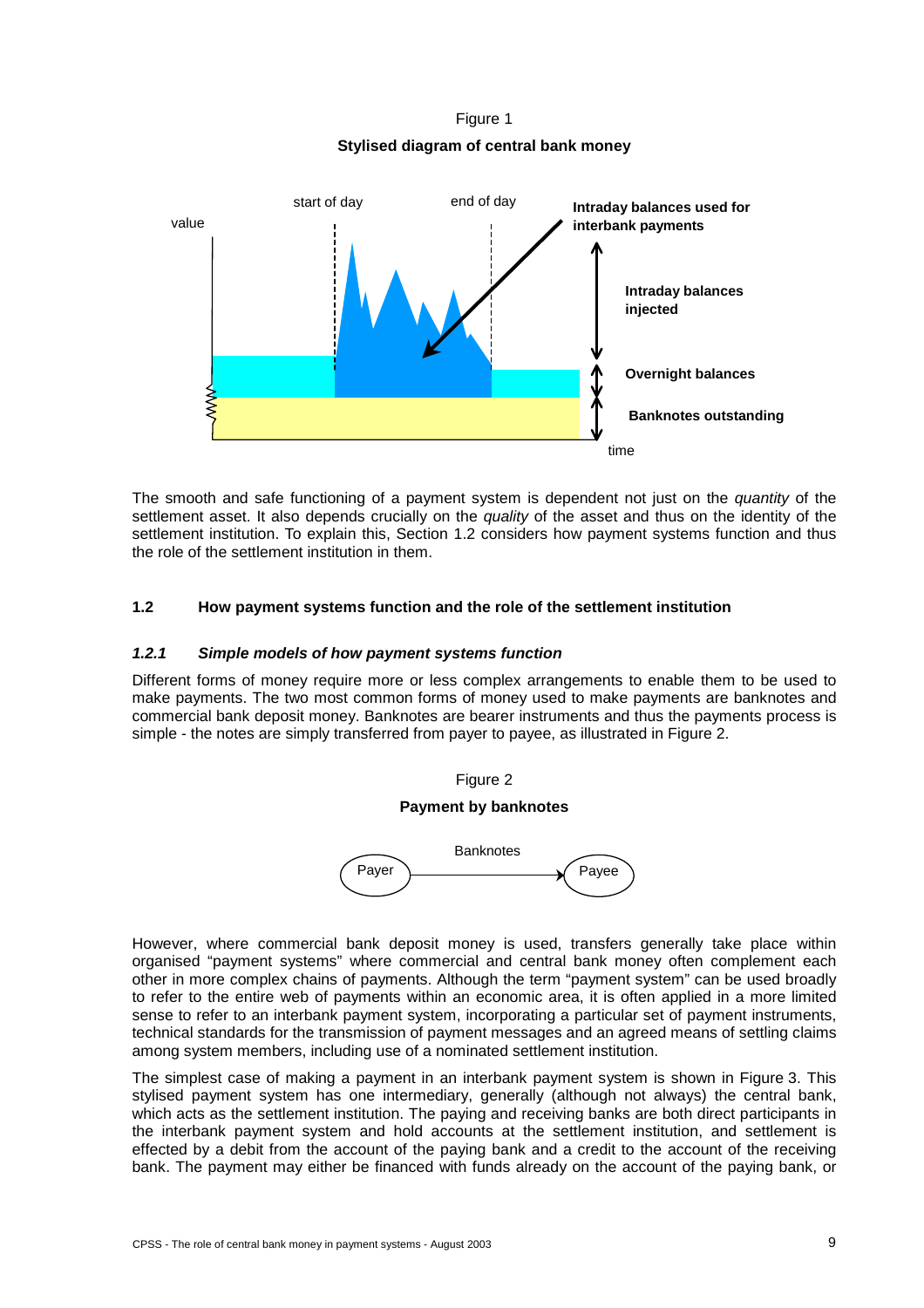Figure 1

**Stylised diagram of central bank money**

value

start of day

end of day

**Intraday balances used for interbank payments**

**Intraday balances injected**

**Overnight balances**

**Banknotes outstanding**

time

The smooth and safe functioning of a payment system is dependent not just on the *quantity* of the settlement asset. It also depends crucially on the *quality* of the asset and thus on the identity of the settlement institution. To explain this, Section 1.2 considers how payment systems function and thus the role of the settlement institution in them.

## 1.2 How payment systems function and the role of the settlement institution

### *1.2.1 Simple models of how payment systems function*

Different forms of money require more or less complex arrangements to enable them to be used to make payments. The two most common forms of money used to make payments are banknotes and commercial bank deposit money. Banknotes are bearer instruments and thus the payments process is simple - the notes are simply transferred from payer to payee, as illustrated in Figure 2.

Figure 2

**Payment by banknotes**

Payer

Banknotes

Payee

However, where commercial bank deposit money is used, transfers generally take place within organised "payment systems" where commercial and central bank money often complement each other in more complex chains of payments. Although the term "payment system" can be used broadly to refer to the entire web of payments within an economic area, it is often applied in a more limited sense to refer to an interbank payment system, incorporating a particular set of payment instruments, technical standards for the transmission of payment messages and an agreed means of settling claims among system members, including use of a nominated settlement institution.

The simplest case of making a payment in an interbank payment system is shown in Figure 3. This stylised payment system has one intermediary, generally (although not always) the central bank, which acts as the settlement institution. The paying and receiving banks are both direct participants in the interbank payment system and hold accounts at the settlement institution, and settlement is effected by a debit from the account of the paying bank and a credit to the account of the receiving bank. The payment may either be financed with funds already on the account of the paying bank, or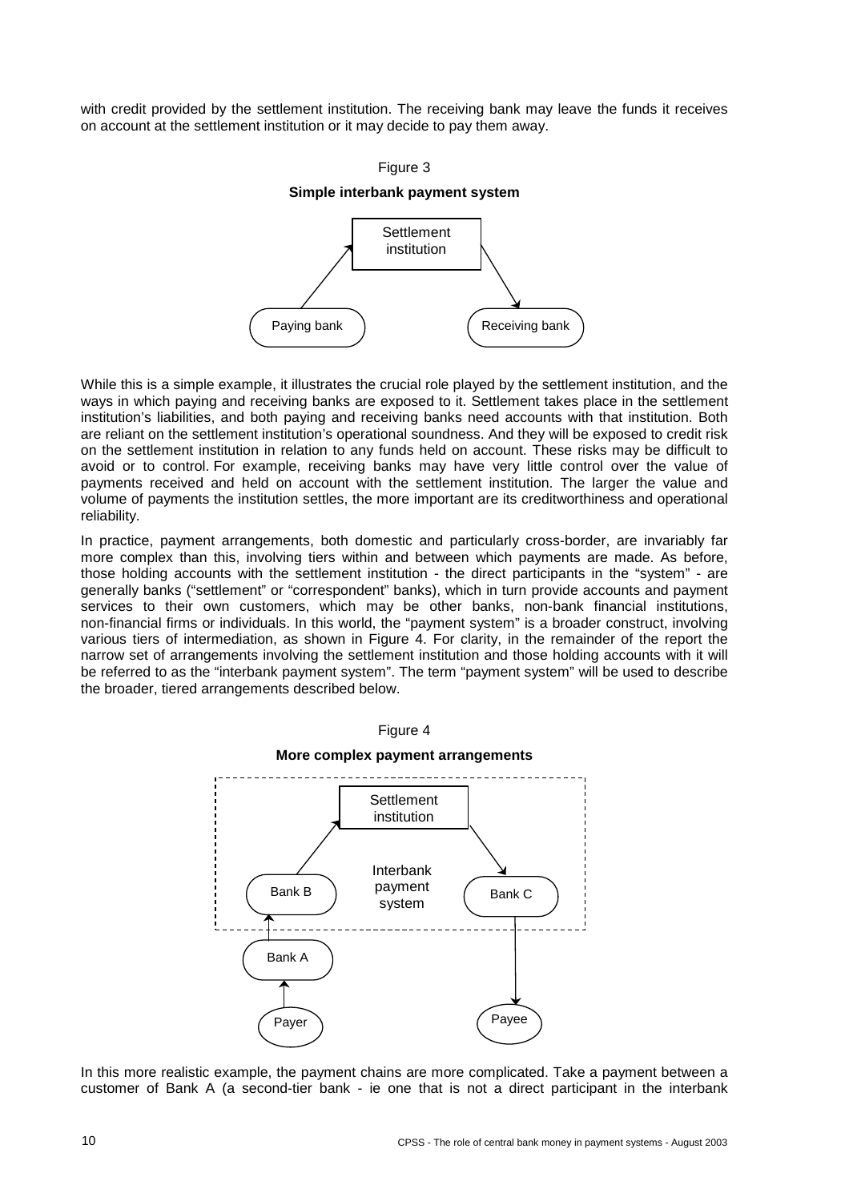with credit provided by the settlement institution. The receiving bank may leave the funds it receives on account at the settlement institution or it may decide to pay them away.

Figure 3

**Simple interbank payment system**

Settlement institution

Paying bank

Receiving bank

While this is a simple example, it illustrates the crucial role played by the settlement institution, and the ways in which paying and receiving banks are exposed to it. Settlement takes place in the settlement institution's liabilities, and both paying and receiving banks need accounts with that institution. Both are reliant on the settlement institution's operational soundness. And they will be exposed to credit risk on the settlement institution in relation to any funds held on account. These risks may be difficult to avoid or to control. For example, receiving banks may have very little control over the value of payments received and held on account with the settlement institution. The larger the value and volume of payments the institution settles, the more important are its creditworthiness and operational reliability.

In practice, payment arrangements, both domestic and particularly cross-border, are invariably far more complex than this, involving tiers within and between which payments are made. As before, those holding accounts with the settlement institution - the direct participants in the "system" - are generally banks ("settlement" or "correspondent" banks), which in turn provide accounts and payment services to their own customers, which may be other banks, non-bank financial institutions, non-financial firms or individuals. In this world, the "payment system" is a broader construct, involving various tiers of intermediation, as shown in Figure 4. For clarity, in the remainder of the report the narrow set of arrangements involving the settlement institution and those holding accounts with it will be referred to as the "interbank payment system". The term "payment system" will be used to describe the broader, tiered arrangements described below.

Figure 4

**More complex payment arrangements**

Settlement institution

Interbank payment system

Bank B

Bank C

Bank A

Payer

Payee

In this more realistic example, the payment chains are more complicated. Take a payment between a customer of Bank A (a second-tier bank - ie one that is not a direct participant in the interbank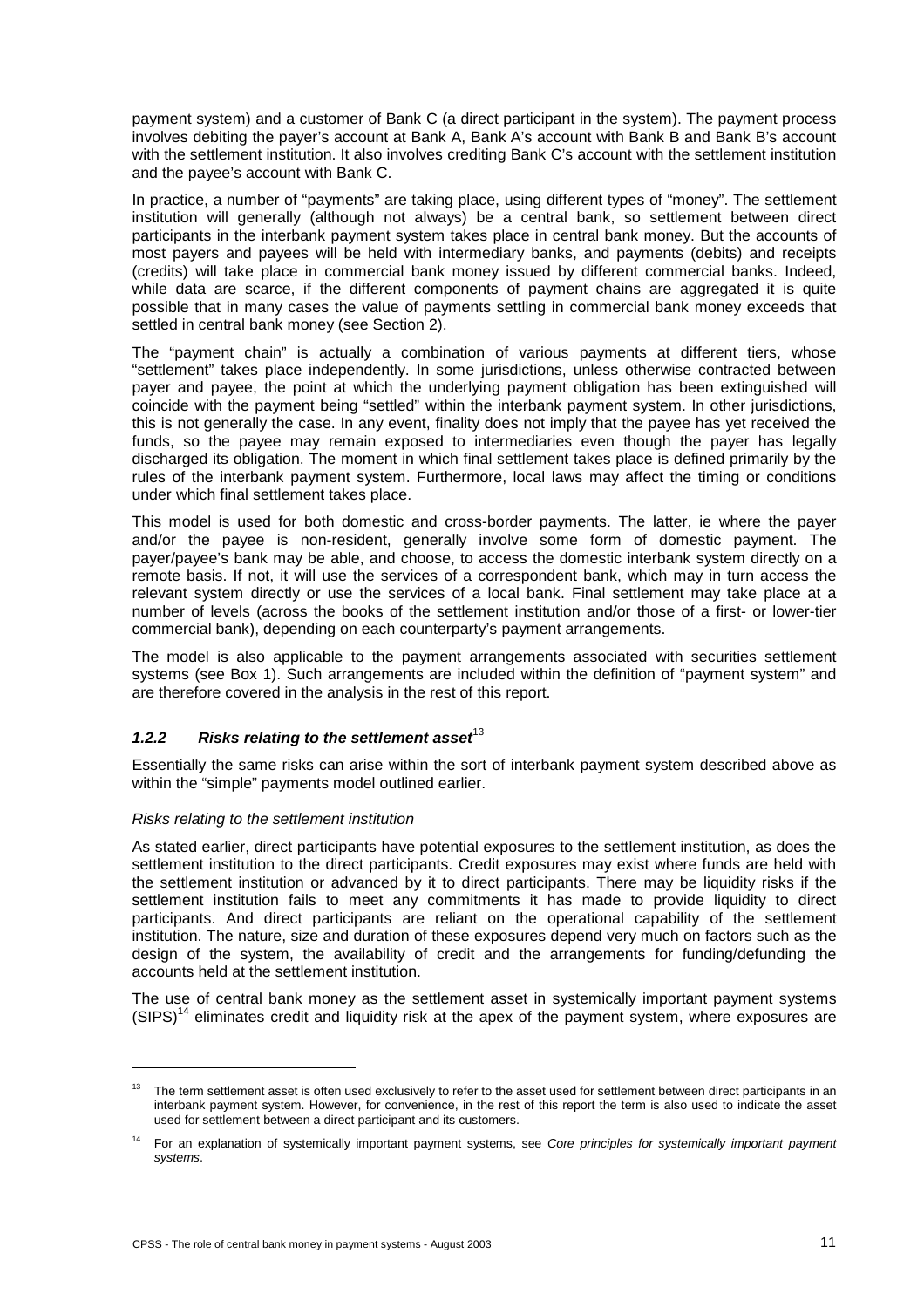payment system) and a customer of Bank C (a direct participant in the system). The payment process involves debiting the payer's account at Bank A, Bank A's account with Bank B and Bank B's account with the settlement institution. It also involves crediting Bank C's account with the settlement institution and the payee's account with Bank C.

In practice, a number of "payments" are taking place, using different types of "money". The settlement institution will generally (although not always) be a central bank, so settlement between direct participants in the interbank payment system takes place in central bank money. But the accounts of most payers and payees will be held with intermediary banks, and payments (debits) and receipts (credits) will take place in commercial bank money issued by different commercial banks. Indeed, while data are scarce, if the different components of payment chains are aggregated it is quite possible that in many cases the value of payments settling in commercial bank money exceeds that settled in central bank money (see Section 2).

The "payment chain" is actually a combination of various payments at different tiers, whose "settlement" takes place independently. In some jurisdictions, unless otherwise contracted between payer and payee, the point at which the underlying payment obligation has been extinguished will coincide with the payment being "settled" within the interbank payment system. In other jurisdictions, this is not generally the case. In any event, finality does not imply that the payee has yet received the funds, so the payee may remain exposed to intermediaries even though the payer has legally discharged its obligation. The moment in which final settlement takes place is defined primarily by the rules of the interbank payment system. Furthermore, local laws may affect the timing or conditions under which final settlement takes place.

This model is used for both domestic and cross-border payments. The latter, ie where the payer and/or the payee is non-resident, generally involve some form of domestic payment. The payer/payee's bank may be able, and choose, to access the domestic interbank system directly on a remote basis. If not, it will use the services of a correspondent bank, which may in turn access the relevant system directly or use the services of a local bank. Final settlement may take place at a number of levels (across the books of the settlement institution and/or those of a first- or lower-tier commercial bank), depending on each counterparty's payment arrangements.

The model is also applicable to the payment arrangements associated with securities settlement systems (see Box 1). Such arrangements are included within the definition of "payment system" and are therefore covered in the analysis in the rest of this report.

### *1.2.2 Risks relating to the settlement asset*[13]

Essentially the same risks can arise within the sort of interbank payment system described above as within the "simple" payments model outlined earlier.

*Risks relating to the settlement institution*

As stated earlier, direct participants have potential exposures to the settlement institution, as does the settlement institution to the direct participants. Credit exposures may exist where funds are held with the settlement institution or advanced by it to direct participants. There may be liquidity risks if the settlement institution fails to meet any commitments it has made to provide liquidity to direct participants. And direct participants are reliant on the operational capability of the settlement institution. The nature, size and duration of these exposures depend very much on factors such as the design of the system, the availability of credit and the arrangements for funding/defunding the accounts held at the settlement institution.

The use of central bank money as the settlement asset in systemically important payment systems (SIPS)[14] eliminates credit and liquidity risk at the apex of the payment system, where exposures are

---

[13] The term settlement asset is often used exclusively to refer to the asset used for settlement between direct participants in an interbank payment system. However, for convenience, in the rest of this report the term is also used to indicate the asset used for settlement between a direct participant and its customers.

[14] For an explanation of systemically important payment systems, see *Core principles for systemically important payment systems*.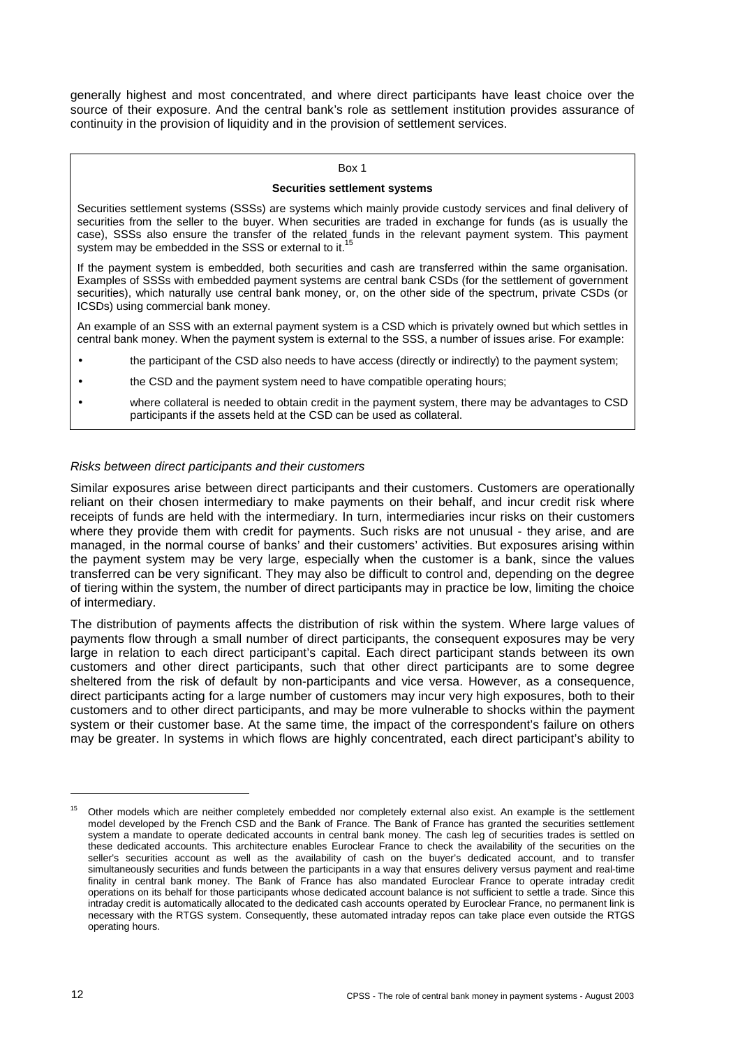generally highest and most concentrated, and where direct participants have least choice over the source of their exposure. And the central bank's role as settlement institution provides assurance of continuity in the provision of liquidity and in the provision of settlement services.

> Box 1
>
> **Securities settlement systems**
>
> Securities settlement systems (SSSs) are systems which mainly provide custody services and final delivery of securities from the seller to the buyer. When securities are traded in exchange for funds (as is usually the case), SSSs also ensure the transfer of the related funds in the relevant payment system. This payment system may be embedded in the SSS or external to it.[15]
>
> If the payment system is embedded, both securities and cash are transferred within the same organisation. Examples of SSSs with embedded payment systems are central bank CSDs (for the settlement of government securities), which naturally use central bank money, or, on the other side of the spectrum, private CSDs (or ICSDs) using commercial bank money.
>
> An example of an SSS with an external payment system is a CSD which is privately owned but which settles in central bank money. When the payment system is external to the SSS, a number of issues arise. For example:
>
> - the participant of the CSD also needs to have access (directly or indirectly) to the payment system;
> - the CSD and the payment system need to have compatible operating hours;
> - where collateral is needed to obtain credit in the payment system, there may be advantages to CSD participants if the assets held at the CSD can be used as collateral.

*Risks between direct participants and their customers*

Similar exposures arise between direct participants and their customers. Customers are operationally reliant on their chosen intermediary to make payments on their behalf, and incur credit risk where receipts of funds are held with the intermediary. In turn, intermediaries incur risks on their customers where they provide them with credit for payments. Such risks are not unusual - they arise, and are managed, in the normal course of banks' and their customers' activities. But exposures arising within the payment system may be very large, especially when the customer is a bank, since the values transferred can be very significant. They may also be difficult to control and, depending on the degree of tiering within the system, the number of direct participants may in practice be low, limiting the choice of intermediary.

The distribution of payments affects the distribution of risk within the system. Where large values of payments flow through a small number of direct participants, the consequent exposures may be very large in relation to each direct participant's capital. Each direct participant stands between its own customers and other direct participants, such that other direct participants are to some degree sheltered from the risk of default by non-participants and vice versa. However, as a consequence, direct participants acting for a large number of customers may incur very high exposures, both to their customers and to other direct participants, and may be more vulnerable to shocks within the payment system or their customer base. At the same time, the impact of the correspondent's failure on others may be greater. In systems in which flows are highly concentrated, each direct participant's ability to

---

[15] Other models which are neither completely embedded nor completely external also exist. An example is the settlement model developed by the French CSD and the Bank of France. The Bank of France has granted the securities settlement system a mandate to operate dedicated accounts in central bank money. The cash leg of securities trades is settled on these dedicated accounts. This architecture enables Euroclear France to check the availability of the securities on the seller's securities account as well as the availability of cash on the buyer's dedicated account, and to transfer simultaneously securities and funds between the participants in a way that ensures delivery versus payment and real-time finality in central bank money. The Bank of France has also mandated Euroclear France to operate intraday credit operations on its behalf for those participants whose dedicated account balance is not sufficient to settle a trade. Since this intraday credit is automatically allocated to the dedicated cash accounts operated by Euroclear France, no permanent link is necessary with the RTGS system. Consequently, these automated intraday repos can take place even outside the RTGS operating hours.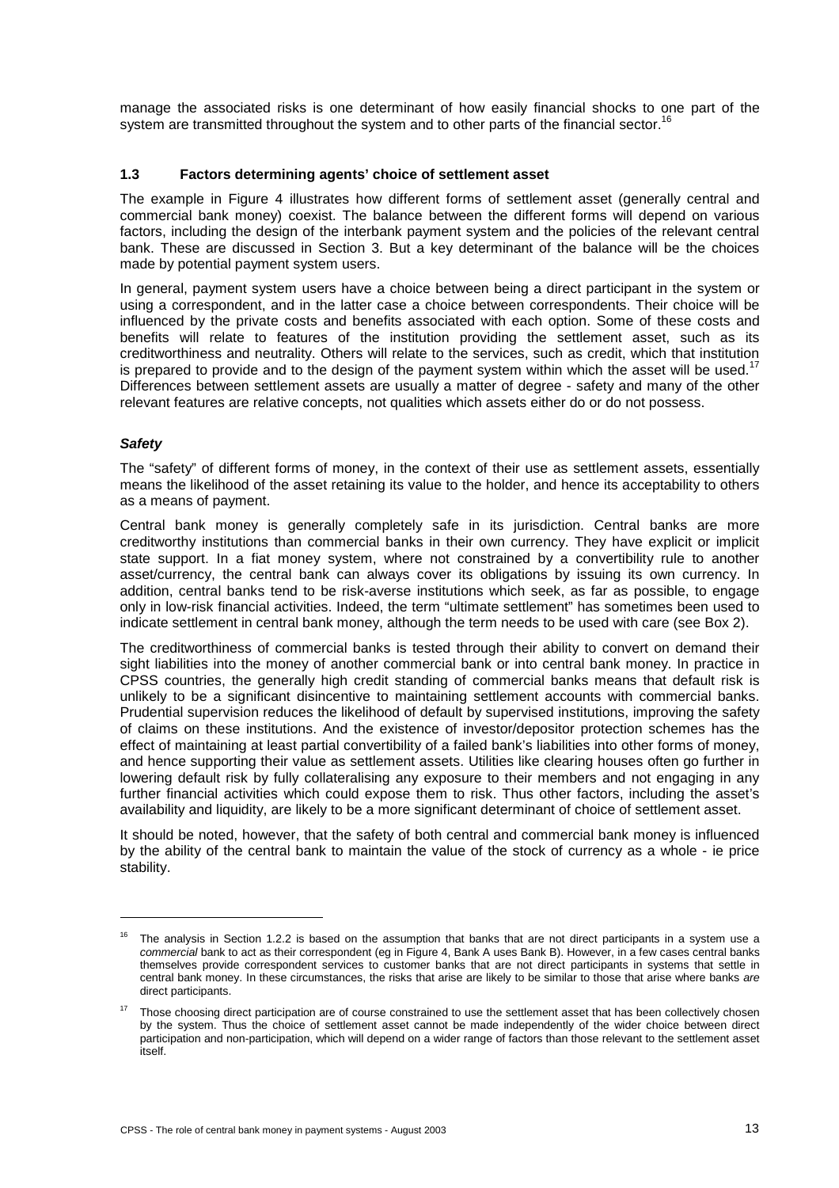manage the associated risks is one determinant of how easily financial shocks to one part of the system are transmitted throughout the system and to other parts of the financial sector.[16]

### 1.3 Factors determining agents' choice of settlement asset

The example in Figure 4 illustrates how different forms of settlement asset (generally central and commercial bank money) coexist. The balance between the different forms will depend on various factors, including the design of the interbank payment system and the policies of the relevant central bank. These are discussed in Section 3. But a key determinant of the balance will be the choices made by potential payment system users.

In general, payment system users have a choice between being a direct participant in the system or using a correspondent, and in the latter case a choice between correspondents. Their choice will be influenced by the private costs and benefits associated with each option. Some of these costs and benefits will relate to features of the institution providing the settlement asset, such as its creditworthiness and neutrality. Others will relate to the services, such as credit, which that institution is prepared to provide and to the design of the payment system within which the asset will be used.[17] Differences between settlement assets are usually a matter of degree - safety and many of the other relevant features are relative concepts, not qualities which assets either do or do not possess.

#### *Safety*

The "safety" of different forms of money, in the context of their use as settlement assets, essentially means the likelihood of the asset retaining its value to the holder, and hence its acceptability to others as a means of payment.

Central bank money is generally completely safe in its jurisdiction. Central banks are more creditworthy institutions than commercial banks in their own currency. They have explicit or implicit state support. In a fiat money system, where not constrained by a convertibility rule to another asset/currency, the central bank can always cover its obligations by issuing its own currency. In addition, central banks tend to be risk-averse institutions which seek, as far as possible, to engage only in low-risk financial activities. Indeed, the term "ultimate settlement" has sometimes been used to indicate settlement in central bank money, although the term needs to be used with care (see Box 2).

The creditworthiness of commercial banks is tested through their ability to convert on demand their sight liabilities into the money of another commercial bank or into central bank money. In practice in CPSS countries, the generally high credit standing of commercial banks means that default risk is unlikely to be a significant disincentive to maintaining settlement accounts with commercial banks. Prudential supervision reduces the likelihood of default by supervised institutions, improving the safety of claims on these institutions. And the existence of investor/depositor protection schemes has the effect of maintaining at least partial convertibility of a failed bank's liabilities into other forms of money, and hence supporting their value as settlement assets. Utilities like clearing houses often go further in lowering default risk by fully collateralising any exposure to their members and not engaging in any further financial activities which could expose them to risk. Thus other factors, including the asset's availability and liquidity, are likely to be a more significant determinant of choice of settlement asset.

It should be noted, however, that the safety of both central and commercial bank money is influenced by the ability of the central bank to maintain the value of the stock of currency as a whole - ie price stability.

---

[16] The analysis in Section 1.2.2 is based on the assumption that banks that are not direct participants in a system use a *commercial* bank to act as their correspondent (eg in Figure 4, Bank A uses Bank B). However, in a few cases central banks themselves provide correspondent services to customer banks that are not direct participants in systems that settle in central bank money. In these circumstances, the risks that arise are likely to be similar to those that arise where banks *are* direct participants.

[17] Those choosing direct participation are of course constrained to use the settlement asset that has been collectively chosen by the system. Thus the choice of settlement asset cannot be made independently of the wider choice between direct participation and non-participation, which will depend on a wider range of factors than those relevant to the settlement asset itself.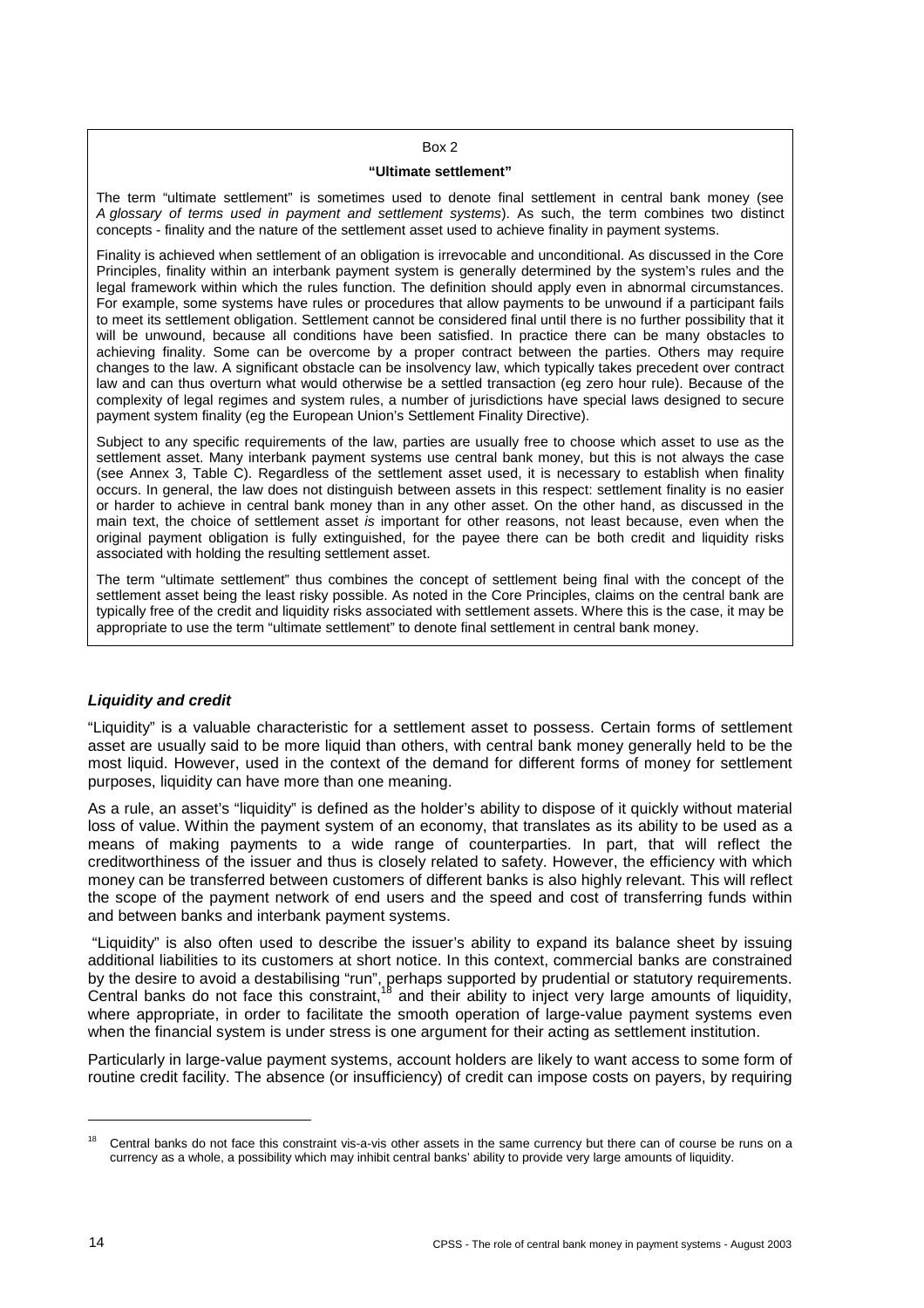Box 2

**"Ultimate settlement"**

The term "ultimate settlement" is sometimes used to denote final settlement in central bank money (see *A glossary of terms used in payment and settlement systems*). As such, the term combines two distinct concepts - finality and the nature of the settlement asset used to achieve finality in payment systems.

Finality is achieved when settlement of an obligation is irrevocable and unconditional. As discussed in the Core Principles, finality within an interbank payment system is generally determined by the system's rules and the legal framework within which the rules function. The definition should apply even in abnormal circumstances. For example, some systems have rules or procedures that allow payments to be unwound if a participant fails to meet its settlement obligation. Settlement cannot be considered final until there is no further possibility that it will be unwound, because all conditions have been satisfied. In practice there can be many obstacles to achieving finality. Some can be overcome by a proper contract between the parties. Others may require changes to the law. A significant obstacle can be insolvency law, which typically takes precedent over contract law and can thus overturn what would otherwise be a settled transaction (eg zero hour rule). Because of the complexity of legal regimes and system rules, a number of jurisdictions have special laws designed to secure payment system finality (eg the European Union's Settlement Finality Directive).

Subject to any specific requirements of the law, parties are usually free to choose which asset to use as the settlement asset. Many interbank payment systems use central bank money, but this is not always the case (see Annex 3, Table C). Regardless of the settlement asset used, it is necessary to establish when finality occurs. In general, the law does not distinguish between assets in this respect: settlement finality is no easier or harder to achieve in central bank money than in any other asset. On the other hand, as discussed in the main text, the choice of settlement asset *is* important for other reasons, not least because, even when the original payment obligation is fully extinguished, for the payee there can be both credit and liquidity risks associated with holding the resulting settlement asset.

The term "ultimate settlement" thus combines the concept of settlement being final with the concept of the settlement asset being the least risky possible. As noted in the Core Principles, claims on the central bank are typically free of the credit and liquidity risks associated with settlement assets. Where this is the case, it may be appropriate to use the term "ultimate settlement" to denote final settlement in central bank money.

### ***Liquidity and credit***

"Liquidity" is a valuable characteristic for a settlement asset to possess. Certain forms of settlement asset are usually said to be more liquid than others, with central bank money generally held to be the most liquid. However, used in the context of the demand for different forms of money for settlement purposes, liquidity can have more than one meaning.

As a rule, an asset's "liquidity" is defined as the holder's ability to dispose of it quickly without material loss of value. Within the payment system of an economy, that translates as its ability to be used as a means of making payments to a wide range of counterparties. In part, that will reflect the creditworthiness of the issuer and thus is closely related to safety. However, the efficiency with which money can be transferred between customers of different banks is also highly relevant. This will reflect the scope of the payment network of end users and the speed and cost of transferring funds within and between banks and interbank payment systems.

"Liquidity" is also often used to describe the issuer's ability to expand its balance sheet by issuing additional liabilities to its customers at short notice. In this context, commercial banks are constrained by the desire to avoid a destabilising "run", perhaps supported by prudential or statutory requirements. Central banks do not face this constraint,[18] and their ability to inject very large amounts of liquidity, where appropriate, in order to facilitate the smooth operation of large-value payment systems even when the financial system is under stress is one argument for their acting as settlement institution.

Particularly in large-value payment systems, account holders are likely to want access to some form of routine credit facility. The absence (or insufficiency) of credit can impose costs on payers, by requiring

[18] Central banks do not face this constraint vis-a-vis other assets in the same currency but there can of course be runs on a currency as a whole, a possibility which may inhibit central banks' ability to provide very large amounts of liquidity.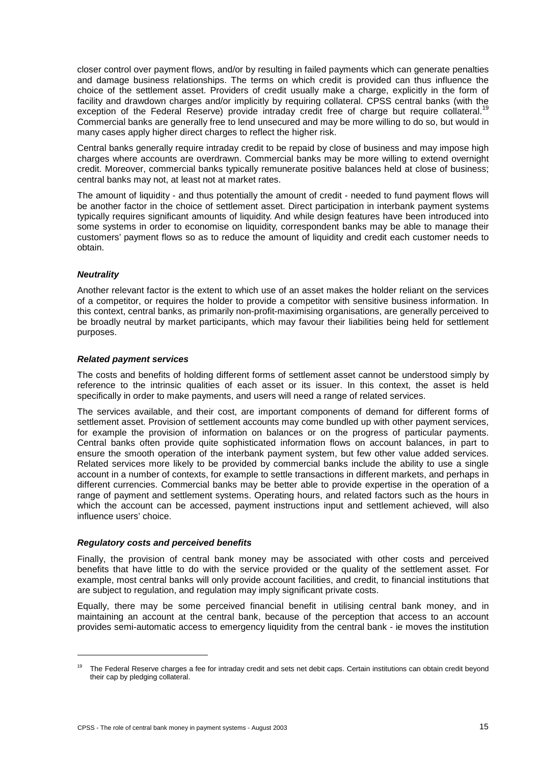closer control over payment flows, and/or by resulting in failed payments which can generate penalties and damage business relationships. The terms on which credit is provided can thus influence the choice of the settlement asset. Providers of credit usually make a charge, explicitly in the form of facility and drawdown charges and/or implicitly by requiring collateral. CPSS central banks (with the exception of the Federal Reserve) provide intraday credit free of charge but require collateral.[19] Commercial banks are generally free to lend unsecured and may be more willing to do so, but would in many cases apply higher direct charges to reflect the higher risk.

Central banks generally require intraday credit to be repaid by close of business and may impose high charges where accounts are overdrawn. Commercial banks may be more willing to extend overnight credit. Moreover, commercial banks typically remunerate positive balances held at close of business; central banks may not, at least not at market rates.

The amount of liquidity - and thus potentially the amount of credit - needed to fund payment flows will be another factor in the choice of settlement asset. Direct participation in interbank payment systems typically requires significant amounts of liquidity. And while design features have been introduced into some systems in order to economise on liquidity, correspondent banks may be able to manage their customers' payment flows so as to reduce the amount of liquidity and credit each customer needs to obtain.

### *Neutrality*

Another relevant factor is the extent to which use of an asset makes the holder reliant on the services of a competitor, or requires the holder to provide a competitor with sensitive business information. In this context, central banks, as primarily non-profit-maximising organisations, are generally perceived to be broadly neutral by market participants, which may favour their liabilities being held for settlement purposes.

### *Related payment services*

The costs and benefits of holding different forms of settlement asset cannot be understood simply by reference to the intrinsic qualities of each asset or its issuer. In this context, the asset is held specifically in order to make payments, and users will need a range of related services.

The services available, and their cost, are important components of demand for different forms of settlement asset. Provision of settlement accounts may come bundled up with other payment services, for example the provision of information on balances or on the progress of particular payments. Central banks often provide quite sophisticated information flows on account balances, in part to ensure the smooth operation of the interbank payment system, but few other value added services. Related services more likely to be provided by commercial banks include the ability to use a single account in a number of contexts, for example to settle transactions in different markets, and perhaps in different currencies. Commercial banks may be better able to provide expertise in the operation of a range of payment and settlement systems. Operating hours, and related factors such as the hours in which the account can be accessed, payment instructions input and settlement achieved, will also influence users' choice.

### *Regulatory costs and perceived benefits*

Finally, the provision of central bank money may be associated with other costs and perceived benefits that have little to do with the service provided or the quality of the settlement asset. For example, most central banks will only provide account facilities, and credit, to financial institutions that are subject to regulation, and regulation may imply significant private costs.

Equally, there may be some perceived financial benefit in utilising central bank money, and in maintaining an account at the central bank, because of the perception that access to an account provides semi-automatic access to emergency liquidity from the central bank - ie moves the institution

---

[19] The Federal Reserve charges a fee for intraday credit and sets net debit caps. Certain institutions can obtain credit beyond their cap by pledging collateral.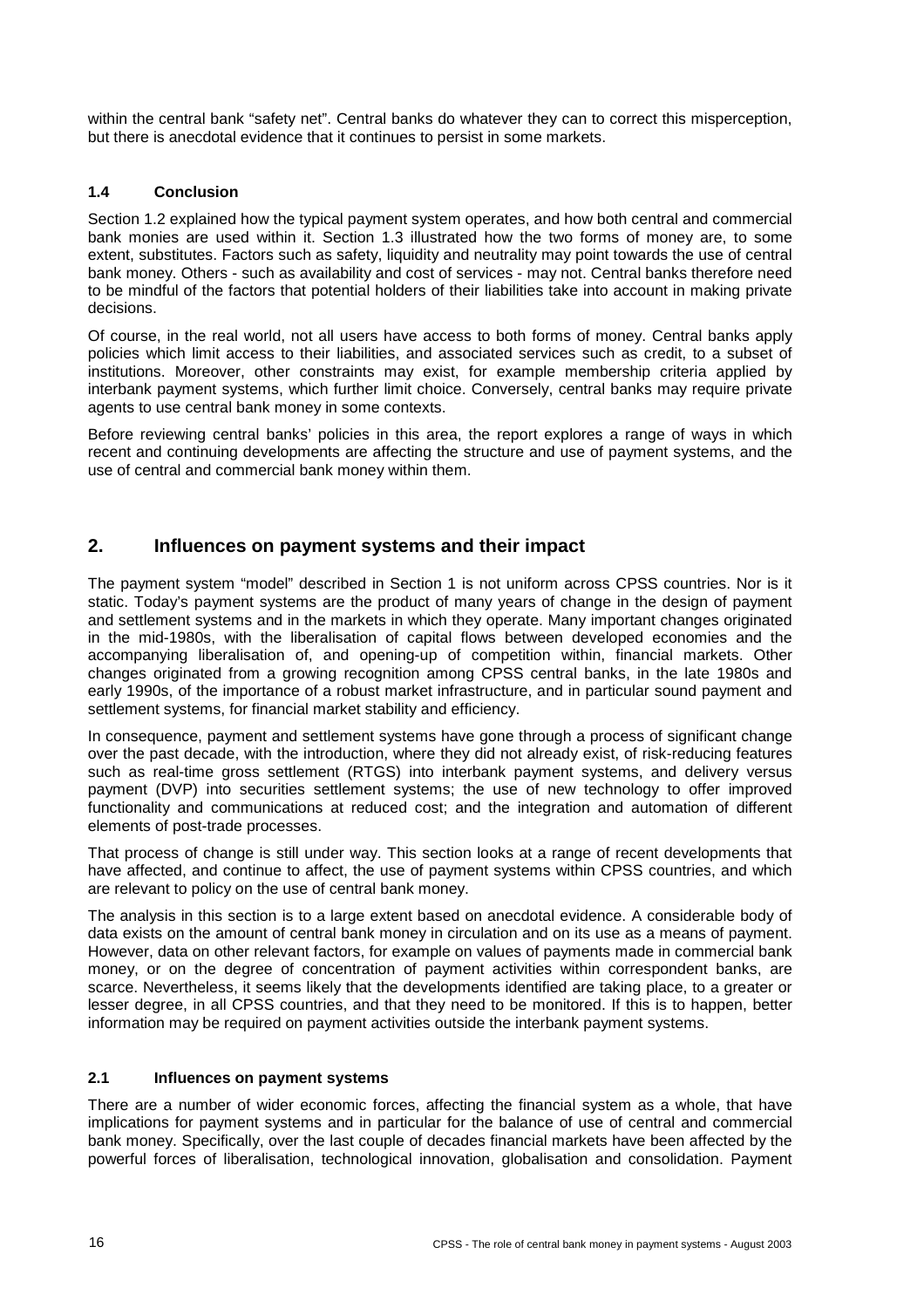within the central bank "safety net". Central banks do whatever they can to correct this misperception, but there is anecdotal evidence that it continues to persist in some markets.

### 1.4 Conclusion

Section 1.2 explained how the typical payment system operates, and how both central and commercial bank monies are used within it. Section 1.3 illustrated how the two forms of money are, to some extent, substitutes. Factors such as safety, liquidity and neutrality may point towards the use of central bank money. Others - such as availability and cost of services - may not. Central banks therefore need to be mindful of the factors that potential holders of their liabilities take into account in making private decisions.

Of course, in the real world, not all users have access to both forms of money. Central banks apply policies which limit access to their liabilities, and associated services such as credit, to a subset of institutions. Moreover, other constraints may exist, for example membership criteria applied by interbank payment systems, which further limit choice. Conversely, central banks may require private agents to use central bank money in some contexts.

Before reviewing central banks' policies in this area, the report explores a range of ways in which recent and continuing developments are affecting the structure and use of payment systems, and the use of central and commercial bank money within them.

## 2. Influences on payment systems and their impact

The payment system "model" described in Section 1 is not uniform across CPSS countries. Nor is it static. Today's payment systems are the product of many years of change in the design of payment and settlement systems and in the markets in which they operate. Many important changes originated in the mid-1980s, with the liberalisation of capital flows between developed economies and the accompanying liberalisation of, and opening-up of competition within, financial markets. Other changes originated from a growing recognition among CPSS central banks, in the late 1980s and early 1990s, of the importance of a robust market infrastructure, and in particular sound payment and settlement systems, for financial market stability and efficiency.

In consequence, payment and settlement systems have gone through a process of significant change over the past decade, with the introduction, where they did not already exist, of risk-reducing features such as real-time gross settlement (RTGS) into interbank payment systems, and delivery versus payment (DVP) into securities settlement systems; the use of new technology to offer improved functionality and communications at reduced cost; and the integration and automation of different elements of post-trade processes.

That process of change is still under way. This section looks at a range of recent developments that have affected, and continue to affect, the use of payment systems within CPSS countries, and which are relevant to policy on the use of central bank money.

The analysis in this section is to a large extent based on anecdotal evidence. A considerable body of data exists on the amount of central bank money in circulation and on its use as a means of payment. However, data on other relevant factors, for example on values of payments made in commercial bank money, or on the degree of concentration of payment activities within correspondent banks, are scarce. Nevertheless, it seems likely that the developments identified are taking place, to a greater or lesser degree, in all CPSS countries, and that they need to be monitored. If this is to happen, better information may be required on payment activities outside the interbank payment systems.

### 2.1 Influences on payment systems

There are a number of wider economic forces, affecting the financial system as a whole, that have implications for payment systems and in particular for the balance of use of central and commercial bank money. Specifically, over the last couple of decades financial markets have been affected by the powerful forces of liberalisation, technological innovation, globalisation and consolidation. Payment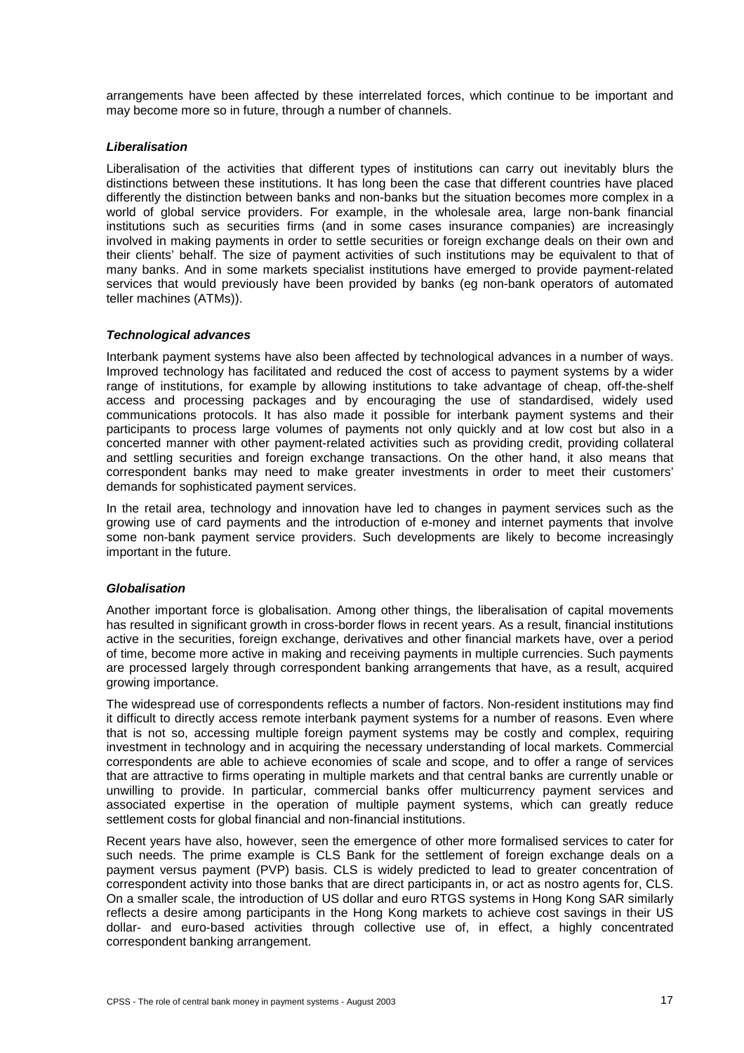arrangements have been affected by these interrelated forces, which continue to be important and may become more so in future, through a number of channels.

### *Liberalisation*

Liberalisation of the activities that different types of institutions can carry out inevitably blurs the distinctions between these institutions. It has long been the case that different countries have placed differently the distinction between banks and non-banks but the situation becomes more complex in a world of global service providers. For example, in the wholesale area, large non-bank financial institutions such as securities firms (and in some cases insurance companies) are increasingly involved in making payments in order to settle securities or foreign exchange deals on their own and their clients' behalf. The size of payment activities of such institutions may be equivalent to that of many banks. And in some markets specialist institutions have emerged to provide payment-related services that would previously have been provided by banks (eg non-bank operators of automated teller machines (ATMs)).

### *Technological advances*

Interbank payment systems have also been affected by technological advances in a number of ways. Improved technology has facilitated and reduced the cost of access to payment systems by a wider range of institutions, for example by allowing institutions to take advantage of cheap, off-the-shelf access and processing packages and by encouraging the use of standardised, widely used communications protocols. It has also made it possible for interbank payment systems and their participants to process large volumes of payments not only quickly and at low cost but also in a concerted manner with other payment-related activities such as providing credit, providing collateral and settling securities and foreign exchange transactions. On the other hand, it also means that correspondent banks may need to make greater investments in order to meet their customers' demands for sophisticated payment services.

In the retail area, technology and innovation have led to changes in payment services such as the growing use of card payments and the introduction of e-money and internet payments that involve some non-bank payment service providers. Such developments are likely to become increasingly important in the future.

### *Globalisation*

Another important force is globalisation. Among other things, the liberalisation of capital movements has resulted in significant growth in cross-border flows in recent years. As a result, financial institutions active in the securities, foreign exchange, derivatives and other financial markets have, over a period of time, become more active in making and receiving payments in multiple currencies. Such payments are processed largely through correspondent banking arrangements that have, as a result, acquired growing importance.

The widespread use of correspondents reflects a number of factors. Non-resident institutions may find it difficult to directly access remote interbank payment systems for a number of reasons. Even where that is not so, accessing multiple foreign payment systems may be costly and complex, requiring investment in technology and in acquiring the necessary understanding of local markets. Commercial correspondents are able to achieve economies of scale and scope, and to offer a range of services that are attractive to firms operating in multiple markets and that central banks are currently unable or unwilling to provide. In particular, commercial banks offer multicurrency payment services and associated expertise in the operation of multiple payment systems, which can greatly reduce settlement costs for global financial and non-financial institutions.

Recent years have also, however, seen the emergence of other more formalised services to cater for such needs. The prime example is CLS Bank for the settlement of foreign exchange deals on a payment versus payment (PVP) basis. CLS is widely predicted to lead to greater concentration of correspondent activity into those banks that are direct participants in, or act as nostro agents for, CLS. On a smaller scale, the introduction of US dollar and euro RTGS systems in Hong Kong SAR similarly reflects a desire among participants in the Hong Kong markets to achieve cost savings in their US dollar- and euro-based activities through collective use of, in effect, a highly concentrated correspondent banking arrangement.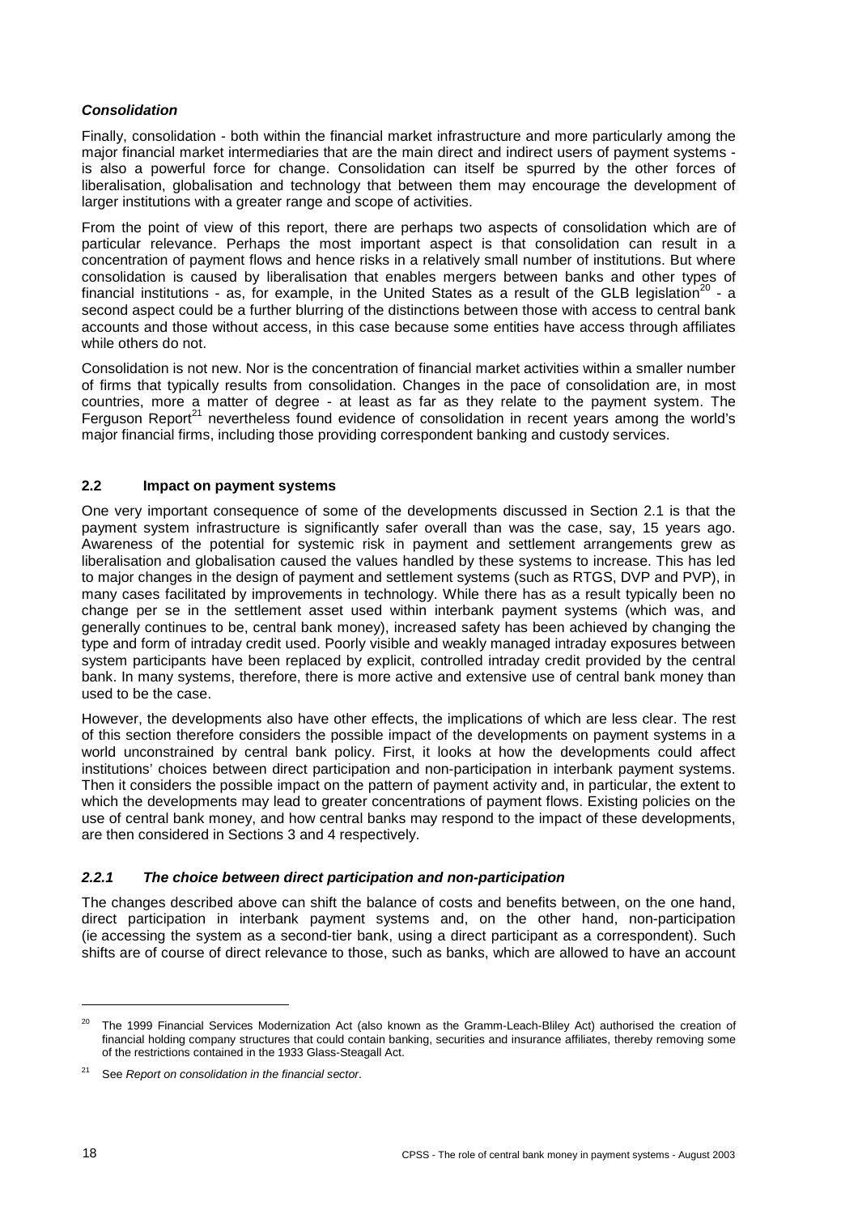***Consolidation***

Finally, consolidation - both within the financial market infrastructure and more particularly among the major financial market intermediaries that are the main direct and indirect users of payment systems - is also a powerful force for change. Consolidation can itself be spurred by the other forces of liberalisation, globalisation and technology that between them may encourage the development of larger institutions with a greater range and scope of activities.

From the point of view of this report, there are perhaps two aspects of consolidation which are of particular relevance. Perhaps the most important aspect is that consolidation can result in a concentration of payment flows and hence risks in a relatively small number of institutions. But where consolidation is caused by liberalisation that enables mergers between banks and other types of financial institutions - as, for example, in the United States as a result of the GLB legislation[20] - a second aspect could be a further blurring of the distinctions between those with access to central bank accounts and those without access, in this case because some entities have access through affiliates while others do not.

Consolidation is not new. Nor is the concentration of financial market activities within a smaller number of firms that typically results from consolidation. Changes in the pace of consolidation are, in most countries, more a matter of degree - at least as far as they relate to the payment system. The Ferguson Report[21] nevertheless found evidence of consolidation in recent years among the world's major financial firms, including those providing correspondent banking and custody services.

## 2.2 Impact on payment systems

One very important consequence of some of the developments discussed in Section 2.1 is that the payment system infrastructure is significantly safer overall than was the case, say, 15 years ago. Awareness of the potential for systemic risk in payment and settlement arrangements grew as liberalisation and globalisation caused the values handled by these systems to increase. This has led to major changes in the design of payment and settlement systems (such as RTGS, DVP and PVP), in many cases facilitated by improvements in technology. While there has as a result typically been no change per se in the settlement asset used within interbank payment systems (which was, and generally continues to be, central bank money), increased safety has been achieved by changing the type and form of intraday credit used. Poorly visible and weakly managed intraday exposures between system participants have been replaced by explicit, controlled intraday credit provided by the central bank. In many systems, therefore, there is more active and extensive use of central bank money than used to be the case.

However, the developments also have other effects, the implications of which are less clear. The rest of this section therefore considers the possible impact of the developments on payment systems in a world unconstrained by central bank policy. First, it looks at how the developments could affect institutions' choices between direct participation and non-participation in interbank payment systems. Then it considers the possible impact on the pattern of payment activity and, in particular, the extent to which the developments may lead to greater concentrations of payment flows. Existing policies on the use of central bank money, and how central banks may respond to the impact of these developments, are then considered in Sections 3 and 4 respectively.

### *2.2.1 The choice between direct participation and non-participation*

The changes described above can shift the balance of costs and benefits between, on the one hand, direct participation in interbank payment systems and, on the other hand, non-participation (ie accessing the system as a second-tier bank, using a direct participant as a correspondent). Such shifts are of course of direct relevance to those, such as banks, which are allowed to have an account

[20] The 1999 Financial Services Modernization Act (also known as the Gramm-Leach-Bliley Act) authorised the creation of financial holding company structures that could contain banking, securities and insurance affiliates, thereby removing some of the restrictions contained in the 1933 Glass-Steagall Act.

[21] See *Report on consolidation in the financial sector*.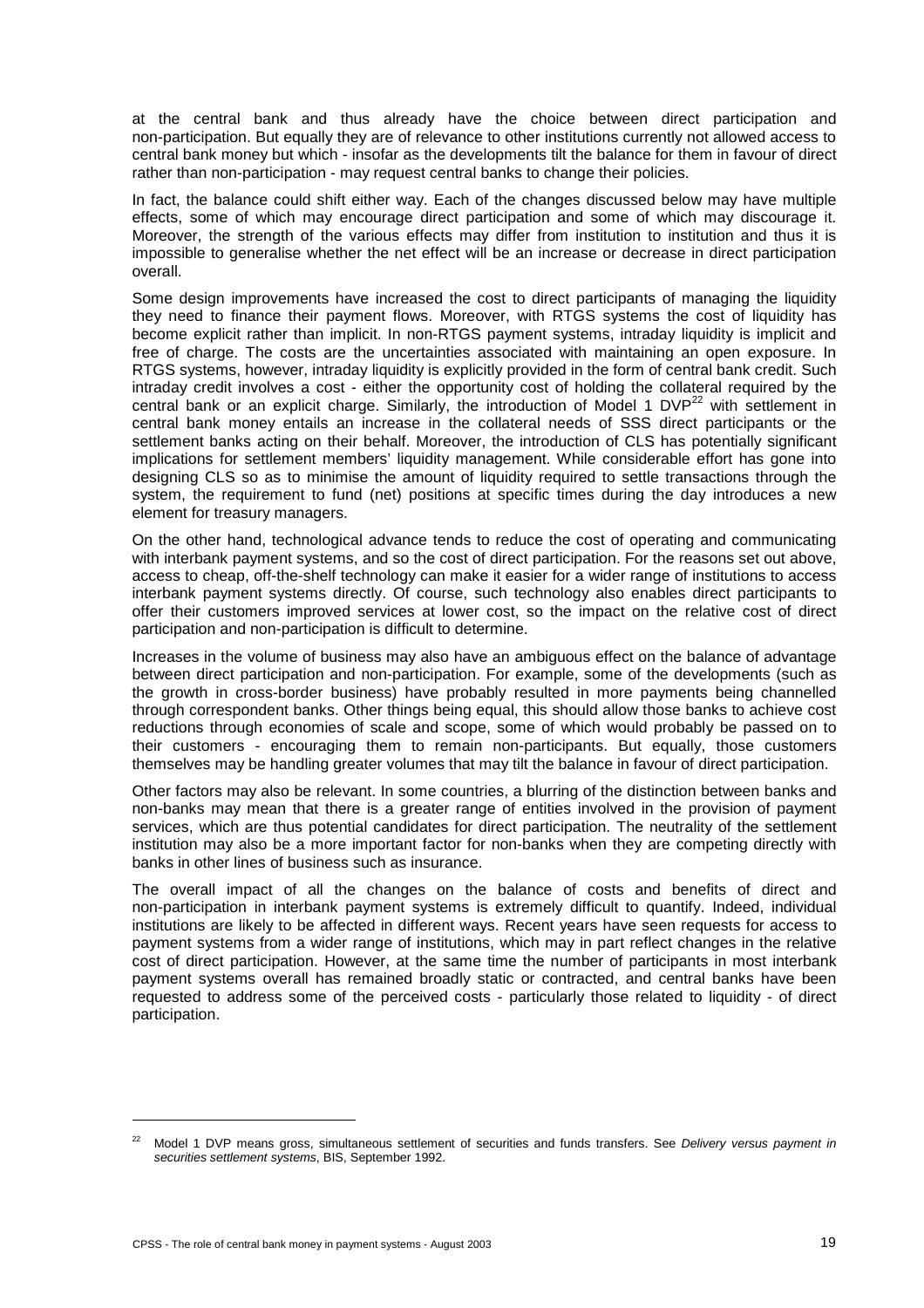at the central bank and thus already have the choice between direct participation and non-participation. But equally they are of relevance to other institutions currently not allowed access to central bank money but which - insofar as the developments tilt the balance for them in favour of direct rather than non-participation - may request central banks to change their policies.

In fact, the balance could shift either way. Each of the changes discussed below may have multiple effects, some of which may encourage direct participation and some of which may discourage it. Moreover, the strength of the various effects may differ from institution to institution and thus it is impossible to generalise whether the net effect will be an increase or decrease in direct participation overall.

Some design improvements have increased the cost to direct participants of managing the liquidity they need to finance their payment flows. Moreover, with RTGS systems the cost of liquidity has become explicit rather than implicit. In non-RTGS payment systems, intraday liquidity is implicit and free of charge. The costs are the uncertainties associated with maintaining an open exposure. In RTGS systems, however, intraday liquidity is explicitly provided in the form of central bank credit. Such intraday credit involves a cost - either the opportunity cost of holding the collateral required by the central bank or an explicit charge. Similarly, the introduction of Model 1 DVP[22] with settlement in central bank money entails an increase in the collateral needs of SSS direct participants or the settlement banks acting on their behalf. Moreover, the introduction of CLS has potentially significant implications for settlement members' liquidity management. While considerable effort has gone into designing CLS so as to minimise the amount of liquidity required to settle transactions through the system, the requirement to fund (net) positions at specific times during the day introduces a new element for treasury managers.

On the other hand, technological advance tends to reduce the cost of operating and communicating with interbank payment systems, and so the cost of direct participation. For the reasons set out above, access to cheap, off-the-shelf technology can make it easier for a wider range of institutions to access interbank payment systems directly. Of course, such technology also enables direct participants to offer their customers improved services at lower cost, so the impact on the relative cost of direct participation and non-participation is difficult to determine.

Increases in the volume of business may also have an ambiguous effect on the balance of advantage between direct participation and non-participation. For example, some of the developments (such as the growth in cross-border business) have probably resulted in more payments being channelled through correspondent banks. Other things being equal, this should allow those banks to achieve cost reductions through economies of scale and scope, some of which would probably be passed on to their customers - encouraging them to remain non-participants. But equally, those customers themselves may be handling greater volumes that may tilt the balance in favour of direct participation.

Other factors may also be relevant. In some countries, a blurring of the distinction between banks and non-banks may mean that there is a greater range of entities involved in the provision of payment services, which are thus potential candidates for direct participation. The neutrality of the settlement institution may also be a more important factor for non-banks when they are competing directly with banks in other lines of business such as insurance.

The overall impact of all the changes on the balance of costs and benefits of direct and non-participation in interbank payment systems is extremely difficult to quantify. Indeed, individual institutions are likely to be affected in different ways. Recent years have seen requests for access to payment systems from a wider range of institutions, which may in part reflect changes in the relative cost of direct participation. However, at the same time the number of participants in most interbank payment systems overall has remained broadly static or contracted, and central banks have been requested to address some of the perceived costs - particularly those related to liquidity - of direct participation.

---

[22] Model 1 DVP means gross, simultaneous settlement of securities and funds transfers. See *Delivery versus payment in securities settlement systems*, BIS, September 1992.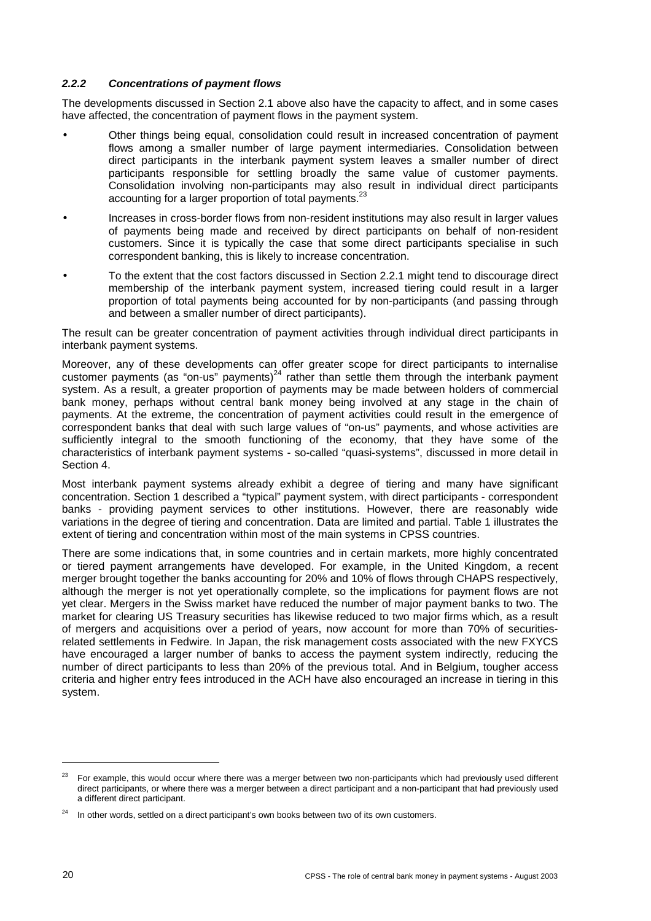### *2.2.2 Concentrations of payment flows*

The developments discussed in Section 2.1 above also have the capacity to affect, and in some cases have affected, the concentration of payment flows in the payment system.

- Other things being equal, consolidation could result in increased concentration of payment flows among a smaller number of large payment intermediaries. Consolidation between direct participants in the interbank payment system leaves a smaller number of direct participants responsible for settling broadly the same value of customer payments. Consolidation involving non-participants may also result in individual direct participants accounting for a larger proportion of total payments.[23]
- Increases in cross-border flows from non-resident institutions may also result in larger values of payments being made and received by direct participants on behalf of non-resident customers. Since it is typically the case that some direct participants specialise in such correspondent banking, this is likely to increase concentration.
- To the extent that the cost factors discussed in Section 2.2.1 might tend to discourage direct membership of the interbank payment system, increased tiering could result in a larger proportion of total payments being accounted for by non-participants (and passing through and between a smaller number of direct participants).

The result can be greater concentration of payment activities through individual direct participants in interbank payment systems.

Moreover, any of these developments can offer greater scope for direct participants to internalise customer payments (as "on-us" payments)[24] rather than settle them through the interbank payment system. As a result, a greater proportion of payments may be made between holders of commercial bank money, perhaps without central bank money being involved at any stage in the chain of payments. At the extreme, the concentration of payment activities could result in the emergence of correspondent banks that deal with such large values of "on-us" payments, and whose activities are sufficiently integral to the smooth functioning of the economy, that they have some of the characteristics of interbank payment systems - so-called "quasi-systems", discussed in more detail in Section 4.

Most interbank payment systems already exhibit a degree of tiering and many have significant concentration. Section 1 described a "typical" payment system, with direct participants - correspondent banks - providing payment services to other institutions. However, there are reasonably wide variations in the degree of tiering and concentration. Data are limited and partial. Table 1 illustrates the extent of tiering and concentration within most of the main systems in CPSS countries.

There are some indications that, in some countries and in certain markets, more highly concentrated or tiered payment arrangements have developed. For example, in the United Kingdom, a recent merger brought together the banks accounting for 20% and 10% of flows through CHAPS respectively, although the merger is not yet operationally complete, so the implications for payment flows are not yet clear. Mergers in the Swiss market have reduced the number of major payment banks to two. The market for clearing US Treasury securities has likewise reduced to two major firms which, as a result of mergers and acquisitions over a period of years, now account for more than 70% of securities-related settlements in Fedwire. In Japan, the risk management costs associated with the new FXYCS have encouraged a larger number of banks to access the payment system indirectly, reducing the number of direct participants to less than 20% of the previous total. And in Belgium, tougher access criteria and higher entry fees introduced in the ACH have also encouraged an increase in tiering in this system.

---

[23] For example, this would occur where there was a merger between two non-participants which had previously used different direct participants, or where there was a merger between a direct participant and a non-participant that had previously used a different direct participant.

[24] In other words, settled on a direct participant's own books between two of its own customers.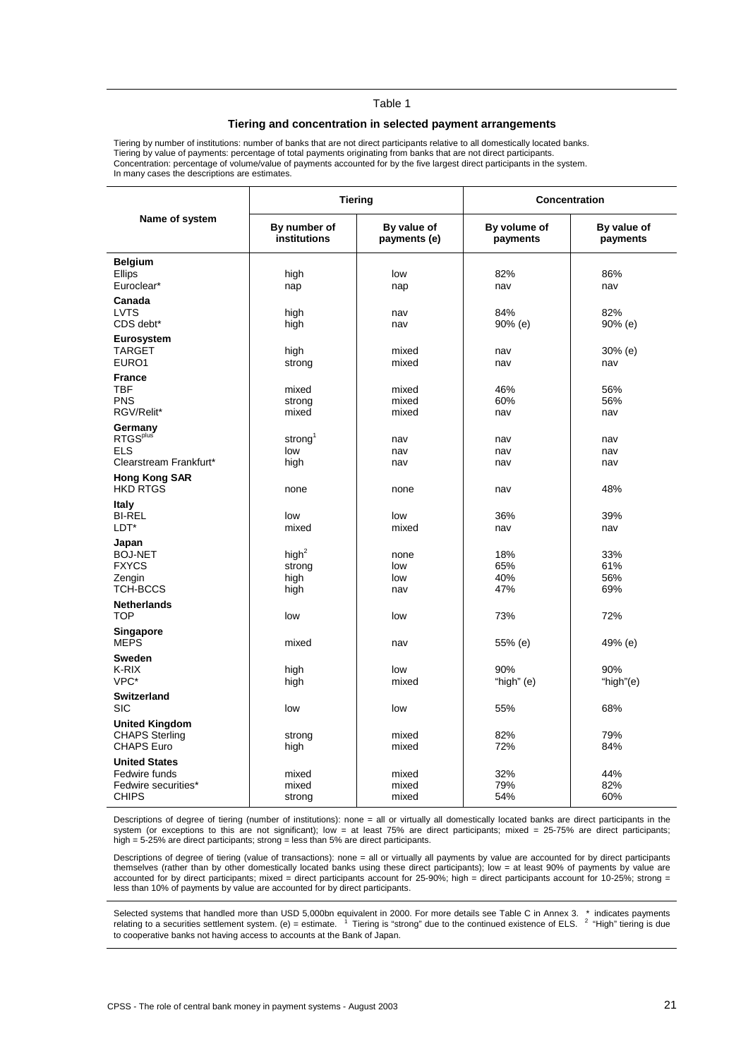Table 1

**Tiering and concentration in selected payment arrangements**

Tiering by number of institutions: number of banks that are not direct participants relative to all domestically located banks.
Tiering by value of payments: percentage of total payments originating from banks that are not direct participants.
Concentration: percentage of volume/value of payments accounted for by the five largest direct participants in the system.
In many cases the descriptions are estimates.

| Name of system | Tiering | | Concentration | |
|---|---|---|---|---|
| | By number of institutions | By value of payments (e) | By volume of payments | By value of payments |
| **Belgium** | | | | |
| Ellips | high | low | 82% | 86% |
| Euroclear* | nap | nap | nav | nav |
| **Canada** | | | | |
| LVTS | high | nav | 84% | 82% |
| CDS debt* | high | nav | 90% (e) | 90% (e) |
| **Eurosystem** | | | | |
| TARGET | high | mixed | nav | 30% (e) |
| EURO1 | strong | mixed | nav | nav |
| **France** | | | | |
| TBF | mixed | mixed | 46% | 56% |
| PNS | strong | mixed | 60% | 56% |
| RGV/Relit* | mixed | mixed | nav | nav |
| **Germany** | | | | |
| RTGS[plus] | strong[1] | nav | nav | nav |
| ELS | low | nav | nav | nav |
| Clearstream Frankfurt* | high | nav | nav | nav |
| **Hong Kong SAR** | | | | |
| HKD RTGS | none | none | nav | 48% |
| **Italy** | | | | |
| BI-REL | low | low | 36% | 39% |
| LDT* | mixed | mixed | nav | nav |
| **Japan** | | | | |
| BOJ-NET | high[2] | none | 18% | 33% |
| FXYCS | strong | low | 65% | 61% |
| Zengin | high | low | 40% | 56% |
| TCH-BCCS | high | nav | 47% | 69% |
| **Netherlands** | | | | |
| TOP | low | low | 73% | 72% |
| **Singapore** | | | | |
| MEPS | mixed | nav | 55% (e) | 49% (e) |
| **Sweden** | | | | |
| K-RIX | high | low | 90% | 90% |
| VPC* | high | mixed | "high" (e) | "high"(e) |
| **Switzerland** | | | | |
| SIC | low | low | 55% | 68% |
| **United Kingdom** | | | | |
| CHAPS Sterling | strong | mixed | 82% | 79% |
| CHAPS Euro | high | mixed | 72% | 84% |
| **United States** | | | | |
| Fedwire funds | mixed | mixed | 32% | 44% |
| Fedwire securities* | mixed | mixed | 79% | 82% |
| CHIPS | strong | mixed | 54% | 60% |

Descriptions of degree of tiering (number of institutions): none = all or virtually all domestically located banks are direct participants in the system (or exceptions to this are not significant); low = at least 75% are direct participants; mixed = 25-75% are direct participants; high = 5-25% are direct participants; strong = less than 5% are direct participants.

Descriptions of degree of tiering (value of transactions): none = all or virtually all payments by value are accounted for by direct participants themselves (rather than by other domestically located banks using these direct participants); low = at least 90% of payments by value are accounted for by direct participants; mixed = direct participants account for 25-90%; high = direct participants account for 10-25%; strong = less than 10% of payments by value are accounted for by direct participants.

Selected systems that handled more than USD 5,000bn equivalent in 2000. For more details see Table C in Annex 3. * indicates payments relating to a securities settlement system. (e) = estimate. [1] Tiering is "strong" due to the continued existence of ELS. [2] "High" tiering is due to cooperative banks not having access to accounts at the Bank of Japan.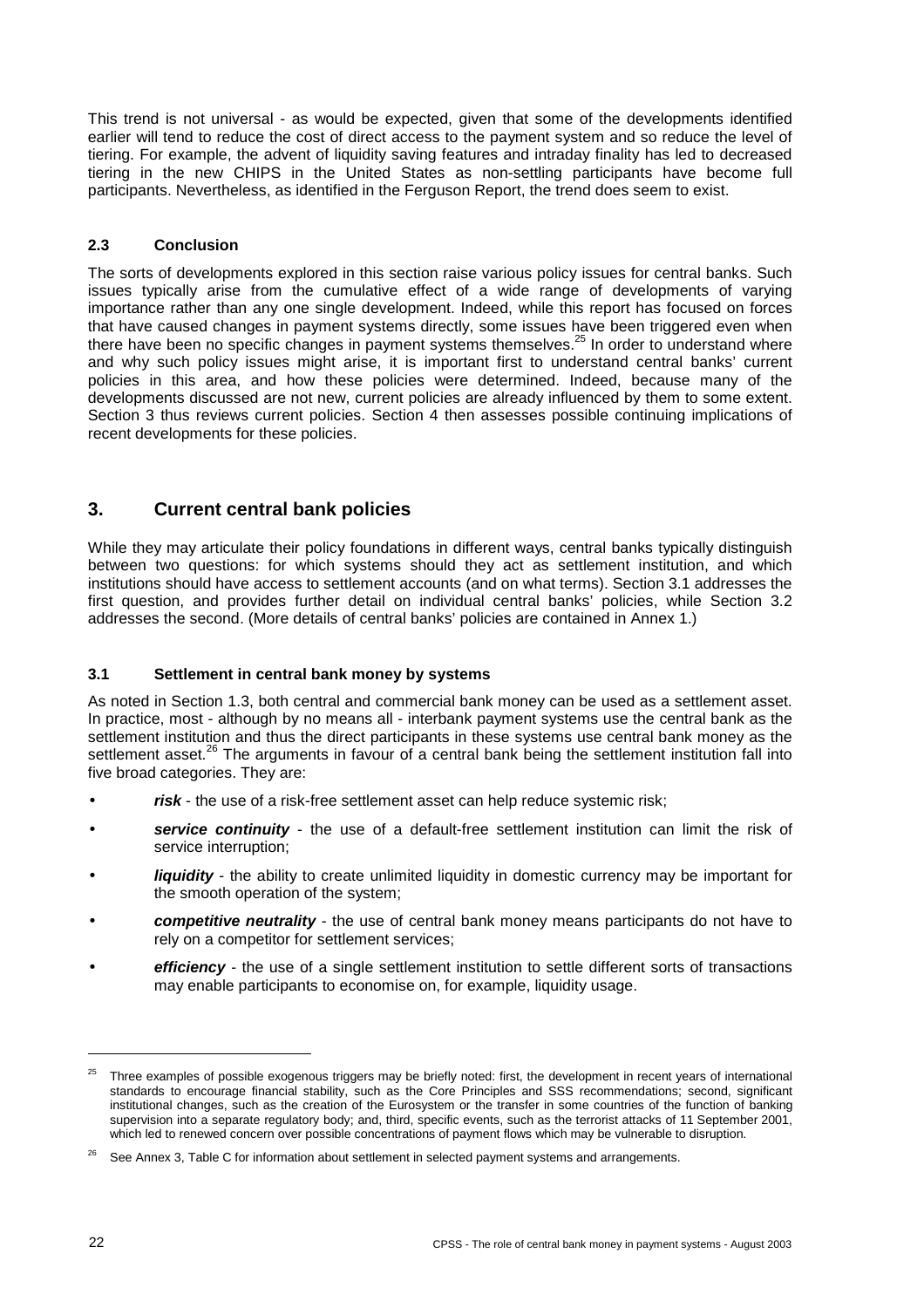This trend is not universal - as would be expected, given that some of the developments identified earlier will tend to reduce the cost of direct access to the payment system and so reduce the level of tiering. For example, the advent of liquidity saving features and intraday finality has led to decreased tiering in the new CHIPS in the United States as non-settling participants have become full participants. Nevertheless, as identified in the Ferguson Report, the trend does seem to exist.

### 2.3 Conclusion

The sorts of developments explored in this section raise various policy issues for central banks. Such issues typically arise from the cumulative effect of a wide range of developments of varying importance rather than any one single development. Indeed, while this report has focused on forces that have caused changes in payment systems directly, some issues have been triggered even when there have been no specific changes in payment systems themselves.[25] In order to understand where and why such policy issues might arise, it is important first to understand central banks' current policies in this area, and how these policies were determined. Indeed, because many of the developments discussed are not new, current policies are already influenced by them to some extent. Section 3 thus reviews current policies. Section 4 then assesses possible continuing implications of recent developments for these policies.

## 3. Current central bank policies

While they may articulate their policy foundations in different ways, central banks typically distinguish between two questions: for which systems should they act as settlement institution, and which institutions should have access to settlement accounts (and on what terms). Section 3.1 addresses the first question, and provides further detail on individual central banks' policies, while Section 3.2 addresses the second. (More details of central banks' policies are contained in Annex 1.)

### 3.1 Settlement in central bank money by systems

As noted in Section 1.3, both central and commercial bank money can be used as a settlement asset. In practice, most - although by no means all - interbank payment systems use the central bank as the settlement institution and thus the direct participants in these systems use central bank money as the settlement asset.[26] The arguments in favour of a central bank being the settlement institution fall into five broad categories. They are:

- ***risk*** - the use of a risk-free settlement asset can help reduce systemic risk;
- ***service continuity*** - the use of a default-free settlement institution can limit the risk of service interruption;
- ***liquidity*** - the ability to create unlimited liquidity in domestic currency may be important for the smooth operation of the system;
- ***competitive neutrality*** - the use of central bank money means participants do not have to rely on a competitor for settlement services;
- ***efficiency*** - the use of a single settlement institution to settle different sorts of transactions may enable participants to economise on, for example, liquidity usage.

---

[25] Three examples of possible exogenous triggers may be briefly noted: first, the development in recent years of international standards to encourage financial stability, such as the Core Principles and SSS recommendations; second, significant institutional changes, such as the creation of the Eurosystem or the transfer in some countries of the function of banking supervision into a separate regulatory body; and, third, specific events, such as the terrorist attacks of 11 September 2001, which led to renewed concern over possible concentrations of payment flows which may be vulnerable to disruption.

[26] See Annex 3, Table C for information about settlement in selected payment systems and arrangements.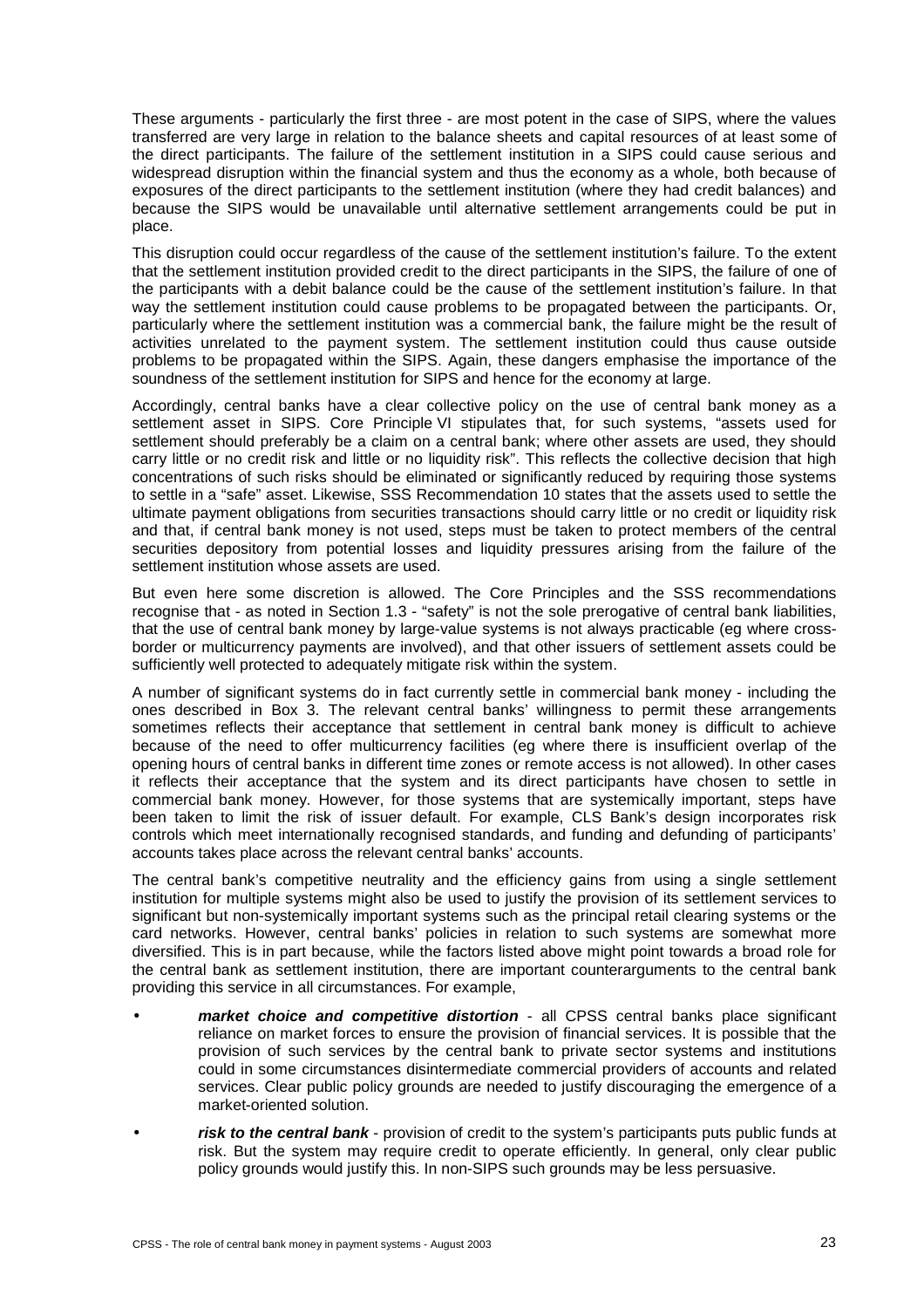These arguments - particularly the first three - are most potent in the case of SIPS, where the values transferred are very large in relation to the balance sheets and capital resources of at least some of the direct participants. The failure of the settlement institution in a SIPS could cause serious and widespread disruption within the financial system and thus the economy as a whole, both because of exposures of the direct participants to the settlement institution (where they had credit balances) and because the SIPS would be unavailable until alternative settlement arrangements could be put in place.

This disruption could occur regardless of the cause of the settlement institution's failure. To the extent that the settlement institution provided credit to the direct participants in the SIPS, the failure of one of the participants with a debit balance could be the cause of the settlement institution's failure. In that way the settlement institution could cause problems to be propagated between the participants. Or, particularly where the settlement institution was a commercial bank, the failure might be the result of activities unrelated to the payment system. The settlement institution could thus cause outside problems to be propagated within the SIPS. Again, these dangers emphasise the importance of the soundness of the settlement institution for SIPS and hence for the economy at large.

Accordingly, central banks have a clear collective policy on the use of central bank money as a settlement asset in SIPS. Core Principle VI stipulates that, for such systems, "assets used for settlement should preferably be a claim on a central bank; where other assets are used, they should carry little or no credit risk and little or no liquidity risk". This reflects the collective decision that high concentrations of such risks should be eliminated or significantly reduced by requiring those systems to settle in a "safe" asset. Likewise, SSS Recommendation 10 states that the assets used to settle the ultimate payment obligations from securities transactions should carry little or no credit or liquidity risk and that, if central bank money is not used, steps must be taken to protect members of the central securities depository from potential losses and liquidity pressures arising from the failure of the settlement institution whose assets are used.

But even here some discretion is allowed. The Core Principles and the SSS recommendations recognise that - as noted in Section 1.3 - "safety" is not the sole prerogative of central bank liabilities, that the use of central bank money by large-value systems is not always practicable (eg where cross-border or multicurrency payments are involved), and that other issuers of settlement assets could be sufficiently well protected to adequately mitigate risk within the system.

A number of significant systems do in fact currently settle in commercial bank money - including the ones described in Box 3. The relevant central banks' willingness to permit these arrangements sometimes reflects their acceptance that settlement in central bank money is difficult to achieve because of the need to offer multicurrency facilities (eg where there is insufficient overlap of the opening hours of central banks in different time zones or remote access is not allowed). In other cases it reflects their acceptance that the system and its direct participants have chosen to settle in commercial bank money. However, for those systems that are systemically important, steps have been taken to limit the risk of issuer default. For example, CLS Bank's design incorporates risk controls which meet internationally recognised standards, and funding and defunding of participants' accounts takes place across the relevant central banks' accounts.

The central bank's competitive neutrality and the efficiency gains from using a single settlement institution for multiple systems might also be used to justify the provision of its settlement services to significant but non-systemically important systems such as the principal retail clearing systems or the card networks. However, central banks' policies in relation to such systems are somewhat more diversified. This is in part because, while the factors listed above might point towards a broad role for the central bank as settlement institution, there are important counterarguments to the central bank providing this service in all circumstances. For example,

- ***market choice and competitive distortion*** - all CPSS central banks place significant reliance on market forces to ensure the provision of financial services. It is possible that the provision of such services by the central bank to private sector systems and institutions could in some circumstances disintermediate commercial providers of accounts and related services. Clear public policy grounds are needed to justify discouraging the emergence of a market-oriented solution.
- ***risk to the central bank*** - provision of credit to the system's participants puts public funds at risk. But the system may require credit to operate efficiently. In general, only clear public policy grounds would justify this. In non-SIPS such grounds may be less persuasive.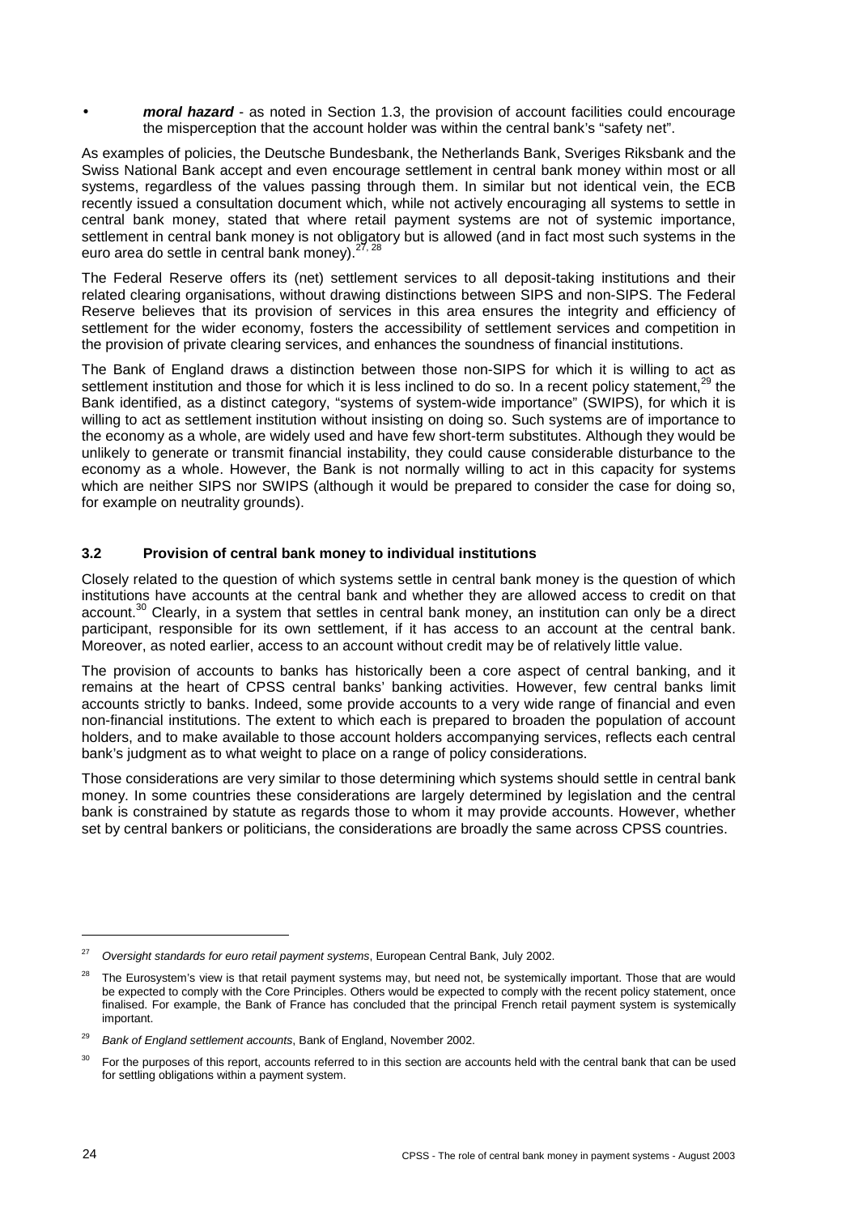- ***moral hazard*** - as noted in Section 1.3, the provision of account facilities could encourage the misperception that the account holder was within the central bank's "safety net".

As examples of policies, the Deutsche Bundesbank, the Netherlands Bank, Sveriges Riksbank and the Swiss National Bank accept and even encourage settlement in central bank money within most or all systems, regardless of the values passing through them. In similar but not identical vein, the ECB recently issued a consultation document which, while not actively encouraging all systems to settle in central bank money, stated that where retail payment systems are not of systemic importance, settlement in central bank money is not obligatory but is allowed (and in fact most such systems in the euro area do settle in central bank money).[27, 28]

The Federal Reserve offers its (net) settlement services to all deposit-taking institutions and their related clearing organisations, without drawing distinctions between SIPS and non-SIPS. The Federal Reserve believes that its provision of services in this area ensures the integrity and efficiency of settlement for the wider economy, fosters the accessibility of settlement services and competition in the provision of private clearing services, and enhances the soundness of financial institutions.

The Bank of England draws a distinction between those non-SIPS for which it is willing to act as settlement institution and those for which it is less inclined to do so. In a recent policy statement,[29] the Bank identified, as a distinct category, "systems of system-wide importance" (SWIPS), for which it is willing to act as settlement institution without insisting on doing so. Such systems are of importance to the economy as a whole, are widely used and have few short-term substitutes. Although they would be unlikely to generate or transmit financial instability, they could cause considerable disturbance to the economy as a whole. However, the Bank is not normally willing to act in this capacity for systems which are neither SIPS nor SWIPS (although it would be prepared to consider the case for doing so, for example on neutrality grounds).

### 3.2 Provision of central bank money to individual institutions

Closely related to the question of which systems settle in central bank money is the question of which institutions have accounts at the central bank and whether they are allowed access to credit on that account.[30] Clearly, in a system that settles in central bank money, an institution can only be a direct participant, responsible for its own settlement, if it has access to an account at the central bank. Moreover, as noted earlier, access to an account without credit may be of relatively little value.

The provision of accounts to banks has historically been a core aspect of central banking, and it remains at the heart of CPSS central banks' banking activities. However, few central banks limit accounts strictly to banks. Indeed, some provide accounts to a very wide range of financial and even non-financial institutions. The extent to which each is prepared to broaden the population of account holders, and to make available to those account holders accompanying services, reflects each central bank's judgment as to what weight to place on a range of policy considerations.

Those considerations are very similar to those determining which systems should settle in central bank money. In some countries these considerations are largely determined by legislation and the central bank is constrained by statute as regards those to whom it may provide accounts. However, whether set by central bankers or politicians, the considerations are broadly the same across CPSS countries.

---

[27] *Oversight standards for euro retail payment systems*, European Central Bank, July 2002.

[28] The Eurosystem's view is that retail payment systems may, but need not, be systemically important. Those that are would be expected to comply with the Core Principles. Others would be expected to comply with the recent policy statement, once finalised. For example, the Bank of France has concluded that the principal French retail payment system is systemically important.

[29] *Bank of England settlement accounts*, Bank of England, November 2002.

[30] For the purposes of this report, accounts referred to in this section are accounts held with the central bank that can be used for settling obligations within a payment system.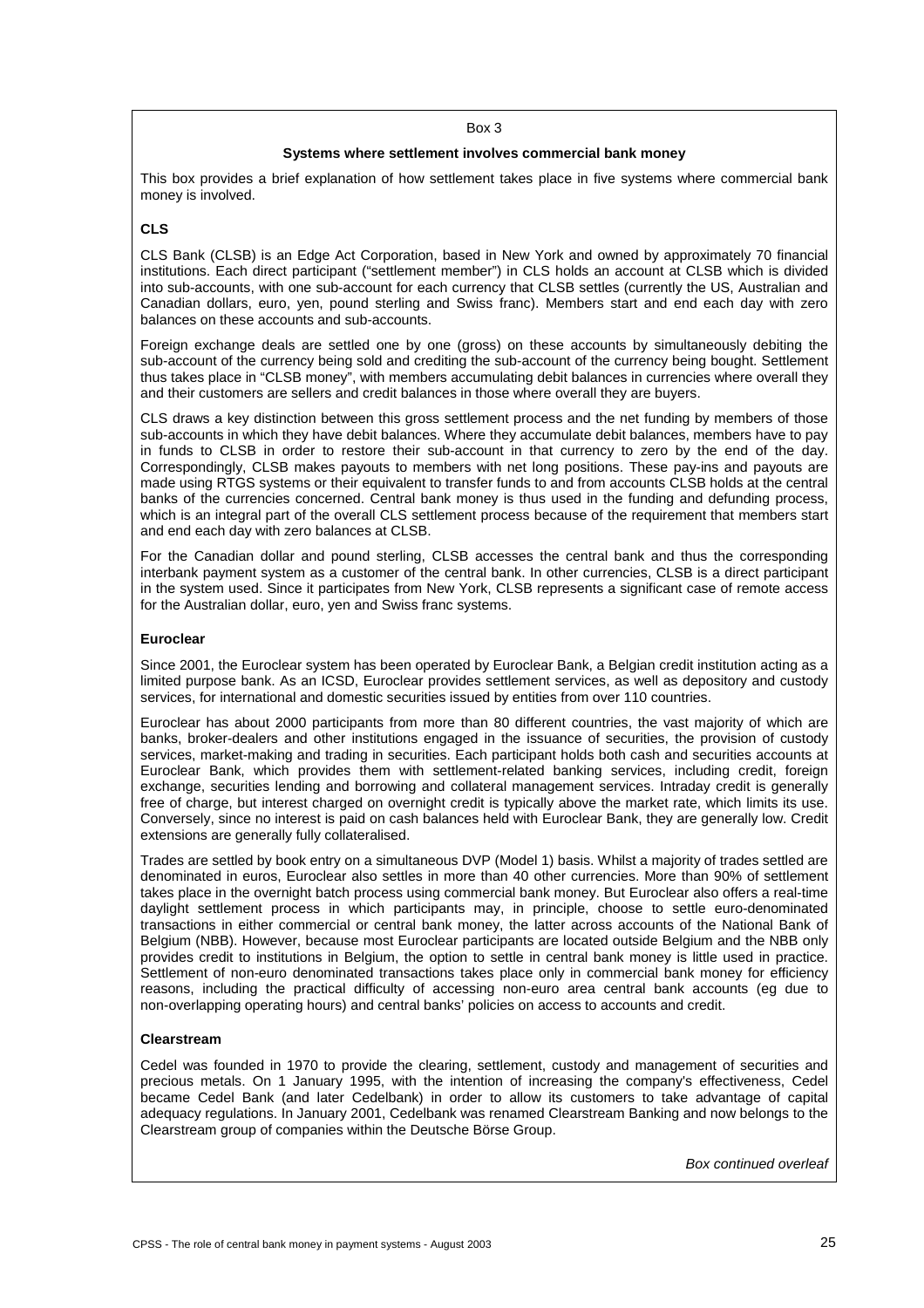Box 3

**Systems where settlement involves commercial bank money**

This box provides a brief explanation of how settlement takes place in five systems where commercial bank money is involved.

**CLS**

CLS Bank (CLSB) is an Edge Act Corporation, based in New York and owned by approximately 70 financial institutions. Each direct participant ("settlement member") in CLS holds an account at CLSB which is divided into sub-accounts, with one sub-account for each currency that CLSB settles (currently the US, Australian and Canadian dollars, euro, yen, pound sterling and Swiss franc). Members start and end each day with zero balances on these accounts and sub-accounts.

Foreign exchange deals are settled one by one (gross) on these accounts by simultaneously debiting the sub-account of the currency being sold and crediting the sub-account of the currency being bought. Settlement thus takes place in "CLSB money", with members accumulating debit balances in currencies where overall they and their customers are sellers and credit balances in those where overall they are buyers.

CLS draws a key distinction between this gross settlement process and the net funding by members of those sub-accounts in which they have debit balances. Where they accumulate debit balances, members have to pay in funds to CLSB in order to restore their sub-account in that currency to zero by the end of the day. Correspondingly, CLSB makes payouts to members with net long positions. These pay-ins and payouts are made using RTGS systems or their equivalent to transfer funds to and from accounts CLSB holds at the central banks of the currencies concerned. Central bank money is thus used in the funding and defunding process, which is an integral part of the overall CLS settlement process because of the requirement that members start and end each day with zero balances at CLSB.

For the Canadian dollar and pound sterling, CLSB accesses the central bank and thus the corresponding interbank payment system as a customer of the central bank. In other currencies, CLSB is a direct participant in the system used. Since it participates from New York, CLSB represents a significant case of remote access for the Australian dollar, euro, yen and Swiss franc systems.

**Euroclear**

Since 2001, the Euroclear system has been operated by Euroclear Bank, a Belgian credit institution acting as a limited purpose bank. As an ICSD, Euroclear provides settlement services, as well as depository and custody services, for international and domestic securities issued by entities from over 110 countries.

Euroclear has about 2000 participants from more than 80 different countries, the vast majority of which are banks, broker-dealers and other institutions engaged in the issuance of securities, the provision of custody services, market-making and trading in securities. Each participant holds both cash and securities accounts at Euroclear Bank, which provides them with settlement-related banking services, including credit, foreign exchange, securities lending and borrowing and collateral management services. Intraday credit is generally free of charge, but interest charged on overnight credit is typically above the market rate, which limits its use. Conversely, since no interest is paid on cash balances held with Euroclear Bank, they are generally low. Credit extensions are generally fully collateralised.

Trades are settled by book entry on a simultaneous DVP (Model 1) basis. Whilst a majority of trades settled are denominated in euros, Euroclear also settles in more than 40 other currencies. More than 90% of settlement takes place in the overnight batch process using commercial bank money. But Euroclear also offers a real-time daylight settlement process in which participants may, in principle, choose to settle euro-denominated transactions in either commercial or central bank money, the latter across accounts of the National Bank of Belgium (NBB). However, because most Euroclear participants are located outside Belgium and the NBB only provides credit to institutions in Belgium, the option to settle in central bank money is little used in practice. Settlement of non-euro denominated transactions takes place only in commercial bank money for efficiency reasons, including the practical difficulty of accessing non-euro area central bank accounts (eg due to non-overlapping operating hours) and central banks' policies on access to accounts and credit.

**Clearstream**

Cedel was founded in 1970 to provide the clearing, settlement, custody and management of securities and precious metals. On 1 January 1995, with the intention of increasing the company's effectiveness, Cedel became Cedel Bank (and later Cedelbank) in order to allow its customers to take advantage of capital adequacy regulations. In January 2001, Cedelbank was renamed Clearstream Banking and now belongs to the Clearstream group of companies within the Deutsche Börse Group.

*Box continued overleaf*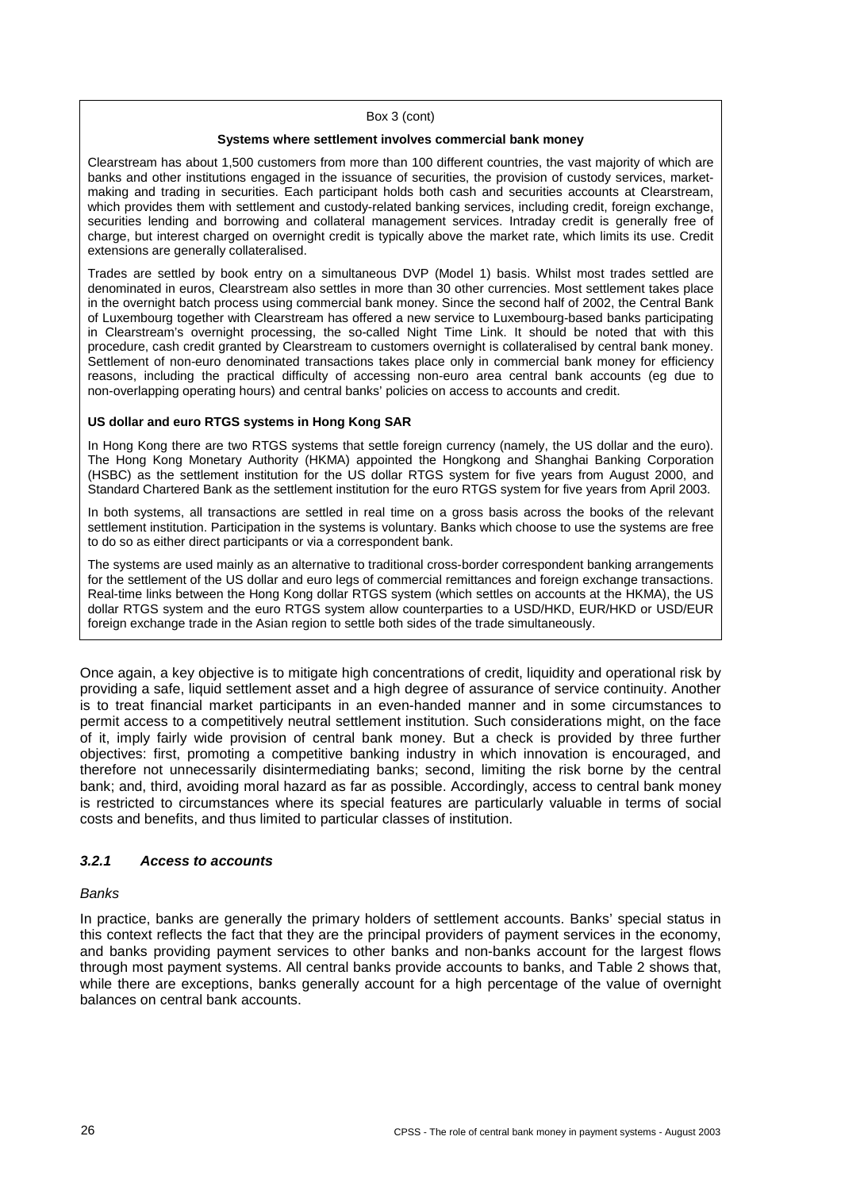Box 3 (cont)

**Systems where settlement involves commercial bank money**

Clearstream has about 1,500 customers from more than 100 different countries, the vast majority of which are banks and other institutions engaged in the issuance of securities, the provision of custody services, market-making and trading in securities. Each participant holds both cash and securities accounts at Clearstream, which provides them with settlement and custody-related banking services, including credit, foreign exchange, securities lending and borrowing and collateral management services. Intraday credit is generally free of charge, but interest charged on overnight credit is typically above the market rate, which limits its use. Credit extensions are generally collateralised.

Trades are settled by book entry on a simultaneous DVP (Model 1) basis. Whilst most trades settled are denominated in euros, Clearstream also settles in more than 30 other currencies. Most settlement takes place in the overnight batch process using commercial bank money. Since the second half of 2002, the Central Bank of Luxembourg together with Clearstream has offered a new service to Luxembourg-based banks participating in Clearstream's overnight processing, the so-called Night Time Link. It should be noted that with this procedure, cash credit granted by Clearstream to customers overnight is collateralised by central bank money. Settlement of non-euro denominated transactions takes place only in commercial bank money for efficiency reasons, including the practical difficulty of accessing non-euro area central bank accounts (eg due to non-overlapping operating hours) and central banks' policies on access to accounts and credit.

**US dollar and euro RTGS systems in Hong Kong SAR**

In Hong Kong there are two RTGS systems that settle foreign currency (namely, the US dollar and the euro). The Hong Kong Monetary Authority (HKMA) appointed the Hongkong and Shanghai Banking Corporation (HSBC) as the settlement institution for the US dollar RTGS system for five years from August 2000, and Standard Chartered Bank as the settlement institution for the euro RTGS system for five years from April 2003.

In both systems, all transactions are settled in real time on a gross basis across the books of the relevant settlement institution. Participation in the systems is voluntary. Banks which choose to use the systems are free to do so as either direct participants or via a correspondent bank.

The systems are used mainly as an alternative to traditional cross-border correspondent banking arrangements for the settlement of the US dollar and euro legs of commercial remittances and foreign exchange transactions. Real-time links between the Hong Kong dollar RTGS system (which settles on accounts at the HKMA), the US dollar RTGS system and the euro RTGS system allow counterparties to a USD/HKD, EUR/HKD or USD/EUR foreign exchange trade in the Asian region to settle both sides of the trade simultaneously.

Once again, a key objective is to mitigate high concentrations of credit, liquidity and operational risk by providing a safe, liquid settlement asset and a high degree of assurance of service continuity. Another is to treat financial market participants in an even-handed manner and in some circumstances to permit access to a competitively neutral settlement institution. Such considerations might, on the face of it, imply fairly wide provision of central bank money. But a check is provided by three further objectives: first, promoting a competitive banking industry in which innovation is encouraged, and therefore not unnecessarily disintermediating banks; second, limiting the risk borne by the central bank; and, third, avoiding moral hazard as far as possible. Accordingly, access to central bank money is restricted to circumstances where its special features are particularly valuable in terms of social costs and benefits, and thus limited to particular classes of institution.

### *3.2.1 Access to accounts*

*Banks*

In practice, banks are generally the primary holders of settlement accounts. Banks' special status in this context reflects the fact that they are the principal providers of payment services in the economy, and banks providing payment services to other banks and non-banks account for the largest flows through most payment systems. All central banks provide accounts to banks, and Table 2 shows that, while there are exceptions, banks generally account for a high percentage of the value of overnight balances on central bank accounts.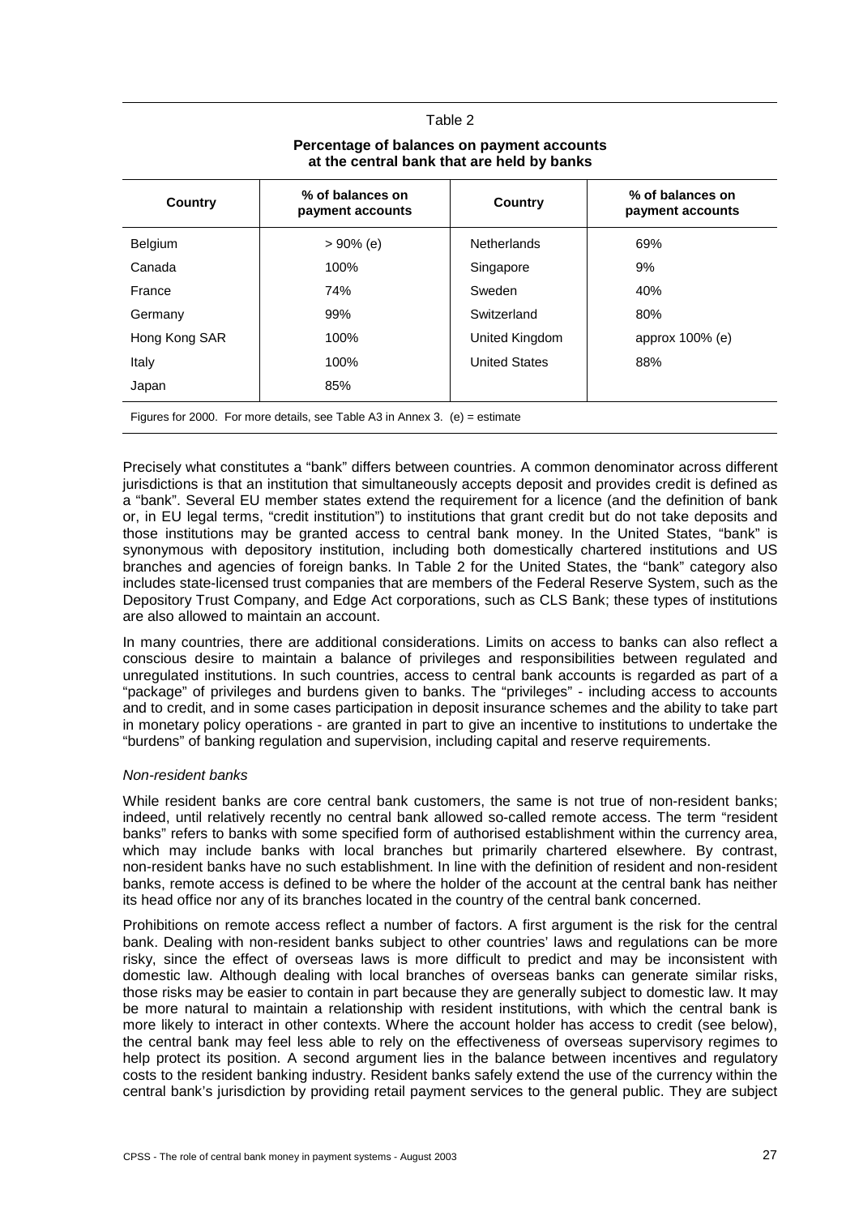Table 2

**Percentage of balances on payment accounts at the central bank that are held by banks**

| Country | % of balances on payment accounts | Country | % of balances on payment accounts |
|---|---|---|---|
| Belgium | > 90% (e) | Netherlands | 69% |
| Canada | 100% | Singapore | 9% |
| France | 74% | Sweden | 40% |
| Germany | 99% | Switzerland | 80% |
| Hong Kong SAR | 100% | United Kingdom | approx 100% (e) |
| Italy | 100% | United States | 88% |
| Japan | 85% | | |

Figures for 2000. For more details, see Table A3 in Annex 3. (e) = estimate

Precisely what constitutes a "bank" differs between countries. A common denominator across different jurisdictions is that an institution that simultaneously accepts deposit and provides credit is defined as a "bank". Several EU member states extend the requirement for a licence (and the definition of bank or, in EU legal terms, "credit institution") to institutions that grant credit but do not take deposits and those institutions may be granted access to central bank money. In the United States, "bank" is synonymous with depository institution, including both domestically chartered institutions and US branches and agencies of foreign banks. In Table 2 for the United States, the "bank" category also includes state-licensed trust companies that are members of the Federal Reserve System, such as the Depository Trust Company, and Edge Act corporations, such as CLS Bank; these types of institutions are also allowed to maintain an account.

In many countries, there are additional considerations. Limits on access to banks can also reflect a conscious desire to maintain a balance of privileges and responsibilities between regulated and unregulated institutions. In such countries, access to central bank accounts is regarded as part of a "package" of privileges and burdens given to banks. The "privileges" - including access to accounts and to credit, and in some cases participation in deposit insurance schemes and the ability to take part in monetary policy operations - are granted in part to give an incentive to institutions to undertake the "burdens" of banking regulation and supervision, including capital and reserve requirements.

*Non-resident banks*

While resident banks are core central bank customers, the same is not true of non-resident banks; indeed, until relatively recently no central bank allowed so-called remote access. The term "resident banks" refers to banks with some specified form of authorised establishment within the currency area, which may include banks with local branches but primarily chartered elsewhere. By contrast, non-resident banks have no such establishment. In line with the definition of resident and non-resident banks, remote access is defined to be where the holder of the account at the central bank has neither its head office nor any of its branches located in the country of the central bank concerned.

Prohibitions on remote access reflect a number of factors. A first argument is the risk for the central bank. Dealing with non-resident banks subject to other countries' laws and regulations can be more risky, since the effect of overseas laws is more difficult to predict and may be inconsistent with domestic law. Although dealing with local branches of overseas banks can generate similar risks, those risks may be easier to contain in part because they are generally subject to domestic law. It may be more natural to maintain a relationship with resident institutions, with which the central bank is more likely to interact in other contexts. Where the account holder has access to credit (see below), the central bank may feel less able to rely on the effectiveness of overseas supervisory regimes to help protect its position. A second argument lies in the balance between incentives and regulatory costs to the resident banking industry. Resident banks safely extend the use of the currency within the central bank's jurisdiction by providing retail payment services to the general public. They are subject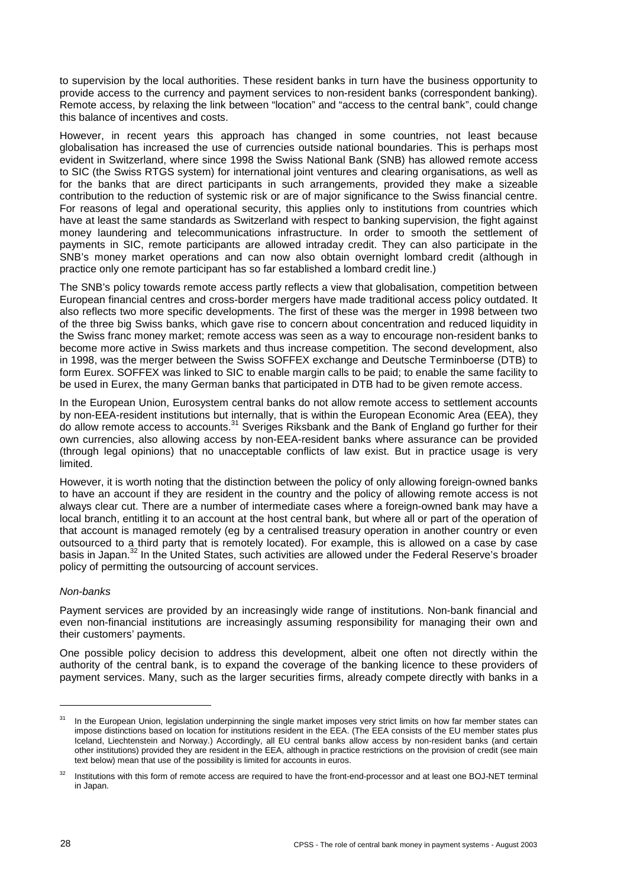to supervision by the local authorities. These resident banks in turn have the business opportunity to provide access to the currency and payment services to non-resident banks (correspondent banking). Remote access, by relaxing the link between "location" and "access to the central bank", could change this balance of incentives and costs.

However, in recent years this approach has changed in some countries, not least because globalisation has increased the use of currencies outside national boundaries. This is perhaps most evident in Switzerland, where since 1998 the Swiss National Bank (SNB) has allowed remote access to SIC (the Swiss RTGS system) for international joint ventures and clearing organisations, as well as for the banks that are direct participants in such arrangements, provided they make a sizeable contribution to the reduction of systemic risk or are of major significance to the Swiss financial centre. For reasons of legal and operational security, this applies only to institutions from countries which have at least the same standards as Switzerland with respect to banking supervision, the fight against money laundering and telecommunications infrastructure. In order to smooth the settlement of payments in SIC, remote participants are allowed intraday credit. They can also participate in the SNB's money market operations and can now also obtain overnight lombard credit (although in practice only one remote participant has so far established a lombard credit line.)

The SNB's policy towards remote access partly reflects a view that globalisation, competition between European financial centres and cross-border mergers have made traditional access policy outdated. It also reflects two more specific developments. The first of these was the merger in 1998 between two of the three big Swiss banks, which gave rise to concern about concentration and reduced liquidity in the Swiss franc money market; remote access was seen as a way to encourage non-resident banks to become more active in Swiss markets and thus increase competition. The second development, also in 1998, was the merger between the Swiss SOFFEX exchange and Deutsche Terminboerse (DTB) to form Eurex. SOFFEX was linked to SIC to enable margin calls to be paid; to enable the same facility to be used in Eurex, the many German banks that participated in DTB had to be given remote access.

In the European Union, Eurosystem central banks do not allow remote access to settlement accounts by non-EEA-resident institutions but internally, that is within the European Economic Area (EEA), they do allow remote access to accounts.[31] Sveriges Riksbank and the Bank of England go further for their own currencies, also allowing access by non-EEA-resident banks where assurance can be provided (through legal opinions) that no unacceptable conflicts of law exist. But in practice usage is very limited.

However, it is worth noting that the distinction between the policy of only allowing foreign-owned banks to have an account if they are resident in the country and the policy of allowing remote access is not always clear cut. There are a number of intermediate cases where a foreign-owned bank may have a local branch, entitling it to an account at the host central bank, but where all or part of the operation of that account is managed remotely (eg by a centralised treasury operation in another country or even outsourced to a third party that is remotely located). For example, this is allowed on a case by case basis in Japan.[32] In the United States, such activities are allowed under the Federal Reserve's broader policy of permitting the outsourcing of account services.

*Non-banks*

Payment services are provided by an increasingly wide range of institutions. Non-bank financial and even non-financial institutions are increasingly assuming responsibility for managing their own and their customers' payments.

One possible policy decision to address this development, albeit one often not directly within the authority of the central bank, is to expand the coverage of the banking licence to these providers of payment services. Many, such as the larger securities firms, already compete directly with banks in a

---

[31] In the European Union, legislation underpinning the single market imposes very strict limits on how far member states can impose distinctions based on location for institutions resident in the EEA. (The EEA consists of the EU member states plus Iceland, Liechtenstein and Norway.) Accordingly, all EU central banks allow access by non-resident banks (and certain other institutions) provided they are resident in the EEA, although in practice restrictions on the provision of credit (see main text below) mean that use of the possibility is limited for accounts in euros.

[32] Institutions with this form of remote access are required to have the front-end-processor and at least one BOJ-NET terminal in Japan.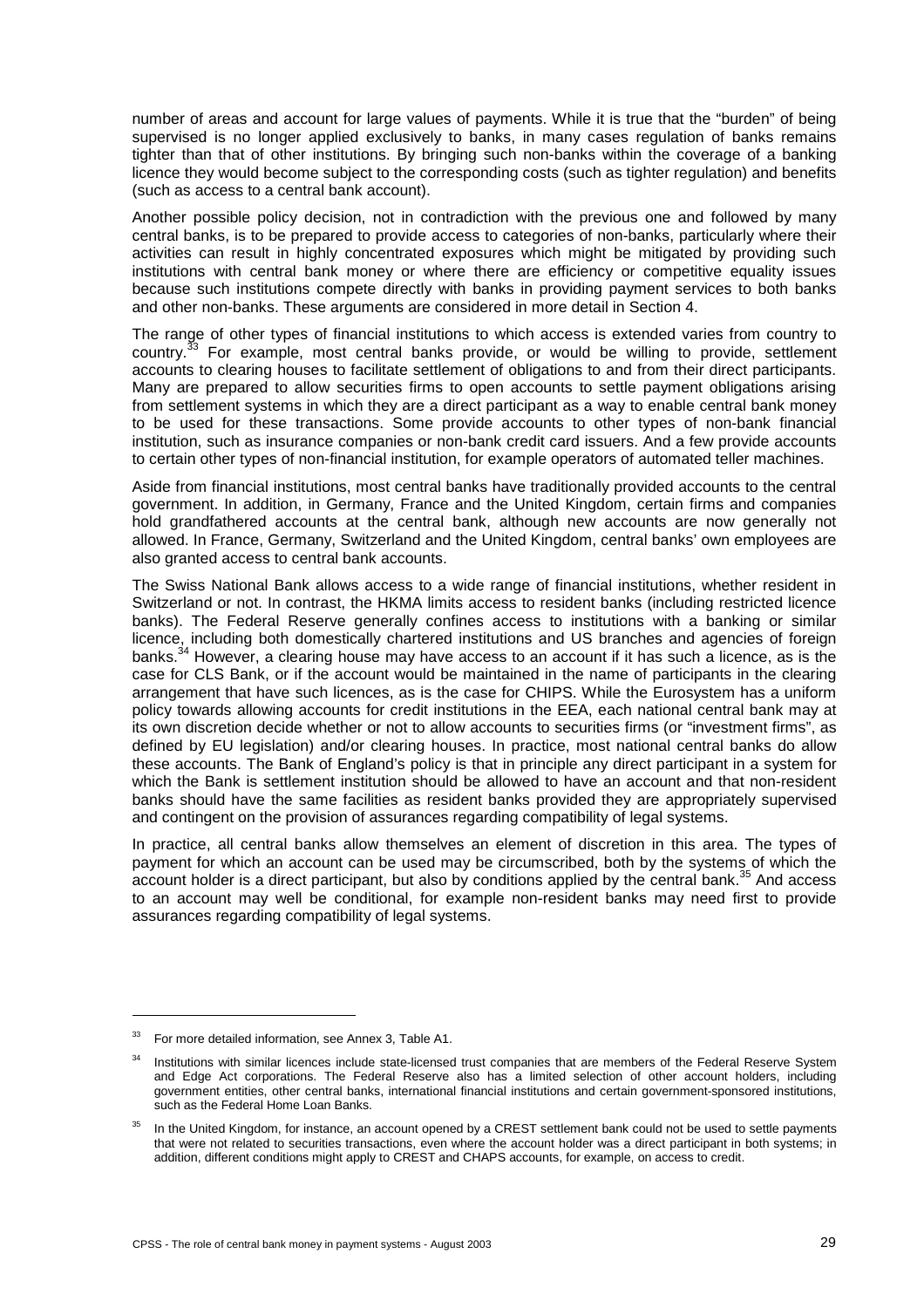number of areas and account for large values of payments. While it is true that the "burden" of being supervised is no longer applied exclusively to banks, in many cases regulation of banks remains tighter than that of other institutions. By bringing such non-banks within the coverage of a banking licence they would become subject to the corresponding costs (such as tighter regulation) and benefits (such as access to a central bank account).

Another possible policy decision, not in contradiction with the previous one and followed by many central banks, is to be prepared to provide access to categories of non-banks, particularly where their activities can result in highly concentrated exposures which might be mitigated by providing such institutions with central bank money or where there are efficiency or competitive equality issues because such institutions compete directly with banks in providing payment services to both banks and other non-banks. These arguments are considered in more detail in Section 4.

The range of other types of financial institutions to which access is extended varies from country to country.[33] For example, most central banks provide, or would be willing to provide, settlement accounts to clearing houses to facilitate settlement of obligations to and from their direct participants. Many are prepared to allow securities firms to open accounts to settle payment obligations arising from settlement systems in which they are a direct participant as a way to enable central bank money to be used for these transactions. Some provide accounts to other types of non-bank financial institution, such as insurance companies or non-bank credit card issuers. And a few provide accounts to certain other types of non-financial institution, for example operators of automated teller machines.

Aside from financial institutions, most central banks have traditionally provided accounts to the central government. In addition, in Germany, France and the United Kingdom, certain firms and companies hold grandfathered accounts at the central bank, although new accounts are now generally not allowed. In France, Germany, Switzerland and the United Kingdom, central banks' own employees are also granted access to central bank accounts.

The Swiss National Bank allows access to a wide range of financial institutions, whether resident in Switzerland or not. In contrast, the HKMA limits access to resident banks (including restricted licence banks). The Federal Reserve generally confines access to institutions with a banking or similar licence, including both domestically chartered institutions and US branches and agencies of foreign banks.[34] However, a clearing house may have access to an account if it has such a licence, as is the case for CLS Bank, or if the account would be maintained in the name of participants in the clearing arrangement that have such licences, as is the case for CHIPS. While the Eurosystem has a uniform policy towards allowing accounts for credit institutions in the EEA, each national central bank may at its own discretion decide whether or not to allow accounts to securities firms (or "investment firms", as defined by EU legislation) and/or clearing houses. In practice, most national central banks do allow these accounts. The Bank of England's policy is that in principle any direct participant in a system for which the Bank is settlement institution should be allowed to have an account and that non-resident banks should have the same facilities as resident banks provided they are appropriately supervised and contingent on the provision of assurances regarding compatibility of legal systems.

In practice, all central banks allow themselves an element of discretion in this area. The types of payment for which an account can be used may be circumscribed, both by the systems of which the account holder is a direct participant, but also by conditions applied by the central bank.[35] And access to an account may well be conditional, for example non-resident banks may need first to provide assurances regarding compatibility of legal systems.

[33] For more detailed information, see Annex 3, Table A1.

[34] Institutions with similar licences include state-licensed trust companies that are members of the Federal Reserve System and Edge Act corporations. The Federal Reserve also has a limited selection of other account holders, including government entities, other central banks, international financial institutions and certain government-sponsored institutions, such as the Federal Home Loan Banks.

[35] In the United Kingdom, for instance, an account opened by a CREST settlement bank could not be used to settle payments that were not related to securities transactions, even where the account holder was a direct participant in both systems; in addition, different conditions might apply to CREST and CHAPS accounts, for example, on access to credit.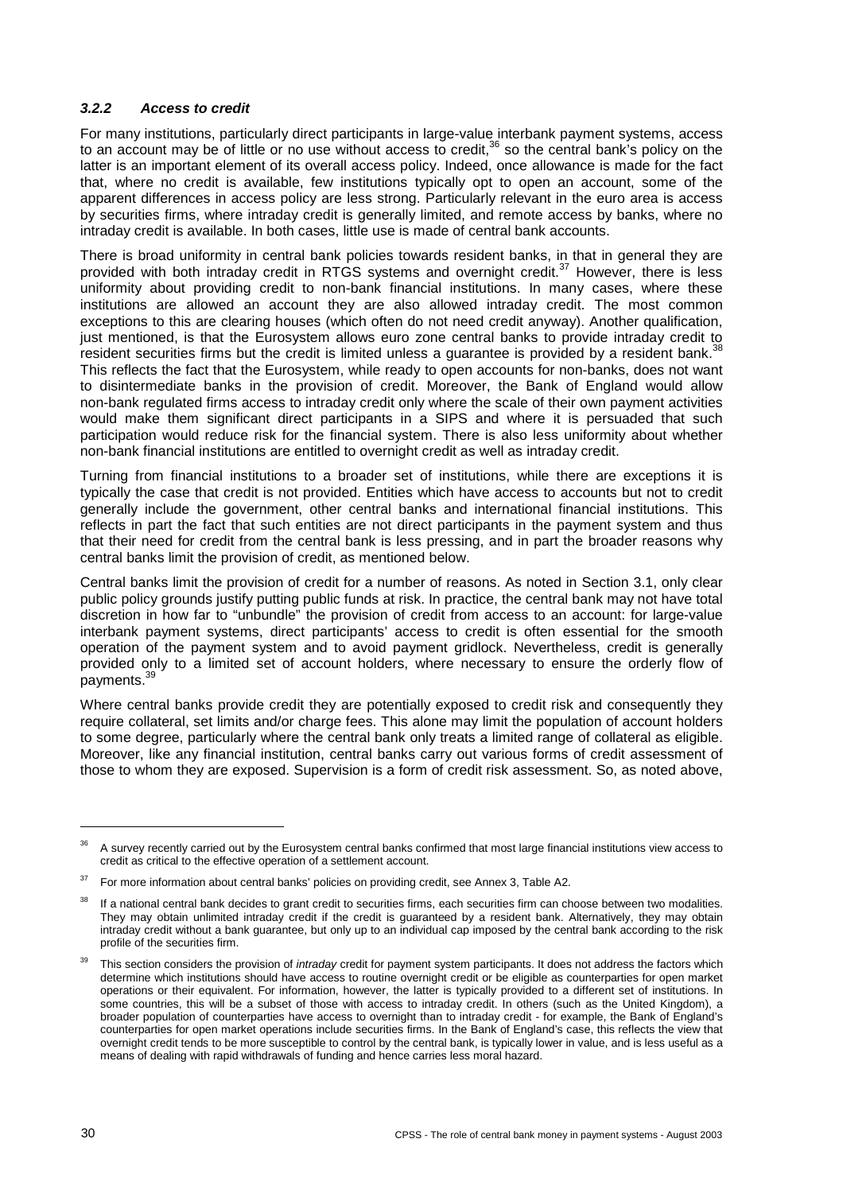### *3.2.2 Access to credit*

For many institutions, particularly direct participants in large-value interbank payment systems, access to an account may be of little or no use without access to credit,[36] so the central bank's policy on the latter is an important element of its overall access policy. Indeed, once allowance is made for the fact that, where no credit is available, few institutions typically opt to open an account, some of the apparent differences in access policy are less strong. Particularly relevant in the euro area is access by securities firms, where intraday credit is generally limited, and remote access by banks, where no intraday credit is available. In both cases, little use is made of central bank accounts.

There is broad uniformity in central bank policies towards resident banks, in that in general they are provided with both intraday credit in RTGS systems and overnight credit.[37] However, there is less uniformity about providing credit to non-bank financial institutions. In many cases, where these institutions are allowed an account they are also allowed intraday credit. The most common exceptions to this are clearing houses (which often do not need credit anyway). Another qualification, just mentioned, is that the Eurosystem allows euro zone central banks to provide intraday credit to resident securities firms but the credit is limited unless a guarantee is provided by a resident bank.[38] This reflects the fact that the Eurosystem, while ready to open accounts for non-banks, does not want to disintermediate banks in the provision of credit. Moreover, the Bank of England would allow non-bank regulated firms access to intraday credit only where the scale of their own payment activities would make them significant direct participants in a SIPS and where it is persuaded that such participation would reduce risk for the financial system. There is also less uniformity about whether non-bank financial institutions are entitled to overnight credit as well as intraday credit.

Turning from financial institutions to a broader set of institutions, while there are exceptions it is typically the case that credit is not provided. Entities which have access to accounts but not to credit generally include the government, other central banks and international financial institutions. This reflects in part the fact that such entities are not direct participants in the payment system and thus that their need for credit from the central bank is less pressing, and in part the broader reasons why central banks limit the provision of credit, as mentioned below.

Central banks limit the provision of credit for a number of reasons. As noted in Section 3.1, only clear public policy grounds justify putting public funds at risk. In practice, the central bank may not have total discretion in how far to "unbundle" the provision of credit from access to an account: for large-value interbank payment systems, direct participants' access to credit is often essential for the smooth operation of the payment system and to avoid payment gridlock. Nevertheless, credit is generally provided only to a limited set of account holders, where necessary to ensure the orderly flow of payments.[39]

Where central banks provide credit they are potentially exposed to credit risk and consequently they require collateral, set limits and/or charge fees. This alone may limit the population of account holders to some degree, particularly where the central bank only treats a limited range of collateral as eligible. Moreover, like any financial institution, central banks carry out various forms of credit assessment of those to whom they are exposed. Supervision is a form of credit risk assessment. So, as noted above,

---

[36] A survey recently carried out by the Eurosystem central banks confirmed that most large financial institutions view access to credit as critical to the effective operation of a settlement account.

[37] For more information about central banks' policies on providing credit, see Annex 3, Table A2.

[38] If a national central bank decides to grant credit to securities firms, each securities firm can choose between two modalities. They may obtain unlimited intraday credit if the credit is guaranteed by a resident bank. Alternatively, they may obtain intraday credit without a bank guarantee, but only up to an individual cap imposed by the central bank according to the risk profile of the securities firm.

[39] This section considers the provision of *intraday* credit for payment system participants. It does not address the factors which determine which institutions should have access to routine overnight credit or be eligible as counterparties for open market operations or their equivalent. For information, however, the latter is typically provided to a different set of institutions. In some countries, this will be a subset of those with access to intraday credit. In others (such as the United Kingdom), a broader population of counterparties have access to overnight than to intraday credit - for example, the Bank of England's counterparties for open market operations include securities firms. In the Bank of England's case, this reflects the view that overnight credit tends to be more susceptible to control by the central bank, is typically lower in value, and is less useful as a means of dealing with rapid withdrawals of funding and hence carries less moral hazard.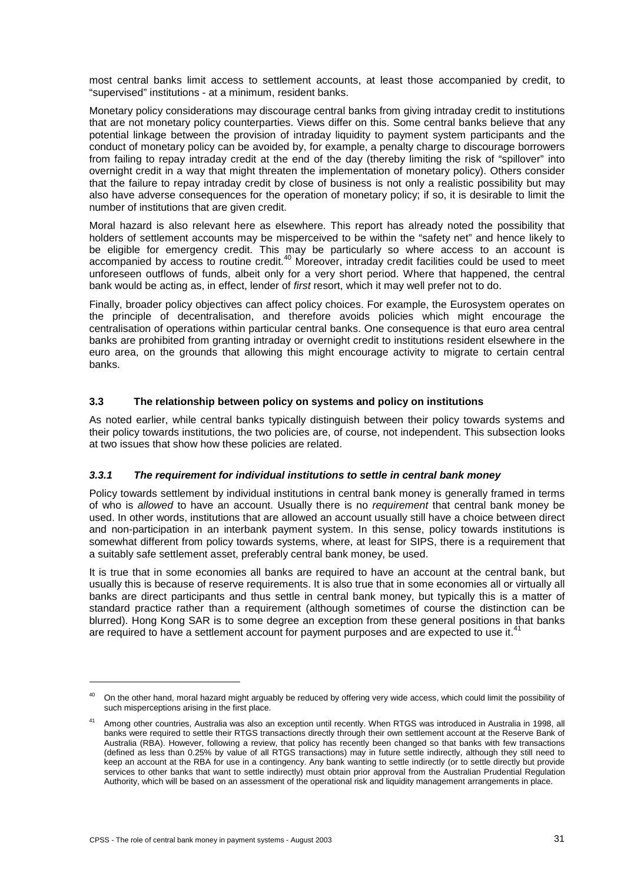most central banks limit access to settlement accounts, at least those accompanied by credit, to "supervised" institutions - at a minimum, resident banks.

Monetary policy considerations may discourage central banks from giving intraday credit to institutions that are not monetary policy counterparties. Views differ on this. Some central banks believe that any potential linkage between the provision of intraday liquidity to payment system participants and the conduct of monetary policy can be avoided by, for example, a penalty charge to discourage borrowers from failing to repay intraday credit at the end of the day (thereby limiting the risk of "spillover" into overnight credit in a way that might threaten the implementation of monetary policy). Others consider that the failure to repay intraday credit by close of business is not only a realistic possibility but may also have adverse consequences for the operation of monetary policy; if so, it is desirable to limit the number of institutions that are given credit.

Moral hazard is also relevant here as elsewhere. This report has already noted the possibility that holders of settlement accounts may be misperceived to be within the "safety net" and hence likely to be eligible for emergency credit. This may be particularly so where access to an account is accompanied by access to routine credit.[40] Moreover, intraday credit facilities could be used to meet unforeseen outflows of funds, albeit only for a very short period. Where that happened, the central bank would be acting as, in effect, lender of *first* resort, which it may well prefer not to do.

Finally, broader policy objectives can affect policy choices. For example, the Eurosystem operates on the principle of decentralisation, and therefore avoids policies which might encourage the centralisation of operations within particular central banks. One consequence is that euro area central banks are prohibited from granting intraday or overnight credit to institutions resident elsewhere in the euro area, on the grounds that allowing this might encourage activity to migrate to certain central banks.

### 3.3 The relationship between policy on systems and policy on institutions

As noted earlier, while central banks typically distinguish between their policy towards systems and their policy towards institutions, the two policies are, of course, not independent. This subsection looks at two issues that show how these policies are related.

#### *3.3.1 The requirement for individual institutions to settle in central bank money*

Policy towards settlement by individual institutions in central bank money is generally framed in terms of who is *allowed* to have an account. Usually there is no *requirement* that central bank money be used. In other words, institutions that are allowed an account usually still have a choice between direct and non-participation in an interbank payment system. In this sense, policy towards institutions is somewhat different from policy towards systems, where, at least for SIPS, there is a requirement that a suitably safe settlement asset, preferably central bank money, be used.

It is true that in some economies all banks are required to have an account at the central bank, but usually this is because of reserve requirements. It is also true that in some economies all or virtually all banks are direct participants and thus settle in central bank money, but typically this is a matter of standard practice rather than a requirement (although sometimes of course the distinction can be blurred). Hong Kong SAR is to some degree an exception from these general positions in that banks are required to have a settlement account for payment purposes and are expected to use it.[41]

---

[40] On the other hand, moral hazard might arguably be reduced by offering very wide access, which could limit the possibility of such misperceptions arising in the first place.

[41] Among other countries, Australia was also an exception until recently. When RTGS was introduced in Australia in 1998, all banks were required to settle their RTGS transactions directly through their own settlement account at the Reserve Bank of Australia (RBA). However, following a review, that policy has recently been changed so that banks with few transactions (defined as less than 0.25% by value of all RTGS transactions) may in future settle indirectly, although they still need to keep an account at the RBA for use in a contingency. Any bank wanting to settle indirectly (or to settle directly but provide services to other banks that want to settle indirectly) must obtain prior approval from the Australian Prudential Regulation Authority, which will be based on an assessment of the operational risk and liquidity management arrangements in place.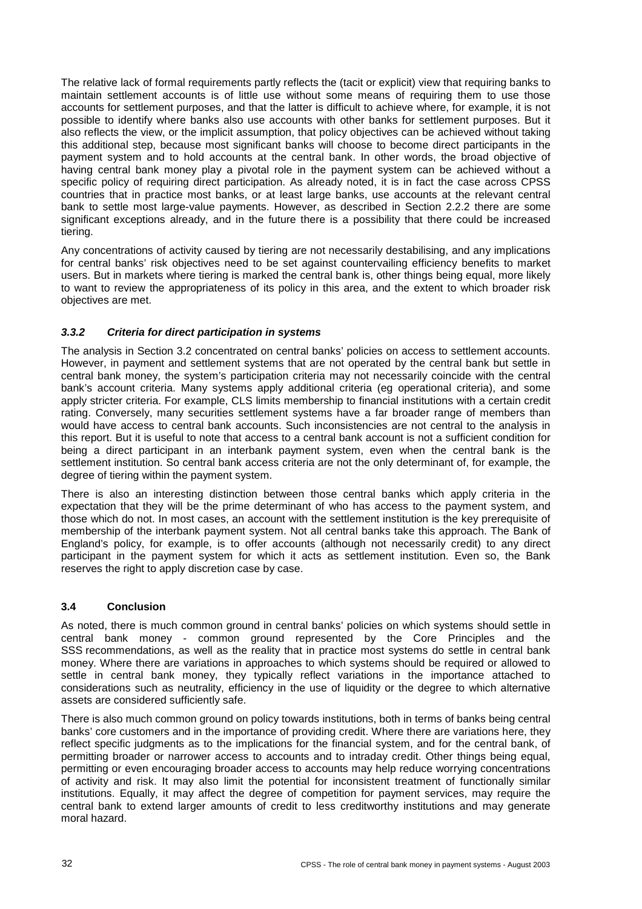The relative lack of formal requirements partly reflects the (tacit or explicit) view that requiring banks to maintain settlement accounts is of little use without some means of requiring them to use those accounts for settlement purposes, and that the latter is difficult to achieve where, for example, it is not possible to identify where banks also use accounts with other banks for settlement purposes. But it also reflects the view, or the implicit assumption, that policy objectives can be achieved without taking this additional step, because most significant banks will choose to become direct participants in the payment system and to hold accounts at the central bank. In other words, the broad objective of having central bank money play a pivotal role in the payment system can be achieved without a specific policy of requiring direct participation. As already noted, it is in fact the case across CPSS countries that in practice most banks, or at least large banks, use accounts at the relevant central bank to settle most large-value payments. However, as described in Section 2.2.2 there are some significant exceptions already, and in the future there is a possibility that there could be increased tiering.

Any concentrations of activity caused by tiering are not necessarily destabilising, and any implications for central banks' risk objectives need to be set against countervailing efficiency benefits to market users. But in markets where tiering is marked the central bank is, other things being equal, more likely to want to review the appropriateness of its policy in this area, and the extent to which broader risk objectives are met.

### *3.3.2 Criteria for direct participation in systems*

The analysis in Section 3.2 concentrated on central banks' policies on access to settlement accounts. However, in payment and settlement systems that are not operated by the central bank but settle in central bank money, the system's participation criteria may not necessarily coincide with the central bank's account criteria. Many systems apply additional criteria (eg operational criteria), and some apply stricter criteria. For example, CLS limits membership to financial institutions with a certain credit rating. Conversely, many securities settlement systems have a far broader range of members than would have access to central bank accounts. Such inconsistencies are not central to the analysis in this report. But it is useful to note that access to a central bank account is not a sufficient condition for being a direct participant in an interbank payment system, even when the central bank is the settlement institution. So central bank access criteria are not the only determinant of, for example, the degree of tiering within the payment system.

There is also an interesting distinction between those central banks which apply criteria in the expectation that they will be the prime determinant of who has access to the payment system, and those which do not. In most cases, an account with the settlement institution is the key prerequisite of membership of the interbank payment system. Not all central banks take this approach. The Bank of England's policy, for example, is to offer accounts (although not necessarily credit) to any direct participant in the payment system for which it acts as settlement institution. Even so, the Bank reserves the right to apply discretion case by case.

### 3.4 Conclusion

As noted, there is much common ground in central banks' policies on which systems should settle in central bank money - common ground represented by the Core Principles and the SSS recommendations, as well as the reality that in practice most systems do settle in central bank money. Where there are variations in approaches to which systems should be required or allowed to settle in central bank money, they typically reflect variations in the importance attached to considerations such as neutrality, efficiency in the use of liquidity or the degree to which alternative assets are considered sufficiently safe.

There is also much common ground on policy towards institutions, both in terms of banks being central banks' core customers and in the importance of providing credit. Where there are variations here, they reflect specific judgments as to the implications for the financial system, and for the central bank, of permitting broader or narrower access to accounts and to intraday credit. Other things being equal, permitting or even encouraging broader access to accounts may help reduce worrying concentrations of activity and risk. It may also limit the potential for inconsistent treatment of functionally similar institutions. Equally, it may affect the degree of competition for payment services, may require the central bank to extend larger amounts of credit to less creditworthy institutions and may generate moral hazard.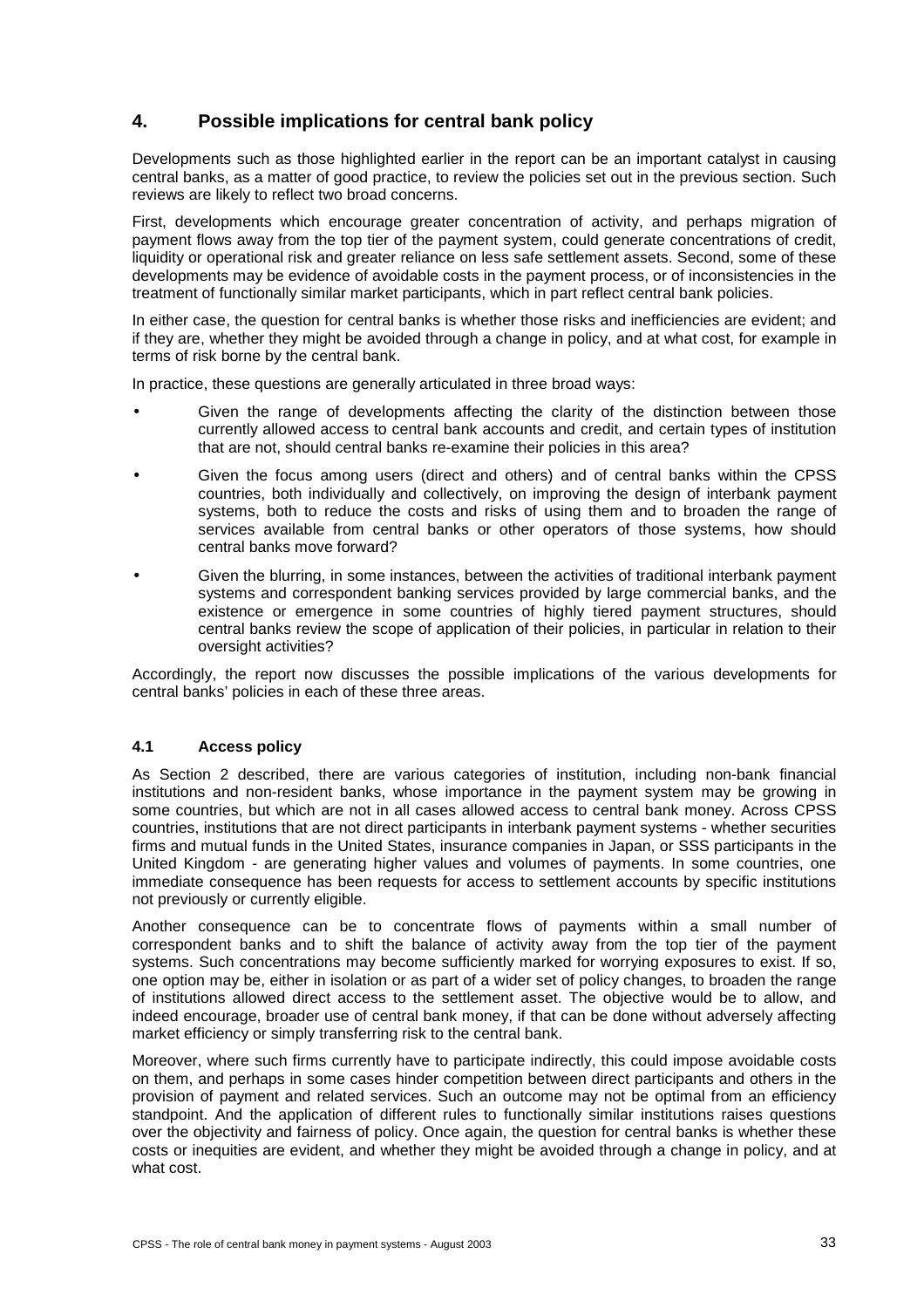## 4. Possible implications for central bank policy

Developments such as those highlighted earlier in the report can be an important catalyst in causing central banks, as a matter of good practice, to review the policies set out in the previous section. Such reviews are likely to reflect two broad concerns.

First, developments which encourage greater concentration of activity, and perhaps migration of payment flows away from the top tier of the payment system, could generate concentrations of credit, liquidity or operational risk and greater reliance on less safe settlement assets. Second, some of these developments may be evidence of avoidable costs in the payment process, or of inconsistencies in the treatment of functionally similar market participants, which in part reflect central bank policies.

In either case, the question for central banks is whether those risks and inefficiencies are evident; and if they are, whether they might be avoided through a change in policy, and at what cost, for example in terms of risk borne by the central bank.

In practice, these questions are generally articulated in three broad ways:

- Given the range of developments affecting the clarity of the distinction between those currently allowed access to central bank accounts and credit, and certain types of institution that are not, should central banks re-examine their policies in this area?
- Given the focus among users (direct and others) and of central banks within the CPSS countries, both individually and collectively, on improving the design of interbank payment systems, both to reduce the costs and risks of using them and to broaden the range of services available from central banks or other operators of those systems, how should central banks move forward?
- Given the blurring, in some instances, between the activities of traditional interbank payment systems and correspondent banking services provided by large commercial banks, and the existence or emergence in some countries of highly tiered payment structures, should central banks review the scope of application of their policies, in particular in relation to their oversight activities?

Accordingly, the report now discusses the possible implications of the various developments for central banks' policies in each of these three areas.

### 4.1 Access policy

As Section 2 described, there are various categories of institution, including non-bank financial institutions and non-resident banks, whose importance in the payment system may be growing in some countries, but which are not in all cases allowed access to central bank money. Across CPSS countries, institutions that are not direct participants in interbank payment systems - whether securities firms and mutual funds in the United States, insurance companies in Japan, or SSS participants in the United Kingdom - are generating higher values and volumes of payments. In some countries, one immediate consequence has been requests for access to settlement accounts by specific institutions not previously or currently eligible.

Another consequence can be to concentrate flows of payments within a small number of correspondent banks and to shift the balance of activity away from the top tier of the payment systems. Such concentrations may become sufficiently marked for worrying exposures to exist. If so, one option may be, either in isolation or as part of a wider set of policy changes, to broaden the range of institutions allowed direct access to the settlement asset. The objective would be to allow, and indeed encourage, broader use of central bank money, if that can be done without adversely affecting market efficiency or simply transferring risk to the central bank.

Moreover, where such firms currently have to participate indirectly, this could impose avoidable costs on them, and perhaps in some cases hinder competition between direct participants and others in the provision of payment and related services. Such an outcome may not be optimal from an efficiency standpoint. And the application of different rules to functionally similar institutions raises questions over the objectivity and fairness of policy. Once again, the question for central banks is whether these costs or inequities are evident, and whether they might be avoided through a change in policy, and at what cost.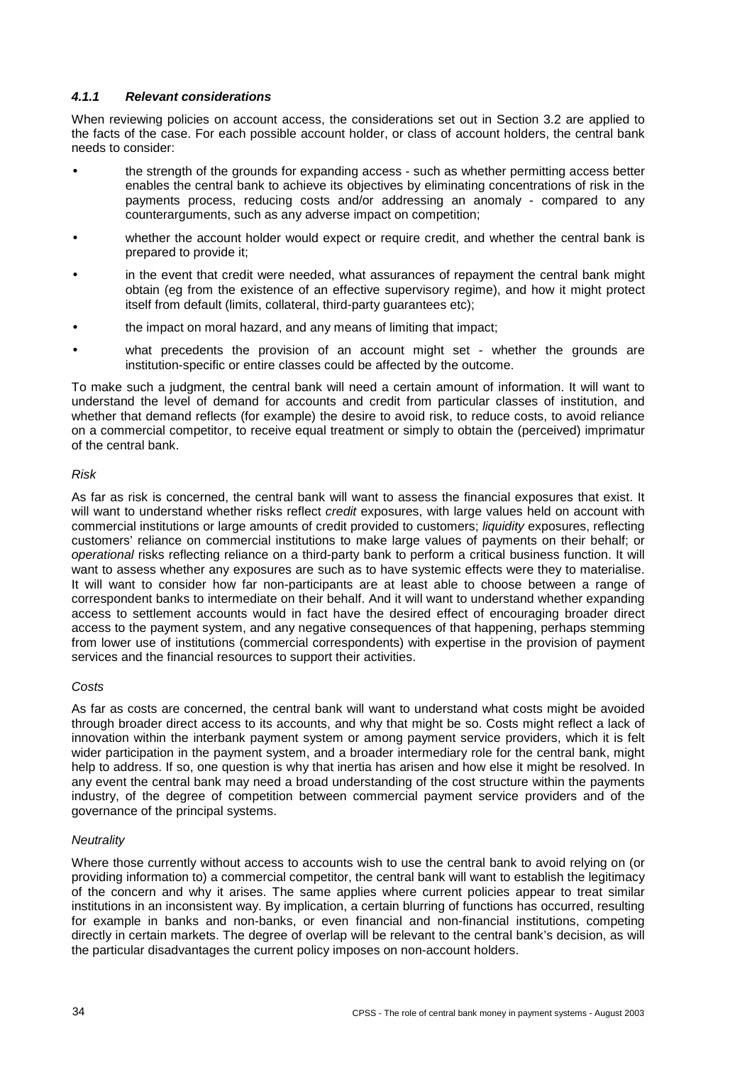### *4.1.1 Relevant considerations*

When reviewing policies on account access, the considerations set out in Section 3.2 are applied to the facts of the case. For each possible account holder, or class of account holders, the central bank needs to consider:

- the strength of the grounds for expanding access - such as whether permitting access better enables the central bank to achieve its objectives by eliminating concentrations of risk in the payments process, reducing costs and/or addressing an anomaly - compared to any counterarguments, such as any adverse impact on competition;
- whether the account holder would expect or require credit, and whether the central bank is prepared to provide it;
- in the event that credit were needed, what assurances of repayment the central bank might obtain (eg from the existence of an effective supervisory regime), and how it might protect itself from default (limits, collateral, third-party guarantees etc);
- the impact on moral hazard, and any means of limiting that impact;
- what precedents the provision of an account might set - whether the grounds are institution-specific or entire classes could be affected by the outcome.

To make such a judgment, the central bank will need a certain amount of information. It will want to understand the level of demand for accounts and credit from particular classes of institution, and whether that demand reflects (for example) the desire to avoid risk, to reduce costs, to avoid reliance on a commercial competitor, to receive equal treatment or simply to obtain the (perceived) imprimatur of the central bank.

*Risk*

As far as risk is concerned, the central bank will want to assess the financial exposures that exist. It will want to understand whether risks reflect *credit* exposures, with large values held on account with commercial institutions or large amounts of credit provided to customers; *liquidity* exposures, reflecting customers' reliance on commercial institutions to make large values of payments on their behalf; or *operational* risks reflecting reliance on a third-party bank to perform a critical business function. It will want to assess whether any exposures are such as to have systemic effects were they to materialise. It will want to consider how far non-participants are at least able to choose between a range of correspondent banks to intermediate on their behalf. And it will want to understand whether expanding access to settlement accounts would in fact have the desired effect of encouraging broader direct access to the payment system, and any negative consequences of that happening, perhaps stemming from lower use of institutions (commercial correspondents) with expertise in the provision of payment services and the financial resources to support their activities.

*Costs*

As far as costs are concerned, the central bank will want to understand what costs might be avoided through broader direct access to its accounts, and why that might be so. Costs might reflect a lack of innovation within the interbank payment system or among payment service providers, which it is felt wider participation in the payment system, and a broader intermediary role for the central bank, might help to address. If so, one question is why that inertia has arisen and how else it might be resolved. In any event the central bank may need a broad understanding of the cost structure within the payments industry, of the degree of competition between commercial payment service providers and of the governance of the principal systems.

*Neutrality*

Where those currently without access to accounts wish to use the central bank to avoid relying on (or providing information to) a commercial competitor, the central bank will want to establish the legitimacy of the concern and why it arises. The same applies where current policies appear to treat similar institutions in an inconsistent way. By implication, a certain blurring of functions has occurred, resulting for example in banks and non-banks, or even financial and non-financial institutions, competing directly in certain markets. The degree of overlap will be relevant to the central bank's decision, as will the particular disadvantages the current policy imposes on non-account holders.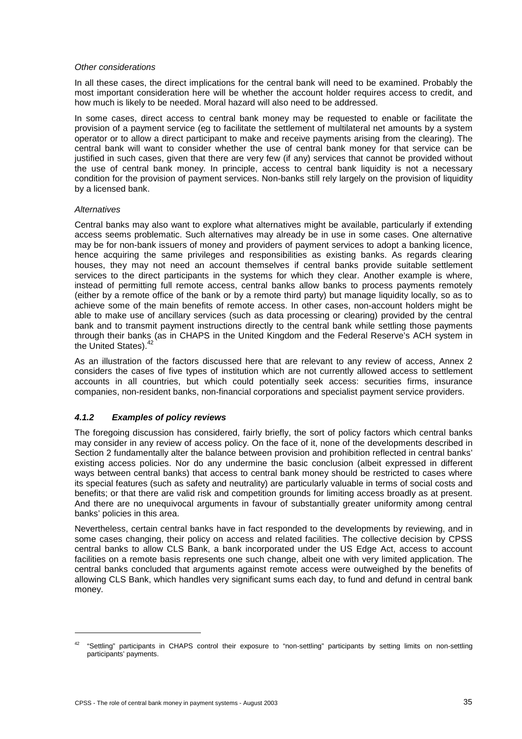*Other considerations*

In all these cases, the direct implications for the central bank will need to be examined. Probably the most important consideration here will be whether the account holder requires access to credit, and how much is likely to be needed. Moral hazard will also need to be addressed.

In some cases, direct access to central bank money may be requested to enable or facilitate the provision of a payment service (eg to facilitate the settlement of multilateral net amounts by a system operator or to allow a direct participant to make and receive payments arising from the clearing). The central bank will want to consider whether the use of central bank money for that service can be justified in such cases, given that there are very few (if any) services that cannot be provided without the use of central bank money. In principle, access to central bank liquidity is not a necessary condition for the provision of payment services. Non-banks still rely largely on the provision of liquidity by a licensed bank.

*Alternatives*

Central banks may also want to explore what alternatives might be available, particularly if extending access seems problematic. Such alternatives may already be in use in some cases. One alternative may be for non-bank issuers of money and providers of payment services to adopt a banking licence, hence acquiring the same privileges and responsibilities as existing banks. As regards clearing houses, they may not need an account themselves if central banks provide suitable settlement services to the direct participants in the systems for which they clear. Another example is where, instead of permitting full remote access, central banks allow banks to process payments remotely (either by a remote office of the bank or by a remote third party) but manage liquidity locally, so as to achieve some of the main benefits of remote access. In other cases, non-account holders might be able to make use of ancillary services (such as data processing or clearing) provided by the central bank and to transmit payment instructions directly to the central bank while settling those payments through their banks (as in CHAPS in the United Kingdom and the Federal Reserve's ACH system in the United States).[42]

As an illustration of the factors discussed here that are relevant to any review of access, Annex 2 considers the cases of five types of institution which are not currently allowed access to settlement accounts in all countries, but which could potentially seek access: securities firms, insurance companies, non-resident banks, non-financial corporations and specialist payment service providers.

### *4.1.2 Examples of policy reviews*

The foregoing discussion has considered, fairly briefly, the sort of policy factors which central banks may consider in any review of access policy. On the face of it, none of the developments described in Section 2 fundamentally alter the balance between provision and prohibition reflected in central banks' existing access policies. Nor do any undermine the basic conclusion (albeit expressed in different ways between central banks) that access to central bank money should be restricted to cases where its special features (such as safety and neutrality) are particularly valuable in terms of social costs and benefits; or that there are valid risk and competition grounds for limiting access broadly as at present. And there are no unequivocal arguments in favour of substantially greater uniformity among central banks' policies in this area.

Nevertheless, certain central banks have in fact responded to the developments by reviewing, and in some cases changing, their policy on access and related facilities. The collective decision by CPSS central banks to allow CLS Bank, a bank incorporated under the US Edge Act, access to account facilities on a remote basis represents one such change, albeit one with very limited application. The central banks concluded that arguments against remote access were outweighed by the benefits of allowing CLS Bank, which handles very significant sums each day, to fund and defund in central bank money.

---

[42] "Settling" participants in CHAPS control their exposure to "non-settling" participants by setting limits on non-settling participants' payments.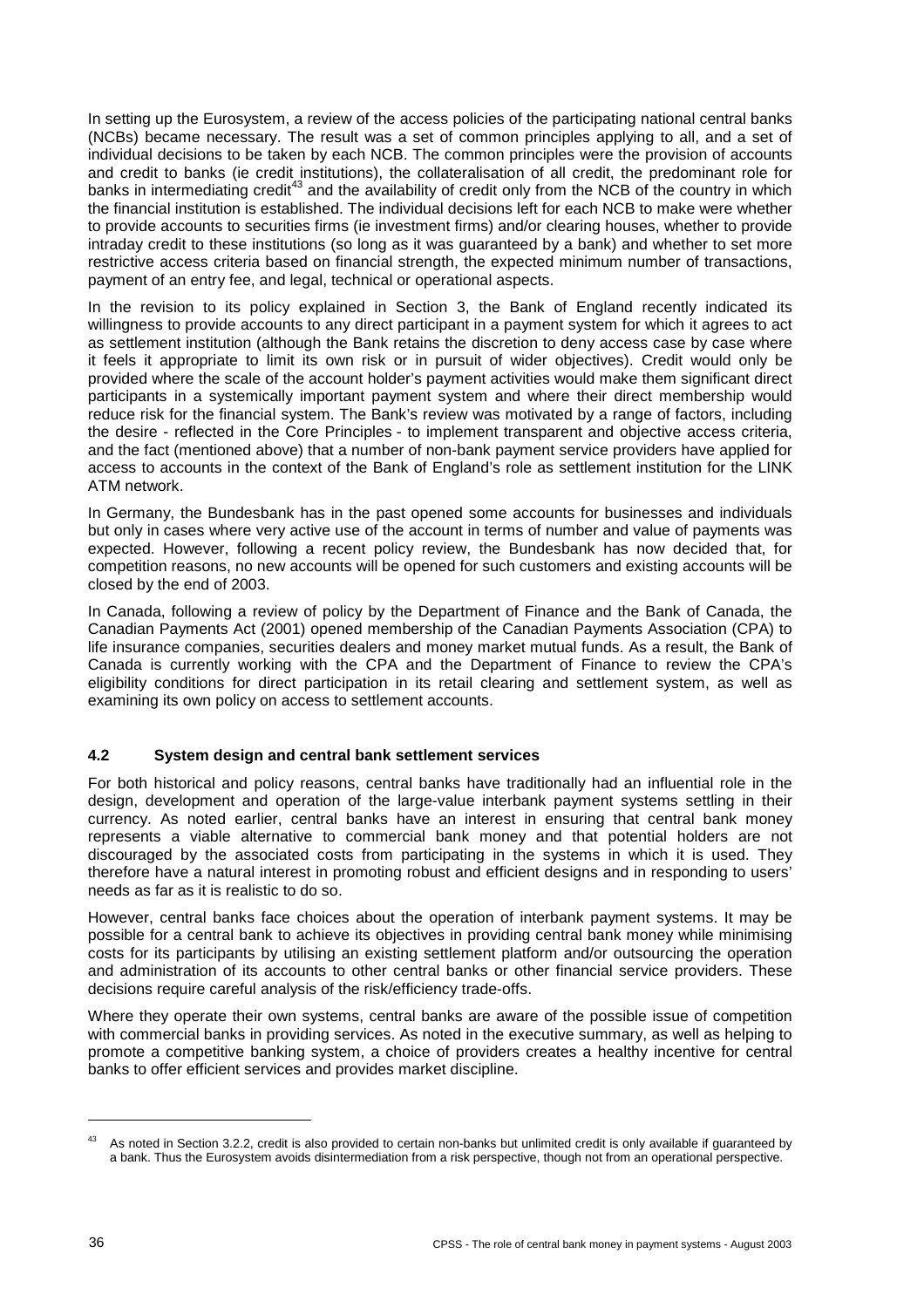In setting up the Eurosystem, a review of the access policies of the participating national central banks (NCBs) became necessary. The result was a set of common principles applying to all, and a set of individual decisions to be taken by each NCB. The common principles were the provision of accounts and credit to banks (ie credit institutions), the collateralisation of all credit, the predominant role for banks in intermediating credit[43] and the availability of credit only from the NCB of the country in which the financial institution is established. The individual decisions left for each NCB to make were whether to provide accounts to securities firms (ie investment firms) and/or clearing houses, whether to provide intraday credit to these institutions (so long as it was guaranteed by a bank) and whether to set more restrictive access criteria based on financial strength, the expected minimum number of transactions, payment of an entry fee, and legal, technical or operational aspects.

In the revision to its policy explained in Section 3, the Bank of England recently indicated its willingness to provide accounts to any direct participant in a payment system for which it agrees to act as settlement institution (although the Bank retains the discretion to deny access case by case where it feels it appropriate to limit its own risk or in pursuit of wider objectives). Credit would only be provided where the scale of the account holder's payment activities would make them significant direct participants in a systemically important payment system and where their direct membership would reduce risk for the financial system. The Bank's review was motivated by a range of factors, including the desire - reflected in the Core Principles - to implement transparent and objective access criteria, and the fact (mentioned above) that a number of non-bank payment service providers have applied for access to accounts in the context of the Bank of England's role as settlement institution for the LINK ATM network.

In Germany, the Bundesbank has in the past opened some accounts for businesses and individuals but only in cases where very active use of the account in terms of number and value of payments was expected. However, following a recent policy review, the Bundesbank has now decided that, for competition reasons, no new accounts will be opened for such customers and existing accounts will be closed by the end of 2003.

In Canada, following a review of policy by the Department of Finance and the Bank of Canada, the Canadian Payments Act (2001) opened membership of the Canadian Payments Association (CPA) to life insurance companies, securities dealers and money market mutual funds. As a result, the Bank of Canada is currently working with the CPA and the Department of Finance to review the CPA's eligibility conditions for direct participation in its retail clearing and settlement system, as well as examining its own policy on access to settlement accounts.

### 4.2 System design and central bank settlement services

For both historical and policy reasons, central banks have traditionally had an influential role in the design, development and operation of the large-value interbank payment systems settling in their currency. As noted earlier, central banks have an interest in ensuring that central bank money represents a viable alternative to commercial bank money and that potential holders are not discouraged by the associated costs from participating in the systems in which it is used. They therefore have a natural interest in promoting robust and efficient designs and in responding to users' needs as far as it is realistic to do so.

However, central banks face choices about the operation of interbank payment systems. It may be possible for a central bank to achieve its objectives in providing central bank money while minimising costs for its participants by utilising an existing settlement platform and/or outsourcing the operation and administration of its accounts to other central banks or other financial service providers. These decisions require careful analysis of the risk/efficiency trade-offs.

Where they operate their own systems, central banks are aware of the possible issue of competition with commercial banks in providing services. As noted in the executive summary, as well as helping to promote a competitive banking system, a choice of providers creates a healthy incentive for central banks to offer efficient services and provides market discipline.

[43] As noted in Section 3.2.2, credit is also provided to certain non-banks but unlimited credit is only available if guaranteed by a bank. Thus the Eurosystem avoids disintermediation from a risk perspective, though not from an operational perspective.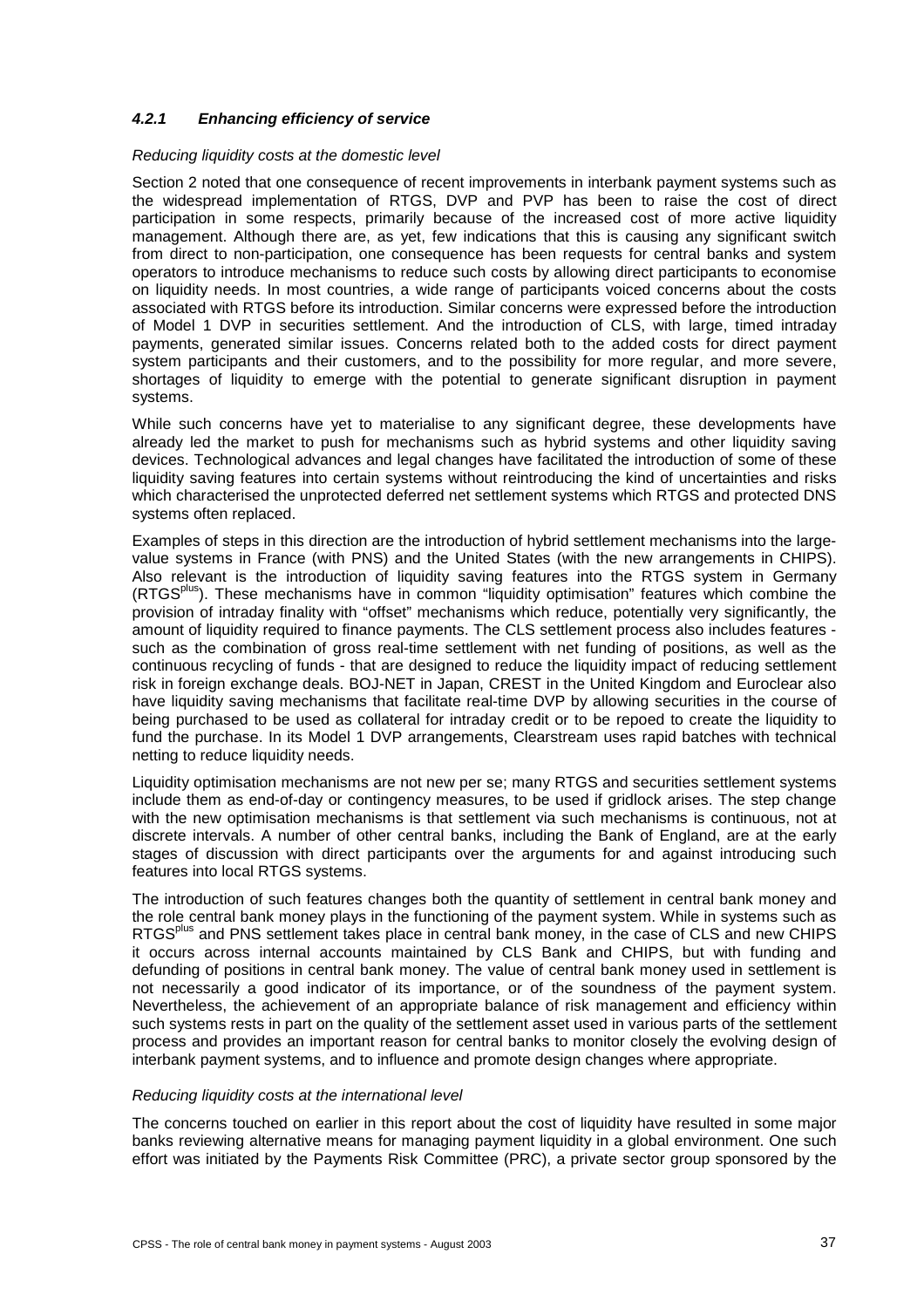#### *4.2.1 Enhancing efficiency of service*

*Reducing liquidity costs at the domestic level*

Section 2 noted that one consequence of recent improvements in interbank payment systems such as the widespread implementation of RTGS, DVP and PVP has been to raise the cost of direct participation in some respects, primarily because of the increased cost of more active liquidity management. Although there are, as yet, few indications that this is causing any significant switch from direct to non-participation, one consequence has been requests for central banks and system operators to introduce mechanisms to reduce such costs by allowing direct participants to economise on liquidity needs. In most countries, a wide range of participants voiced concerns about the costs associated with RTGS before its introduction. Similar concerns were expressed before the introduction of Model 1 DVP in securities settlement. And the introduction of CLS, with large, timed intraday payments, generated similar issues. Concerns related both to the added costs for direct payment system participants and their customers, and to the possibility for more regular, and more severe, shortages of liquidity to emerge with the potential to generate significant disruption in payment systems.

While such concerns have yet to materialise to any significant degree, these developments have already led the market to push for mechanisms such as hybrid systems and other liquidity saving devices. Technological advances and legal changes have facilitated the introduction of some of these liquidity saving features into certain systems without reintroducing the kind of uncertainties and risks which characterised the unprotected deferred net settlement systems which RTGS and protected DNS systems often replaced.

Examples of steps in this direction are the introduction of hybrid settlement mechanisms into the large-value systems in France (with PNS) and the United States (with the new arrangements in CHIPS). Also relevant is the introduction of liquidity saving features into the RTGS system in Germany (RTGS$^{plus}$). These mechanisms have in common "liquidity optimisation" features which combine the provision of intraday finality with "offset" mechanisms which reduce, potentially very significantly, the amount of liquidity required to finance payments. The CLS settlement process also includes features - such as the combination of gross real-time settlement with net funding of positions, as well as the continuous recycling of funds - that are designed to reduce the liquidity impact of reducing settlement risk in foreign exchange deals. BOJ-NET in Japan, CREST in the United Kingdom and Euroclear also have liquidity saving mechanisms that facilitate real-time DVP by allowing securities in the course of being purchased to be used as collateral for intraday credit or to be repoed to create the liquidity to fund the purchase. In its Model 1 DVP arrangements, Clearstream uses rapid batches with technical netting to reduce liquidity needs.

Liquidity optimisation mechanisms are not new per se; many RTGS and securities settlement systems include them as end-of-day or contingency measures, to be used if gridlock arises. The step change with the new optimisation mechanisms is that settlement via such mechanisms is continuous, not at discrete intervals. A number of other central banks, including the Bank of England, are at the early stages of discussion with direct participants over the arguments for and against introducing such features into local RTGS systems.

The introduction of such features changes both the quantity of settlement in central bank money and the role central bank money plays in the functioning of the payment system. While in systems such as RTGS$^{plus}$ and PNS settlement takes place in central bank money, in the case of CLS and new CHIPS it occurs across internal accounts maintained by CLS Bank and CHIPS, but with funding and defunding of positions in central bank money. The value of central bank money used in settlement is not necessarily a good indicator of its importance, or of the soundness of the payment system. Nevertheless, the achievement of an appropriate balance of risk management and efficiency within such systems rests in part on the quality of the settlement asset used in various parts of the settlement process and provides an important reason for central banks to monitor closely the evolving design of interbank payment systems, and to influence and promote design changes where appropriate.

*Reducing liquidity costs at the international level*

The concerns touched on earlier in this report about the cost of liquidity have resulted in some major banks reviewing alternative means for managing payment liquidity in a global environment. One such effort was initiated by the Payments Risk Committee (PRC), a private sector group sponsored by the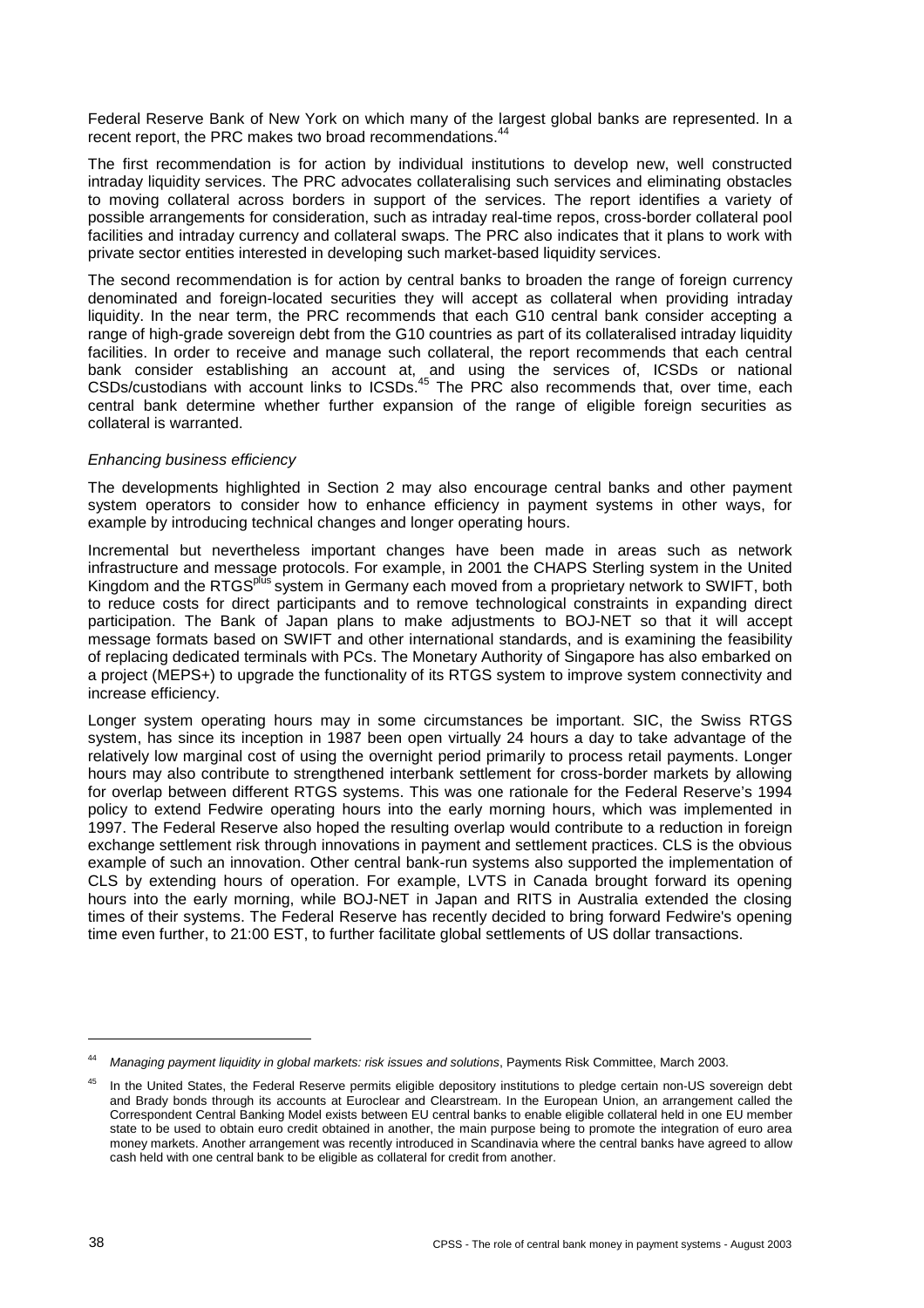Federal Reserve Bank of New York on which many of the largest global banks are represented. In a recent report, the PRC makes two broad recommendations.[44]

The first recommendation is for action by individual institutions to develop new, well constructed intraday liquidity services. The PRC advocates collateralising such services and eliminating obstacles to moving collateral across borders in support of the services. The report identifies a variety of possible arrangements for consideration, such as intraday real-time repos, cross-border collateral pool facilities and intraday currency and collateral swaps. The PRC also indicates that it plans to work with private sector entities interested in developing such market-based liquidity services.

The second recommendation is for action by central banks to broaden the range of foreign currency denominated and foreign-located securities they will accept as collateral when providing intraday liquidity. In the near term, the PRC recommends that each G10 central bank consider accepting a range of high-grade sovereign debt from the G10 countries as part of its collateralised intraday liquidity facilities. In order to receive and manage such collateral, the report recommends that each central bank consider establishing an account at, and using the services of, ICSDs or national CSDs/custodians with account links to ICSDs.[45] The PRC also recommends that, over time, each central bank determine whether further expansion of the range of eligible foreign securities as collateral is warranted.

*Enhancing business efficiency*

The developments highlighted in Section 2 may also encourage central banks and other payment system operators to consider how to enhance efficiency in payment systems in other ways, for example by introducing technical changes and longer operating hours.

Incremental but nevertheless important changes have been made in areas such as network infrastructure and message protocols. For example, in 2001 the CHAPS Sterling system in the United Kingdom and the RTGS[plus] system in Germany each moved from a proprietary network to SWIFT, both to reduce costs for direct participants and to remove technological constraints in expanding direct participation. The Bank of Japan plans to make adjustments to BOJ-NET so that it will accept message formats based on SWIFT and other international standards, and is examining the feasibility of replacing dedicated terminals with PCs. The Monetary Authority of Singapore has also embarked on a project (MEPS+) to upgrade the functionality of its RTGS system to improve system connectivity and increase efficiency.

Longer system operating hours may in some circumstances be important. SIC, the Swiss RTGS system, has since its inception in 1987 been open virtually 24 hours a day to take advantage of the relatively low marginal cost of using the overnight period primarily to process retail payments. Longer hours may also contribute to strengthened interbank settlement for cross-border markets by allowing for overlap between different RTGS systems. This was one rationale for the Federal Reserve's 1994 policy to extend Fedwire operating hours into the early morning hours, which was implemented in 1997. The Federal Reserve also hoped the resulting overlap would contribute to a reduction in foreign exchange settlement risk through innovations in payment and settlement practices. CLS is the obvious example of such an innovation. Other central bank-run systems also supported the implementation of CLS by extending hours of operation. For example, LVTS in Canada brought forward its opening hours into the early morning, while BOJ-NET in Japan and RITS in Australia extended the closing times of their systems. The Federal Reserve has recently decided to bring forward Fedwire's opening time even further, to 21:00 EST, to further facilitate global settlements of US dollar transactions.

---

[44] *Managing payment liquidity in global markets: risk issues and solutions*, Payments Risk Committee, March 2003.

[45] In the United States, the Federal Reserve permits eligible depository institutions to pledge certain non-US sovereign debt and Brady bonds through its accounts at Euroclear and Clearstream. In the European Union, an arrangement called the Correspondent Central Banking Model exists between EU central banks to enable eligible collateral held in one EU member state to be used to obtain euro credit obtained in another, the main purpose being to promote the integration of euro area money markets. Another arrangement was recently introduced in Scandinavia where the central banks have agreed to allow cash held with one central bank to be eligible as collateral for credit from another.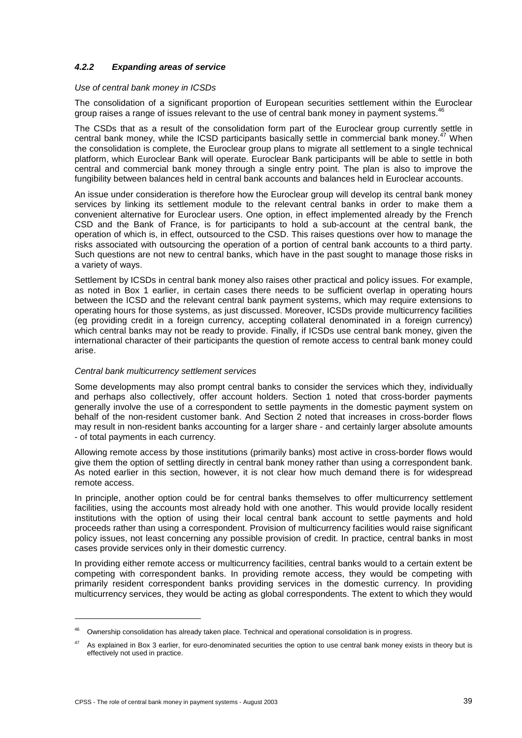### 4.2.2 *Expanding areas of service*

*Use of central bank money in ICSDs*

The consolidation of a significant proportion of European securities settlement within the Euroclear group raises a range of issues relevant to the use of central bank money in payment systems.[46]

The CSDs that as a result of the consolidation form part of the Euroclear group currently settle in central bank money, while the ICSD participants basically settle in commercial bank money.[47] When the consolidation is complete, the Euroclear group plans to migrate all settlement to a single technical platform, which Euroclear Bank will operate. Euroclear Bank participants will be able to settle in both central and commercial bank money through a single entry point. The plan is also to improve the fungibility between balances held in central bank accounts and balances held in Euroclear accounts.

An issue under consideration is therefore how the Euroclear group will develop its central bank money services by linking its settlement module to the relevant central banks in order to make them a convenient alternative for Euroclear users. One option, in effect implemented already by the French CSD and the Bank of France, is for participants to hold a sub-account at the central bank, the operation of which is, in effect, outsourced to the CSD. This raises questions over how to manage the risks associated with outsourcing the operation of a portion of central bank accounts to a third party. Such questions are not new to central banks, which have in the past sought to manage those risks in a variety of ways.

Settlement by ICSDs in central bank money also raises other practical and policy issues. For example, as noted in Box 1 earlier, in certain cases there needs to be sufficient overlap in operating hours between the ICSD and the relevant central bank payment systems, which may require extensions to operating hours for those systems, as just discussed. Moreover, ICSDs provide multicurrency facilities (eg providing credit in a foreign currency, accepting collateral denominated in a foreign currency) which central banks may not be ready to provide. Finally, if ICSDs use central bank money, given the international character of their participants the question of remote access to central bank money could arise.

*Central bank multicurrency settlement services*

Some developments may also prompt central banks to consider the services which they, individually and perhaps also collectively, offer account holders. Section 1 noted that cross-border payments generally involve the use of a correspondent to settle payments in the domestic payment system on behalf of the non-resident customer bank. And Section 2 noted that increases in cross-border flows may result in non-resident banks accounting for a larger share - and certainly larger absolute amounts - of total payments in each currency.

Allowing remote access by those institutions (primarily banks) most active in cross-border flows would give them the option of settling directly in central bank money rather than using a correspondent bank. As noted earlier in this section, however, it is not clear how much demand there is for widespread remote access.

In principle, another option could be for central banks themselves to offer multicurrency settlement facilities, using the accounts most already hold with one another. This would provide locally resident institutions with the option of using their local central bank account to settle payments and hold proceeds rather than using a correspondent. Provision of multicurrency facilities would raise significant policy issues, not least concerning any possible provision of credit. In practice, central banks in most cases provide services only in their domestic currency.

In providing either remote access or multicurrency facilities, central banks would to a certain extent be competing with correspondent banks. In providing remote access, they would be competing with primarily resident correspondent banks providing services in the domestic currency. In providing multicurrency services, they would be acting as global correspondents. The extent to which they would

---

[46] Ownership consolidation has already taken place. Technical and operational consolidation is in progress.

[47] As explained in Box 3 earlier, for euro-denominated securities the option to use central bank money exists in theory but is effectively not used in practice.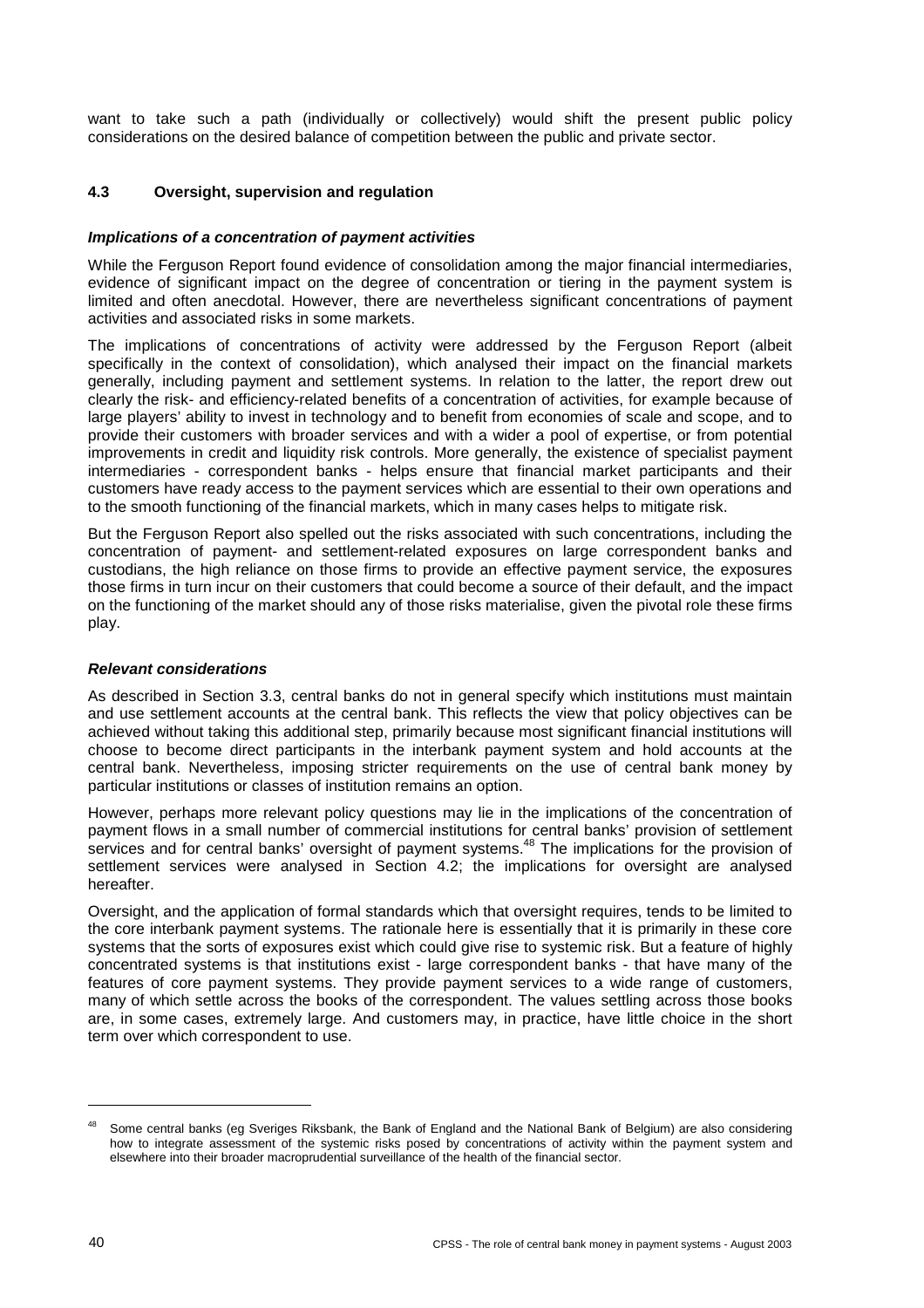want to take such a path (individually or collectively) would shift the present public policy considerations on the desired balance of competition between the public and private sector.

### 4.3 Oversight, supervision and regulation

***Implications of a concentration of payment activities***

While the Ferguson Report found evidence of consolidation among the major financial intermediaries, evidence of significant impact on the degree of concentration or tiering in the payment system is limited and often anecdotal. However, there are nevertheless significant concentrations of payment activities and associated risks in some markets.

The implications of concentrations of activity were addressed by the Ferguson Report (albeit specifically in the context of consolidation), which analysed their impact on the financial markets generally, including payment and settlement systems. In relation to the latter, the report drew out clearly the risk- and efficiency-related benefits of a concentration of activities, for example because of large players' ability to invest in technology and to benefit from economies of scale and scope, and to provide their customers with broader services and with a wider a pool of expertise, or from potential improvements in credit and liquidity risk controls. More generally, the existence of specialist payment intermediaries - correspondent banks - helps ensure that financial market participants and their customers have ready access to the payment services which are essential to their own operations and to the smooth functioning of the financial markets, which in many cases helps to mitigate risk.

But the Ferguson Report also spelled out the risks associated with such concentrations, including the concentration of payment- and settlement-related exposures on large correspondent banks and custodians, the high reliance on those firms to provide an effective payment service, the exposures those firms in turn incur on their customers that could become a source of their default, and the impact on the functioning of the market should any of those risks materialise, given the pivotal role these firms play.

***Relevant considerations***

As described in Section 3.3, central banks do not in general specify which institutions must maintain and use settlement accounts at the central bank. This reflects the view that policy objectives can be achieved without taking this additional step, primarily because most significant financial institutions will choose to become direct participants in the interbank payment system and hold accounts at the central bank. Nevertheless, imposing stricter requirements on the use of central bank money by particular institutions or classes of institution remains an option.

However, perhaps more relevant policy questions may lie in the implications of the concentration of payment flows in a small number of commercial institutions for central banks' provision of settlement services and for central banks' oversight of payment systems.[48] The implications for the provision of settlement services were analysed in Section 4.2; the implications for oversight are analysed hereafter.

Oversight, and the application of formal standards which that oversight requires, tends to be limited to the core interbank payment systems. The rationale here is essentially that it is primarily in these core systems that the sorts of exposures exist which could give rise to systemic risk. But a feature of highly concentrated systems is that institutions exist - large correspondent banks - that have many of the features of core payment systems. They provide payment services to a wide range of customers, many of which settle across the books of the correspondent. The values settling across those books are, in some cases, extremely large. And customers may, in practice, have little choice in the short term over which correspondent to use.

[48] Some central banks (eg Sveriges Riksbank, the Bank of England and the National Bank of Belgium) are also considering how to integrate assessment of the systemic risks posed by concentrations of activity within the payment system and elsewhere into their broader macroprudential surveillance of the health of the financial sector.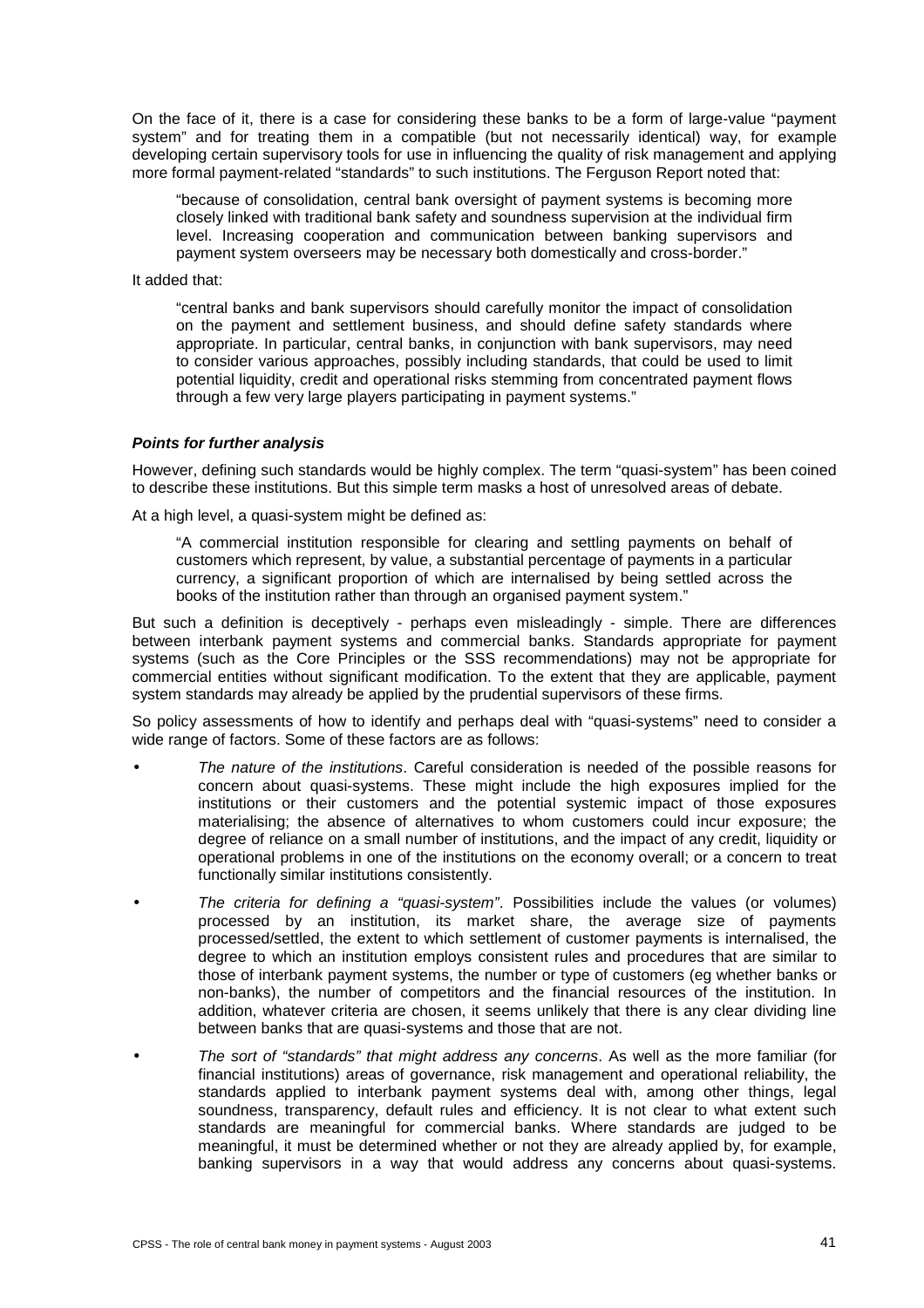On the face of it, there is a case for considering these banks to be a form of large-value "payment system" and for treating them in a compatible (but not necessarily identical) way, for example developing certain supervisory tools for use in influencing the quality of risk management and applying more formal payment-related "standards" to such institutions. The Ferguson Report noted that:

> "because of consolidation, central bank oversight of payment systems is becoming more closely linked with traditional bank safety and soundness supervision at the individual firm level. Increasing cooperation and communication between banking supervisors and payment system overseers may be necessary both domestically and cross-border."

It added that:

> "central banks and bank supervisors should carefully monitor the impact of consolidation on the payment and settlement business, and should define safety standards where appropriate. In particular, central banks, in conjunction with bank supervisors, may need to consider various approaches, possibly including standards, that could be used to limit potential liquidity, credit and operational risks stemming from concentrated payment flows through a few very large players participating in payment systems."

#### *Points for further analysis*

However, defining such standards would be highly complex. The term "quasi-system" has been coined to describe these institutions. But this simple term masks a host of unresolved areas of debate.

At a high level, a quasi-system might be defined as:

> "A commercial institution responsible for clearing and settling payments on behalf of customers which represent, by value, a substantial percentage of payments in a particular currency, a significant proportion of which are internalised by being settled across the books of the institution rather than through an organised payment system."

But such a definition is deceptively - perhaps even misleadingly - simple. There are differences between interbank payment systems and commercial banks. Standards appropriate for payment systems (such as the Core Principles or the SSS recommendations) may not be appropriate for commercial entities without significant modification. To the extent that they are applicable, payment system standards may already be applied by the prudential supervisors of these firms.

So policy assessments of how to identify and perhaps deal with "quasi-systems" need to consider a wide range of factors. Some of these factors are as follows:

- *The nature of the institutions*. Careful consideration is needed of the possible reasons for concern about quasi-systems. These might include the high exposures implied for the institutions or their customers and the potential systemic impact of those exposures materialising; the absence of alternatives to whom customers could incur exposure; the degree of reliance on a small number of institutions, and the impact of any credit, liquidity or operational problems in one of the institutions on the economy overall; or a concern to treat functionally similar institutions consistently.
- *The criteria for defining a "quasi-system"*. Possibilities include the values (or volumes) processed by an institution, its market share, the average size of payments processed/settled, the extent to which settlement of customer payments is internalised, the degree to which an institution employs consistent rules and procedures that are similar to those of interbank payment systems, the number or type of customers (eg whether banks or non-banks), the number of competitors and the financial resources of the institution. In addition, whatever criteria are chosen, it seems unlikely that there is any clear dividing line between banks that are quasi-systems and those that are not.
- *The sort of "standards" that might address any concerns*. As well as the more familiar (for financial institutions) areas of governance, risk management and operational reliability, the standards applied to interbank payment systems deal with, among other things, legal soundness, transparency, default rules and efficiency. It is not clear to what extent such standards are meaningful for commercial banks. Where standards are judged to be meaningful, it must be determined whether or not they are already applied by, for example, banking supervisors in a way that would address any concerns about quasi-systems.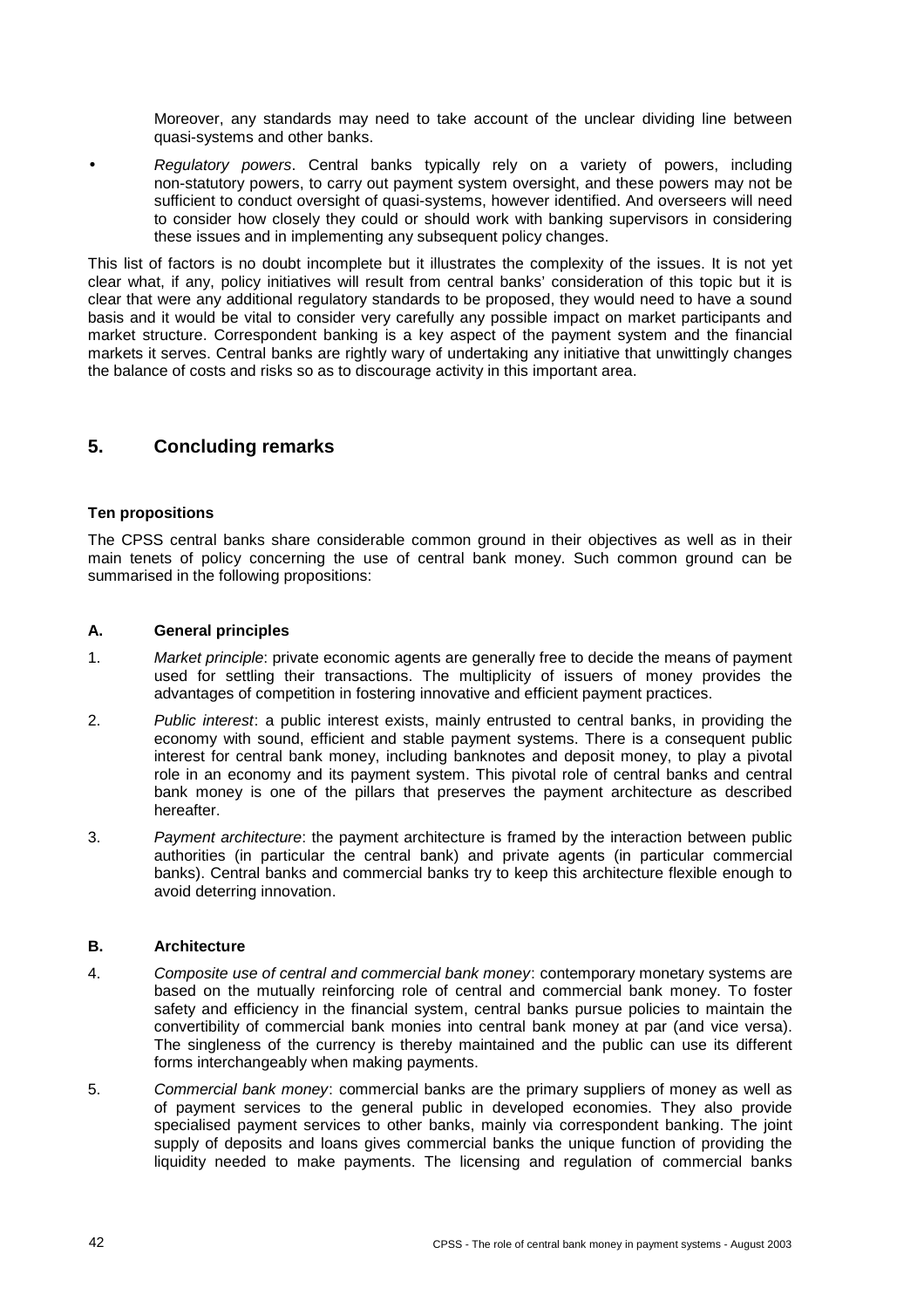Moreover, any standards may need to take account of the unclear dividing line between quasi-systems and other banks.

- *Regulatory powers*. Central banks typically rely on a variety of powers, including non-statutory powers, to carry out payment system oversight, and these powers may not be sufficient to conduct oversight of quasi-systems, however identified. And overseers will need to consider how closely they could or should work with banking supervisors in considering these issues and in implementing any subsequent policy changes.

This list of factors is no doubt incomplete but it illustrates the complexity of the issues. It is not yet clear what, if any, policy initiatives will result from central banks' consideration of this topic but it is clear that were any additional regulatory standards to be proposed, they would need to have a sound basis and it would be vital to consider very carefully any possible impact on market participants and market structure. Correspondent banking is a key aspect of the payment system and the financial markets it serves. Central banks are rightly wary of undertaking any initiative that unwittingly changes the balance of costs and risks so as to discourage activity in this important area.

## 5. Concluding remarks

### Ten propositions

The CPSS central banks share considerable common ground in their objectives as well as in their main tenets of policy concerning the use of central bank money. Such common ground can be summarised in the following propositions:

### A. General principles

1. *Market principle*: private economic agents are generally free to decide the means of payment used for settling their transactions. The multiplicity of issuers of money provides the advantages of competition in fostering innovative and efficient payment practices.

2. *Public interest*: a public interest exists, mainly entrusted to central banks, in providing the economy with sound, efficient and stable payment systems. There is a consequent public interest for central bank money, including banknotes and deposit money, to play a pivotal role in an economy and its payment system. This pivotal role of central banks and central bank money is one of the pillars that preserves the payment architecture as described hereafter.

3. *Payment architecture*: the payment architecture is framed by the interaction between public authorities (in particular the central bank) and private agents (in particular commercial banks). Central banks and commercial banks try to keep this architecture flexible enough to avoid deterring innovation.

### B. Architecture

4. *Composite use of central and commercial bank money*: contemporary monetary systems are based on the mutually reinforcing role of central and commercial bank money. To foster safety and efficiency in the financial system, central banks pursue policies to maintain the convertibility of commercial bank monies into central bank money at par (and vice versa). The singleness of the currency is thereby maintained and the public can use its different forms interchangeably when making payments.

5. *Commercial bank money*: commercial banks are the primary suppliers of money as well as of payment services to the general public in developed economies. They also provide specialised payment services to other banks, mainly via correspondent banking. The joint supply of deposits and loans gives commercial banks the unique function of providing the liquidity needed to make payments. The licensing and regulation of commercial banks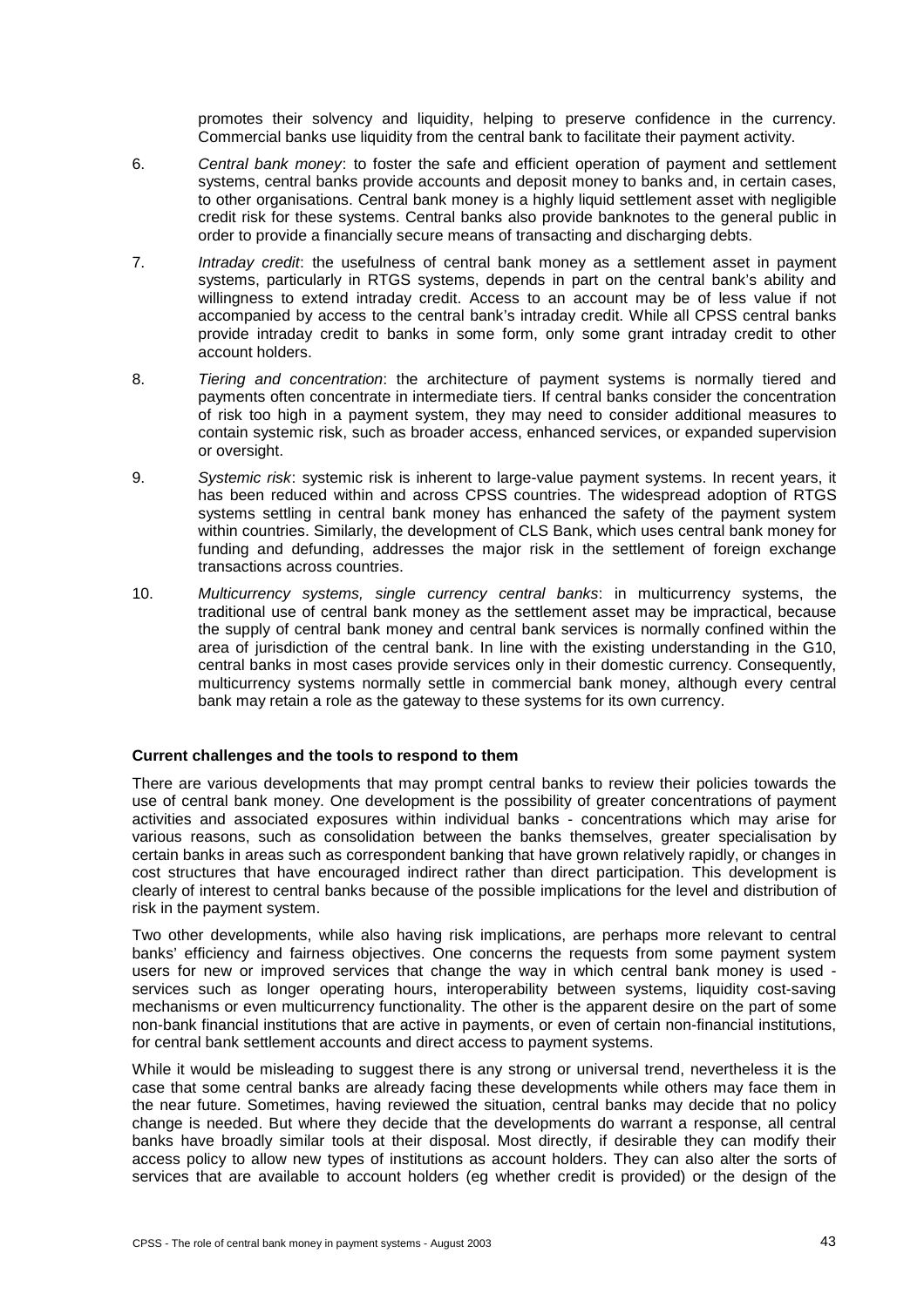promotes their solvency and liquidity, helping to preserve confidence in the currency. Commercial banks use liquidity from the central bank to facilitate their payment activity.

6. *Central bank money*: to foster the safe and efficient operation of payment and settlement systems, central banks provide accounts and deposit money to banks and, in certain cases, to other organisations. Central bank money is a highly liquid settlement asset with negligible credit risk for these systems. Central banks also provide banknotes to the general public in order to provide a financially secure means of transacting and discharging debts.

7. *Intraday credit*: the usefulness of central bank money as a settlement asset in payment systems, particularly in RTGS systems, depends in part on the central bank's ability and willingness to extend intraday credit. Access to an account may be of less value if not accompanied by access to the central bank's intraday credit. While all CPSS central banks provide intraday credit to banks in some form, only some grant intraday credit to other account holders.

8. *Tiering and concentration*: the architecture of payment systems is normally tiered and payments often concentrate in intermediate tiers. If central banks consider the concentration of risk too high in a payment system, they may need to consider additional measures to contain systemic risk, such as broader access, enhanced services, or expanded supervision or oversight.

9. *Systemic risk*: systemic risk is inherent to large-value payment systems. In recent years, it has been reduced within and across CPSS countries. The widespread adoption of RTGS systems settling in central bank money has enhanced the safety of the payment system within countries. Similarly, the development of CLS Bank, which uses central bank money for funding and defunding, addresses the major risk in the settlement of foreign exchange transactions across countries.

10. *Multicurrency systems, single currency central banks*: in multicurrency systems, the traditional use of central bank money as the settlement asset may be impractical, because the supply of central bank money and central bank services is normally confined within the area of jurisdiction of the central bank. In line with the existing understanding in the G10, central banks in most cases provide services only in their domestic currency. Consequently, multicurrency systems normally settle in commercial bank money, although every central bank may retain a role as the gateway to these systems for its own currency.

**Current challenges and the tools to respond to them**

There are various developments that may prompt central banks to review their policies towards the use of central bank money. One development is the possibility of greater concentrations of payment activities and associated exposures within individual banks - concentrations which may arise for various reasons, such as consolidation between the banks themselves, greater specialisation by certain banks in areas such as correspondent banking that have grown relatively rapidly, or changes in cost structures that have encouraged indirect rather than direct participation. This development is clearly of interest to central banks because of the possible implications for the level and distribution of risk in the payment system.

Two other developments, while also having risk implications, are perhaps more relevant to central banks' efficiency and fairness objectives. One concerns the requests from some payment system users for new or improved services that change the way in which central bank money is used - services such as longer operating hours, interoperability between systems, liquidity cost-saving mechanisms or even multicurrency functionality. The other is the apparent desire on the part of some non-bank financial institutions that are active in payments, or even of certain non-financial institutions, for central bank settlement accounts and direct access to payment systems.

While it would be misleading to suggest there is any strong or universal trend, nevertheless it is the case that some central banks are already facing these developments while others may face them in the near future. Sometimes, having reviewed the situation, central banks may decide that no policy change is needed. But where they decide that the developments do warrant a response, all central banks have broadly similar tools at their disposal. Most directly, if desirable they can modify their access policy to allow new types of institutions as account holders. They can also alter the sorts of services that are available to account holders (eg whether credit is provided) or the design of the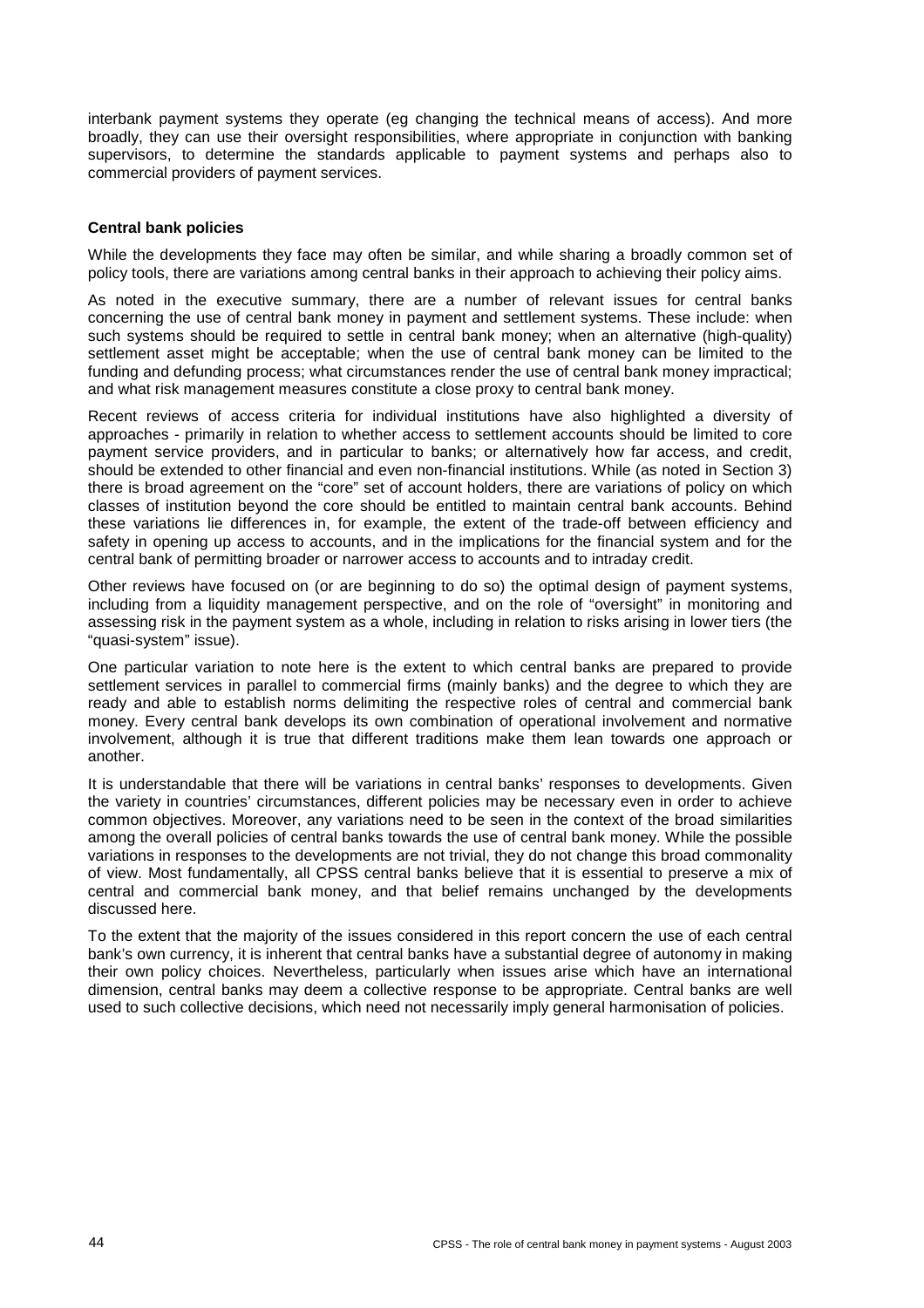interbank payment systems they operate (eg changing the technical means of access). And more broadly, they can use their oversight responsibilities, where appropriate in conjunction with banking supervisors, to determine the standards applicable to payment systems and perhaps also to commercial providers of payment services.

**Central bank policies**

While the developments they face may often be similar, and while sharing a broadly common set of policy tools, there are variations among central banks in their approach to achieving their policy aims.

As noted in the executive summary, there are a number of relevant issues for central banks concerning the use of central bank money in payment and settlement systems. These include: when such systems should be required to settle in central bank money; when an alternative (high-quality) settlement asset might be acceptable; when the use of central bank money can be limited to the funding and defunding process; what circumstances render the use of central bank money impractical; and what risk management measures constitute a close proxy to central bank money.

Recent reviews of access criteria for individual institutions have also highlighted a diversity of approaches - primarily in relation to whether access to settlement accounts should be limited to core payment service providers, and in particular to banks; or alternatively how far access, and credit, should be extended to other financial and even non-financial institutions. While (as noted in Section 3) there is broad agreement on the "core" set of account holders, there are variations of policy on which classes of institution beyond the core should be entitled to maintain central bank accounts. Behind these variations lie differences in, for example, the extent of the trade-off between efficiency and safety in opening up access to accounts, and in the implications for the financial system and for the central bank of permitting broader or narrower access to accounts and to intraday credit.

Other reviews have focused on (or are beginning to do so) the optimal design of payment systems, including from a liquidity management perspective, and on the role of "oversight" in monitoring and assessing risk in the payment system as a whole, including in relation to risks arising in lower tiers (the "quasi-system" issue).

One particular variation to note here is the extent to which central banks are prepared to provide settlement services in parallel to commercial firms (mainly banks) and the degree to which they are ready and able to establish norms delimiting the respective roles of central and commercial bank money. Every central bank develops its own combination of operational involvement and normative involvement, although it is true that different traditions make them lean towards one approach or another.

It is understandable that there will be variations in central banks' responses to developments. Given the variety in countries' circumstances, different policies may be necessary even in order to achieve common objectives. Moreover, any variations need to be seen in the context of the broad similarities among the overall policies of central banks towards the use of central bank money. While the possible variations in responses to the developments are not trivial, they do not change this broad commonality of view. Most fundamentally, all CPSS central banks believe that it is essential to preserve a mix of central and commercial bank money, and that belief remains unchanged by the developments discussed here.

To the extent that the majority of the issues considered in this report concern the use of each central bank's own currency, it is inherent that central banks have a substantial degree of autonomy in making their own policy choices. Nevertheless, particularly when issues arise which have an international dimension, central banks may deem a collective response to be appropriate. Central banks are well used to such collective decisions, which need not necessarily imply general harmonisation of policies.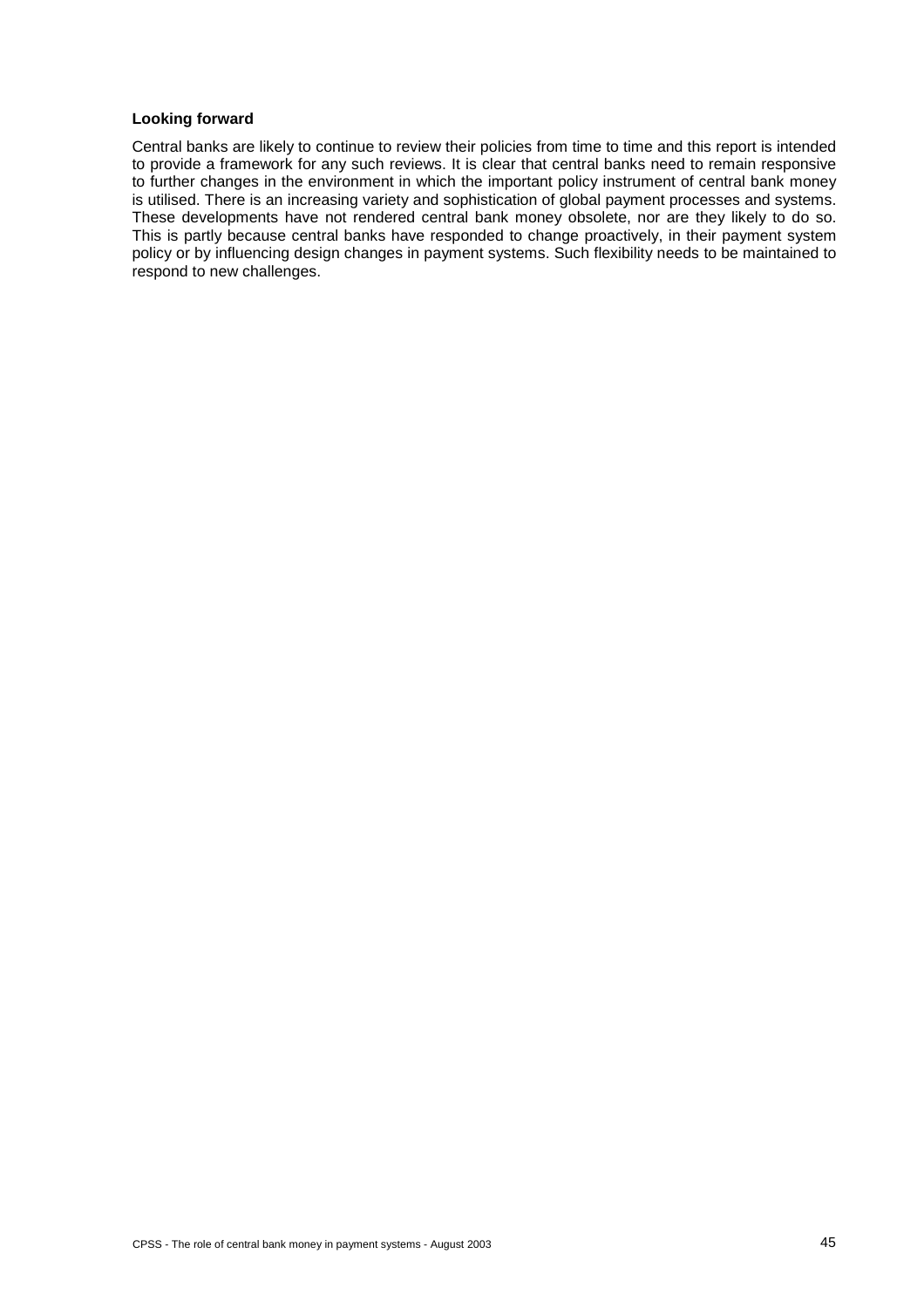**Looking forward**

Central banks are likely to continue to review their policies from time to time and this report is intended to provide a framework for any such reviews. It is clear that central banks need to remain responsive to further changes in the environment in which the important policy instrument of central bank money is utilised. There is an increasing variety and sophistication of global payment processes and systems. These developments have not rendered central bank money obsolete, nor are they likely to do so. This is partly because central banks have responded to change proactively, in their payment system policy or by influencing design changes in payment systems. Such flexibility needs to be maintained to respond to new challenges.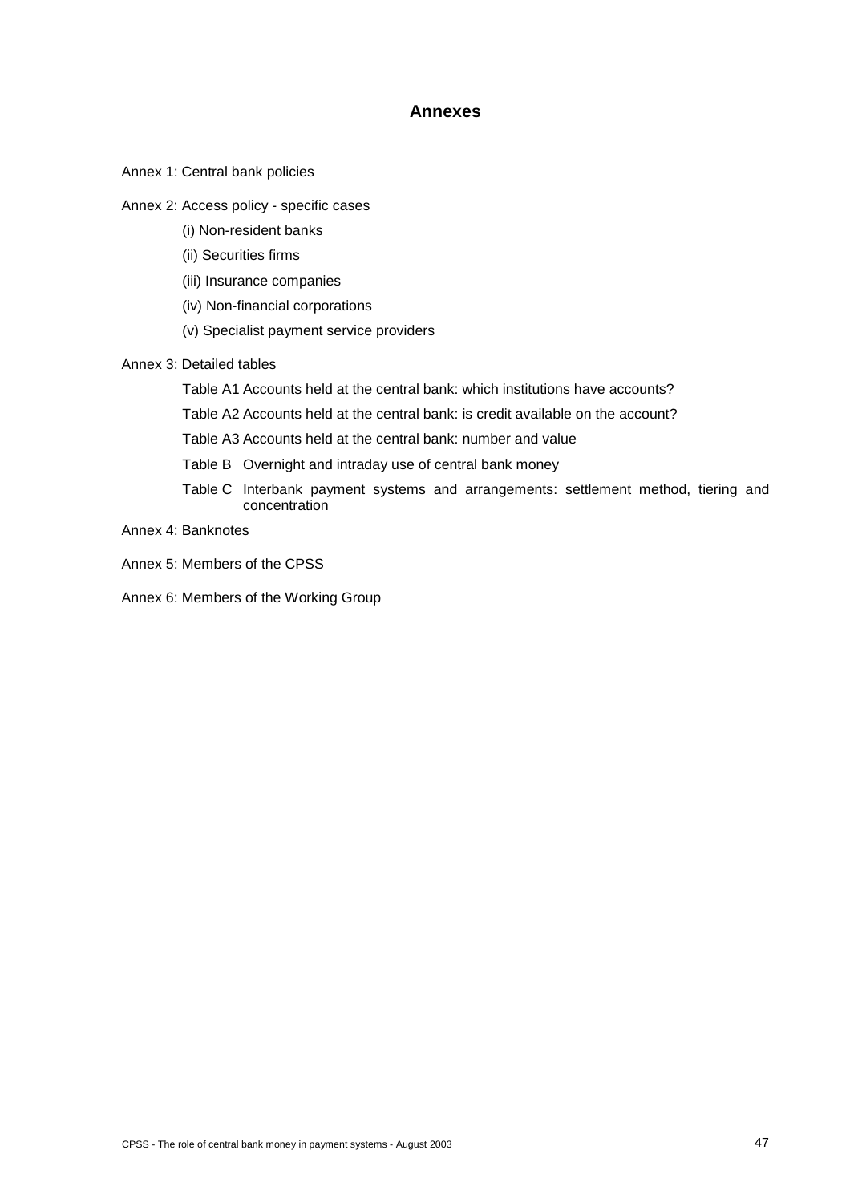# Annexes

Annex 1: Central bank policies

Annex 2: Access policy - specific cases

- (i) Non-resident banks
- (ii) Securities firms
- (iii) Insurance companies
- (iv) Non-financial corporations
- (v) Specialist payment service providers

Annex 3: Detailed tables

- Table A1 Accounts held at the central bank: which institutions have accounts?
- Table A2 Accounts held at the central bank: is credit available on the account?
- Table A3 Accounts held at the central bank: number and value
- Table B Overnight and intraday use of central bank money
- Table C Interbank payment systems and arrangements: settlement method, tiering and concentration

Annex 4: Banknotes

Annex 5: Members of the CPSS

Annex 6: Members of the Working Group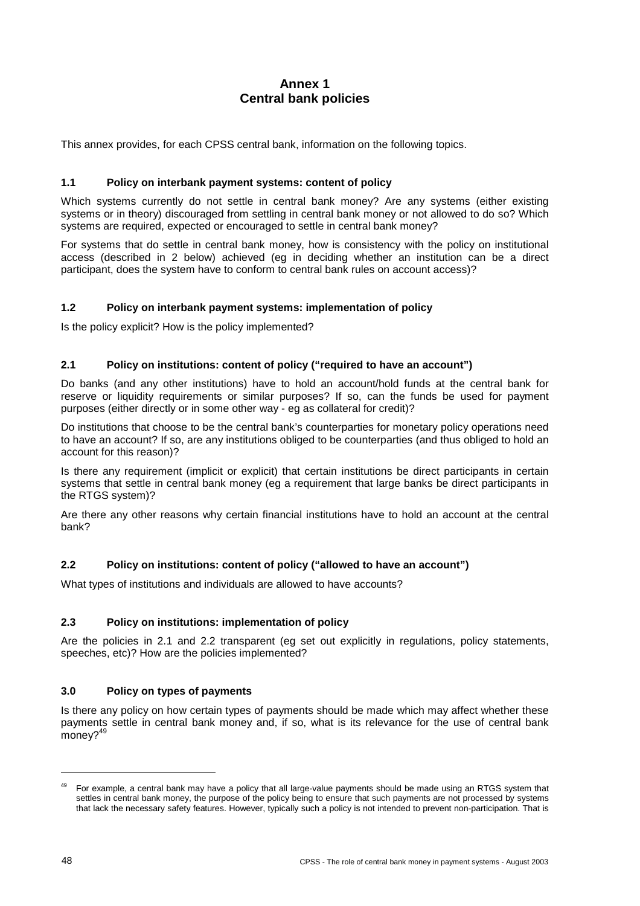# Annex 1
# Central bank policies

This annex provides, for each CPSS central bank, information on the following topics.

### 1.1 Policy on interbank payment systems: content of policy

Which systems currently do not settle in central bank money? Are any systems (either existing systems or in theory) discouraged from settling in central bank money or not allowed to do so? Which systems are required, expected or encouraged to settle in central bank money?

For systems that do settle in central bank money, how is consistency with the policy on institutional access (described in 2 below) achieved (eg in deciding whether an institution can be a direct participant, does the system have to conform to central bank rules on account access)?

### 1.2 Policy on interbank payment systems: implementation of policy

Is the policy explicit? How is the policy implemented?

### 2.1 Policy on institutions: content of policy ("required to have an account")

Do banks (and any other institutions) have to hold an account/hold funds at the central bank for reserve or liquidity requirements or similar purposes? If so, can the funds be used for payment purposes (either directly or in some other way - eg as collateral for credit)?

Do institutions that choose to be the central bank's counterparties for monetary policy operations need to have an account? If so, are any institutions obliged to be counterparties (and thus obliged to hold an account for this reason)?

Is there any requirement (implicit or explicit) that certain institutions be direct participants in certain systems that settle in central bank money (eg a requirement that large banks be direct participants in the RTGS system)?

Are there any other reasons why certain financial institutions have to hold an account at the central bank?

### 2.2 Policy on institutions: content of policy ("allowed to have an account")

What types of institutions and individuals are allowed to have accounts?

### 2.3 Policy on institutions: implementation of policy

Are the policies in 2.1 and 2.2 transparent (eg set out explicitly in regulations, policy statements, speeches, etc)? How are the policies implemented?

### 3.0 Policy on types of payments

Is there any policy on how certain types of payments should be made which may affect whether these payments settle in central bank money and, if so, what is its relevance for the use of central bank money?[49]

---

[49] For example, a central bank may have a policy that all large-value payments should be made using an RTGS system that settles in central bank money, the purpose of the policy being to ensure that such payments are not processed by systems that lack the necessary safety features. However, typically such a policy is not intended to prevent non-participation. That is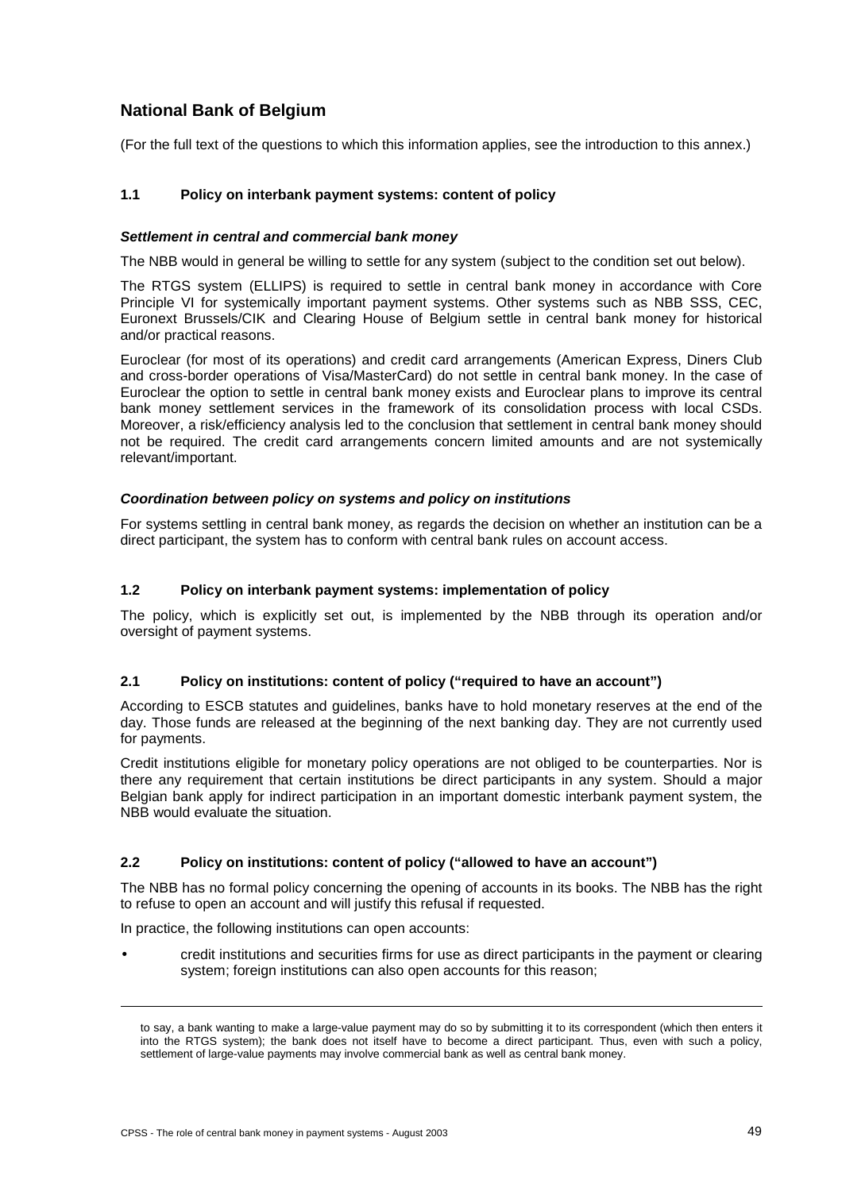## National Bank of Belgium

(For the full text of the questions to which this information applies, see the introduction to this annex.)

### 1.1 Policy on interbank payment systems: content of policy

***Settlement in central and commercial bank money***

The NBB would in general be willing to settle for any system (subject to the condition set out below).

The RTGS system (ELLIPS) is required to settle in central bank money in accordance with Core Principle VI for systemically important payment systems. Other systems such as NBB SSS, CEC, Euronext Brussels/CIK and Clearing House of Belgium settle in central bank money for historical and/or practical reasons.

Euroclear (for most of its operations) and credit card arrangements (American Express, Diners Club and cross-border operations of Visa/MasterCard) do not settle in central bank money. In the case of Euroclear the option to settle in central bank money exists and Euroclear plans to improve its central bank money settlement services in the framework of its consolidation process with local CSDs. Moreover, a risk/efficiency analysis led to the conclusion that settlement in central bank money should not be required. The credit card arrangements concern limited amounts and are not systemically relevant/important.

***Coordination between policy on systems and policy on institutions***

For systems settling in central bank money, as regards the decision on whether an institution can be a direct participant, the system has to conform with central bank rules on account access.

### 1.2 Policy on interbank payment systems: implementation of policy

The policy, which is explicitly set out, is implemented by the NBB through its operation and/or oversight of payment systems.

### 2.1 Policy on institutions: content of policy ("required to have an account")

According to ESCB statutes and guidelines, banks have to hold monetary reserves at the end of the day. Those funds are released at the beginning of the next banking day. They are not currently used for payments.

Credit institutions eligible for monetary policy operations are not obliged to be counterparties. Nor is there any requirement that certain institutions be direct participants in any system. Should a major Belgian bank apply for indirect participation in an important domestic interbank payment system, the NBB would evaluate the situation.

### 2.2 Policy on institutions: content of policy ("allowed to have an account")

The NBB has no formal policy concerning the opening of accounts in its books. The NBB has the right to refuse to open an account and will justify this refusal if requested.

In practice, the following institutions can open accounts:

- credit institutions and securities firms for use as direct participants in the payment or clearing system; foreign institutions can also open accounts for this reason;

---

to say, a bank wanting to make a large-value payment may do so by submitting it to its correspondent (which then enters it into the RTGS system); the bank does not itself have to become a direct participant. Thus, even with such a policy, settlement of large-value payments may involve commercial bank as well as central bank money.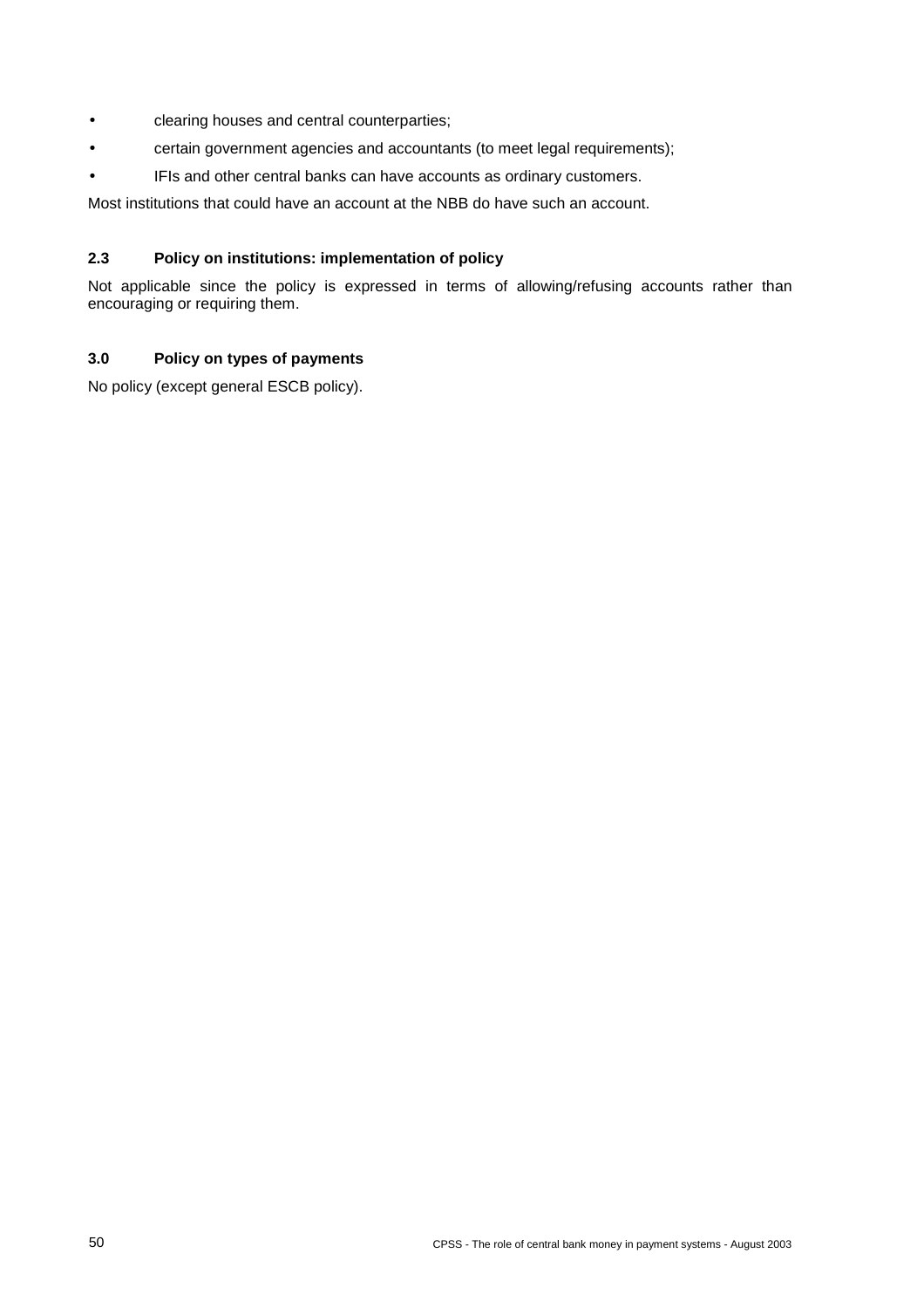- clearing houses and central counterparties;
- certain government agencies and accountants (to meet legal requirements);
- IFIs and other central banks can have accounts as ordinary customers.

Most institutions that could have an account at the NBB do have such an account.

### 2.3 Policy on institutions: implementation of policy

Not applicable since the policy is expressed in terms of allowing/refusing accounts rather than encouraging or requiring them.

### 3.0 Policy on types of payments

No policy (except general ESCB policy).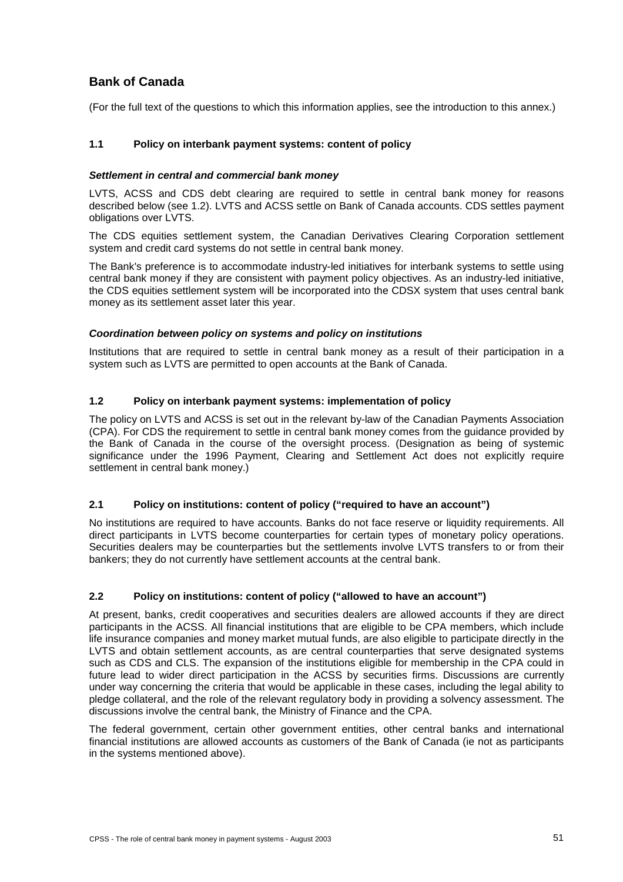## Bank of Canada

(For the full text of the questions to which this information applies, see the introduction to this annex.)

### 1.1 Policy on interbank payment systems: content of policy

#### *Settlement in central and commercial bank money*

LVTS, ACSS and CDS debt clearing are required to settle in central bank money for reasons described below (see 1.2). LVTS and ACSS settle on Bank of Canada accounts. CDS settles payment obligations over LVTS.

The CDS equities settlement system, the Canadian Derivatives Clearing Corporation settlement system and credit card systems do not settle in central bank money.

The Bank's preference is to accommodate industry-led initiatives for interbank systems to settle using central bank money if they are consistent with payment policy objectives. As an industry-led initiative, the CDS equities settlement system will be incorporated into the CDSX system that uses central bank money as its settlement asset later this year.

#### *Coordination between policy on systems and policy on institutions*

Institutions that are required to settle in central bank money as a result of their participation in a system such as LVTS are permitted to open accounts at the Bank of Canada.

### 1.2 Policy on interbank payment systems: implementation of policy

The policy on LVTS and ACSS is set out in the relevant by-law of the Canadian Payments Association (CPA). For CDS the requirement to settle in central bank money comes from the guidance provided by the Bank of Canada in the course of the oversight process. (Designation as being of systemic significance under the 1996 Payment, Clearing and Settlement Act does not explicitly require settlement in central bank money.)

### 2.1 Policy on institutions: content of policy ("required to have an account")

No institutions are required to have accounts. Banks do not face reserve or liquidity requirements. All direct participants in LVTS become counterparties for certain types of monetary policy operations. Securities dealers may be counterparties but the settlements involve LVTS transfers to or from their bankers; they do not currently have settlement accounts at the central bank.

### 2.2 Policy on institutions: content of policy ("allowed to have an account")

At present, banks, credit cooperatives and securities dealers are allowed accounts if they are direct participants in the ACSS. All financial institutions that are eligible to be CPA members, which include life insurance companies and money market mutual funds, are also eligible to participate directly in the LVTS and obtain settlement accounts, as are central counterparties that serve designated systems such as CDS and CLS. The expansion of the institutions eligible for membership in the CPA could in future lead to wider direct participation in the ACSS by securities firms. Discussions are currently under way concerning the criteria that would be applicable in these cases, including the legal ability to pledge collateral, and the role of the relevant regulatory body in providing a solvency assessment. The discussions involve the central bank, the Ministry of Finance and the CPA.

The federal government, certain other government entities, other central banks and international financial institutions are allowed accounts as customers of the Bank of Canada (ie not as participants in the systems mentioned above).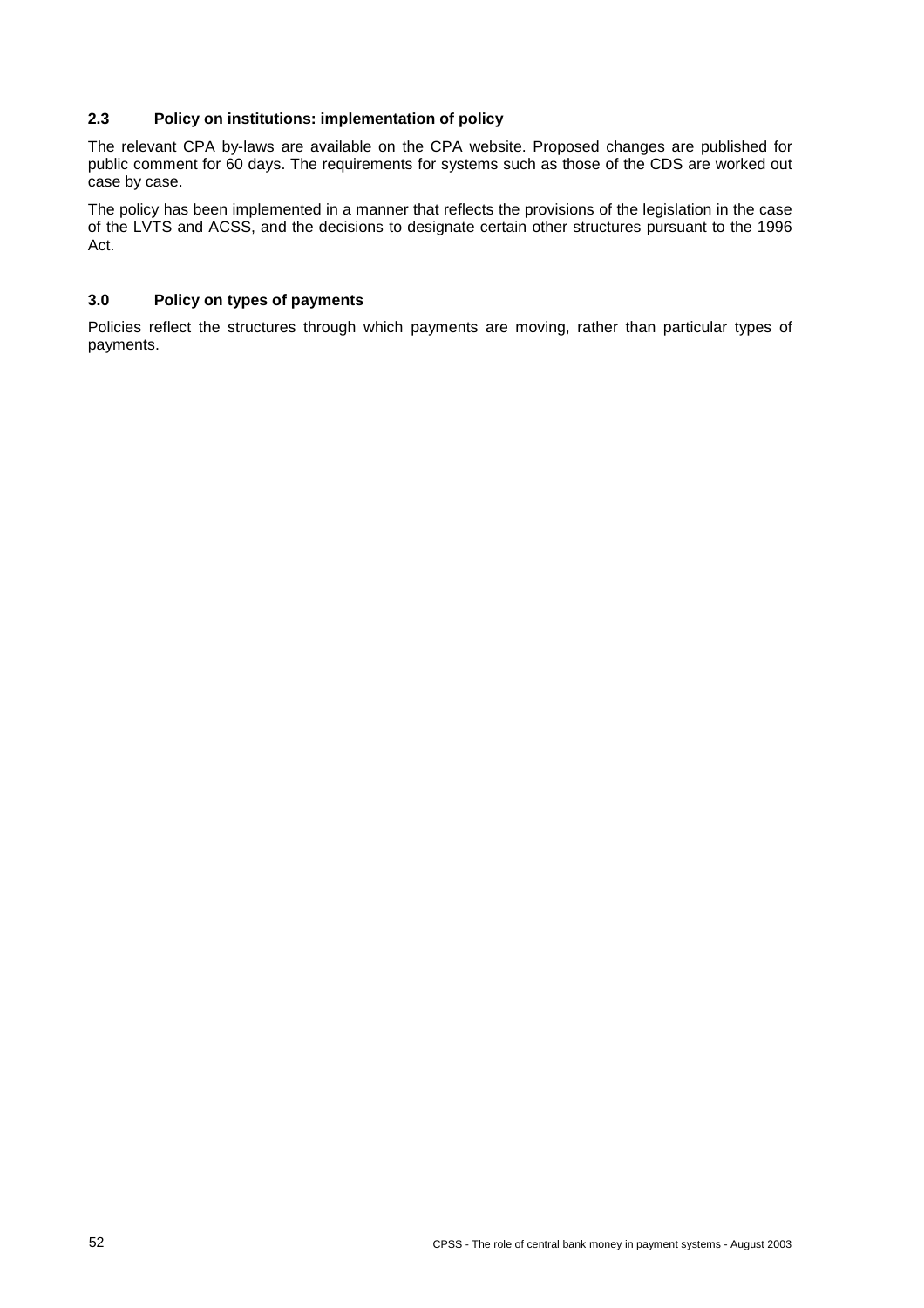### 2.3 Policy on institutions: implementation of policy

The relevant CPA by-laws are available on the CPA website. Proposed changes are published for public comment for 60 days. The requirements for systems such as those of the CDS are worked out case by case.

The policy has been implemented in a manner that reflects the provisions of the legislation in the case of the LVTS and ACSS, and the decisions to designate certain other structures pursuant to the 1996 Act.

### 3.0 Policy on types of payments

Policies reflect the structures through which payments are moving, rather than particular types of payments.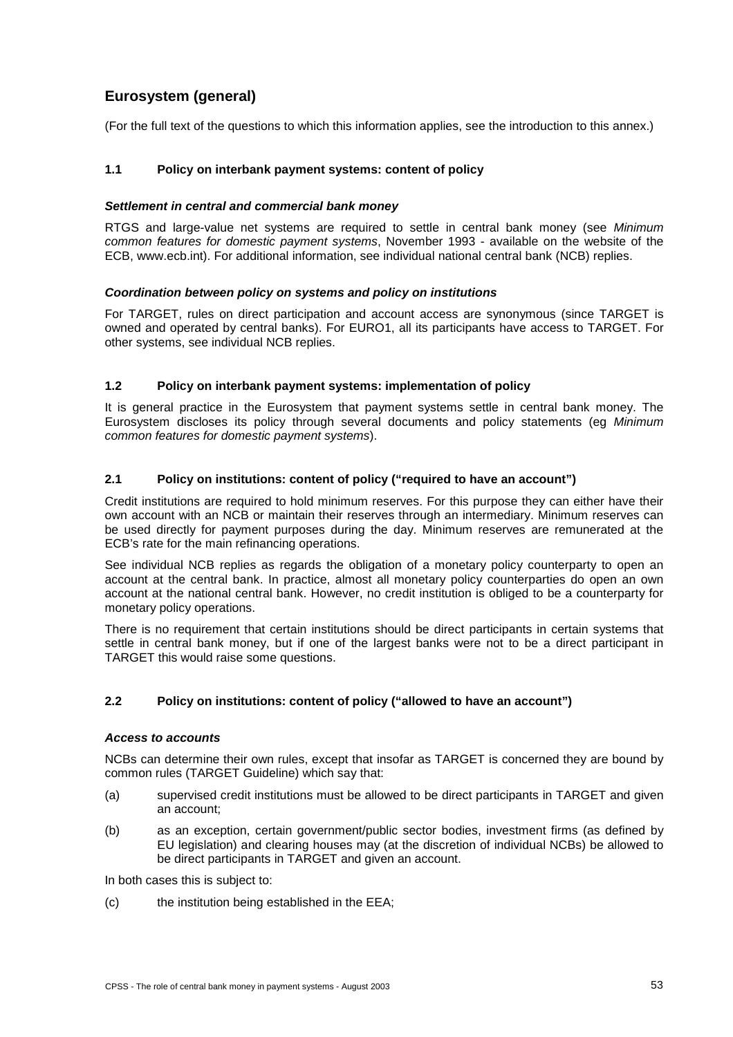## Eurosystem (general)

(For the full text of the questions to which this information applies, see the introduction to this annex.)

### 1.1 Policy on interbank payment systems: content of policy

#### *Settlement in central and commercial bank money*

RTGS and large-value net systems are required to settle in central bank money (see *Minimum common features for domestic payment systems*, November 1993 - available on the website of the ECB, www.ecb.int). For additional information, see individual national central bank (NCB) replies.

#### *Coordination between policy on systems and policy on institutions*

For TARGET, rules on direct participation and account access are synonymous (since TARGET is owned and operated by central banks). For EURO1, all its participants have access to TARGET. For other systems, see individual NCB replies.

### 1.2 Policy on interbank payment systems: implementation of policy

It is general practice in the Eurosystem that payment systems settle in central bank money. The Eurosystem discloses its policy through several documents and policy statements (eg *Minimum common features for domestic payment systems*).

### 2.1 Policy on institutions: content of policy ("required to have an account")

Credit institutions are required to hold minimum reserves. For this purpose they can either have their own account with an NCB or maintain their reserves through an intermediary. Minimum reserves can be used directly for payment purposes during the day. Minimum reserves are remunerated at the ECB's rate for the main refinancing operations.

See individual NCB replies as regards the obligation of a monetary policy counterparty to open an account at the central bank. In practice, almost all monetary policy counterparties do open an own account at the national central bank. However, no credit institution is obliged to be a counterparty for monetary policy operations.

There is no requirement that certain institutions should be direct participants in certain systems that settle in central bank money, but if one of the largest banks were not to be a direct participant in TARGET this would raise some questions.

### 2.2 Policy on institutions: content of policy ("allowed to have an account")

#### *Access to accounts*

NCBs can determine their own rules, except that insofar as TARGET is concerned they are bound by common rules (TARGET Guideline) which say that:

(a) supervised credit institutions must be allowed to be direct participants in TARGET and given an account;

(b) as an exception, certain government/public sector bodies, investment firms (as defined by EU legislation) and clearing houses may (at the discretion of individual NCBs) be allowed to be direct participants in TARGET and given an account.

In both cases this is subject to:

(c) the institution being established in the EEA;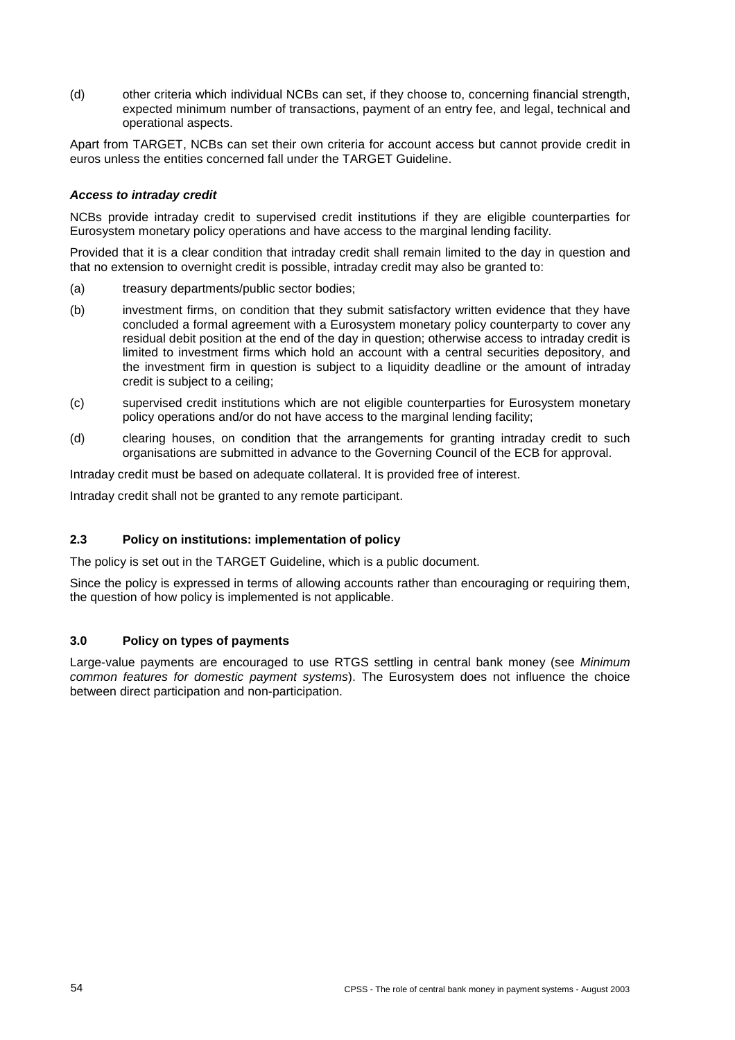(d) other criteria which individual NCBs can set, if they choose to, concerning financial strength, expected minimum number of transactions, payment of an entry fee, and legal, technical and operational aspects.

Apart from TARGET, NCBs can set their own criteria for account access but cannot provide credit in euros unless the entities concerned fall under the TARGET Guideline.

***Access to intraday credit***

NCBs provide intraday credit to supervised credit institutions if they are eligible counterparties for Eurosystem monetary policy operations and have access to the marginal lending facility.

Provided that it is a clear condition that intraday credit shall remain limited to the day in question and that no extension to overnight credit is possible, intraday credit may also be granted to:

(a) treasury departments/public sector bodies;

(b) investment firms, on condition that they submit satisfactory written evidence that they have concluded a formal agreement with a Eurosystem monetary policy counterparty to cover any residual debit position at the end of the day in question; otherwise access to intraday credit is limited to investment firms which hold an account with a central securities depository, and the investment firm in question is subject to a liquidity deadline or the amount of intraday credit is subject to a ceiling;

(c) supervised credit institutions which are not eligible counterparties for Eurosystem monetary policy operations and/or do not have access to the marginal lending facility;

(d) clearing houses, on condition that the arrangements for granting intraday credit to such organisations are submitted in advance to the Governing Council of the ECB for approval.

Intraday credit must be based on adequate collateral. It is provided free of interest.

Intraday credit shall not be granted to any remote participant.

### 2.3 Policy on institutions: implementation of policy

The policy is set out in the TARGET Guideline, which is a public document.

Since the policy is expressed in terms of allowing accounts rather than encouraging or requiring them, the question of how policy is implemented is not applicable.

### 3.0 Policy on types of payments

Large-value payments are encouraged to use RTGS settling in central bank money (see *Minimum common features for domestic payment systems*). The Eurosystem does not influence the choice between direct participation and non-participation.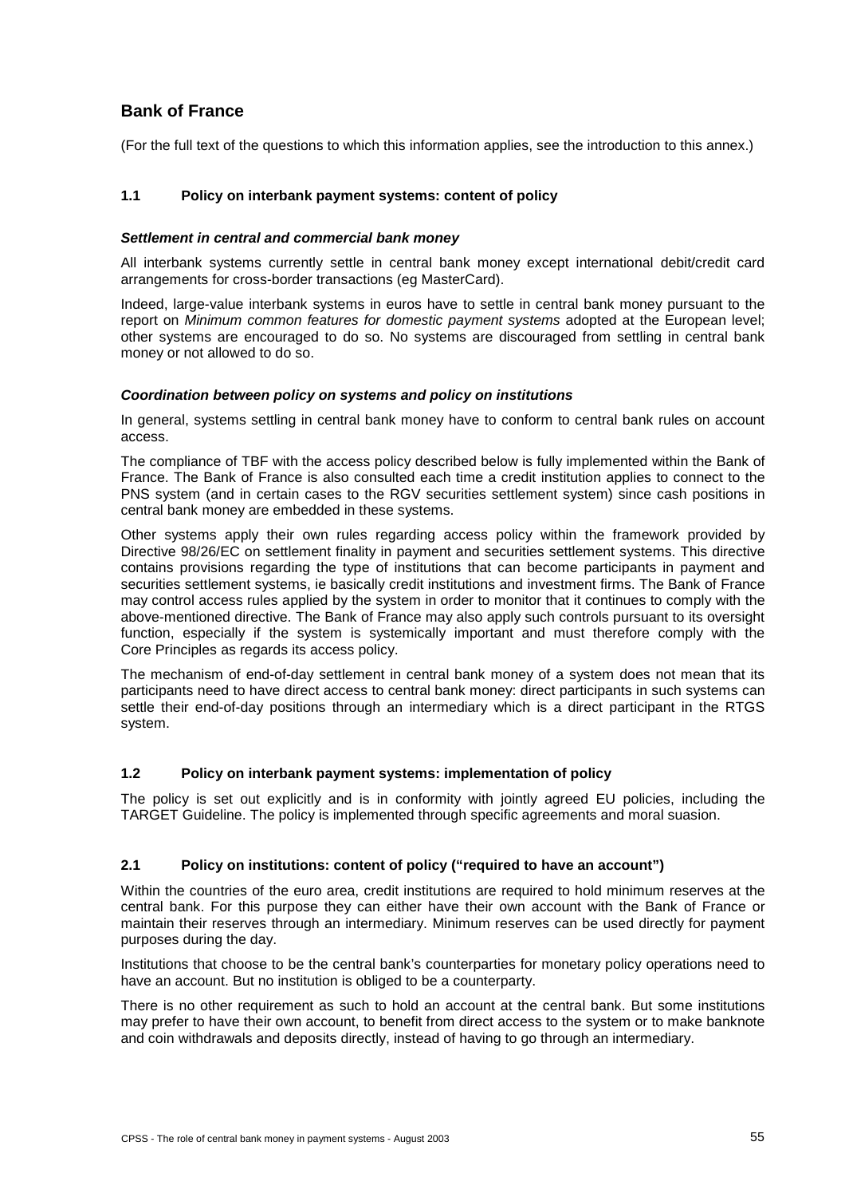## Bank of France

(For the full text of the questions to which this information applies, see the introduction to this annex.)

### 1.1 Policy on interbank payment systems: content of policy

#### *Settlement in central and commercial bank money*

All interbank systems currently settle in central bank money except international debit/credit card arrangements for cross-border transactions (eg MasterCard).

Indeed, large-value interbank systems in euros have to settle in central bank money pursuant to the report on *Minimum common features for domestic payment systems* adopted at the European level; other systems are encouraged to do so. No systems are discouraged from settling in central bank money or not allowed to do so.

#### *Coordination between policy on systems and policy on institutions*

In general, systems settling in central bank money have to conform to central bank rules on account access.

The compliance of TBF with the access policy described below is fully implemented within the Bank of France. The Bank of France is also consulted each time a credit institution applies to connect to the PNS system (and in certain cases to the RGV securities settlement system) since cash positions in central bank money are embedded in these systems.

Other systems apply their own rules regarding access policy within the framework provided by Directive 98/26/EC on settlement finality in payment and securities settlement systems. This directive contains provisions regarding the type of institutions that can become participants in payment and securities settlement systems, ie basically credit institutions and investment firms. The Bank of France may control access rules applied by the system in order to monitor that it continues to comply with the above-mentioned directive. The Bank of France may also apply such controls pursuant to its oversight function, especially if the system is systemically important and must therefore comply with the Core Principles as regards its access policy.

The mechanism of end-of-day settlement in central bank money of a system does not mean that its participants need to have direct access to central bank money: direct participants in such systems can settle their end-of-day positions through an intermediary which is a direct participant in the RTGS system.

### 1.2 Policy on interbank payment systems: implementation of policy

The policy is set out explicitly and is in conformity with jointly agreed EU policies, including the TARGET Guideline. The policy is implemented through specific agreements and moral suasion.

### 2.1 Policy on institutions: content of policy ("required to have an account")

Within the countries of the euro area, credit institutions are required to hold minimum reserves at the central bank. For this purpose they can either have their own account with the Bank of France or maintain their reserves through an intermediary. Minimum reserves can be used directly for payment purposes during the day.

Institutions that choose to be the central bank's counterparties for monetary policy operations need to have an account. But no institution is obliged to be a counterparty.

There is no other requirement as such to hold an account at the central bank. But some institutions may prefer to have their own account, to benefit from direct access to the system or to make banknote and coin withdrawals and deposits directly, instead of having to go through an intermediary.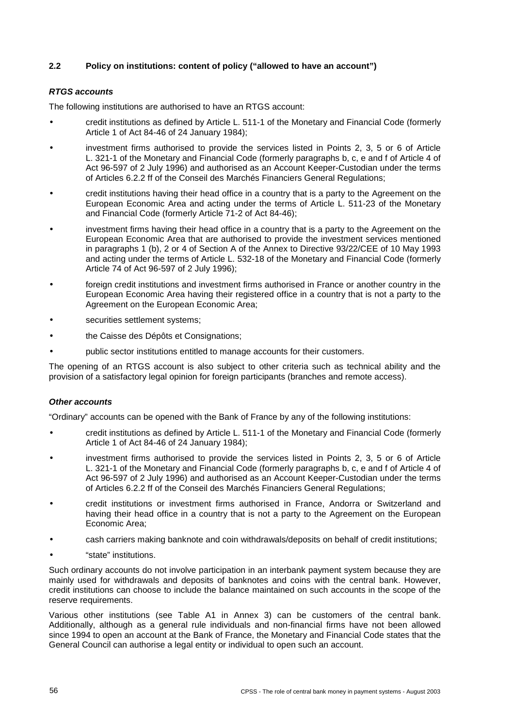## 2.2 Policy on institutions: content of policy ("allowed to have an account")

***RTGS accounts***

The following institutions are authorised to have an RTGS account:

- credit institutions as defined by Article L. 511-1 of the Monetary and Financial Code (formerly Article 1 of Act 84-46 of 24 January 1984);
- investment firms authorised to provide the services listed in Points 2, 3, 5 or 6 of Article L. 321-1 of the Monetary and Financial Code (formerly paragraphs b, c, e and f of Article 4 of Act 96-597 of 2 July 1996) and authorised as an Account Keeper-Custodian under the terms of Articles 6.2.2 ff of the Conseil des Marchés Financiers General Regulations;
- credit institutions having their head office in a country that is a party to the Agreement on the European Economic Area and acting under the terms of Article L. 511-23 of the Monetary and Financial Code (formerly Article 71-2 of Act 84-46);
- investment firms having their head office in a country that is a party to the Agreement on the European Economic Area that are authorised to provide the investment services mentioned in paragraphs 1 (b), 2 or 4 of Section A of the Annex to Directive 93/22/CEE of 10 May 1993 and acting under the terms of Article L. 532-18 of the Monetary and Financial Code (formerly Article 74 of Act 96-597 of 2 July 1996);
- foreign credit institutions and investment firms authorised in France or another country in the European Economic Area having their registered office in a country that is not a party to the Agreement on the European Economic Area;
- securities settlement systems;
- the Caisse des Dépôts et Consignations;
- public sector institutions entitled to manage accounts for their customers.

The opening of an RTGS account is also subject to other criteria such as technical ability and the provision of a satisfactory legal opinion for foreign participants (branches and remote access).

***Other accounts***

"Ordinary" accounts can be opened with the Bank of France by any of the following institutions:

- credit institutions as defined by Article L. 511-1 of the Monetary and Financial Code (formerly Article 1 of Act 84-46 of 24 January 1984);
- investment firms authorised to provide the services listed in Points 2, 3, 5 or 6 of Article L. 321-1 of the Monetary and Financial Code (formerly paragraphs b, c, e and f of Article 4 of Act 96-597 of 2 July 1996) and authorised as an Account Keeper-Custodian under the terms of Articles 6.2.2 ff of the Conseil des Marchés Financiers General Regulations;
- credit institutions or investment firms authorised in France, Andorra or Switzerland and having their head office in a country that is not a party to the Agreement on the European Economic Area;
- cash carriers making banknote and coin withdrawals/deposits on behalf of credit institutions;
- "state" institutions.

Such ordinary accounts do not involve participation in an interbank payment system because they are mainly used for withdrawals and deposits of banknotes and coins with the central bank. However, credit institutions can choose to include the balance maintained on such accounts in the scope of the reserve requirements.

Various other institutions (see Table A1 in Annex 3) can be customers of the central bank. Additionally, although as a general rule individuals and non-financial firms have not been allowed since 1994 to open an account at the Bank of France, the Monetary and Financial Code states that the General Council can authorise a legal entity or individual to open such an account.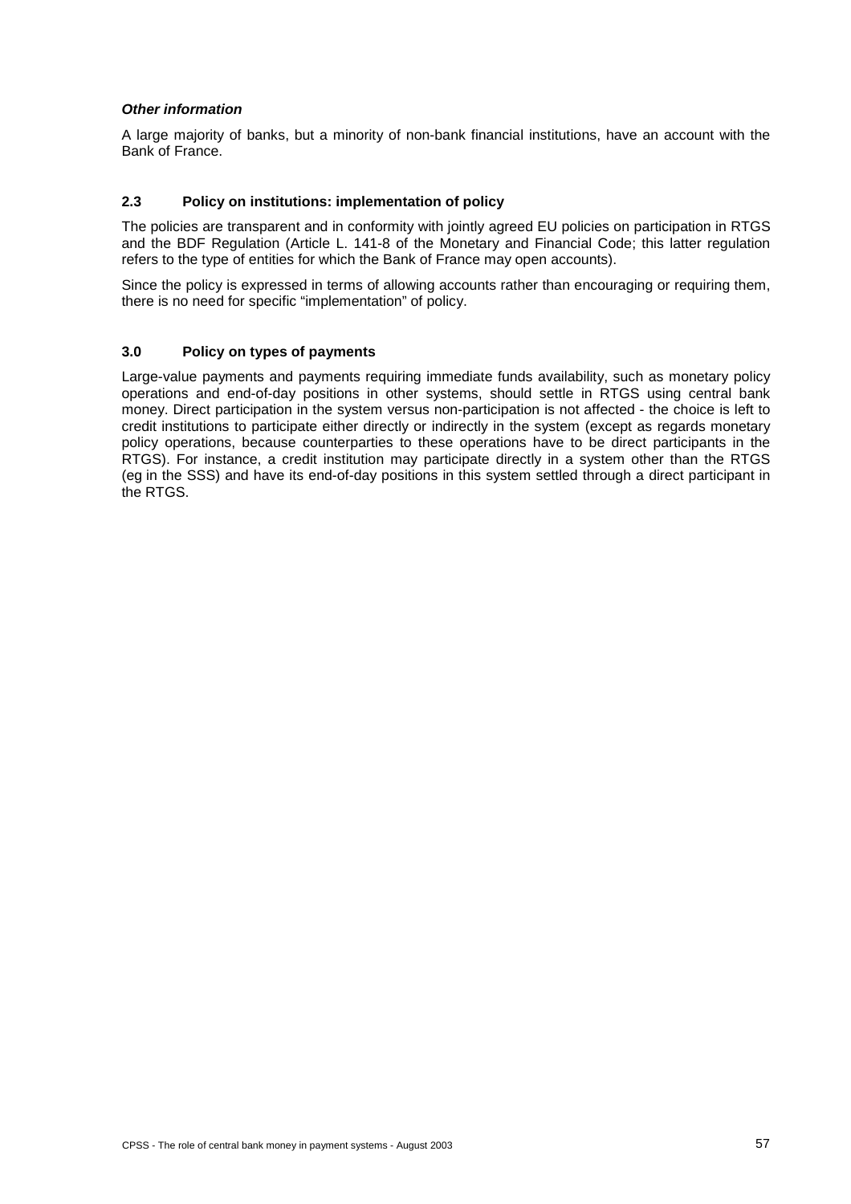***Other information***

A large majority of banks, but a minority of non-bank financial institutions, have an account with the Bank of France.

### 2.3 Policy on institutions: implementation of policy

The policies are transparent and in conformity with jointly agreed EU policies on participation in RTGS and the BDF Regulation (Article L. 141-8 of the Monetary and Financial Code; this latter regulation refers to the type of entities for which the Bank of France may open accounts).

Since the policy is expressed in terms of allowing accounts rather than encouraging or requiring them, there is no need for specific "implementation" of policy.

### 3.0 Policy on types of payments

Large-value payments and payments requiring immediate funds availability, such as monetary policy operations and end-of-day positions in other systems, should settle in RTGS using central bank money. Direct participation in the system versus non-participation is not affected - the choice is left to credit institutions to participate either directly or indirectly in the system (except as regards monetary policy operations, because counterparties to these operations have to be direct participants in the RTGS). For instance, a credit institution may participate directly in a system other than the RTGS (eg in the SSS) and have its end-of-day positions in this system settled through a direct participant in the RTGS.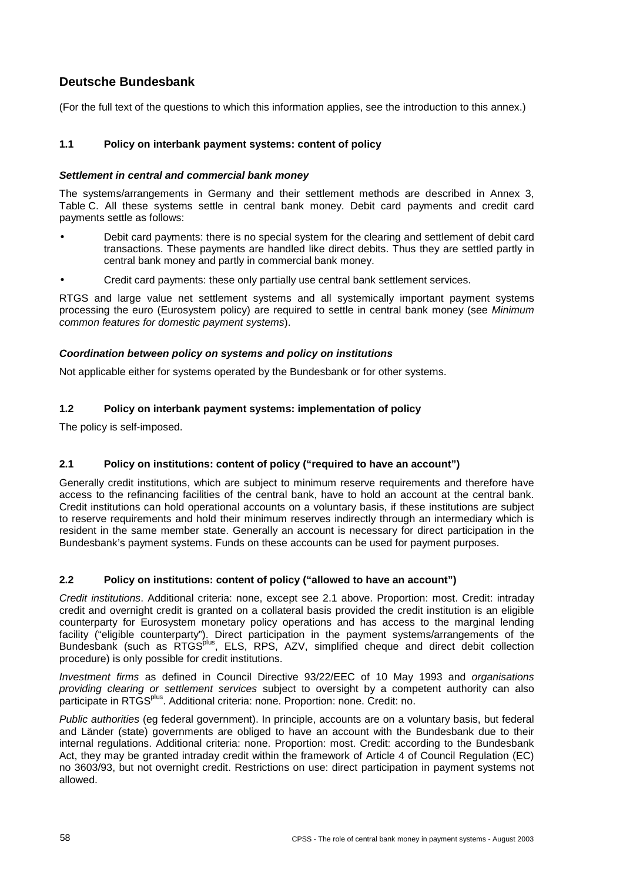## Deutsche Bundesbank

(For the full text of the questions to which this information applies, see the introduction to this annex.)

### 1.1 Policy on interbank payment systems: content of policy

***Settlement in central and commercial bank money***

The systems/arrangements in Germany and their settlement methods are described in Annex 3, Table C. All these systems settle in central bank money. Debit card payments and credit card payments settle as follows:

- Debit card payments: there is no special system for the clearing and settlement of debit card transactions. These payments are handled like direct debits. Thus they are settled partly in central bank money and partly in commercial bank money.
- Credit card payments: these only partially use central bank settlement services.

RTGS and large value net settlement systems and all systemically important payment systems processing the euro (Eurosystem policy) are required to settle in central bank money (see *Minimum common features for domestic payment systems*).

***Coordination between policy on systems and policy on institutions***

Not applicable either for systems operated by the Bundesbank or for other systems.

### 1.2 Policy on interbank payment systems: implementation of policy

The policy is self-imposed.

### 2.1 Policy on institutions: content of policy ("required to have an account")

Generally credit institutions, which are subject to minimum reserve requirements and therefore have access to the refinancing facilities of the central bank, have to hold an account at the central bank. Credit institutions can hold operational accounts on a voluntary basis, if these institutions are subject to reserve requirements and hold their minimum reserves indirectly through an intermediary which is resident in the same member state. Generally an account is necessary for direct participation in the Bundesbank's payment systems. Funds on these accounts can be used for payment purposes.

### 2.2 Policy on institutions: content of policy ("allowed to have an account")

*Credit institutions*. Additional criteria: none, except see 2.1 above. Proportion: most. Credit: intraday credit and overnight credit is granted on a collateral basis provided the credit institution is an eligible counterparty for Eurosystem monetary policy operations and has access to the marginal lending facility ("eligible counterparty"). Direct participation in the payment systems/arrangements of the Bundesbank (such as RTGS[plus], ELS, RPS, AZV, simplified cheque and direct debit collection procedure) is only possible for credit institutions.

*Investment firms* as defined in Council Directive 93/22/EEC of 10 May 1993 and *organisations providing clearing or settlement services* subject to oversight by a competent authority can also participate in RTGS[plus]. Additional criteria: none. Proportion: none. Credit: no.

*Public authorities* (eg federal government). In principle, accounts are on a voluntary basis, but federal and Länder (state) governments are obliged to have an account with the Bundesbank due to their internal regulations. Additional criteria: none. Proportion: most. Credit: according to the Bundesbank Act, they may be granted intraday credit within the framework of Article 4 of Council Regulation (EC) no 3603/93, but not overnight credit. Restrictions on use: direct participation in payment systems not allowed.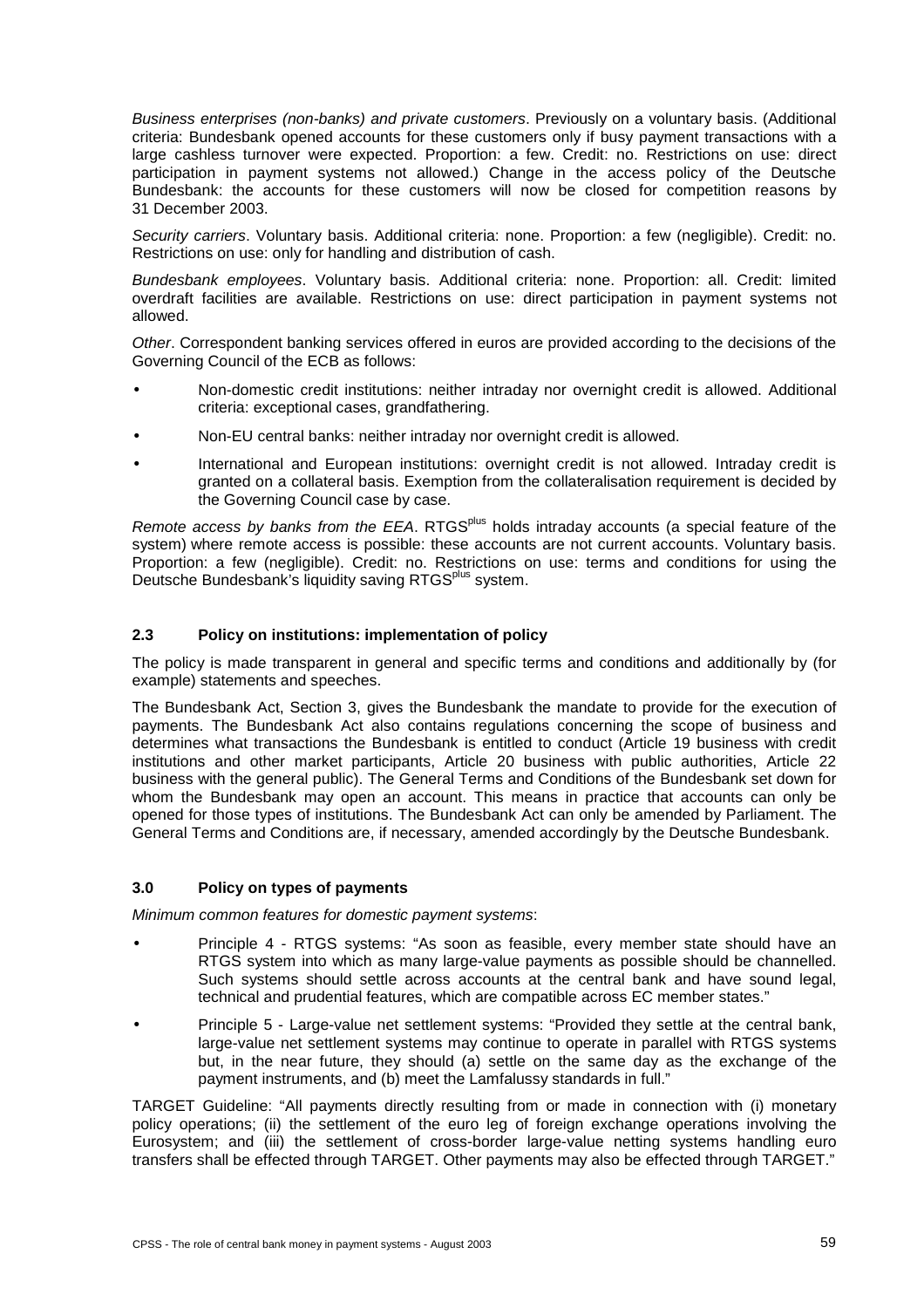*Business enterprises (non-banks) and private customers*. Previously on a voluntary basis. (Additional criteria: Bundesbank opened accounts for these customers only if busy payment transactions with a large cashless turnover were expected. Proportion: a few. Credit: no. Restrictions on use: direct participation in payment systems not allowed.) Change in the access policy of the Deutsche Bundesbank: the accounts for these customers will now be closed for competition reasons by 31 December 2003.

*Security carriers*. Voluntary basis. Additional criteria: none. Proportion: a few (negligible). Credit: no. Restrictions on use: only for handling and distribution of cash.

*Bundesbank employees*. Voluntary basis. Additional criteria: none. Proportion: all. Credit: limited overdraft facilities are available. Restrictions on use: direct participation in payment systems not allowed.

*Other*. Correspondent banking services offered in euros are provided according to the decisions of the Governing Council of the ECB as follows:

- Non-domestic credit institutions: neither intraday nor overnight credit is allowed. Additional criteria: exceptional cases, grandfathering.
- Non-EU central banks: neither intraday nor overnight credit is allowed.
- International and European institutions: overnight credit is not allowed. Intraday credit is granted on a collateral basis. Exemption from the collateralisation requirement is decided by the Governing Council case by case.

*Remote access by banks from the EEA*. RTGS$^{plus}$ holds intraday accounts (a special feature of the system) where remote access is possible: these accounts are not current accounts. Voluntary basis. Proportion: a few (negligible). Credit: no. Restrictions on use: terms and conditions for using the Deutsche Bundesbank's liquidity saving RTGS$^{plus}$ system.

### 2.3 Policy on institutions: implementation of policy

The policy is made transparent in general and specific terms and conditions and additionally by (for example) statements and speeches.

The Bundesbank Act, Section 3, gives the Bundesbank the mandate to provide for the execution of payments. The Bundesbank Act also contains regulations concerning the scope of business and determines what transactions the Bundesbank is entitled to conduct (Article 19 business with credit institutions and other market participants, Article 20 business with public authorities, Article 22 business with the general public). The General Terms and Conditions of the Bundesbank set down for whom the Bundesbank may open an account. This means in practice that accounts can only be opened for those types of institutions. The Bundesbank Act can only be amended by Parliament. The General Terms and Conditions are, if necessary, amended accordingly by the Deutsche Bundesbank.

### 3.0 Policy on types of payments

*Minimum common features for domestic payment systems*:

- Principle 4 - RTGS systems: "As soon as feasible, every member state should have an RTGS system into which as many large-value payments as possible should be channelled. Such systems should settle across accounts at the central bank and have sound legal, technical and prudential features, which are compatible across EC member states."
- Principle 5 - Large-value net settlement systems: "Provided they settle at the central bank, large-value net settlement systems may continue to operate in parallel with RTGS systems but, in the near future, they should (a) settle on the same day as the exchange of the payment instruments, and (b) meet the Lamfalussy standards in full."

TARGET Guideline: "All payments directly resulting from or made in connection with (i) monetary policy operations; (ii) the settlement of the euro leg of foreign exchange operations involving the Eurosystem; and (iii) the settlement of cross-border large-value netting systems handling euro transfers shall be effected through TARGET. Other payments may also be effected through TARGET."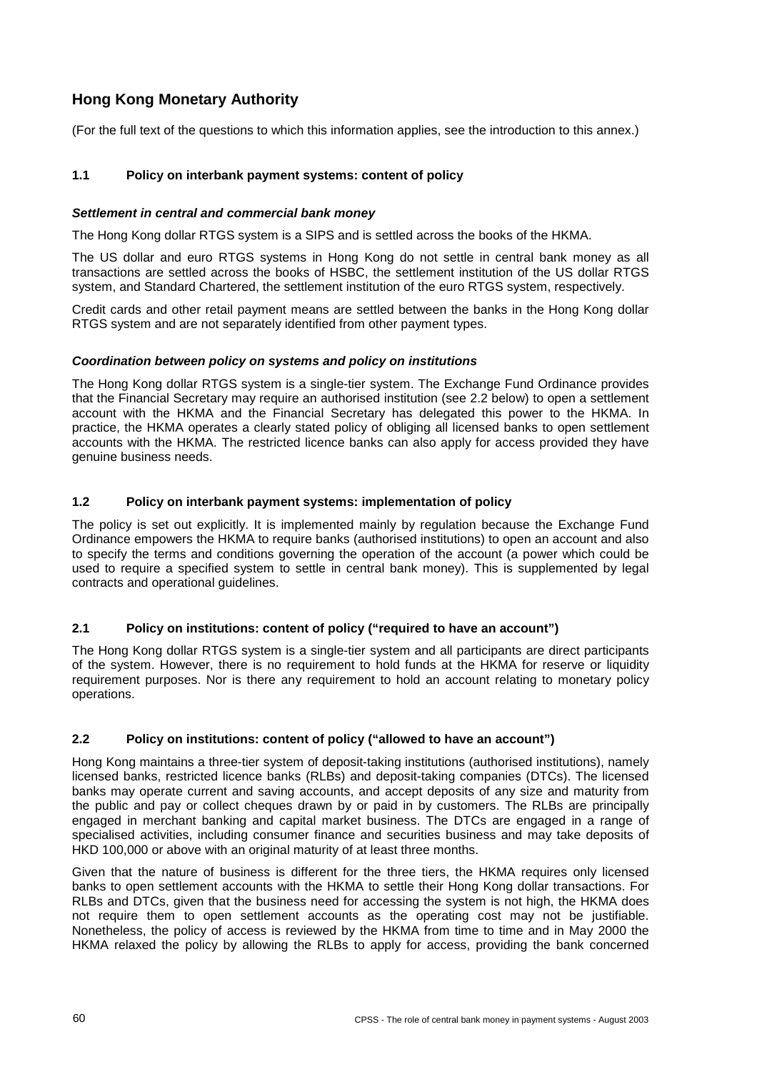## Hong Kong Monetary Authority

(For the full text of the questions to which this information applies, see the introduction to this annex.)

### 1.1 Policy on interbank payment systems: content of policy

#### *Settlement in central and commercial bank money*

The Hong Kong dollar RTGS system is a SIPS and is settled across the books of the HKMA.

The US dollar and euro RTGS systems in Hong Kong do not settle in central bank money as all transactions are settled across the books of HSBC, the settlement institution of the US dollar RTGS system, and Standard Chartered, the settlement institution of the euro RTGS system, respectively.

Credit cards and other retail payment means are settled between the banks in the Hong Kong dollar RTGS system and are not separately identified from other payment types.

#### *Coordination between policy on systems and policy on institutions*

The Hong Kong dollar RTGS system is a single-tier system. The Exchange Fund Ordinance provides that the Financial Secretary may require an authorised institution (see 2.2 below) to open a settlement account with the HKMA and the Financial Secretary has delegated this power to the HKMA. In practice, the HKMA operates a clearly stated policy of obliging all licensed banks to open settlement accounts with the HKMA. The restricted licence banks can also apply for access provided they have genuine business needs.

### 1.2 Policy on interbank payment systems: implementation of policy

The policy is set out explicitly. It is implemented mainly by regulation because the Exchange Fund Ordinance empowers the HKMA to require banks (authorised institutions) to open an account and also to specify the terms and conditions governing the operation of the account (a power which could be used to require a specified system to settle in central bank money). This is supplemented by legal contracts and operational guidelines.

### 2.1 Policy on institutions: content of policy ("required to have an account")

The Hong Kong dollar RTGS system is a single-tier system and all participants are direct participants of the system. However, there is no requirement to hold funds at the HKMA for reserve or liquidity requirement purposes. Nor is there any requirement to hold an account relating to monetary policy operations.

### 2.2 Policy on institutions: content of policy ("allowed to have an account")

Hong Kong maintains a three-tier system of deposit-taking institutions (authorised institutions), namely licensed banks, restricted licence banks (RLBs) and deposit-taking companies (DTCs). The licensed banks may operate current and saving accounts, and accept deposits of any size and maturity from the public and pay or collect cheques drawn by or paid in by customers. The RLBs are principally engaged in merchant banking and capital market business. The DTCs are engaged in a range of specialised activities, including consumer finance and securities business and may take deposits of HKD 100,000 or above with an original maturity of at least three months.

Given that the nature of business is different for the three tiers, the HKMA requires only licensed banks to open settlement accounts with the HKMA to settle their Hong Kong dollar transactions. For RLBs and DTCs, given that the business need for accessing the system is not high, the HKMA does not require them to open settlement accounts as the operating cost may not be justifiable. Nonetheless, the policy of access is reviewed by the HKMA from time to time and in May 2000 the HKMA relaxed the policy by allowing the RLBs to apply for access, providing the bank concerned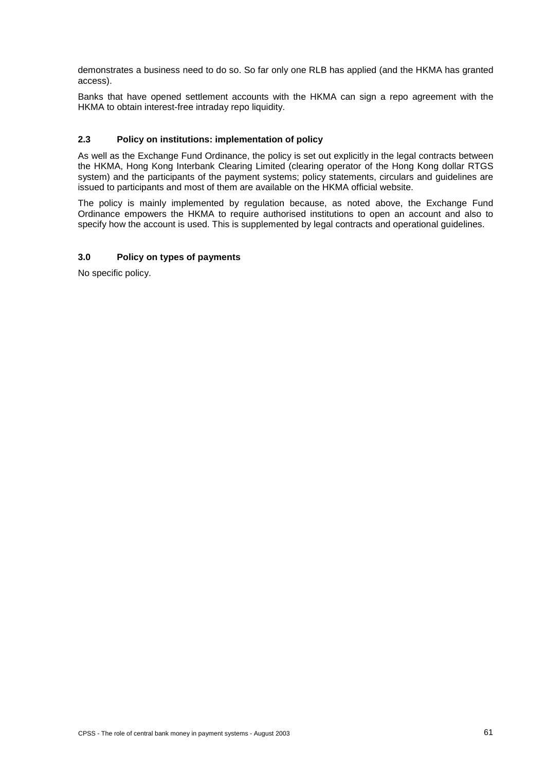demonstrates a business need to do so. So far only one RLB has applied (and the HKMA has granted access).

Banks that have opened settlement accounts with the HKMA can sign a repo agreement with the HKMA to obtain interest-free intraday repo liquidity.

### 2.3 Policy on institutions: implementation of policy

As well as the Exchange Fund Ordinance, the policy is set out explicitly in the legal contracts between the HKMA, Hong Kong Interbank Clearing Limited (clearing operator of the Hong Kong dollar RTGS system) and the participants of the payment systems; policy statements, circulars and guidelines are issued to participants and most of them are available on the HKMA official website.

The policy is mainly implemented by regulation because, as noted above, the Exchange Fund Ordinance empowers the HKMA to require authorised institutions to open an account and also to specify how the account is used. This is supplemented by legal contracts and operational guidelines.

### 3.0 Policy on types of payments

No specific policy.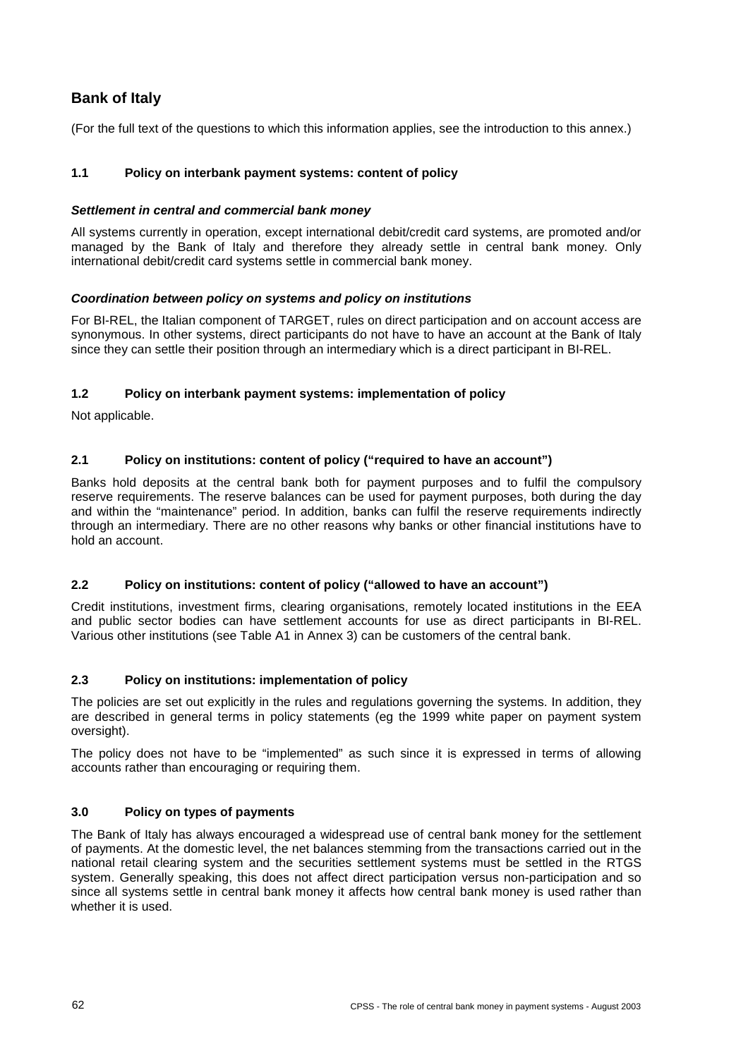## Bank of Italy

(For the full text of the questions to which this information applies, see the introduction to this annex.)

### 1.1 Policy on interbank payment systems: content of policy

#### *Settlement in central and commercial bank money*

All systems currently in operation, except international debit/credit card systems, are promoted and/or managed by the Bank of Italy and therefore they already settle in central bank money. Only international debit/credit card systems settle in commercial bank money.

#### *Coordination between policy on systems and policy on institutions*

For BI-REL, the Italian component of TARGET, rules on direct participation and on account access are synonymous. In other systems, direct participants do not have to have an account at the Bank of Italy since they can settle their position through an intermediary which is a direct participant in BI-REL.

### 1.2 Policy on interbank payment systems: implementation of policy

Not applicable.

### 2.1 Policy on institutions: content of policy ("required to have an account")

Banks hold deposits at the central bank both for payment purposes and to fulfil the compulsory reserve requirements. The reserve balances can be used for payment purposes, both during the day and within the "maintenance" period. In addition, banks can fulfil the reserve requirements indirectly through an intermediary. There are no other reasons why banks or other financial institutions have to hold an account.

### 2.2 Policy on institutions: content of policy ("allowed to have an account")

Credit institutions, investment firms, clearing organisations, remotely located institutions in the EEA and public sector bodies can have settlement accounts for use as direct participants in BI-REL. Various other institutions (see Table A1 in Annex 3) can be customers of the central bank.

### 2.3 Policy on institutions: implementation of policy

The policies are set out explicitly in the rules and regulations governing the systems. In addition, they are described in general terms in policy statements (eg the 1999 white paper on payment system oversight).

The policy does not have to be "implemented" as such since it is expressed in terms of allowing accounts rather than encouraging or requiring them.

### 3.0 Policy on types of payments

The Bank of Italy has always encouraged a widespread use of central bank money for the settlement of payments. At the domestic level, the net balances stemming from the transactions carried out in the national retail clearing system and the securities settlement systems must be settled in the RTGS system. Generally speaking, this does not affect direct participation versus non-participation and so since all systems settle in central bank money it affects how central bank money is used rather than whether it is used.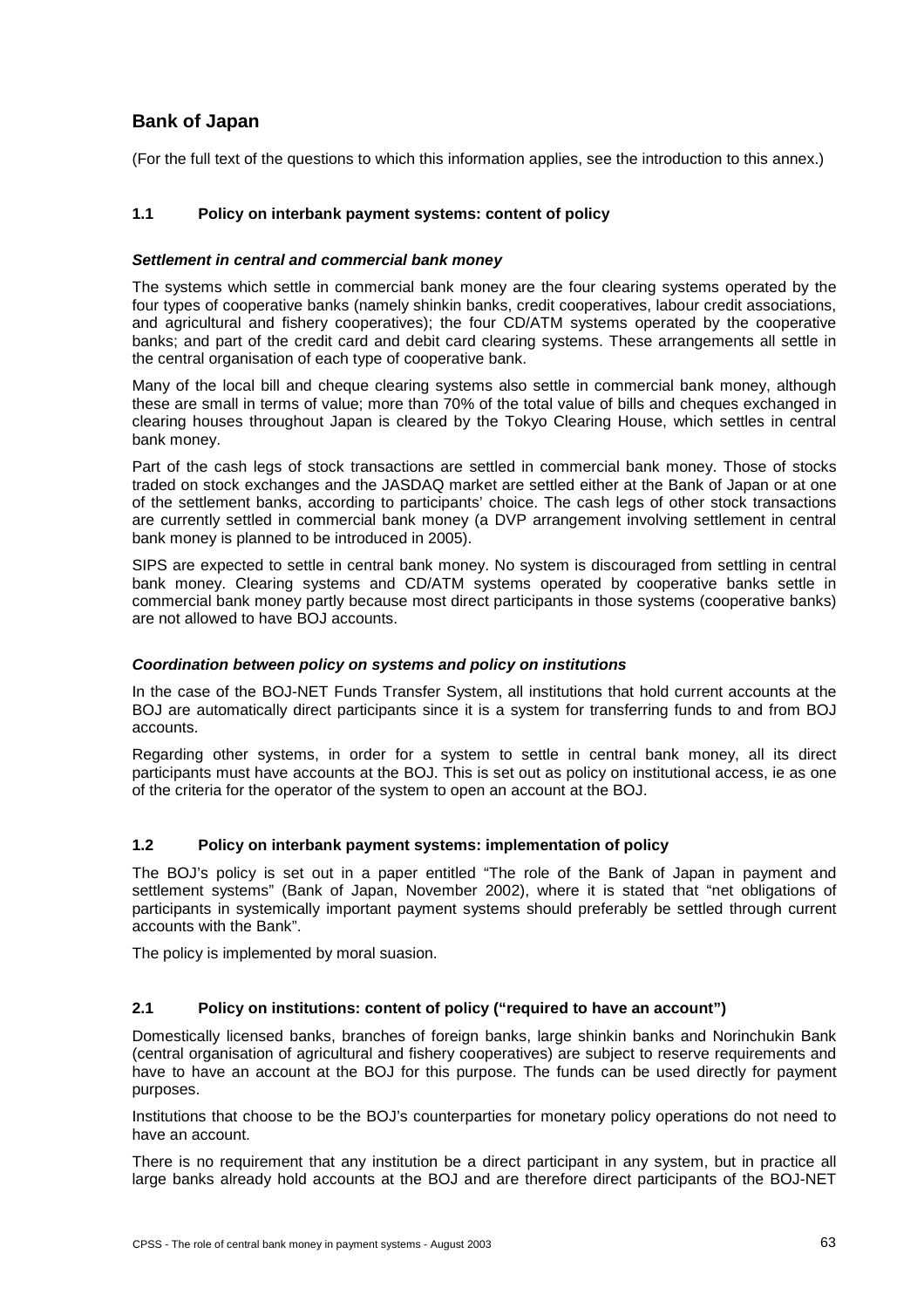## Bank of Japan

(For the full text of the questions to which this information applies, see the introduction to this annex.)

### 1.1 Policy on interbank payment systems: content of policy

#### *Settlement in central and commercial bank money*

The systems which settle in commercial bank money are the four clearing systems operated by the four types of cooperative banks (namely shinkin banks, credit cooperatives, labour credit associations, and agricultural and fishery cooperatives); the four CD/ATM systems operated by the cooperative banks; and part of the credit card and debit card clearing systems. These arrangements all settle in the central organisation of each type of cooperative bank.

Many of the local bill and cheque clearing systems also settle in commercial bank money, although these are small in terms of value; more than 70% of the total value of bills and cheques exchanged in clearing houses throughout Japan is cleared by the Tokyo Clearing House, which settles in central bank money.

Part of the cash legs of stock transactions are settled in commercial bank money. Those of stocks traded on stock exchanges and the JASDAQ market are settled either at the Bank of Japan or at one of the settlement banks, according to participants' choice. The cash legs of other stock transactions are currently settled in commercial bank money (a DVP arrangement involving settlement in central bank money is planned to be introduced in 2005).

SIPS are expected to settle in central bank money. No system is discouraged from settling in central bank money. Clearing systems and CD/ATM systems operated by cooperative banks settle in commercial bank money partly because most direct participants in those systems (cooperative banks) are not allowed to have BOJ accounts.

#### *Coordination between policy on systems and policy on institutions*

In the case of the BOJ-NET Funds Transfer System, all institutions that hold current accounts at the BOJ are automatically direct participants since it is a system for transferring funds to and from BOJ accounts.

Regarding other systems, in order for a system to settle in central bank money, all its direct participants must have accounts at the BOJ. This is set out as policy on institutional access, ie as one of the criteria for the operator of the system to open an account at the BOJ.

### 1.2 Policy on interbank payment systems: implementation of policy

The BOJ's policy is set out in a paper entitled "The role of the Bank of Japan in payment and settlement systems" (Bank of Japan, November 2002), where it is stated that "net obligations of participants in systemically important payment systems should preferably be settled through current accounts with the Bank".

The policy is implemented by moral suasion.

### 2.1 Policy on institutions: content of policy ("required to have an account")

Domestically licensed banks, branches of foreign banks, large shinkin banks and Norinchukin Bank (central organisation of agricultural and fishery cooperatives) are subject to reserve requirements and have to have an account at the BOJ for this purpose. The funds can be used directly for payment purposes.

Institutions that choose to be the BOJ's counterparties for monetary policy operations do not need to have an account.

There is no requirement that any institution be a direct participant in any system, but in practice all large banks already hold accounts at the BOJ and are therefore direct participants of the BOJ-NET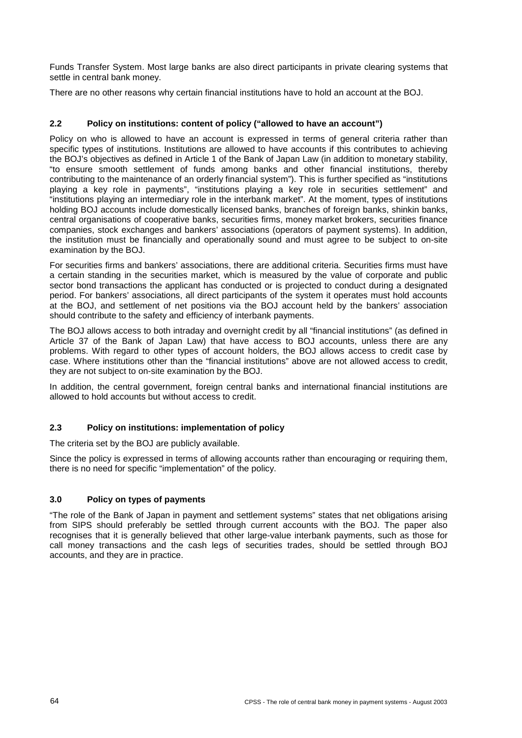Funds Transfer System. Most large banks are also direct participants in private clearing systems that settle in central bank money.

There are no other reasons why certain financial institutions have to hold an account at the BOJ.

### 2.2 Policy on institutions: content of policy ("allowed to have an account")

Policy on who is allowed to have an account is expressed in terms of general criteria rather than specific types of institutions. Institutions are allowed to have accounts if this contributes to achieving the BOJ's objectives as defined in Article 1 of the Bank of Japan Law (in addition to monetary stability, "to ensure smooth settlement of funds among banks and other financial institutions, thereby contributing to the maintenance of an orderly financial system"). This is further specified as "institutions playing a key role in payments", "institutions playing a key role in securities settlement" and "institutions playing an intermediary role in the interbank market". At the moment, types of institutions holding BOJ accounts include domestically licensed banks, branches of foreign banks, shinkin banks, central organisations of cooperative banks, securities firms, money market brokers, securities finance companies, stock exchanges and bankers' associations (operators of payment systems). In addition, the institution must be financially and operationally sound and must agree to be subject to on-site examination by the BOJ.

For securities firms and bankers' associations, there are additional criteria. Securities firms must have a certain standing in the securities market, which is measured by the value of corporate and public sector bond transactions the applicant has conducted or is projected to conduct during a designated period. For bankers' associations, all direct participants of the system it operates must hold accounts at the BOJ, and settlement of net positions via the BOJ account held by the bankers' association should contribute to the safety and efficiency of interbank payments.

The BOJ allows access to both intraday and overnight credit by all "financial institutions" (as defined in Article 37 of the Bank of Japan Law) that have access to BOJ accounts, unless there are any problems. With regard to other types of account holders, the BOJ allows access to credit case by case. Where institutions other than the "financial institutions" above are not allowed access to credit, they are not subject to on-site examination by the BOJ.

In addition, the central government, foreign central banks and international financial institutions are allowed to hold accounts but without access to credit.

### 2.3 Policy on institutions: implementation of policy

The criteria set by the BOJ are publicly available.

Since the policy is expressed in terms of allowing accounts rather than encouraging or requiring them, there is no need for specific "implementation" of the policy.

### 3.0 Policy on types of payments

"The role of the Bank of Japan in payment and settlement systems" states that net obligations arising from SIPS should preferably be settled through current accounts with the BOJ. The paper also recognises that it is generally believed that other large-value interbank payments, such as those for call money transactions and the cash legs of securities trades, should be settled through BOJ accounts, and they are in practice.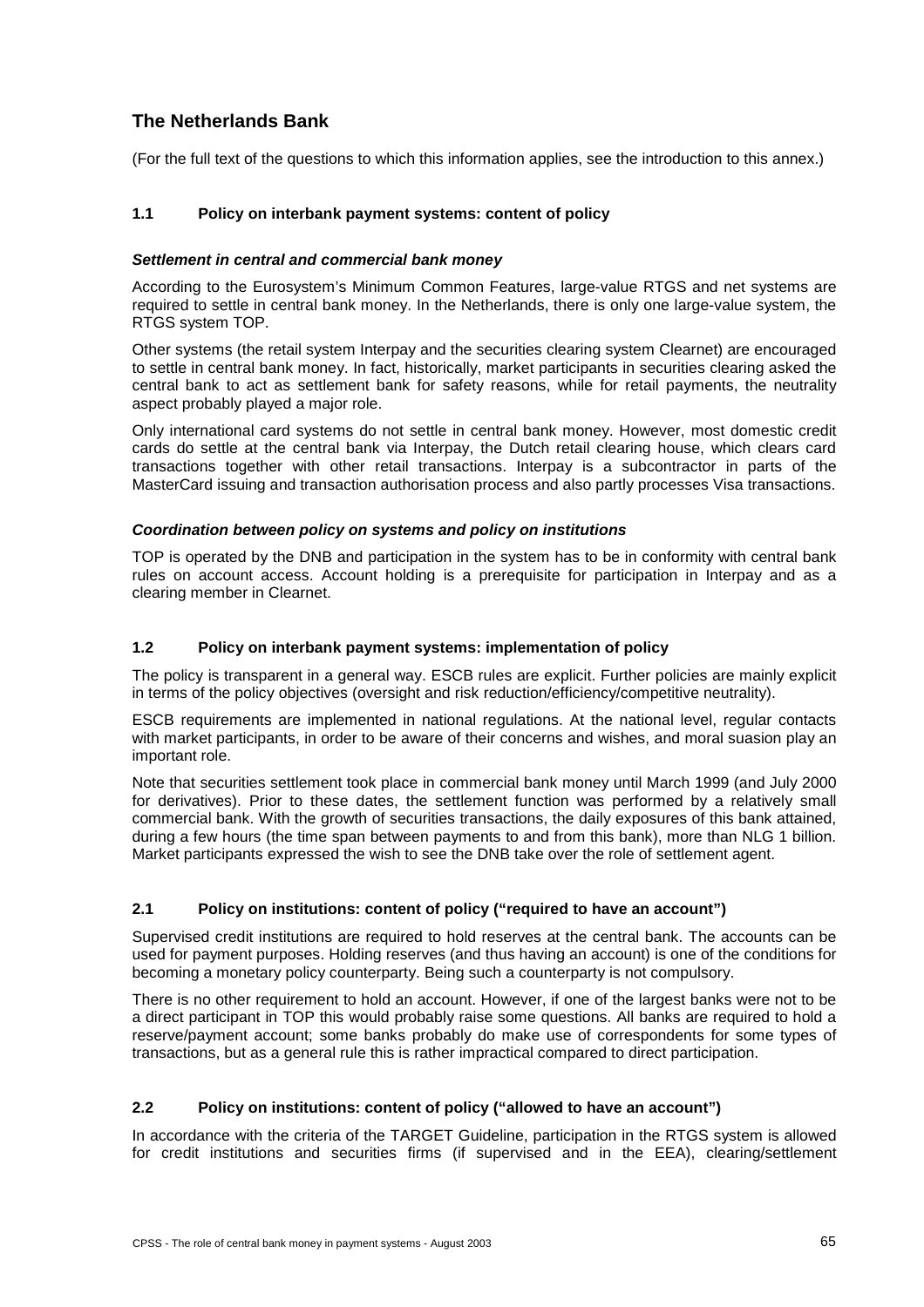## The Netherlands Bank

(For the full text of the questions to which this information applies, see the introduction to this annex.)

### 1.1 Policy on interbank payment systems: content of policy

***Settlement in central and commercial bank money***

According to the Eurosystem's Minimum Common Features, large-value RTGS and net systems are required to settle in central bank money. In the Netherlands, there is only one large-value system, the RTGS system TOP.

Other systems (the retail system Interpay and the securities clearing system Clearnet) are encouraged to settle in central bank money. In fact, historically, market participants in securities clearing asked the central bank to act as settlement bank for safety reasons, while for retail payments, the neutrality aspect probably played a major role.

Only international card systems do not settle in central bank money. However, most domestic credit cards do settle at the central bank via Interpay, the Dutch retail clearing house, which clears card transactions together with other retail transactions. Interpay is a subcontractor in parts of the MasterCard issuing and transaction authorisation process and also partly processes Visa transactions.

***Coordination between policy on systems and policy on institutions***

TOP is operated by the DNB and participation in the system has to be in conformity with central bank rules on account access. Account holding is a prerequisite for participation in Interpay and as a clearing member in Clearnet.

### 1.2 Policy on interbank payment systems: implementation of policy

The policy is transparent in a general way. ESCB rules are explicit. Further policies are mainly explicit in terms of the policy objectives (oversight and risk reduction/efficiency/competitive neutrality).

ESCB requirements are implemented in national regulations. At the national level, regular contacts with market participants, in order to be aware of their concerns and wishes, and moral suasion play an important role.

Note that securities settlement took place in commercial bank money until March 1999 (and July 2000 for derivatives). Prior to these dates, the settlement function was performed by a relatively small commercial bank. With the growth of securities transactions, the daily exposures of this bank attained, during a few hours (the time span between payments to and from this bank), more than NLG 1 billion. Market participants expressed the wish to see the DNB take over the role of settlement agent.

### 2.1 Policy on institutions: content of policy ("required to have an account")

Supervised credit institutions are required to hold reserves at the central bank. The accounts can be used for payment purposes. Holding reserves (and thus having an account) is one of the conditions for becoming a monetary policy counterparty. Being such a counterparty is not compulsory.

There is no other requirement to hold an account. However, if one of the largest banks were not to be a direct participant in TOP this would probably raise some questions. All banks are required to hold a reserve/payment account; some banks probably do make use of correspondents for some types of transactions, but as a general rule this is rather impractical compared to direct participation.

### 2.2 Policy on institutions: content of policy ("allowed to have an account")

In accordance with the criteria of the TARGET Guideline, participation in the RTGS system is allowed for credit institutions and securities firms (if supervised and in the EEA), clearing/settlement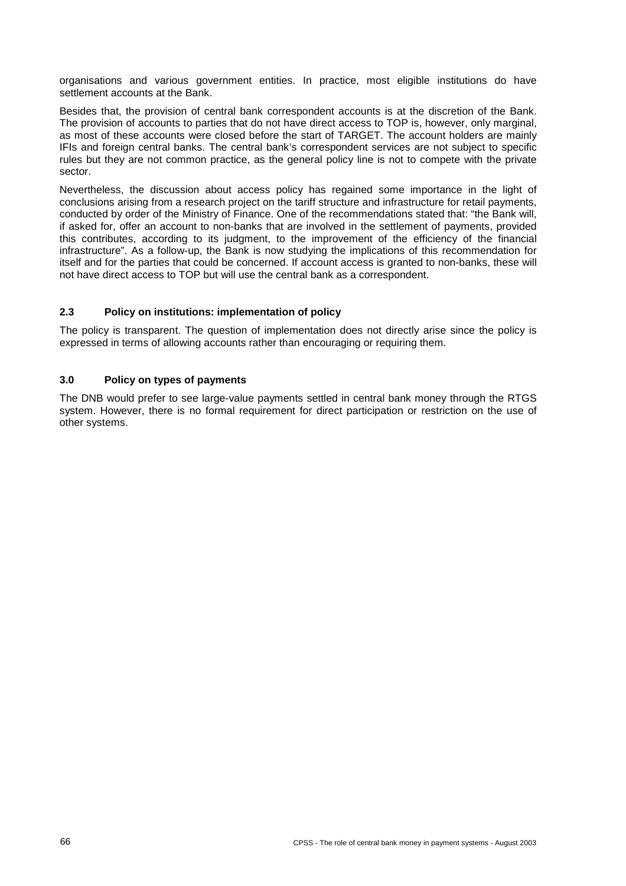organisations and various government entities. In practice, most eligible institutions do have settlement accounts at the Bank.

Besides that, the provision of central bank correspondent accounts is at the discretion of the Bank. The provision of accounts to parties that do not have direct access to TOP is, however, only marginal, as most of these accounts were closed before the start of TARGET. The account holders are mainly IFIs and foreign central banks. The central bank's correspondent services are not subject to specific rules but they are not common practice, as the general policy line is not to compete with the private sector.

Nevertheless, the discussion about access policy has regained some importance in the light of conclusions arising from a research project on the tariff structure and infrastructure for retail payments, conducted by order of the Ministry of Finance. One of the recommendations stated that: "the Bank will, if asked for, offer an account to non-banks that are involved in the settlement of payments, provided this contributes, according to its judgment, to the improvement of the efficiency of the financial infrastructure". As a follow-up, the Bank is now studying the implications of this recommendation for itself and for the parties that could be concerned. If account access is granted to non-banks, these will not have direct access to TOP but will use the central bank as a correspondent.

### 2.3 Policy on institutions: implementation of policy

The policy is transparent. The question of implementation does not directly arise since the policy is expressed in terms of allowing accounts rather than encouraging or requiring them.

### 3.0 Policy on types of payments

The DNB would prefer to see large-value payments settled in central bank money through the RTGS system. However, there is no formal requirement for direct participation or restriction on the use of other systems.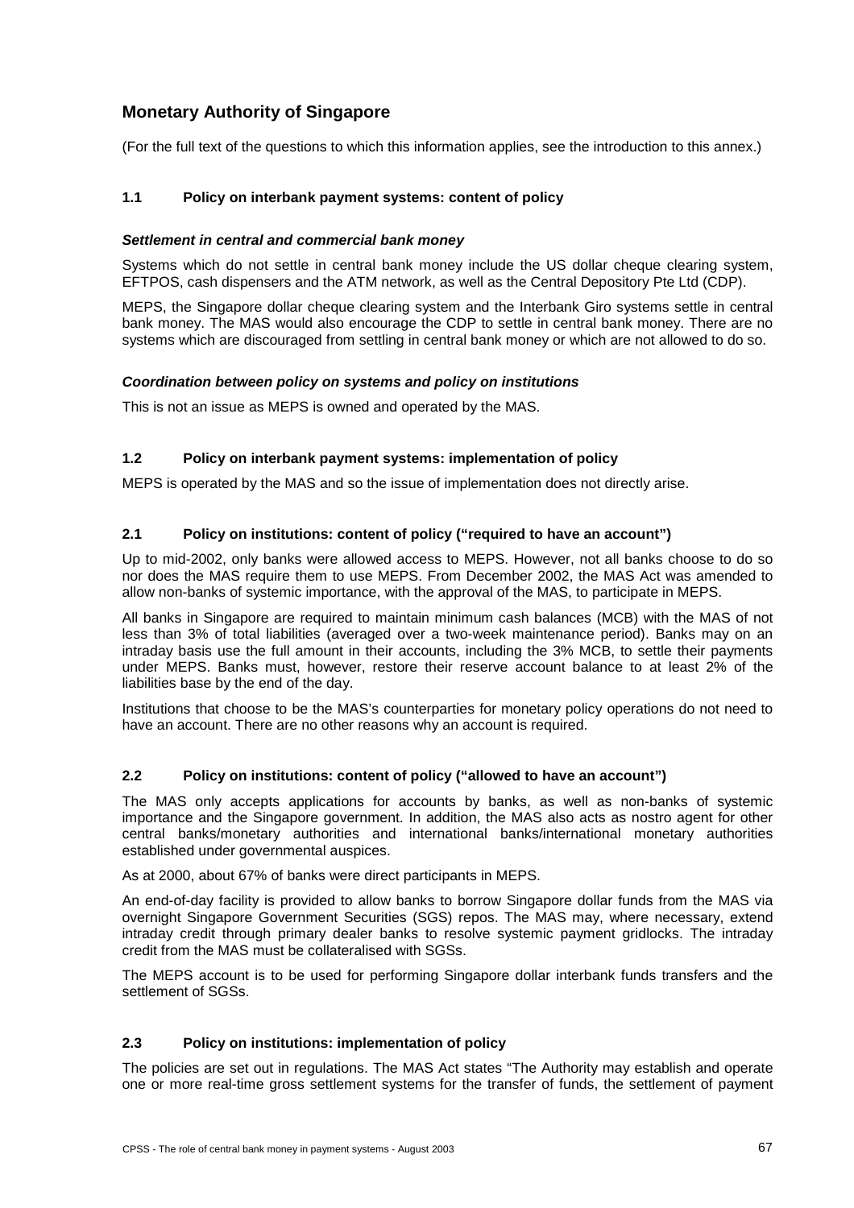## Monetary Authority of Singapore

(For the full text of the questions to which this information applies, see the introduction to this annex.)

### 1.1 Policy on interbank payment systems: content of policy

#### *Settlement in central and commercial bank money*

Systems which do not settle in central bank money include the US dollar cheque clearing system, EFTPOS, cash dispensers and the ATM network, as well as the Central Depository Pte Ltd (CDP).

MEPS, the Singapore dollar cheque clearing system and the Interbank Giro systems settle in central bank money. The MAS would also encourage the CDP to settle in central bank money. There are no systems which are discouraged from settling in central bank money or which are not allowed to do so.

#### *Coordination between policy on systems and policy on institutions*

This is not an issue as MEPS is owned and operated by the MAS.

### 1.2 Policy on interbank payment systems: implementation of policy

MEPS is operated by the MAS and so the issue of implementation does not directly arise.

### 2.1 Policy on institutions: content of policy ("required to have an account")

Up to mid-2002, only banks were allowed access to MEPS. However, not all banks choose to do so nor does the MAS require them to use MEPS. From December 2002, the MAS Act was amended to allow non-banks of systemic importance, with the approval of the MAS, to participate in MEPS.

All banks in Singapore are required to maintain minimum cash balances (MCB) with the MAS of not less than 3% of total liabilities (averaged over a two-week maintenance period). Banks may on an intraday basis use the full amount in their accounts, including the 3% MCB, to settle their payments under MEPS. Banks must, however, restore their reserve account balance to at least 2% of the liabilities base by the end of the day.

Institutions that choose to be the MAS's counterparties for monetary policy operations do not need to have an account. There are no other reasons why an account is required.

### 2.2 Policy on institutions: content of policy ("allowed to have an account")

The MAS only accepts applications for accounts by banks, as well as non-banks of systemic importance and the Singapore government. In addition, the MAS also acts as nostro agent for other central banks/monetary authorities and international banks/international monetary authorities established under governmental auspices.

As at 2000, about 67% of banks were direct participants in MEPS.

An end-of-day facility is provided to allow banks to borrow Singapore dollar funds from the MAS via overnight Singapore Government Securities (SGS) repos. The MAS may, where necessary, extend intraday credit through primary dealer banks to resolve systemic payment gridlocks. The intraday credit from the MAS must be collateralised with SGSs.

The MEPS account is to be used for performing Singapore dollar interbank funds transfers and the settlement of SGSs.

### 2.3 Policy on institutions: implementation of policy

The policies are set out in regulations. The MAS Act states "The Authority may establish and operate one or more real-time gross settlement systems for the transfer of funds, the settlement of payment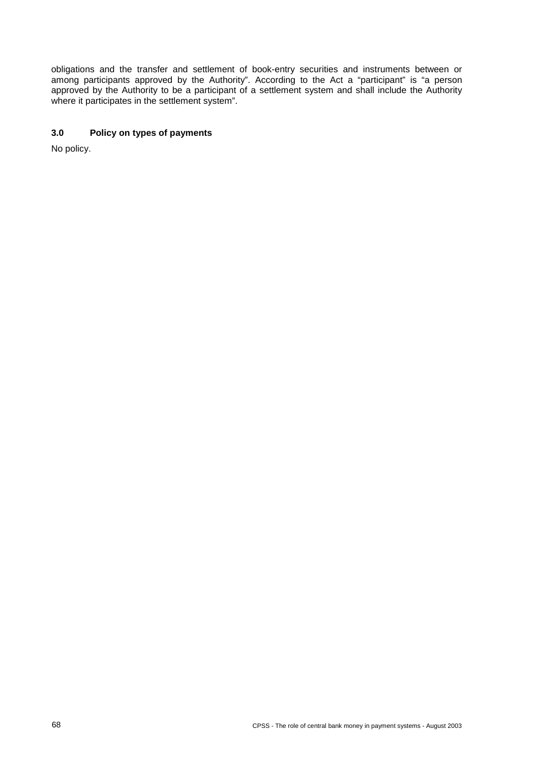obligations and the transfer and settlement of book-entry securities and instruments between or among participants approved by the Authority". According to the Act a "participant" is "a person approved by the Authority to be a participant of a settlement system and shall include the Authority where it participates in the settlement system".

### 3.0 Policy on types of payments

No policy.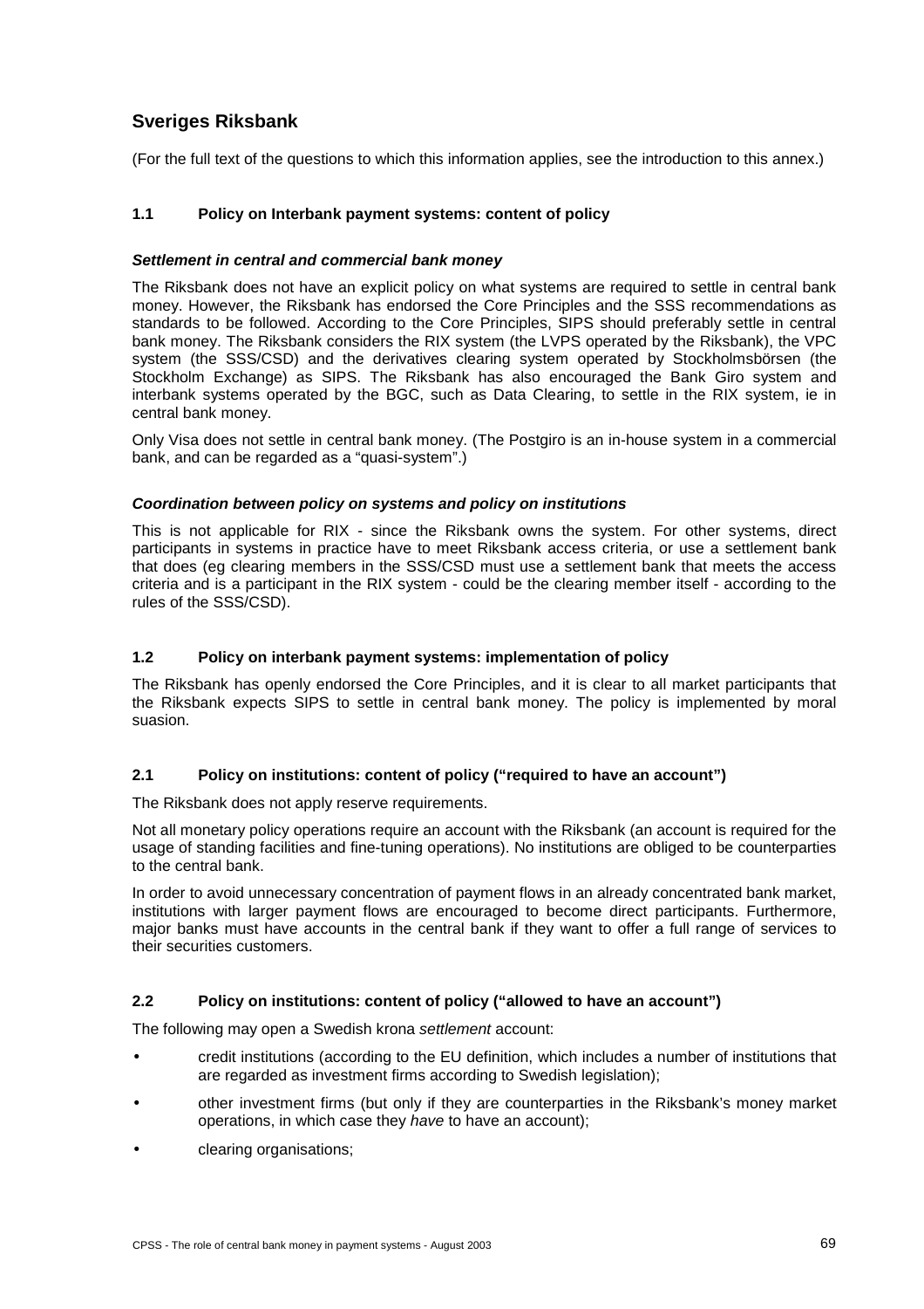## Sveriges Riksbank

(For the full text of the questions to which this information applies, see the introduction to this annex.)

### 1.1 Policy on Interbank payment systems: content of policy

#### *Settlement in central and commercial bank money*

The Riksbank does not have an explicit policy on what systems are required to settle in central bank money. However, the Riksbank has endorsed the Core Principles and the SSS recommendations as standards to be followed. According to the Core Principles, SIPS should preferably settle in central bank money. The Riksbank considers the RIX system (the LVPS operated by the Riksbank), the VPC system (the SSS/CSD) and the derivatives clearing system operated by Stockholmsbörsen (the Stockholm Exchange) as SIPS. The Riksbank has also encouraged the Bank Giro system and interbank systems operated by the BGC, such as Data Clearing, to settle in the RIX system, ie in central bank money.

Only Visa does not settle in central bank money. (The Postgiro is an in-house system in a commercial bank, and can be regarded as a "quasi-system".)

#### *Coordination between policy on systems and policy on institutions*

This is not applicable for RIX - since the Riksbank owns the system. For other systems, direct participants in systems in practice have to meet Riksbank access criteria, or use a settlement bank that does (eg clearing members in the SSS/CSD must use a settlement bank that meets the access criteria and is a participant in the RIX system - could be the clearing member itself - according to the rules of the SSS/CSD).

### 1.2 Policy on interbank payment systems: implementation of policy

The Riksbank has openly endorsed the Core Principles, and it is clear to all market participants that the Riksbank expects SIPS to settle in central bank money. The policy is implemented by moral suasion.

### 2.1 Policy on institutions: content of policy ("required to have an account")

The Riksbank does not apply reserve requirements.

Not all monetary policy operations require an account with the Riksbank (an account is required for the usage of standing facilities and fine-tuning operations). No institutions are obliged to be counterparties to the central bank.

In order to avoid unnecessary concentration of payment flows in an already concentrated bank market, institutions with larger payment flows are encouraged to become direct participants. Furthermore, major banks must have accounts in the central bank if they want to offer a full range of services to their securities customers.

### 2.2 Policy on institutions: content of policy ("allowed to have an account")

The following may open a Swedish krona *settlement* account:

- credit institutions (according to the EU definition, which includes a number of institutions that are regarded as investment firms according to Swedish legislation);
- other investment firms (but only if they are counterparties in the Riksbank's money market operations, in which case they *have* to have an account);
- clearing organisations;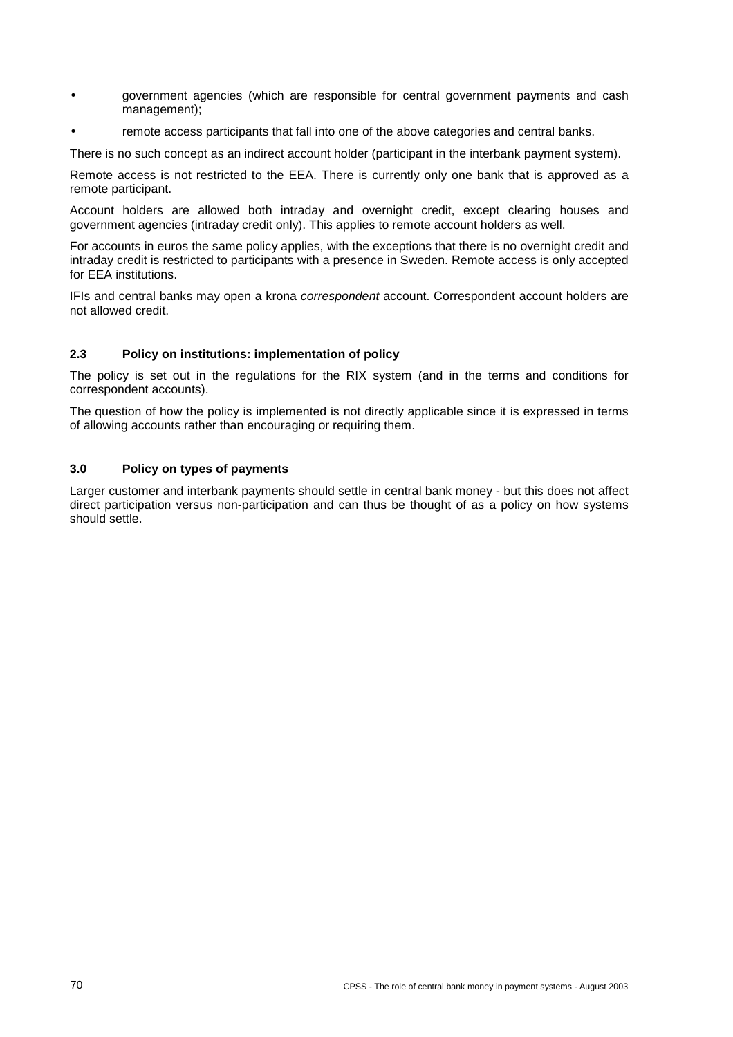- government agencies (which are responsible for central government payments and cash management);
- remote access participants that fall into one of the above categories and central banks.

There is no such concept as an indirect account holder (participant in the interbank payment system).

Remote access is not restricted to the EEA. There is currently only one bank that is approved as a remote participant.

Account holders are allowed both intraday and overnight credit, except clearing houses and government agencies (intraday credit only). This applies to remote account holders as well.

For accounts in euros the same policy applies, with the exceptions that there is no overnight credit and intraday credit is restricted to participants with a presence in Sweden. Remote access is only accepted for EEA institutions.

IFIs and central banks may open a krona *correspondent* account. Correspondent account holders are not allowed credit.

### 2.3 Policy on institutions: implementation of policy

The policy is set out in the regulations for the RIX system (and in the terms and conditions for correspondent accounts).

The question of how the policy is implemented is not directly applicable since it is expressed in terms of allowing accounts rather than encouraging or requiring them.

### 3.0 Policy on types of payments

Larger customer and interbank payments should settle in central bank money - but this does not affect direct participation versus non-participation and can thus be thought of as a policy on how systems should settle.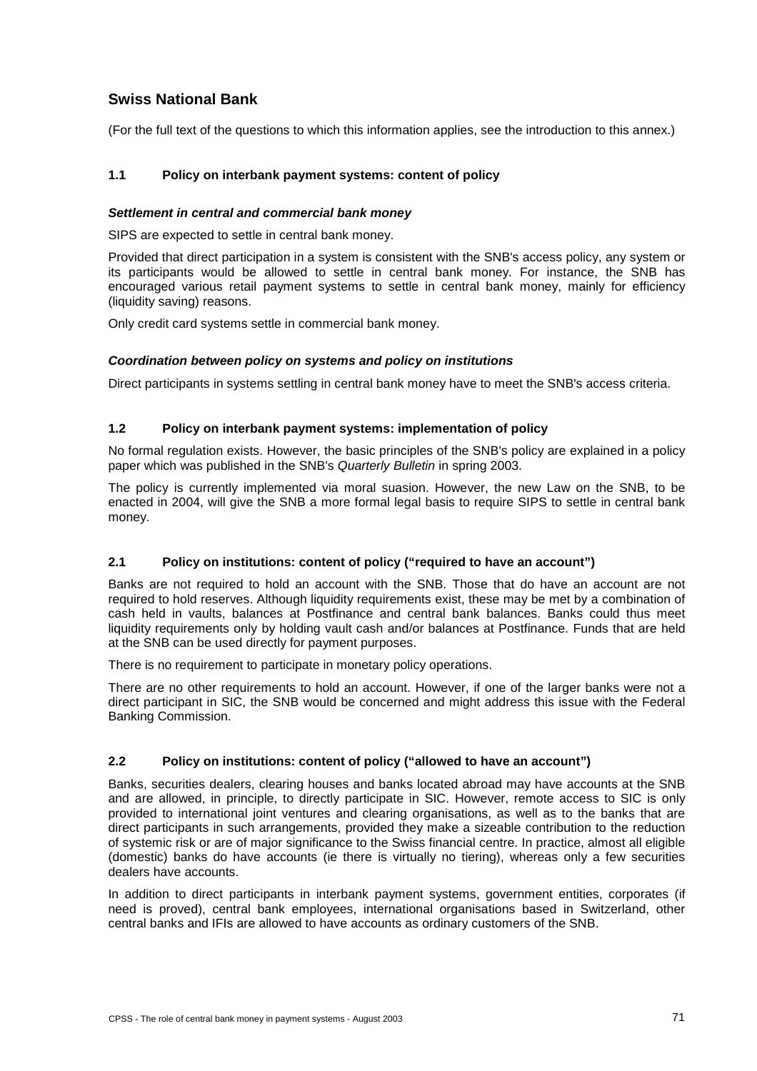## Swiss National Bank

(For the full text of the questions to which this information applies, see the introduction to this annex.)

### 1.1 Policy on interbank payment systems: content of policy

#### *Settlement in central and commercial bank money*

SIPS are expected to settle in central bank money.

Provided that direct participation in a system is consistent with the SNB's access policy, any system or its participants would be allowed to settle in central bank money. For instance, the SNB has encouraged various retail payment systems to settle in central bank money, mainly for efficiency (liquidity saving) reasons.

Only credit card systems settle in commercial bank money.

#### *Coordination between policy on systems and policy on institutions*

Direct participants in systems settling in central bank money have to meet the SNB's access criteria.

### 1.2 Policy on interbank payment systems: implementation of policy

No formal regulation exists. However, the basic principles of the SNB's policy are explained in a policy paper which was published in the SNB's *Quarterly Bulletin* in spring 2003.

The policy is currently implemented via moral suasion. However, the new Law on the SNB, to be enacted in 2004, will give the SNB a more formal legal basis to require SIPS to settle in central bank money.

### 2.1 Policy on institutions: content of policy ("required to have an account")

Banks are not required to hold an account with the SNB. Those that do have an account are not required to hold reserves. Although liquidity requirements exist, these may be met by a combination of cash held in vaults, balances at Postfinance and central bank balances. Banks could thus meet liquidity requirements only by holding vault cash and/or balances at Postfinance. Funds that are held at the SNB can be used directly for payment purposes.

There is no requirement to participate in monetary policy operations.

There are no other requirements to hold an account. However, if one of the larger banks were not a direct participant in SIC, the SNB would be concerned and might address this issue with the Federal Banking Commission.

### 2.2 Policy on institutions: content of policy ("allowed to have an account")

Banks, securities dealers, clearing houses and banks located abroad may have accounts at the SNB and are allowed, in principle, to directly participate in SIC. However, remote access to SIC is only provided to international joint ventures and clearing organisations, as well as to the banks that are direct participants in such arrangements, provided they make a sizeable contribution to the reduction of systemic risk or are of major significance to the Swiss financial centre. In practice, almost all eligible (domestic) banks do have accounts (ie there is virtually no tiering), whereas only a few securities dealers have accounts.

In addition to direct participants in interbank payment systems, government entities, corporates (if need is proved), central bank employees, international organisations based in Switzerland, other central banks and IFIs are allowed to have accounts as ordinary customers of the SNB.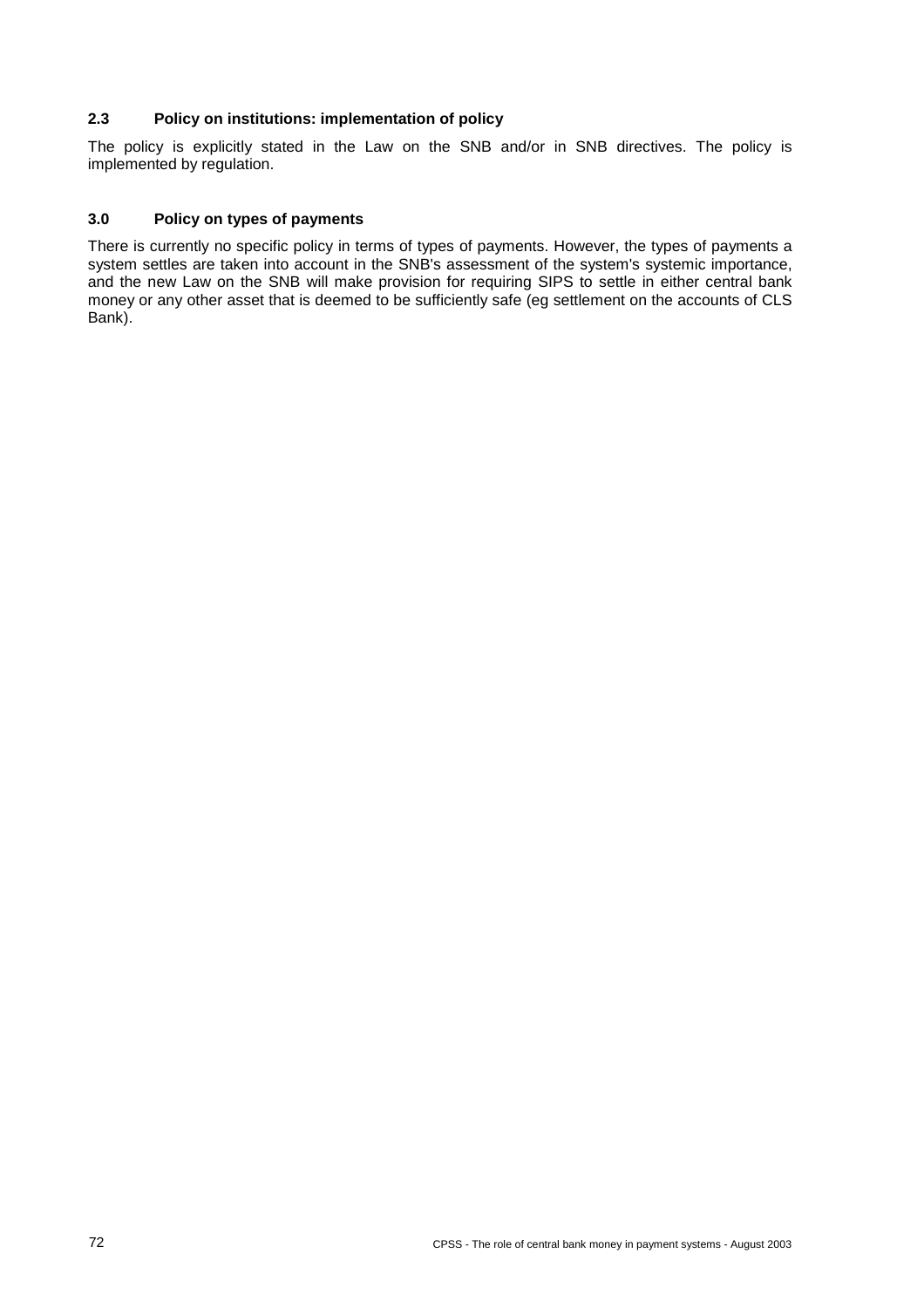### 2.3 Policy on institutions: implementation of policy

The policy is explicitly stated in the Law on the SNB and/or in SNB directives. The policy is implemented by regulation.

### 3.0 Policy on types of payments

There is currently no specific policy in terms of types of payments. However, the types of payments a system settles are taken into account in the SNB's assessment of the system's systemic importance, and the new Law on the SNB will make provision for requiring SIPS to settle in either central bank money or any other asset that is deemed to be sufficiently safe (eg settlement on the accounts of CLS Bank).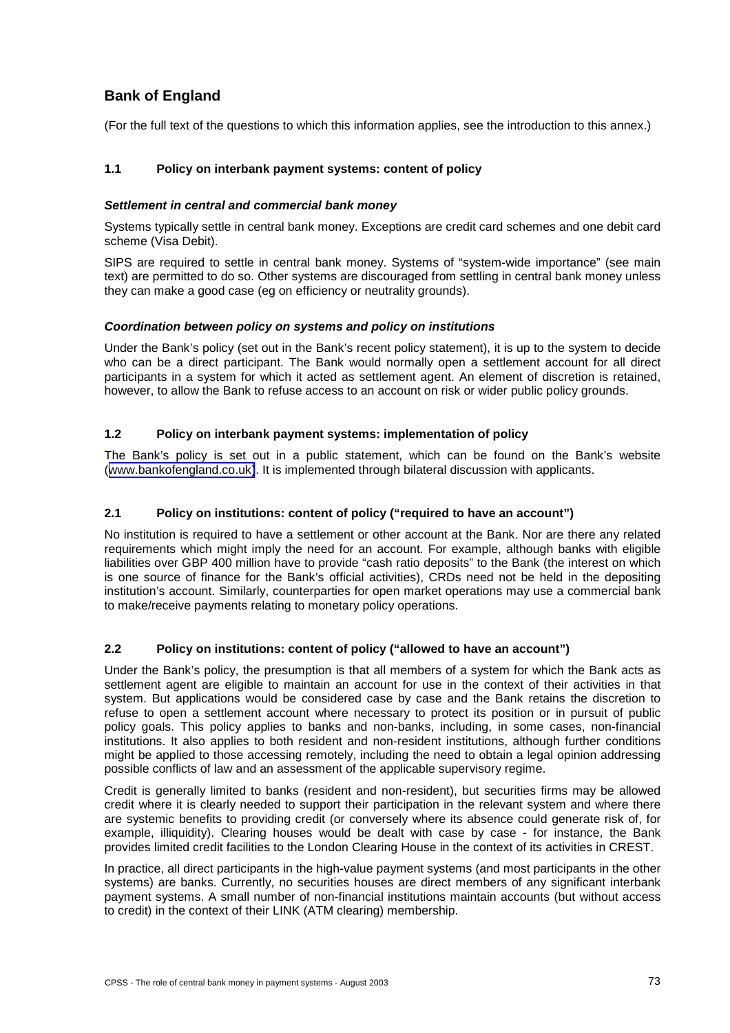## Bank of England

(For the full text of the questions to which this information applies, see the introduction to this annex.)

### 1.1 Policy on interbank payment systems: content of policy

***Settlement in central and commercial bank money***

Systems typically settle in central bank money. Exceptions are credit card schemes and one debit card scheme (Visa Debit).

SIPS are required to settle in central bank money. Systems of "system-wide importance" (see main text) are permitted to do so. Other systems are discouraged from settling in central bank money unless they can make a good case (eg on efficiency or neutrality grounds).

***Coordination between policy on systems and policy on institutions***

Under the Bank's policy (set out in the Bank's recent policy statement), it is up to the system to decide who can be a direct participant. The Bank would normally open a settlement account for all direct participants in a system for which it acted as settlement agent. An element of discretion is retained, however, to allow the Bank to refuse access to an account on risk or wider public policy grounds.

### 1.2 Policy on interbank payment systems: implementation of policy

The Bank's policy is set out in a public statement, which can be found on the Bank's website (www.bankofengland.co.uk). It is implemented through bilateral discussion with applicants.

### 2.1 Policy on institutions: content of policy ("required to have an account")

No institution is required to have a settlement or other account at the Bank. Nor are there any related requirements which might imply the need for an account. For example, although banks with eligible liabilities over GBP 400 million have to provide "cash ratio deposits" to the Bank (the interest on which is one source of finance for the Bank's official activities), CRDs need not be held in the depositing institution's account. Similarly, counterparties for open market operations may use a commercial bank to make/receive payments relating to monetary policy operations.

### 2.2 Policy on institutions: content of policy ("allowed to have an account")

Under the Bank's policy, the presumption is that all members of a system for which the Bank acts as settlement agent are eligible to maintain an account for use in the context of their activities in that system. But applications would be considered case by case and the Bank retains the discretion to refuse to open a settlement account where necessary to protect its position or in pursuit of public policy goals. This policy applies to banks and non-banks, including, in some cases, non-financial institutions. It also applies to both resident and non-resident institutions, although further conditions might be applied to those accessing remotely, including the need to obtain a legal opinion addressing possible conflicts of law and an assessment of the applicable supervisory regime.

Credit is generally limited to banks (resident and non-resident), but securities firms may be allowed credit where it is clearly needed to support their participation in the relevant system and where there are systemic benefits to providing credit (or conversely where its absence could generate risk of, for example, illiquidity). Clearing houses would be dealt with case by case - for instance, the Bank provides limited credit facilities to the London Clearing House in the context of its activities in CREST.

In practice, all direct participants in the high-value payment systems (and most participants in the other systems) are banks. Currently, no securities houses are direct members of any significant interbank payment systems. A small number of non-financial institutions maintain accounts (but without access to credit) in the context of their LINK (ATM clearing) membership.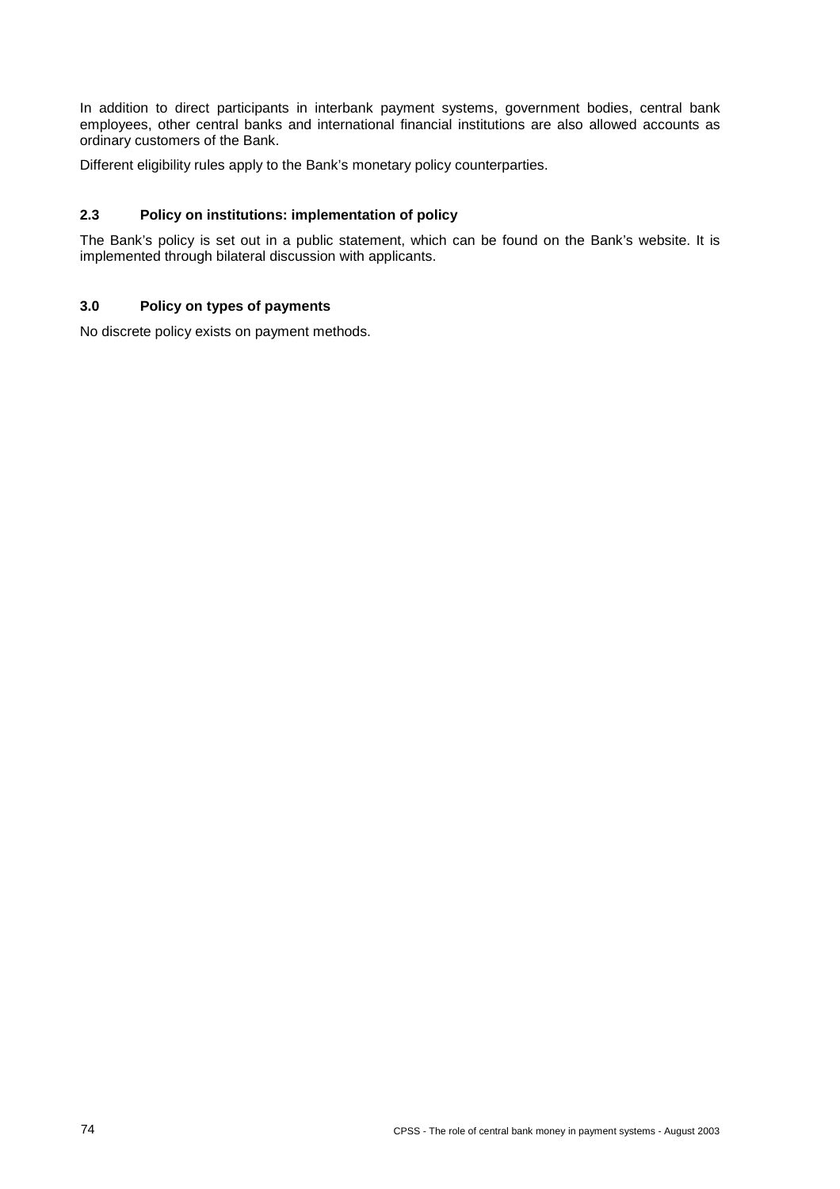In addition to direct participants in interbank payment systems, government bodies, central bank employees, other central banks and international financial institutions are also allowed accounts as ordinary customers of the Bank.

Different eligibility rules apply to the Bank's monetary policy counterparties.

### 2.3 Policy on institutions: implementation of policy

The Bank's policy is set out in a public statement, which can be found on the Bank's website. It is implemented through bilateral discussion with applicants.

### 3.0 Policy on types of payments

No discrete policy exists on payment methods.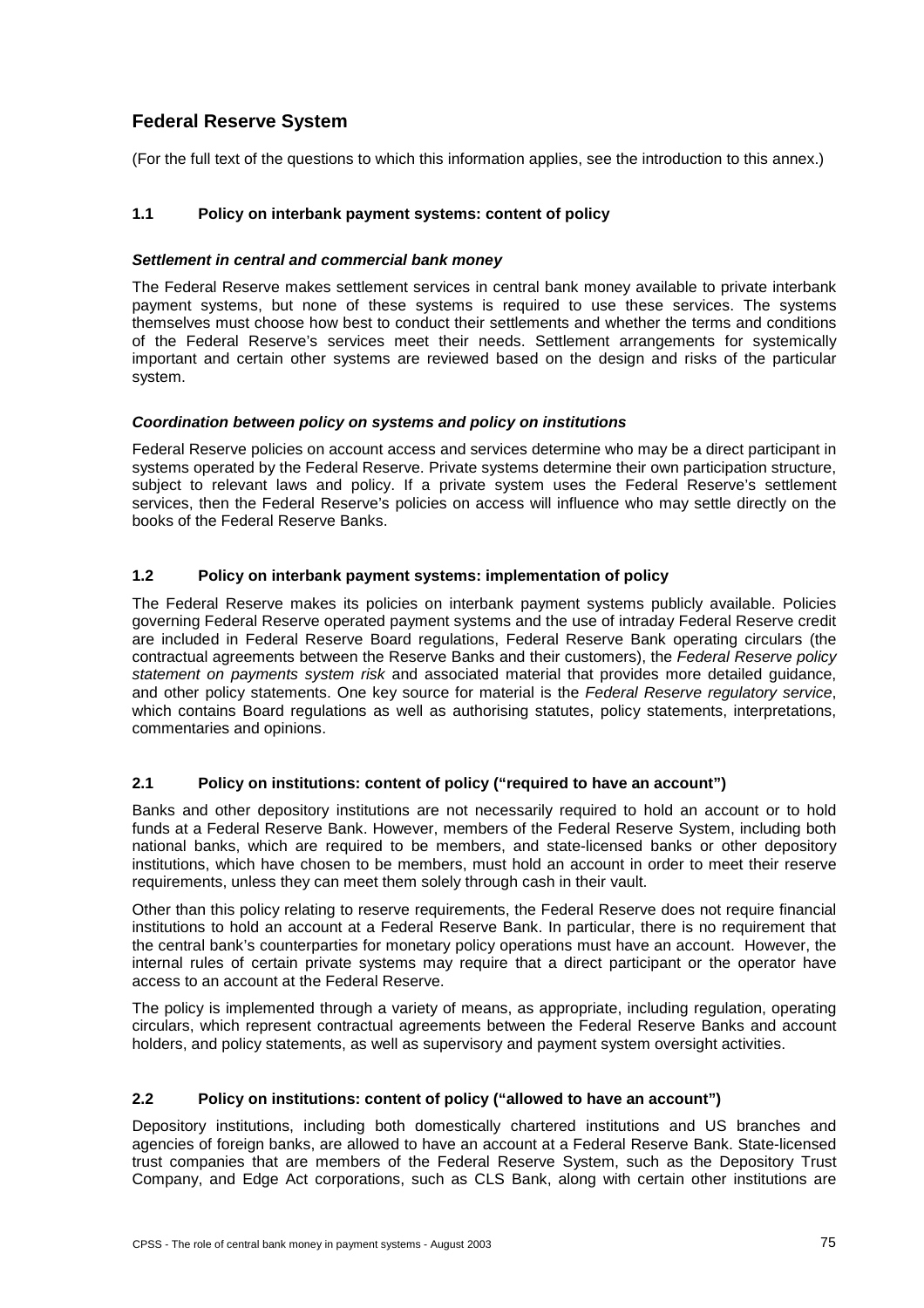## Federal Reserve System

(For the full text of the questions to which this information applies, see the introduction to this annex.)

### 1.1 Policy on interbank payment systems: content of policy

#### *Settlement in central and commercial bank money*

The Federal Reserve makes settlement services in central bank money available to private interbank payment systems, but none of these systems is required to use these services. The systems themselves must choose how best to conduct their settlements and whether the terms and conditions of the Federal Reserve's services meet their needs. Settlement arrangements for systemically important and certain other systems are reviewed based on the design and risks of the particular system.

#### *Coordination between policy on systems and policy on institutions*

Federal Reserve policies on account access and services determine who may be a direct participant in systems operated by the Federal Reserve. Private systems determine their own participation structure, subject to relevant laws and policy. If a private system uses the Federal Reserve's settlement services, then the Federal Reserve's policies on access will influence who may settle directly on the books of the Federal Reserve Banks.

### 1.2 Policy on interbank payment systems: implementation of policy

The Federal Reserve makes its policies on interbank payment systems publicly available. Policies governing Federal Reserve operated payment systems and the use of intraday Federal Reserve credit are included in Federal Reserve Board regulations, Federal Reserve Bank operating circulars (the contractual agreements between the Reserve Banks and their customers), the *Federal Reserve policy statement on payments system risk* and associated material that provides more detailed guidance, and other policy statements. One key source for material is the *Federal Reserve regulatory service*, which contains Board regulations as well as authorising statutes, policy statements, interpretations, commentaries and opinions.

### 2.1 Policy on institutions: content of policy ("required to have an account")

Banks and other depository institutions are not necessarily required to hold an account or to hold funds at a Federal Reserve Bank. However, members of the Federal Reserve System, including both national banks, which are required to be members, and state-licensed banks or other depository institutions, which have chosen to be members, must hold an account in order to meet their reserve requirements, unless they can meet them solely through cash in their vault.

Other than this policy relating to reserve requirements, the Federal Reserve does not require financial institutions to hold an account at a Federal Reserve Bank. In particular, there is no requirement that the central bank's counterparties for monetary policy operations must have an account. However, the internal rules of certain private systems may require that a direct participant or the operator have access to an account at the Federal Reserve.

The policy is implemented through a variety of means, as appropriate, including regulation, operating circulars, which represent contractual agreements between the Federal Reserve Banks and account holders, and policy statements, as well as supervisory and payment system oversight activities.

### 2.2 Policy on institutions: content of policy ("allowed to have an account")

Depository institutions, including both domestically chartered institutions and US branches and agencies of foreign banks, are allowed to have an account at a Federal Reserve Bank. State-licensed trust companies that are members of the Federal Reserve System, such as the Depository Trust Company, and Edge Act corporations, such as CLS Bank, along with certain other institutions are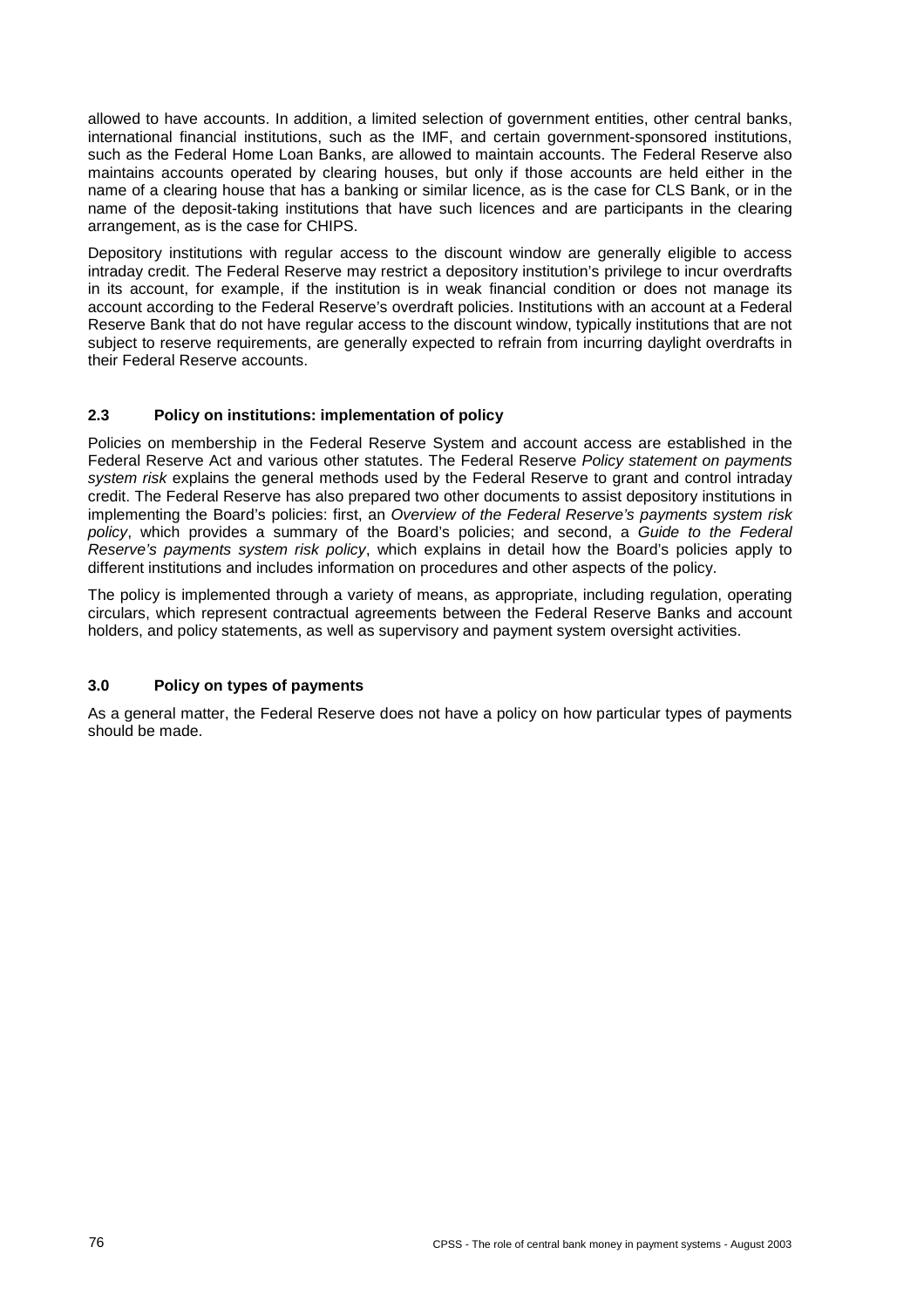allowed to have accounts. In addition, a limited selection of government entities, other central banks, international financial institutions, such as the IMF, and certain government-sponsored institutions, such as the Federal Home Loan Banks, are allowed to maintain accounts. The Federal Reserve also maintains accounts operated by clearing houses, but only if those accounts are held either in the name of a clearing house that has a banking or similar licence, as is the case for CLS Bank, or in the name of the deposit-taking institutions that have such licences and are participants in the clearing arrangement, as is the case for CHIPS.

Depository institutions with regular access to the discount window are generally eligible to access intraday credit. The Federal Reserve may restrict a depository institution's privilege to incur overdrafts in its account, for example, if the institution is in weak financial condition or does not manage its account according to the Federal Reserve's overdraft policies. Institutions with an account at a Federal Reserve Bank that do not have regular access to the discount window, typically institutions that are not subject to reserve requirements, are generally expected to refrain from incurring daylight overdrafts in their Federal Reserve accounts.

### 2.3 Policy on institutions: implementation of policy

Policies on membership in the Federal Reserve System and account access are established in the Federal Reserve Act and various other statutes. The Federal Reserve *Policy statement on payments system risk* explains the general methods used by the Federal Reserve to grant and control intraday credit. The Federal Reserve has also prepared two other documents to assist depository institutions in implementing the Board's policies: first, an *Overview of the Federal Reserve's payments system risk policy*, which provides a summary of the Board's policies; and second, a *Guide to the Federal Reserve's payments system risk policy*, which explains in detail how the Board's policies apply to different institutions and includes information on procedures and other aspects of the policy.

The policy is implemented through a variety of means, as appropriate, including regulation, operating circulars, which represent contractual agreements between the Federal Reserve Banks and account holders, and policy statements, as well as supervisory and payment system oversight activities.

### 3.0 Policy on types of payments

As a general matter, the Federal Reserve does not have a policy on how particular types of payments should be made.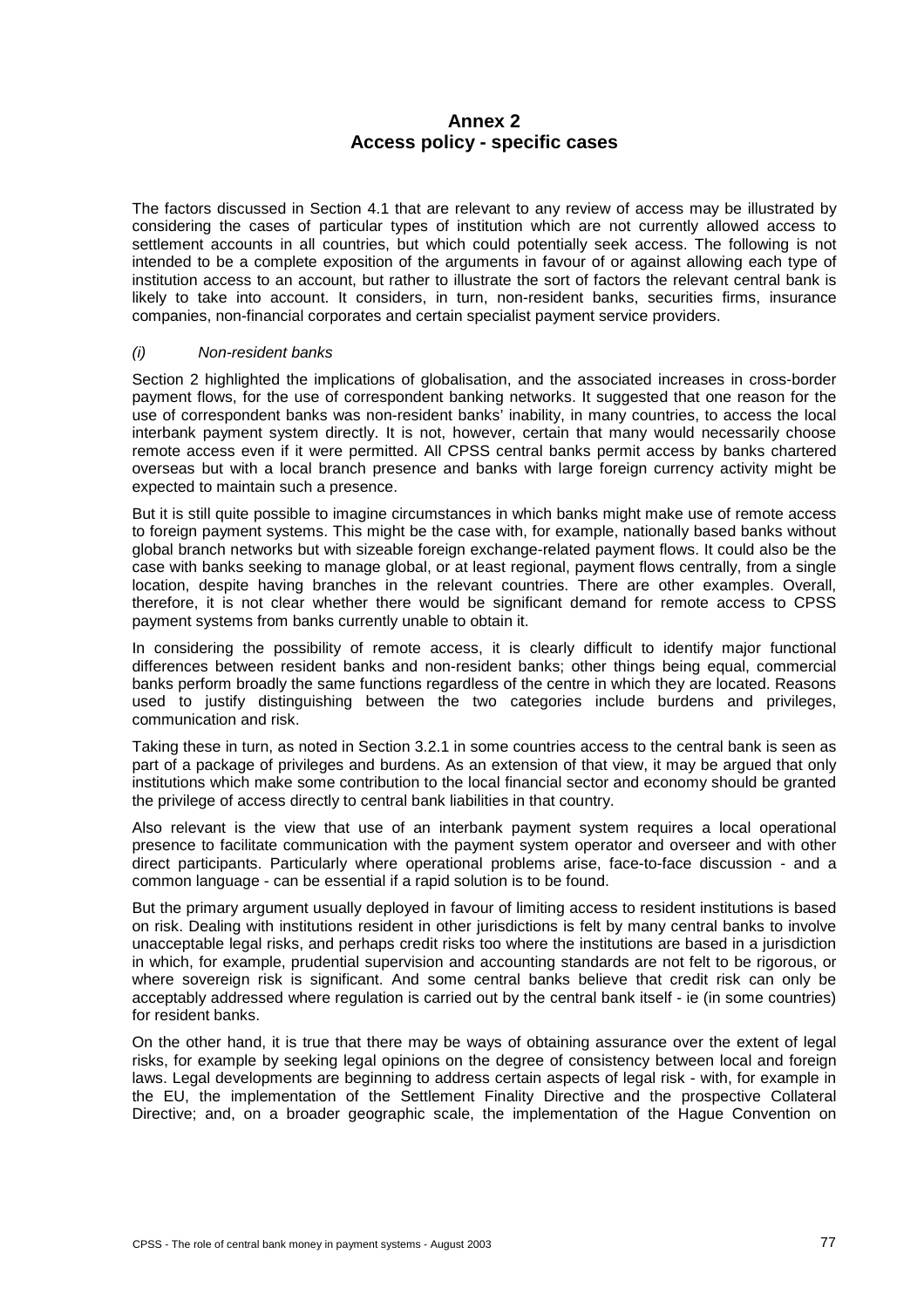# Annex 2
## Access policy - specific cases

The factors discussed in Section 4.1 that are relevant to any review of access may be illustrated by considering the cases of particular types of institution which are not currently allowed access to settlement accounts in all countries, but which could potentially seek access. The following is not intended to be a complete exposition of the arguments in favour of or against allowing each type of institution access to an account, but rather to illustrate the sort of factors the relevant central bank is likely to take into account. It considers, in turn, non-resident banks, securities firms, insurance companies, non-financial corporates and certain specialist payment service providers.

*(i) Non-resident banks*

Section 2 highlighted the implications of globalisation, and the associated increases in cross-border payment flows, for the use of correspondent banking networks. It suggested that one reason for the use of correspondent banks was non-resident banks' inability, in many countries, to access the local interbank payment system directly. It is not, however, certain that many would necessarily choose remote access even if it were permitted. All CPSS central banks permit access by banks chartered overseas but with a local branch presence and banks with large foreign currency activity might be expected to maintain such a presence.

But it is still quite possible to imagine circumstances in which banks might make use of remote access to foreign payment systems. This might be the case with, for example, nationally based banks without global branch networks but with sizeable foreign exchange-related payment flows. It could also be the case with banks seeking to manage global, or at least regional, payment flows centrally, from a single location, despite having branches in the relevant countries. There are other examples. Overall, therefore, it is not clear whether there would be significant demand for remote access to CPSS payment systems from banks currently unable to obtain it.

In considering the possibility of remote access, it is clearly difficult to identify major functional differences between resident banks and non-resident banks; other things being equal, commercial banks perform broadly the same functions regardless of the centre in which they are located. Reasons used to justify distinguishing between the two categories include burdens and privileges, communication and risk.

Taking these in turn, as noted in Section 3.2.1 in some countries access to the central bank is seen as part of a package of privileges and burdens. As an extension of that view, it may be argued that only institutions which make some contribution to the local financial sector and economy should be granted the privilege of access directly to central bank liabilities in that country.

Also relevant is the view that use of an interbank payment system requires a local operational presence to facilitate communication with the payment system operator and overseer and with other direct participants. Particularly where operational problems arise, face-to-face discussion - and a common language - can be essential if a rapid solution is to be found.

But the primary argument usually deployed in favour of limiting access to resident institutions is based on risk. Dealing with institutions resident in other jurisdictions is felt by many central banks to involve unacceptable legal risks, and perhaps credit risks too where the institutions are based in a jurisdiction in which, for example, prudential supervision and accounting standards are not felt to be rigorous, or where sovereign risk is significant. And some central banks believe that credit risk can only be acceptably addressed where regulation is carried out by the central bank itself - ie (in some countries) for resident banks.

On the other hand, it is true that there may be ways of obtaining assurance over the extent of legal risks, for example by seeking legal opinions on the degree of consistency between local and foreign laws. Legal developments are beginning to address certain aspects of legal risk - with, for example in the EU, the implementation of the Settlement Finality Directive and the prospective Collateral Directive; and, on a broader geographic scale, the implementation of the Hague Convention on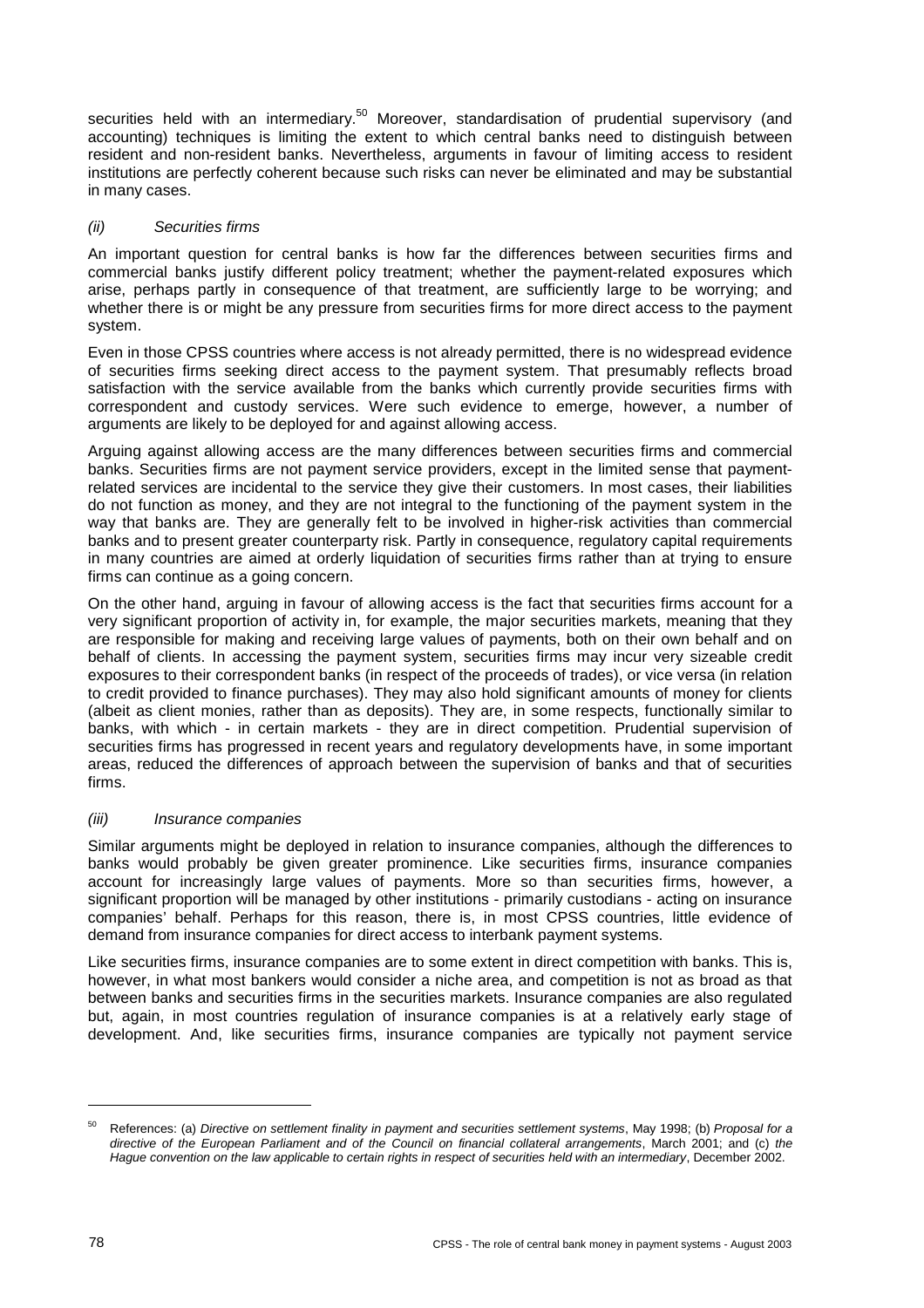securities held with an intermediary.[50] Moreover, standardisation of prudential supervisory (and accounting) techniques is limiting the extent to which central banks need to distinguish between resident and non-resident banks. Nevertheless, arguments in favour of limiting access to resident institutions are perfectly coherent because such risks can never be eliminated and may be substantial in many cases.

*(ii) Securities firms*

An important question for central banks is how far the differences between securities firms and commercial banks justify different policy treatment; whether the payment-related exposures which arise, perhaps partly in consequence of that treatment, are sufficiently large to be worrying; and whether there is or might be any pressure from securities firms for more direct access to the payment system.

Even in those CPSS countries where access is not already permitted, there is no widespread evidence of securities firms seeking direct access to the payment system. That presumably reflects broad satisfaction with the service available from the banks which currently provide securities firms with correspondent and custody services. Were such evidence to emerge, however, a number of arguments are likely to be deployed for and against allowing access.

Arguing against allowing access are the many differences between securities firms and commercial banks. Securities firms are not payment service providers, except in the limited sense that payment-related services are incidental to the service they give their customers. In most cases, their liabilities do not function as money, and they are not integral to the functioning of the payment system in the way that banks are. They are generally felt to be involved in higher-risk activities than commercial banks and to present greater counterparty risk. Partly in consequence, regulatory capital requirements in many countries are aimed at orderly liquidation of securities firms rather than at trying to ensure firms can continue as a going concern.

On the other hand, arguing in favour of allowing access is the fact that securities firms account for a very significant proportion of activity in, for example, the major securities markets, meaning that they are responsible for making and receiving large values of payments, both on their own behalf and on behalf of clients. In accessing the payment system, securities firms may incur very sizeable credit exposures to their correspondent banks (in respect of the proceeds of trades), or vice versa (in relation to credit provided to finance purchases). They may also hold significant amounts of money for clients (albeit as client monies, rather than as deposits). They are, in some respects, functionally similar to banks, with which - in certain markets - they are in direct competition. Prudential supervision of securities firms has progressed in recent years and regulatory developments have, in some important areas, reduced the differences of approach between the supervision of banks and that of securities firms.

*(iii) Insurance companies*

Similar arguments might be deployed in relation to insurance companies, although the differences to banks would probably be given greater prominence. Like securities firms, insurance companies account for increasingly large values of payments. More so than securities firms, however, a significant proportion will be managed by other institutions - primarily custodians - acting on insurance companies' behalf. Perhaps for this reason, there is, in most CPSS countries, little evidence of demand from insurance companies for direct access to interbank payment systems.

Like securities firms, insurance companies are to some extent in direct competition with banks. This is, however, in what most bankers would consider a niche area, and competition is not as broad as that between banks and securities firms in the securities markets. Insurance companies are also regulated but, again, in most countries regulation of insurance companies is at a relatively early stage of development. And, like securities firms, insurance companies are typically not payment service

---

[50] References: (a) *Directive on settlement finality in payment and securities settlement systems*, May 1998; (b) *Proposal for a directive of the European Parliament and of the Council on financial collateral arrangements*, March 2001; and (c) *the Hague convention on the law applicable to certain rights in respect of securities held with an intermediary*, December 2002.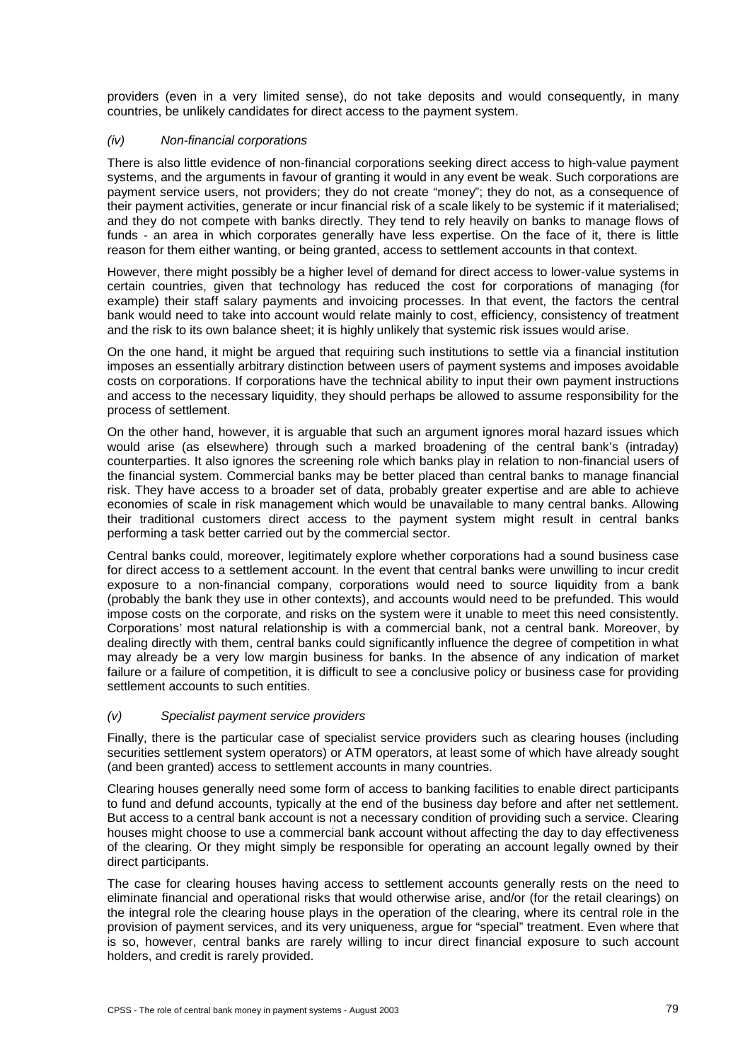providers (even in a very limited sense), do not take deposits and would consequently, in many countries, be unlikely candidates for direct access to the payment system.

#### *(iv) Non-financial corporations*

There is also little evidence of non-financial corporations seeking direct access to high-value payment systems, and the arguments in favour of granting it would in any event be weak. Such corporations are payment service users, not providers; they do not create "money"; they do not, as a consequence of their payment activities, generate or incur financial risk of a scale likely to be systemic if it materialised; and they do not compete with banks directly. They tend to rely heavily on banks to manage flows of funds - an area in which corporates generally have less expertise. On the face of it, there is little reason for them either wanting, or being granted, access to settlement accounts in that context.

However, there might possibly be a higher level of demand for direct access to lower-value systems in certain countries, given that technology has reduced the cost for corporations of managing (for example) their staff salary payments and invoicing processes. In that event, the factors the central bank would need to take into account would relate mainly to cost, efficiency, consistency of treatment and the risk to its own balance sheet; it is highly unlikely that systemic risk issues would arise.

On the one hand, it might be argued that requiring such institutions to settle via a financial institution imposes an essentially arbitrary distinction between users of payment systems and imposes avoidable costs on corporations. If corporations have the technical ability to input their own payment instructions and access to the necessary liquidity, they should perhaps be allowed to assume responsibility for the process of settlement.

On the other hand, however, it is arguable that such an argument ignores moral hazard issues which would arise (as elsewhere) through such a marked broadening of the central bank's (intraday) counterparties. It also ignores the screening role which banks play in relation to non-financial users of the financial system. Commercial banks may be better placed than central banks to manage financial risk. They have access to a broader set of data, probably greater expertise and are able to achieve economies of scale in risk management which would be unavailable to many central banks. Allowing their traditional customers direct access to the payment system might result in central banks performing a task better carried out by the commercial sector.

Central banks could, moreover, legitimately explore whether corporations had a sound business case for direct access to a settlement account. In the event that central banks were unwilling to incur credit exposure to a non-financial company, corporations would need to source liquidity from a bank (probably the bank they use in other contexts), and accounts would need to be prefunded. This would impose costs on the corporate, and risks on the system were it unable to meet this need consistently. Corporations' most natural relationship is with a commercial bank, not a central bank. Moreover, by dealing directly with them, central banks could significantly influence the degree of competition in what may already be a very low margin business for banks. In the absence of any indication of market failure or a failure of competition, it is difficult to see a conclusive policy or business case for providing settlement accounts to such entities.

#### *(v) Specialist payment service providers*

Finally, there is the particular case of specialist service providers such as clearing houses (including securities settlement system operators) or ATM operators, at least some of which have already sought (and been granted) access to settlement accounts in many countries.

Clearing houses generally need some form of access to banking facilities to enable direct participants to fund and defund accounts, typically at the end of the business day before and after net settlement. But access to a central bank account is not a necessary condition of providing such a service. Clearing houses might choose to use a commercial bank account without affecting the day to day effectiveness of the clearing. Or they might simply be responsible for operating an account legally owned by their direct participants.

The case for clearing houses having access to settlement accounts generally rests on the need to eliminate financial and operational risks that would otherwise arise, and/or (for the retail clearings) on the integral role the clearing house plays in the operation of the clearing, where its central role in the provision of payment services, and its very uniqueness, argue for "special" treatment. Even where that is so, however, central banks are rarely willing to incur direct financial exposure to such account holders, and credit is rarely provided.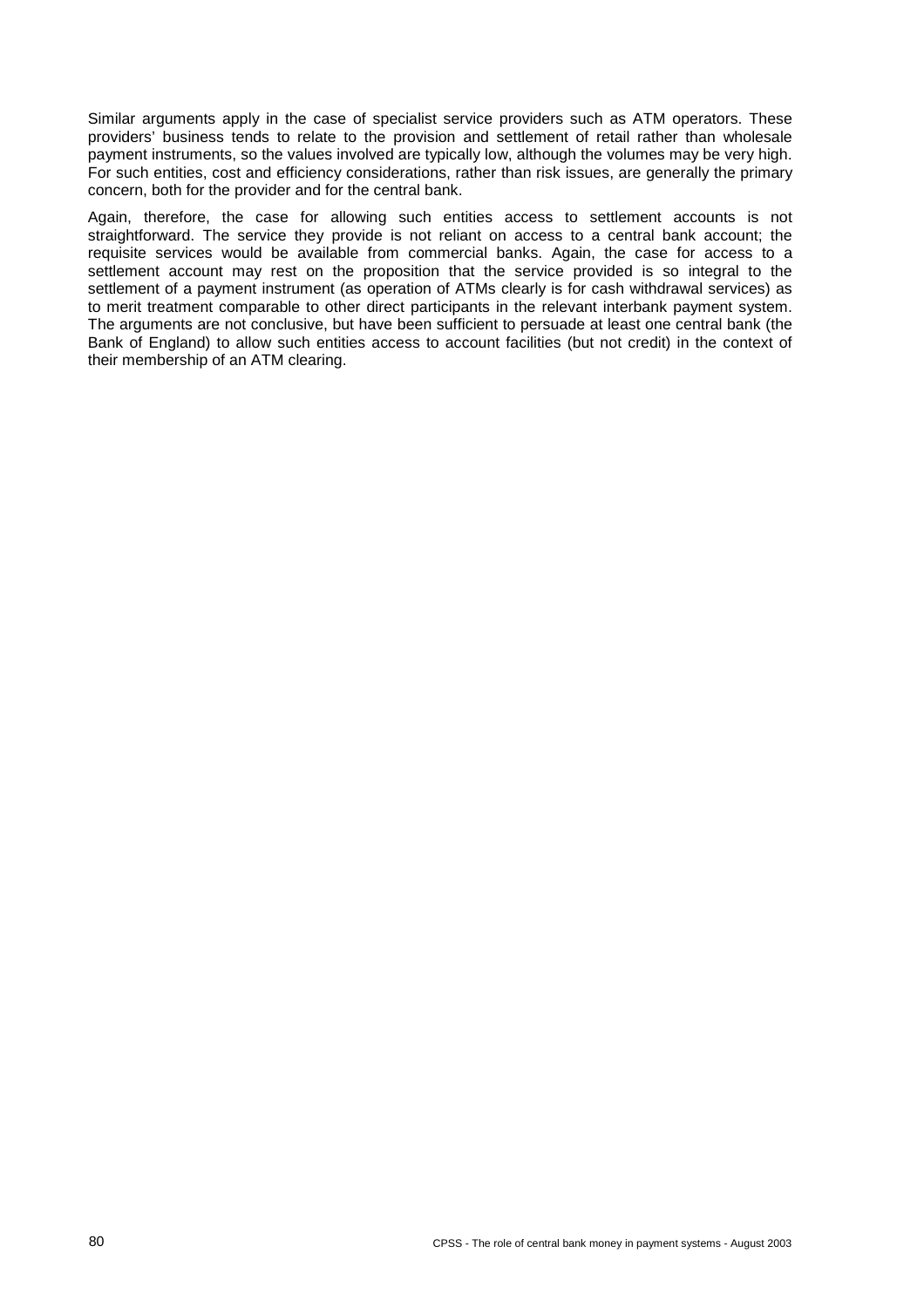Similar arguments apply in the case of specialist service providers such as ATM operators. These providers' business tends to relate to the provision and settlement of retail rather than wholesale payment instruments, so the values involved are typically low, although the volumes may be very high. For such entities, cost and efficiency considerations, rather than risk issues, are generally the primary concern, both for the provider and for the central bank.

Again, therefore, the case for allowing such entities access to settlement accounts is not straightforward. The service they provide is not reliant on access to a central bank account; the requisite services would be available from commercial banks. Again, the case for access to a settlement account may rest on the proposition that the service provided is so integral to the settlement of a payment instrument (as operation of ATMs clearly is for cash withdrawal services) as to merit treatment comparable to other direct participants in the relevant interbank payment system. The arguments are not conclusive, but have been sufficient to persuade at least one central bank (the Bank of England) to allow such entities access to account facilities (but not credit) in the context of their membership of an ATM clearing.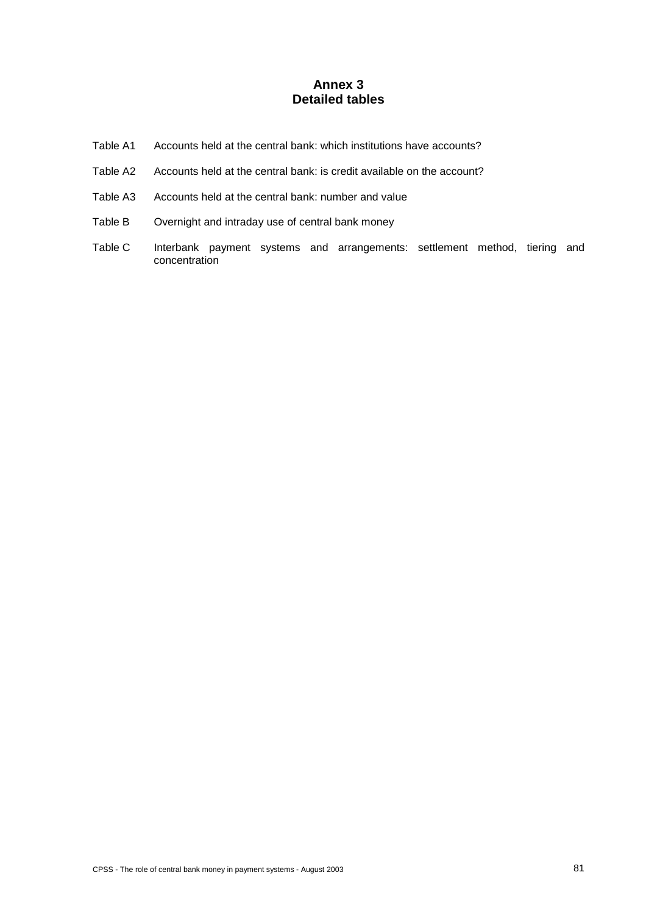# Annex 3
# Detailed tables

Table A1 Accounts held at the central bank: which institutions have accounts?

Table A2 Accounts held at the central bank: is credit available on the account?

Table A3 Accounts held at the central bank: number and value

Table B Overnight and intraday use of central bank money

Table C Interbank payment systems and arrangements: settlement method, tiering and concentration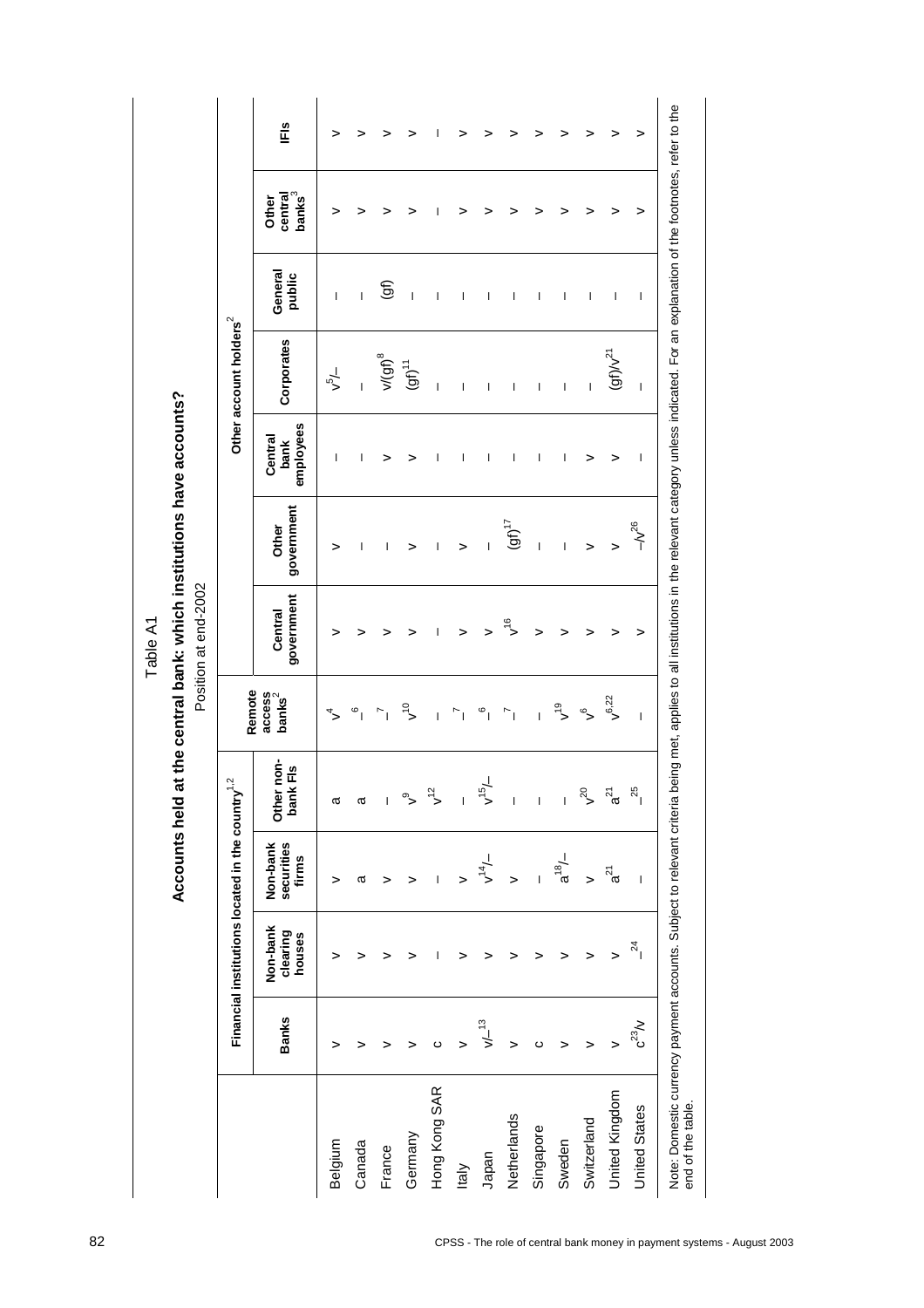# Table A1

## Accounts held at the central bank: which institutions have accounts?

Position at end-2002

| | Financial institutions located in the country[1,2] | | | | Remote access banks[2] | | | | Other account holders[2] | | | |
|---|---|---|---|---|---|---|---|---|---|---|---|---|
| | Banks | Non-bank clearing houses | Non-bank securities firms | Other non-bank FIs | | Central government | Other government | Central bank employees | Corporates | General public | Other central banks[3] | IFIs |
| Belgium | v | v | v | a | v[4] | v | v | – | v[5]/– | – | v | v |
| Canada | v | v | a | a | –[6] | v | – | – | – | – | v | v |
| France | v | v | v | – | –[7] | v | – | v | v/(gf)[8] | (gf) | v | v |
| Germany | v | v | v | v[9] | v[10] | v | v | v | (gf)[11] | – | v | v |
| Hong Kong SAR | c | – | – | v[12] | – | – | – | – | – | – | – | – |
| Italy | v | v | v | – | –[7] | v | v | – | – | – | v | v |
| Japan | v/–[13] | v | v[14]/– | v[15]/– | –[6] | v | – | – | – | – | v | v |
| Netherlands | v | v | v | – | –[7] | v[16] | (gf)[17] | – | – | – | v | v |
| Singapore | c | v | – | – | – | v | – | – | – | – | v | v |
| Sweden | v | v | a[18]/– | – | v[19] | v | – | – | – | – | v | v |
| Switzerland | v | v | v | v[20] | v[6] | v | v | v | – | – | v | v |
| United Kingdom | v | v | a[21] | a[21] | v[6,22] | v | v | v | (gf)/v[21] | – | v | v |
| United States | c[23]/v | –[24] | – | –[25] | – | v | –/v[26] | – | – | – | v | v |

Note: Domestic currency payment accounts. Subject to relevant criteria being met, applies to all institutions in the relevant category unless indicated. For an explanation of the footnotes, refer to the end of the table.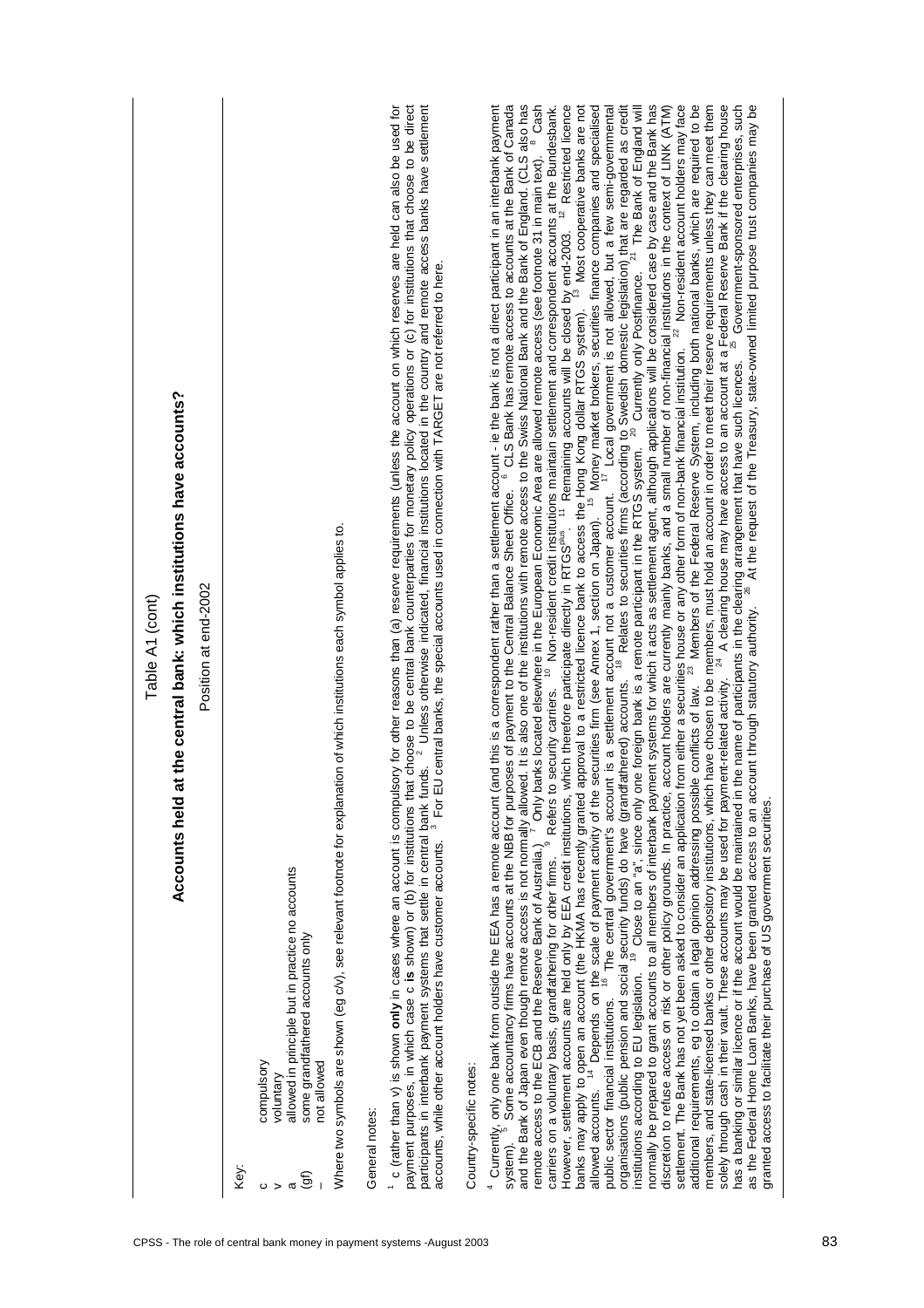Table A1 (cont)

## Accounts held at the central bank: which institutions have accounts?

Position at end-2002

Key:

| | |
|---|---|
| c | compulsory |
| v | voluntary |
| a | allowed in principle but in practice no accounts |
| (gf) | some grandfathered accounts only |
| – | not allowed |

Where two symbols are shown (eg c/v), see relevant footnote for explanation of which institutions each symbol applies to.

General notes:

[1] c (rather than v) is shown **only** in cases where an account is compulsory for other reasons than (a) reserve requirements (unless the account on which reserves are held can also be used for payment purposes, in which case c **is** shown) or (b) for institutions that choose to be central bank counterparties for monetary policy operations or (c) for institutions that choose to be direct participants in interbank payment systems that settle in central bank funds. [2] Unless otherwise indicated, financial institutions located in the country and remote access banks have settlement accounts, while other account holders have customer accounts. [3] For EU central banks, the special accounts used in connection with TARGET are not referred to here.

Country-specific notes:

[4] Currently, only one bank from outside the EEA has a remote account (and this is a correspondent rather than a settlement account - ie the bank is not a direct participant in an interbank payment system). [5] Some accountancy firms have accounts at the NBB for purposes of payment to the Central Balance Sheet Office. [6] CLS Bank has remote access to accounts at the Bank of Canada and the Bank of Japan even though remote access is not normally allowed. It is also one of the institutions with remote access to the Swiss National Bank and the Bank of England. (CLS also has remote access to the ECB and the Reserve Bank of Australia.) [7] Only banks located elsewhere in the European Economic Area are allowed remote access (see footnote 31 in main text). [8] Cash carriers on a voluntary basis, grandfathering for other firms. [9] Refers to security carriers. [10] Non-resident credit institutions maintain settlement and correspondent accounts at the Bundesbank. However, settlement accounts are held only by EEA credit institutions, which therefore participate directly in RTGS[plus]. [11] Remaining accounts will be closed by end-2003. [12] Restricted licence banks may apply to open an account (the HKMA has recently granted approval to a restricted licence bank to access the Hong Kong dollar RTGS system). [13] Most cooperative banks are not allowed accounts. [14] Depends on the scale of payment activity of the securities firm (see Annex 1, section on Japan). [15] Money market brokers, securities finance companies and specialised public sector financial institutions. [16] The central government's account is a settlement account not a customer account. [17] Local government is not allowed, but a few semi-governmental organisations (public pension and social security funds) do have (grandfathered) accounts. [18] Relates to securities firms (according to Swedish domestic legislation) that are regarded as credit institutions according to EU legislation. [19] Close to an "a", since only one foreign bank is a remote participant in the RTGS system. [20] Currently only Postfinance. [21] The Bank of England will normally be prepared to grant accounts to all members of interbank payment systems for which it acts as settlement agent, although applications will be considered case by case and the Bank has discretion to refuse access on risk or other policy grounds. In practice, account holders are currently mainly banks, and a small number of non-financial institutions in the context of LINK (ATM) settlement. The Bank has not yet been asked to consider an application from either a securities house or any other form of non-bank financial institution. [22] Non-resident account holders may face additional requirements, eg to obtain a legal opinion addressing possible conflicts of law. [23] Members of the Federal Reserve System, including both national banks, which are required to be members, and state-licensed banks or other depository institutions, which have chosen to be members, must hold an account in order to meet their reserve requirements unless they can meet them solely through cash in their vault. These accounts may be used for payment-related activity. [24] A clearing house may have access to an account at a Federal Reserve Bank if the clearing house has a banking or similar licence or if the account would be maintained in the name of participants in the clearing arrangement that have such licences. [25] Government-sponsored enterprises, such as the Federal Home Loan Banks, have been granted access to an account through statutory authority. [26] At the request of the Treasury, state-owned limited purpose trust companies may be granted access to facilitate their purchase of US government securities.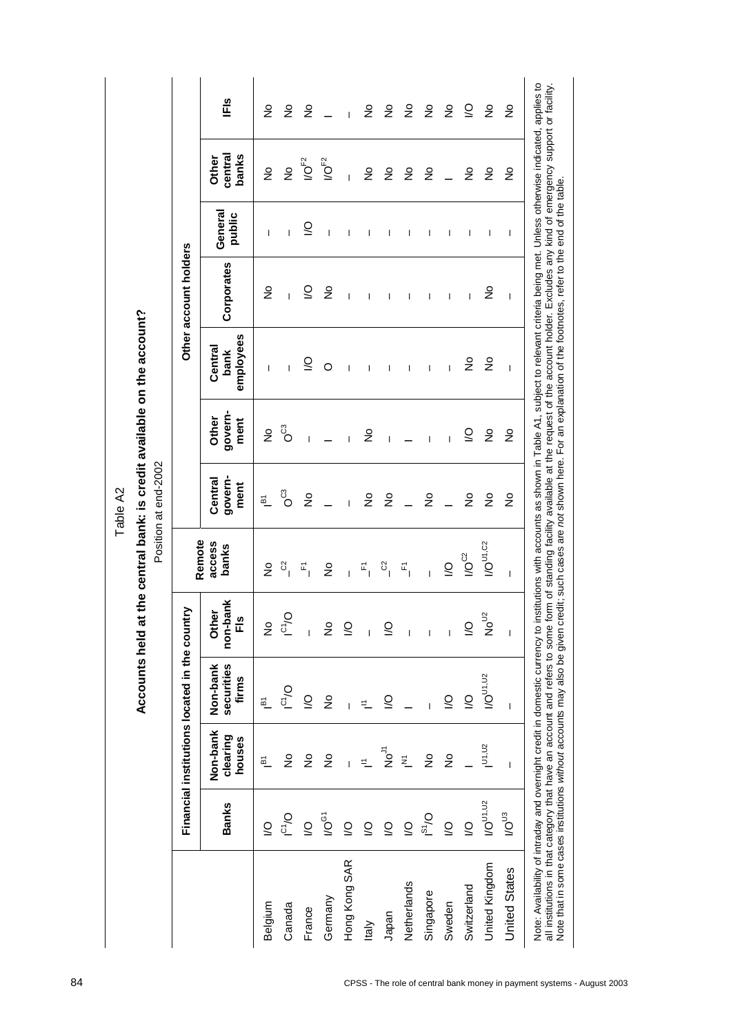Table A2

## Accounts held at the central bank: is credit available on the account?

Position at end-2002

| | Financial institutions located in the country | | | | Remote access banks | | | Other account holders | | | | |
|---|---|---|---|---|---|---|---|---|---|---|---|---|
| | Banks | Non-bank clearing houses | Non-bank securities firms | Other non-bank FIs | | Central govern-ment | Other govern-ment | Central bank employees | Corporates | General public | Other central banks | IFIs |
| Belgium | I/O | I[B1] | I[B1] | No | No | I[B1] | No | – | No | – | No | No |
| Canada | I[C1]/O | No | I[C1]/O | I[C1]/O | I[C2] | O[C3] | O[C3] | – | – | – | No | No |
| France | I/O | No | I/O | – | I[F1] | No | – | I/O | I/O | I/O | I/O[F2] | No |
| Germany | I/O[G1] | No | No | No | No | – | – | O | No | – | I/O[F2] | – |
| Hong Kong SAR | I/O | – | – | I/O | – | – | – | – | – | – | – | – |
| Italy | I/O | I[I1] | I[I1] | – | I[F1] | No | No | – | – | – | No | No |
| Japan | I/O | No[J1] | I/O | I/O | I[C2] | No | – | – | – | – | No | No |
| Netherlands | I/O | I[N1] | – | – | I[F1] | – | – | – | – | – | No | No |
| Singapore | I[S1]/O | No | – | – | – | No | – | – | – | – | No | No |
| Sweden | I/O | No | I/O | – | I/O | – | – | – | – | – | – | No |
| Switzerland | I/O | – | I/O | I/O | I/O[C2] | No | I/O | No | – | – | No | I/O |
| United Kingdom | I/O[U1,U2] | I[U1,U2] | I/O[U1,U2] | No[U2] | I/O[U1,C2] | No | No | No | No | – | No | No |
| United States | I/O[U3] | – | – | – | – | No | No | – | – | – | No | No |

Note: Availability of intraday and overnight credit in domestic currency to institutions with accounts as shown in Table A1, subject to relevant criteria being met. Unless otherwise indicated, applies to all institutions in that category that have an account and refers to some form of standing facility available at the request of the account holder. Excludes any kind of emergency support or facility. Note that in some cases institutions *without* accounts may also be given credit; such cases are *not* shown here. For an explanation of the footnotes, refer to the end of the table.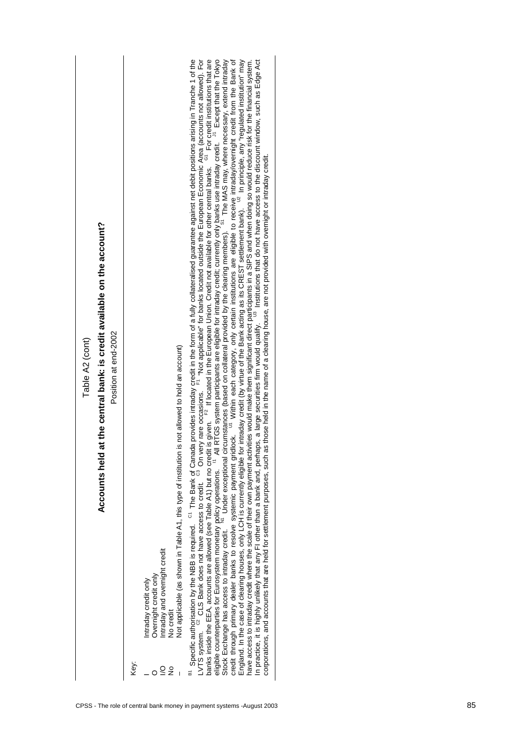Table A2 (cont)

## Accounts held at the central bank: is credit available on the account?

Position at end-2002

Key:

| | |
|---|---|
| I | Intraday credit only |
| O | Overnight credit only |
| I/O | Intraday and overnight credit |
| No | No credit |
| – | Not applicable (as shown in Table A1, this type of institution is not allowed to hold an account) |

[B1] Specific authorisation by the NBB is required. [C1] The Bank of Canada provides intraday credit in the form of a fully collateralised guarantee against net debit positions arising in Tranche 1 of the LVTS system. [C2] CLS Bank does not have access to credit. [C3] On very rare occasions. [F1] "Not applicable" for banks located outside the European Economic Area (accounts not allowed). For banks inside the EEA, accounts are allowed (see Table A1) but no credit is given. [F2] If located in the European Union. Credit not available for other central banks. [G1] For credit institutions that are eligible counterparties for Eurosystem monetary policy operations. [I1] All RTGS system participants are eligible for intraday credit; currently only banks use intraday credit. [J1] Except that the Tokyo Stock Exchange has access to intraday credit. [N1] Under exceptional circumstances (based on collateral provided by the clearing members). [S1] The MAS may, where necessary, extend intraday credit through primary dealer banks to resolve systemic payment gridlock. [U1] Within each category, only certain institutions are eligible to receive intraday/overnight credit from the Bank of England. In the case of clearing houses, only LCH is currently eligible for intraday credit (by virtue of the Bank acting as its CREST settlement bank). [U2] In principle, any "regulated institution" may have access to intraday credit where the scale of their own payment activities would make them significant direct participants in a SIPS and when doing so would reduce risk for the financial system. In practice, it is highly unlikely that any FI other than a bank and, perhaps, a large securities firm would qualify. [U3] Institutions that do not have access to the discount window, such as Edge Act corporations, and accounts that are held for settlement purposes, such as those held in the name of a clearing house, are not provided with overnight or intraday credit.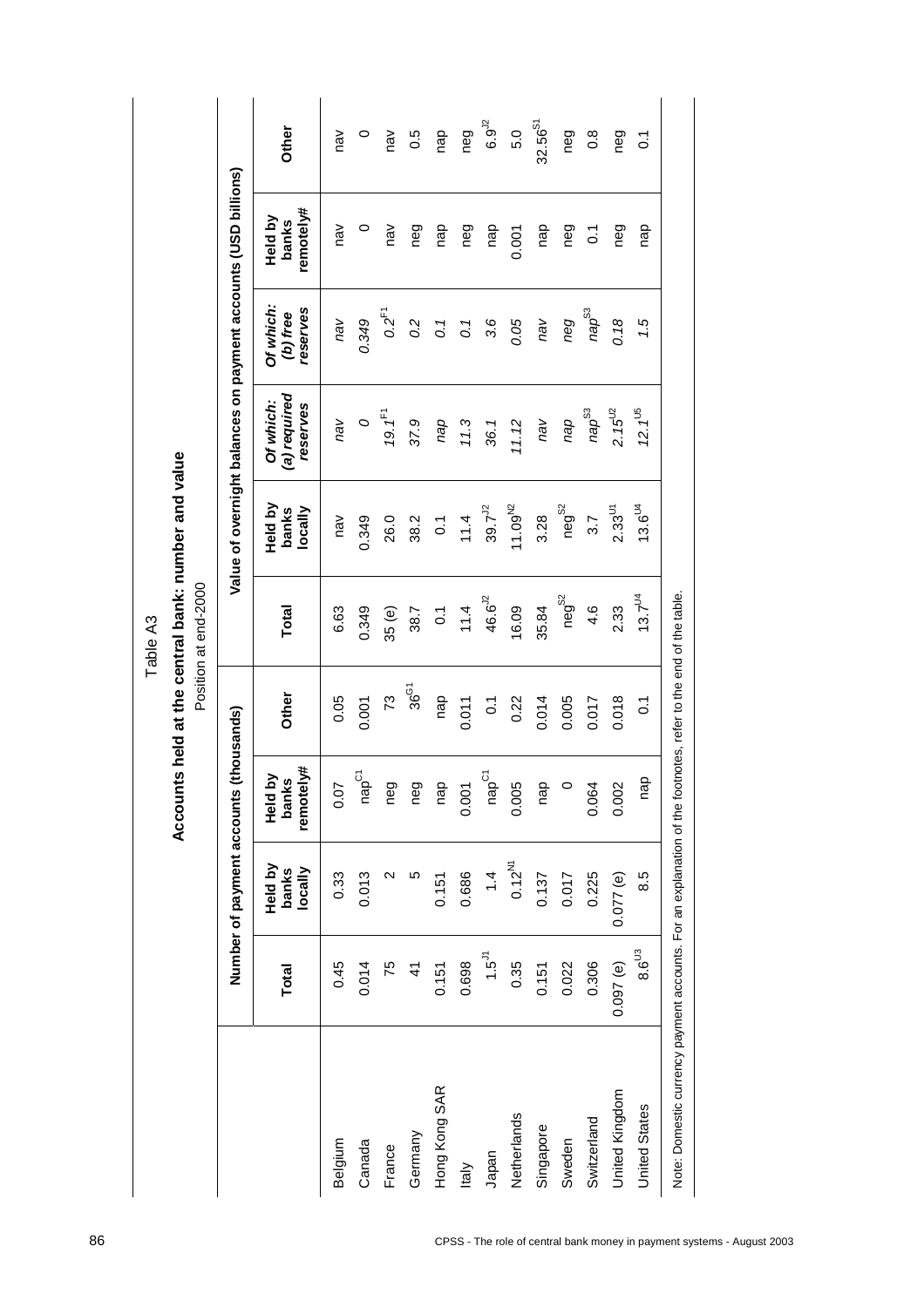Table A3

## Accounts held at the central bank: number and value

Position at end-2000

| | Number of payment accounts (thousands) | | | | Value of overnight balances on payment accounts (USD billions) | | | | | |
|---|---|---|---|---|---|---|---|---|---|---|
| | Total | Held by banks locally | Held by banks remotely# | Other | Total | Held by banks locally | *Of which: (a) required reserves* | *Of which: (b) free reserves* | Held by banks remotely# | Other |
| Belgium | 0.45 | 0.33 | 0.07 | 0.05 | 6.63 | nav | *nav* | *nav* | nav | nav |
| Canada | 0.014 | 0.013 | nap[C1] | 0.001 | 0.349 | 0.349 | *0* | *0.349* | 0 | 0 |
| France | 75 | 2 | neg | 73 | 35 (e) | 26.0 | *19.1*[F1] | *0.2*[F1] | nav | nav |
| Germany | 41 | 5 | neg | 36[G1] | 38.7 | 38.2 | *37.9* | *0.2* | neg | 0.5 |
| Hong Kong SAR | 0.151 | 0.151 | nap | nap | 0.1 | 0.1 | *nap* | *0.1* | nap | nap |
| Italy | 0.698 | 0.686 | 0.001 | 0.011 | 11.4 | 11.4 | *11.3* | *0.1* | neg | neg |
| Japan | 1.5[J1] | 1.4 | nap[C1] | 0.1 | 46.6[J2] | 39.7[J2] | *36.1* | *3.6* | nap | 6.9[J2] |
| Netherlands | 0.35 | 0.12[N1] | 0.005 | 0.22 | 16.09 | 11.09[N2] | *11.12* | *0.05* | 0.001 | 5.0 |
| Singapore | 0.151 | 0.137 | nap | 0.014 | 35.84 | 3.28 | *nav* | *nav* | nap | 32.56[S1] |
| Sweden | 0.022 | 0.017 | 0 | 0.005 | neg[S2] | neg[S2] | *nap* | *neg* | neg | neg |
| Switzerland | 0.306 | 0.225 | 0.064 | 0.017 | 4.6 | 3.7 | *nap*[S3] | *nap*[S3] | 0.1 | 0.8 |
| United Kingdom | 0.097 (e) | 0.077 (e) | 0.002 | 0.018 | 2.33 | 2.33[U1] | *2.15*[U2] | *0.18* | neg | neg |
| United States | 8.6[U3] | 8.5 | nap | 0.1 | 13.7[U4] | 13.6[U4] | *12.1*[U5] | *1.5* | nap | 0.1 |

Note: Domestic currency payment accounts. For an explanation of the footnotes, refer to the end of the table.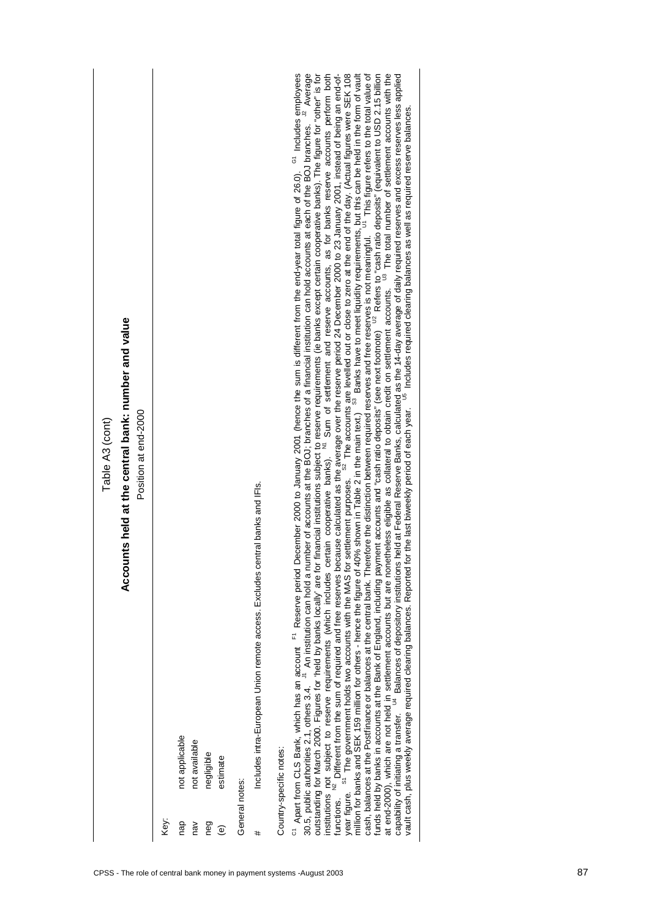Table A3 (cont)

## Accounts held at the central bank: number and value

Position at end-2000

Key:

| | |
|---|---|
| nap | not applicable |
| nav | not available |
| neg | negligible |
| (e) | estimate |

General notes:

\# Includes intra-European Union remote access. Excludes central banks and IFIs.

Country-specific notes:

[C1] Apart from CLS Bank, which has an account. [F1] Reserve period December 2000 to January 2001 (hence the sum is different from the end-year total figure of 26.0). [G1] Includes employees 30.5, public authorities 2.1, others 3.4. [J1] An institution can hold a number of accounts at the BOJ; branches of a financial institution can hold accounts at each of the BOJ branches. [J2] Average outstanding for March 2000. Figures for 'held by banks locally' are for financial institutions subject to reserve requirements (ie banks except certain cooperative banks). The figure for "other" is for institutions not subject to reserve requirements (which includes certain cooperative banks). [N1] Sum of settlement and reserve accounts, as for banks reserve accounts perform both functions. [N2] Different from the sum of required and free reserves because calculated as the average over the reserve period 24 December 2000 to 23 January 2001, instead of being an end-of-year figure. [S1] The government holds two accounts with the MAS for settlement purposes. [S2] The accounts are levelled out or close to zero at the end of the day. (Actual figures were SEK 108 million for banks and SEK 159 million for others - hence the figure of 40% shown in Table 2 in the main text.) [S3] Banks have to meet liquidity requirements, but this can be held in the form of vault cash, balances at the Postfinance or balances at the central bank. Therefore the distinction between required reserves and free reserves is not meaningful. [U1] This figure refers to the total value of funds held by banks in accounts at the Bank of England, including payment accounts and "cash ratio deposits" (see next footnote). [U2] Refers to "cash ratio deposits" (equivalent to USD 2.15 billion at end-2000), which are not held in settlement accounts but are nonetheless eligible as collateral to obtain credit on settlement accounts. [U3] The total number of settlement accounts with the capability of initiating a transfer. [U4] Balances of depository institutions held at Federal Reserve Banks, calculated as the 14-day average of daily required reserves and excess reserves less applied vault cash, plus weekly average required clearing balances. Reported for the last biweekly period of each year. [U5] Includes required clearing balances as well as required reserve balances.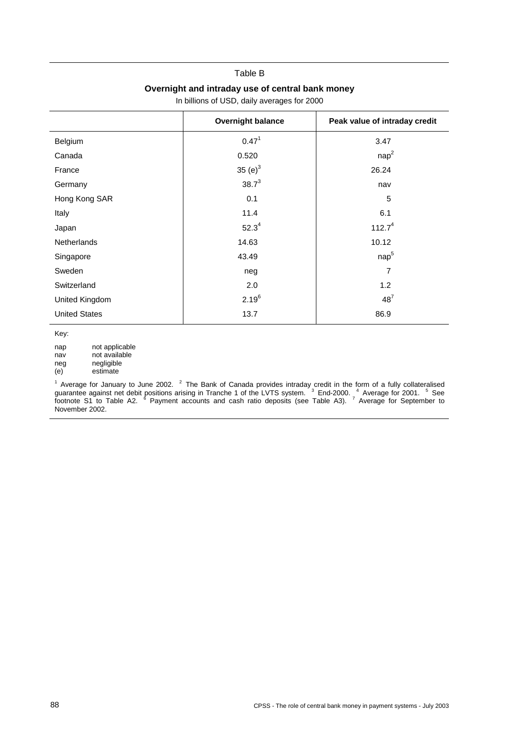Table B

**Overnight and intraday use of central bank money**

In billions of USD, daily averages for 2000

| | Overnight balance | Peak value of intraday credit |
|---|---|---|
| Belgium | 0.47[1] | 3.47 |
| Canada | 0.520 | nap[2] |
| France | 35 (e)[3] | 26.24 |
| Germany | 38.7[3] | nav |
| Hong Kong SAR | 0.1 | 5 |
| Italy | 11.4 | 6.1 |
| Japan | 52.3[4] | 112.7[4] |
| Netherlands | 14.63 | 10.12 |
| Singapore | 43.49 | nap[5] |
| Sweden | neg | 7 |
| Switzerland | 2.0 | 1.2 |
| United Kingdom | 2.19[6] | 48[7] |
| United States | 13.7 | 86.9 |

Key:

nap not applicable
nav not available
neg negligible
(e) estimate

[1] Average for January to June 2002. [2] The Bank of Canada provides intraday credit in the form of a fully collateralised guarantee against net debit positions arising in Tranche 1 of the LVTS system. [3] End-2000. [4] Average for 2001. [5] See footnote S1 to Table A2. [6] Payment accounts and cash ratio deposits (see Table A3). [7] Average for September to November 2002.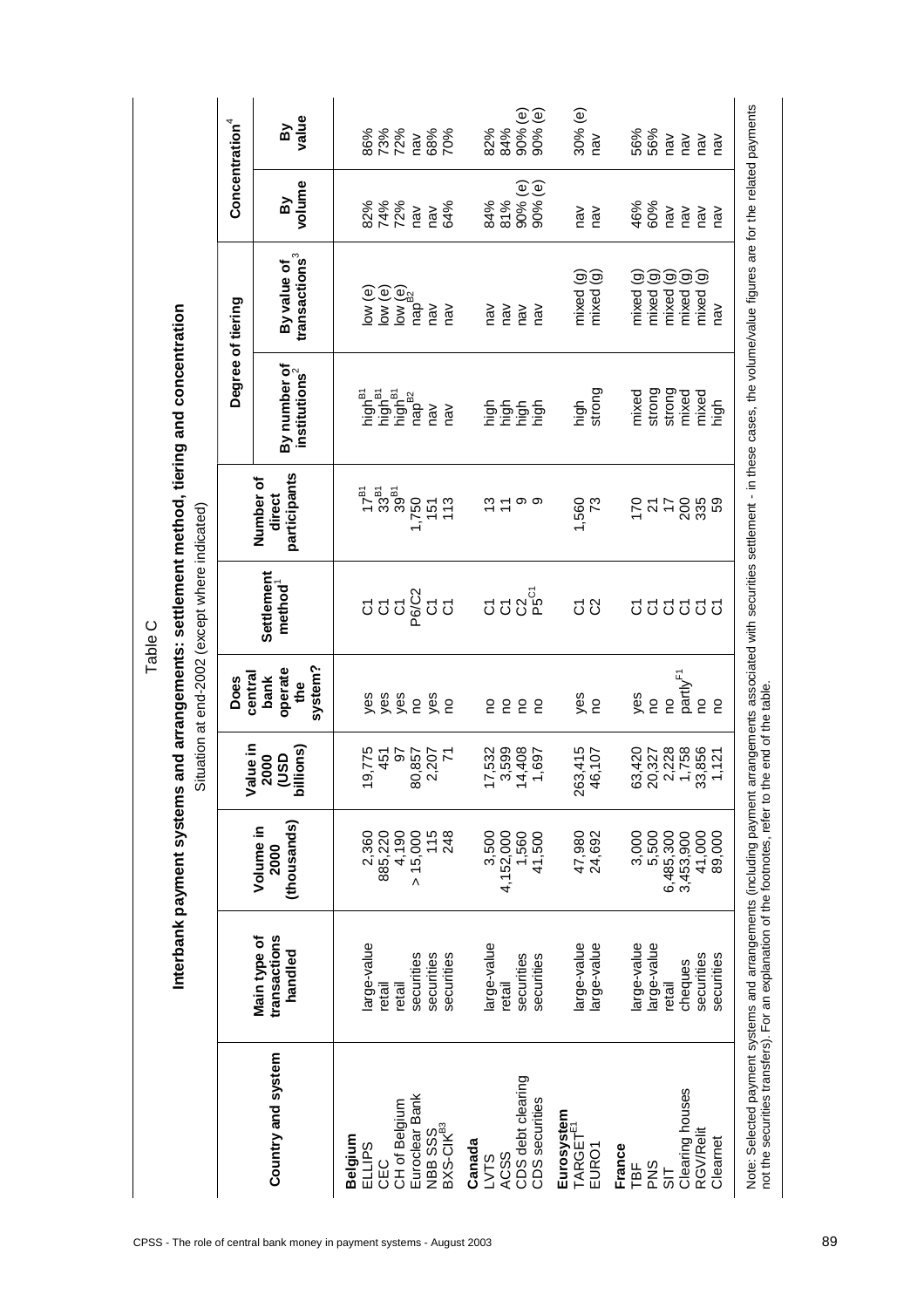Table C

## Interbank payment systems and arrangements: settlement method, tiering and concentration

Situation at end-2002 (except where indicated)

| Country and system | Main type of transactions handled | Volume in 2000 (thousands) | Value in 2000 (USD billions) | Does central bank operate the system? | Settlement method[1] | Number of direct participants | Degree of tiering | | Concentration[4] | |
|---|---|---|---|---|---|---|---|---|---|---|
| | | | | | | | By number of institutions[2] | By value of transactions[3] | By volume | By value |
| **Belgium** | | | | | | | | | | |
| ELLIPS | large-value | 2,360 | 19,775 | yes | C1 | 17[B1] | high[B1] | low (e) | 82% | 86% |
| CEC | retail | 885,220 | 451 | yes | C1 | 33[B1] | high[B1] | low (e) | 74% | 73% |
| CH of Belgium | retail | 4,190 | 97 | yes | C1 | 39[B1] | high[B1] | low (e) | 72% | 72% |
| Euroclear Bank | securities | > 15,000 | 80,857 | no | P6/C2 | 1,750 | nap[B2] | nap[B2] | nav | nav |
| NBB SSS | securities | 115 | 2,207 | yes | C1 | 151 | nav | nav | nav | 68% |
| BXS-CIK[B3] | securities | 248 | 71 | no | C1 | 113 | nav | nav | 64% | 70% |
| **Canada** | | | | | | | | | | |
| LVTS | large-value | 3,500 | 17,532 | no | C1 | 13 | high | nav | 84% | 82% |
| ACSS | retail | 4,152,000 | 3,599 | no | C1 | 11 | high | nav | 81% | 84% |
| CDS debt clearing | securities | 1,560 | 14,408 | no | C2 | 9 | high | nav | 90% (e) | 90% (e) |
| CDS securities | securities | 41,500 | 1,697 | no | P5[C1] | 9 | high | nav | 90% (e) | 90% (e) |
| **Eurosystem** | | | | | | | | | | |
| TARGET[E1] | large-value | 47,980 | 263,415 | yes | C1 | 1,560 | high | mixed (g) | nav | 30% (e) |
| EURO1 | large-value | 24,692 | 46,107 | no | C2 | 73 | strong | mixed (g) | nav | nav |
| **France** | | | | | | | | | | |
| TBF | large-value | 3,000 | 63,420 | yes | C1 | 170 | mixed | mixed (g) | 46% | 56% |
| PNS | large-value | 5,500 | 20,327 | no | C1 | 21 | strong | mixed (g) | 60% | 56% |
| SIT | retail | 6,485,300 | 2,228 | no | C1 | 17 | strong | mixed (g) | nav | nav |
| Clearing houses | cheques | 3,453,900 | 1,758 | partly[F1] | C1 | 200 | mixed | mixed (g) | nav | nav |
| RGV/Relit | securities | 41,000 | 33,856 | no | C1 | 335 | mixed | mixed (g) | nav | nav |
| Clearnet | securities | 89,000 | 1,121 | no | C1 | 59 | high | nav | nav | nav |

Note: Selected payment systems and arrangements (including payment arrangements associated with securities settlement - in these cases, the volume/value figures are for the related payments not the securities transfers). For an explanation of the footnotes, refer to the end of the table.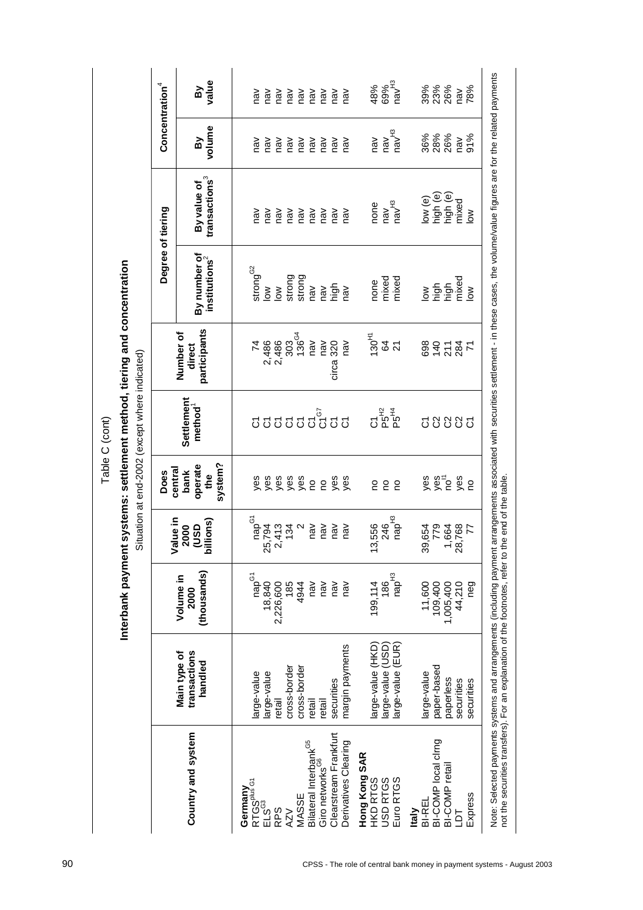Table C (cont)

## Interbank payment systems: settlement method, tiering and concentration

Situation at end-2002 (except where indicated)

| Country and system | Main type of transactions handled | Volume in 2000 (thousands) | Value in 2000 (USD billions) | Does central bank operate the system? | Settlement method[1] | Number of direct participants | Degree of tiering | | Concentration[4] | |
|---|---|---|---|---|---|---|---|---|---|---|
| | | | | | | | By number of institutions[2] | By value of transactions[3] | By volume | By value |
| **Germany** | | | | | | | | | | |
| RTGS[plus G1] | large-value | nap[G1] | nap[G1] | yes | C1 | 74 | strong[G2] | nav | nav | nav |
| ELS[G3] | large-value | 18,840 | 25,794 | yes | C1 | 2,486 | low | nav | nav | nav |
| RPS | retail | 2,226,600 | 2,413 | yes | C1 | 2,486 | low | nav | nav | nav |
| AZV | cross-border | 185 | 134 | yes | C1 | 303 | strong | nav | nav | nav |
| MASSE | cross-border | 4944 | 2 | yes | C1 | 136[G4] | strong | nav | nav | nav |
| Bilateral Interbank[G5] | retail | nav | nav | no | C1 | nav | nav | nav | nav | nav |
| Giro networks[G6] | retail | nav | nav | no | C1[G7] | nav | nav | nav | nav | nav |
| Clearstream Frankfurt | securities | nav | nav | yes | C1 | circa 320 | high | nav | nav | nav |
| Derivatives Clearing | margin payments | nav | nav | yes | C1 | nav | nav | nav | nav | nav |
| **Hong Kong SAR** | | | | | | | | | | |
| HKD RTGS | large-value (HKD) | 199,114 | 13,556 | no | C1 | 130[H1] | none | none | nav | 48% |
| USD RTGS | large-value (USD) | 186 | 246 | no | P5[H2] | 64 | mixed | nav | nav | 69% |
| Euro RTGS | large-value (EUR) | nap[H3] | nap[H3] | no | P5[H4] | 21 | mixed | nav[H3] | nav[H3] | nav[H3] |
| **Italy** | | | | | | | | | | |
| BI-REL | large-value | 11,600 | 39,654 | yes | C1 | 698 | low | low (e) | 36% | 39% |
| BI-COMP local clrng | paper-based | 109,400 | 779 | yes | C2 | 140 | high | high (e) | 28% | 23% |
| BI-COMP retail | paperless | 1,005,400 | 1,664 | no[I1] | C2 | 211 | high | high (e) | 26% | 26% |
| LDT | securities | 44,210 | 28,768 | yes | C2 | 284 | mixed | mixed | nav | nav |
| Express | securities | neg | 77 | no | C1 | 71 | low | low | 91% | 78% |

Note: Selected payments systems and arrangements (including payment arrangements associated with securities settlement - in these cases, the volume/value figures are for the related payments not the securities transfers). For an explanation of the footnotes, refer to the end of the table.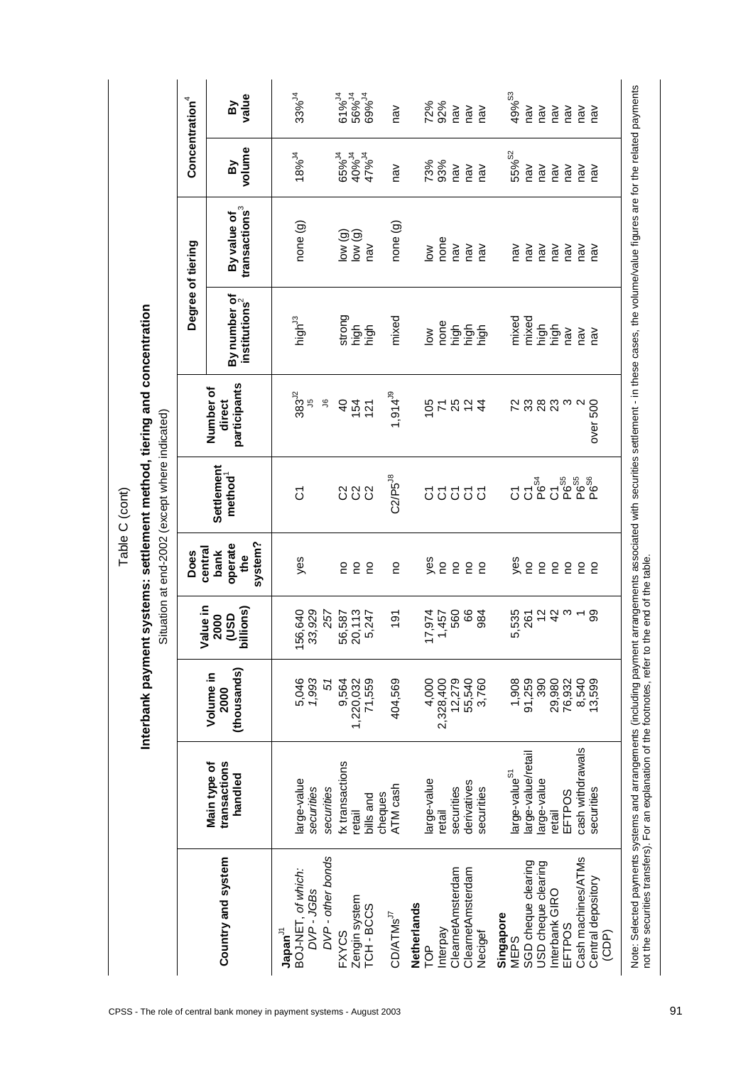Table C (cont)

**Interbank payment systems: settlement method, tiering and concentration**

Situation at end-2002 (except where indicated)

| Country and system | Main type of transactions handled | Volume in 2000 (thousands) | Value in 2000 (USD billions) | Does central bank operate the system? | Settlement method[1] | Number of direct participants | Degree of tiering | | Concentration[4] | |
|---|---|---|---|---|---|---|---|---|---|---|
| | | | | | | | By number of institutions[2] | By value of transactions[3] | By volume | By value |
| **Japan**[J1] | | | | | | | | | | |
| BOJ-NET, *of which:* | large-value | 5,046 | 156,640 | yes | C1 | 383[J2] | high[J3] | none (g) | 18%[J4] | 33%[J4] |
| *DVP - JGBs* | *securities* | *1,993* | *33,929* | | | [J5] | | | | |
| *DVP - other bonds* | *securities* | *51* | *257* | | | [J6] | | | | |
| FXYCS | fx transactions | 9,564 | 56,587 | no | C2 | 40 | strong | low (g) | 65%[J4] | 61%[J4] |
| Zengin system | retail | 1,220,032 | 20,113 | no | C2 | 154 | high | low (g) | 40%[J4] | 56%[J4] |
| TCH - BCCS | bills and cheques | 71,559 | 5,247 | no | C2 | 121 | high | nav | 47%[J4] | 69%[J4] |
| CD/ATMs[J7] | ATM cash | 404,569 | 191 | no | C2/P5[J8] | 1,914[J9] | mixed | none (g) | nav | nav |
| **Netherlands** | | | | | | | | | | |
| TOP | large-value | 4,000 | 17,974 | yes | C1 | 105 | low | low | 73% | 72% |
| Interpay | retail | 2,328,400 | 1,457 | no | C1 | 71 | none | none | 93% | 92% |
| ClearnetAmsterdam | securities | 12,279 | 560 | no | C1 | 25 | high | nav | nav | nav |
| ClearnetAmsterdam | derivatives | 55,540 | 66 | no | C1 | 12 | high | nav | nav | nav |
| Necigef | securities | 3,760 | 984 | no | C1 | 44 | high | nav | nav | nav |
| **Singapore** | | | | | | | | | | |
| MEPS | large-value[S1] | 1,908 | 5,535 | yes | C1 | 72 | mixed | nav | 55%[S2] | 49%[S3] |
| SGD cheque clearing | large-value/retail | 91,259 | 261 | no | C1 | 33 | mixed | nav | nav | nav |
| USD cheque clearing | large-value | 390 | 12 | no | P6[S4] | 28 | high | nav | nav | nav |
| Interbank GIRO | retail | 29,980 | 42 | no | C1 | 23 | high | nav | nav | nav |
| EFTPOS | EFTPOS | 76,932 | 3 | no | P6[S5] | 3 | nav | nav | nav | nav |
| Cash machines/ATMs | cash withdrawals | 8,540 | 1 | no | P6[S5] | 2 | nav | nav | nav | nav |
| Central depository (CDP) | securities | 13,599 | 99 | no | P6[S6] | over 500 | nav | nav | nav | nav |

Note: Selected payments systems and arrangements (including payment arrangements associated with securities settlement - in these cases, the volume/value figures are for the related payments not the securities transfers). For an explanation of the footnotes, refer to the end of the table.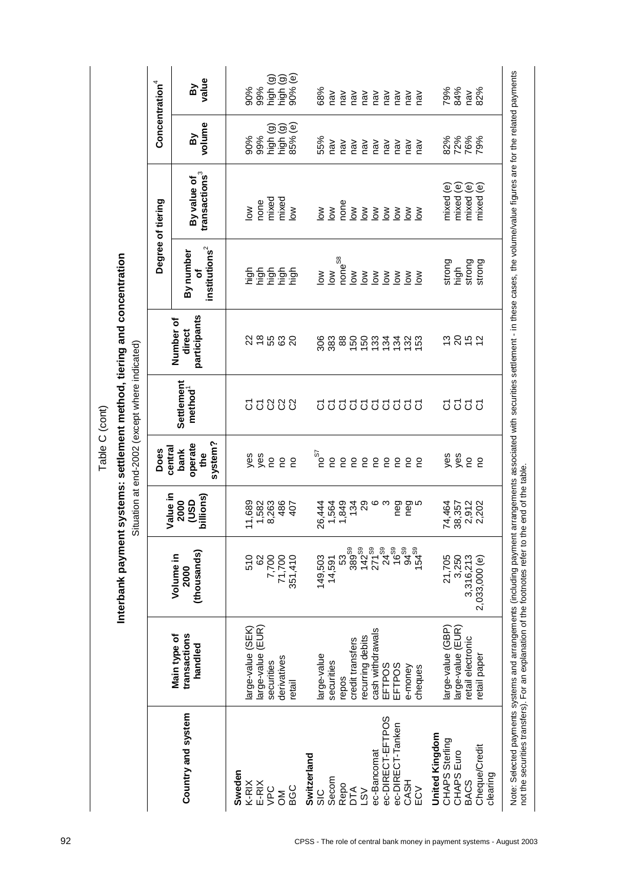Table C (cont)

## Interbank payment systems: settlement method, tiering and concentration

Situation at end-2002 (except where indicated)

| Country and system | Main type of transactions handled | Volume in 2000 (thousands) | Value in 2000 (USD billions) | Does central bank operate the system? | Settlement method[1] | Number of direct participants | Degree of tiering | | Concentration[4] | |
|---|---|---|---|---|---|---|---|---|---|---|
| | | | | | | | By number of institutions[2] | By value of transactions[3] | By volume | By value |
| **Sweden** | | | | | | | | | | |
| K-RIX | large-value (SEK) | 510 | 11,689 | yes | C1 | 22 | high | low | 90% | 90% |
| E-RIX | large-value (EUR) | 62 | 1,582 | yes | C1 | 18 | high | none | 99% | 99% |
| VPC | securities | 7,700 | 8,263 | no | C2 | 55 | high | mixed | high (g) | high (g) |
| OM | derivatives | 71,700 | 486 | no | C2 | 63 | high | mixed | high (g) | high (g) |
| BGC | retail | 351,410 | 407 | no | C2 | 20 | high | low | 85% (e) | 90% (e) |
| **Switzerland** | | | | | | | | | | |
| SIC | large-value | 149,503 | 26,444 | no[S7] | C1 | 306 | low | low | 55% | 68% |
| Secom | securities | 14,591 | 1,564 | no | C1 | 383 | low | low | nav | nav |
| Repo | repos | 53 | 1,849 | no | C1 | 88 | none[S8] | none | nav | nav |
| DTA | credit transfers | 389[S9] | 134 | no | C1 | 150 | low | low | nav | nav |
| LSV | recurring debits | 142[S9] | 29 | no | C1 | 150 | low | low | nav | nav |
| ec-Bancomat | cash withdrawals | 271[S9] | 6 | no | C1 | 133 | low | low | nav | nav |
| ec-DIRECT-EFTPOS | EFTPOS | 24[S9] | 3 | no | C1 | 134 | low | low | nav | nav |
| ec-DIRECT-Tanken | EFTPOS | 16[S9] | neg | no | C1 | 134 | low | low | nav | nav |
| CASH | e-money | 94[S9] | neg | no | C1 | 132 | low | low | nav | nav |
| ECV | cheques | 154[S9] | 5 | no | C1 | 153 | low | low | nav | nav |
| **United Kingdom** | | | | | | | | | | |
| CHAPS Sterling | large-value (GBP) | 21,705 | 74,464 | yes | C1 | 13 | strong | mixed (e) | 82% | 79% |
| CHAPS Euro | large-value (EUR) | 3,250 | 38,357 | yes | C1 | 20 | high | mixed (e) | 72% | 84% |
| BACS | retail electronic | 3,316,213 | 2,912 | no | C1 | 15 | strong | mixed (e) | 76% | nav |
| Cheque/Credit clearing | retail paper | 2,033,000 (e) | 2,202 | no | C1 | 12 | strong | mixed (e) | 79% | 82% |

Note: Selected payments systems and arrangements (including payment arrangements associated with securities settlement - in these cases, the volume/value figures are for the related payments not the securities transfers). For an explanation of the footnotes refer to the end of the table.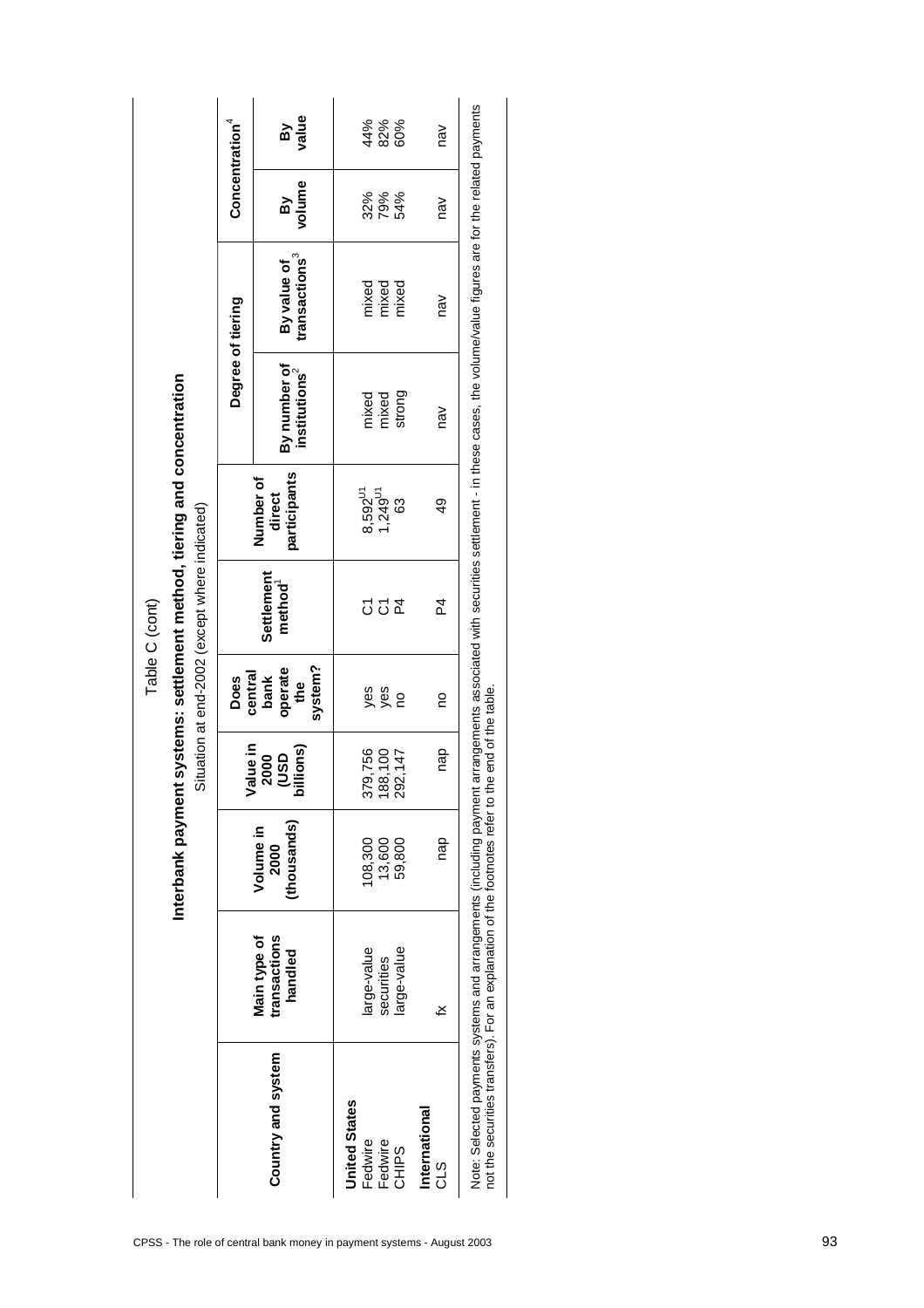Table C (cont)

## Interbank payment systems: settlement method, tiering and concentration

Situation at end-2002 (except where indicated)

| Country and system | Main type of transactions handled | Volume in 2000 (thousands) | Value in 2000 (USD billions) | Does central bank operate the system? | Settlement method[1] | Number of direct participants | Degree of tiering | | Concentration[4] | |
|---|---|---|---|---|---|---|---|---|---|---|
| | | | | | | | By number of institutions[2] | By value of transactions[3] | By volume | By value |
| **United States** | | | | | | | | | | |
| Fedwire | large-value | 108,300 | 379,756 | yes | C1 | 8,592[U1] | mixed | mixed | 32% | 44% |
| Fedwire | securities | 13,600 | 188,100 | yes | C1 | 1,249[U1] | mixed | mixed | 79% | 82% |
| CHIPS | large-value | 59,800 | 292,147 | no | P4 | 63 | strong | mixed | 54% | 60% |
| **International** | | | | | | | | | | |
| CLS | fx | nap | nap | no | P4 | 49 | nav | nav | nav | nav |

Note: Selected payments systems and arrangements (including payment arrangements associated with securities settlement - in these cases, the volume/value figures are for the related payments not the securities transfers). For an explanation of the footnotes refer to the end of the table.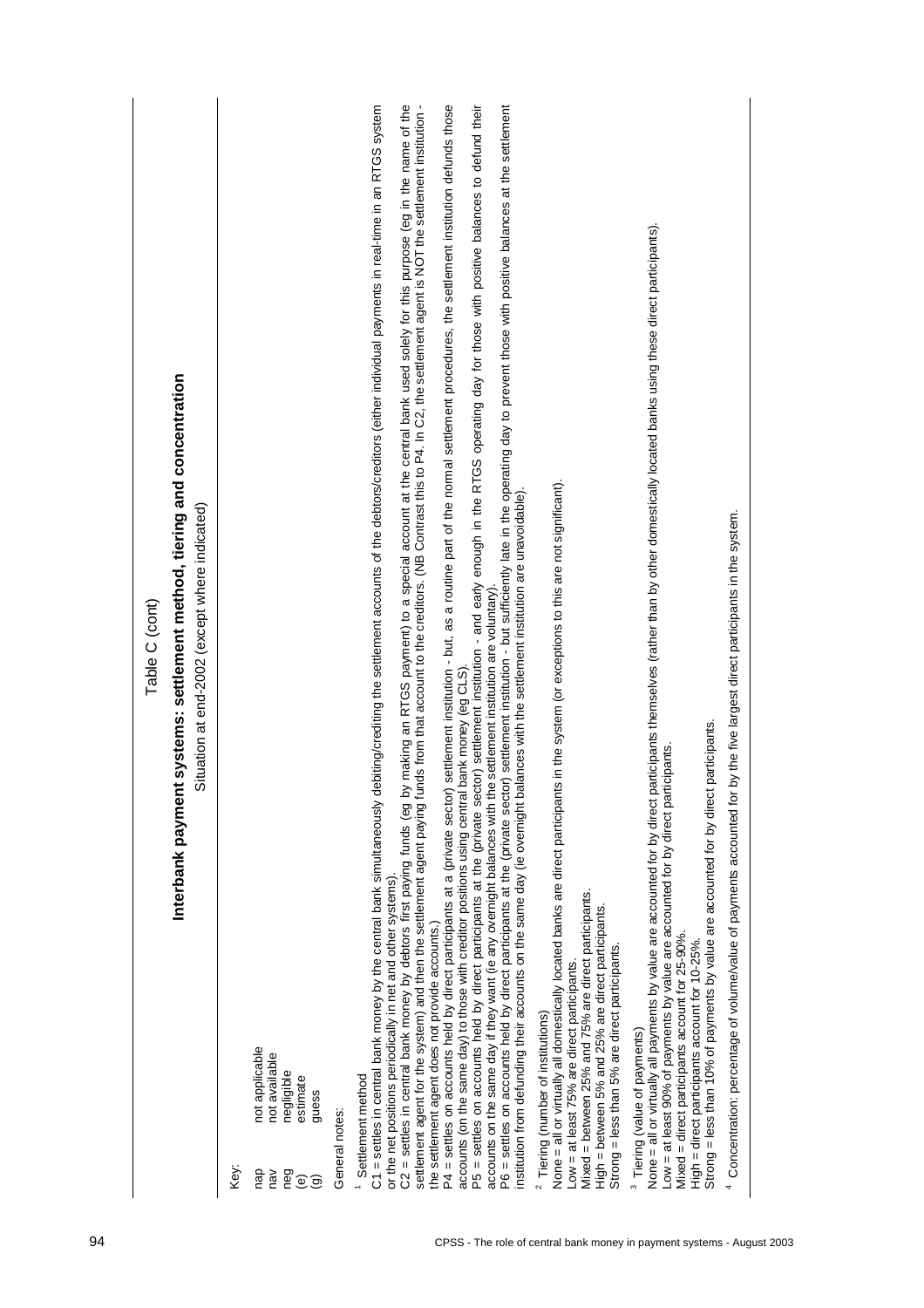Table C (cont)

## Interbank payment systems: settlement method, tiering and concentration

Situation at end-2002 (except where indicated)

Key:

| | |
|---|---|
| nap | not applicable |
| nav | not available |
| neg | negligible |
| (e) | estimate |
| (g) | guess |

General notes:

[1] Settlement method

C1 = settles in central bank money by the central bank simultaneously debiting/crediting the settlement accounts of the debtors/creditors (either individual payments in real-time in an RTGS system or the net positions periodically in net and other systems).

C2 = settles in central bank money by debtors first paying funds (eg by making an RTGS payment) to a special account at the central bank used solely for this purpose (eg in the name of the settlement agent for the system) and then the settlement agent paying funds from that account to the creditors. (NB Contrast this to P4. In C2, the settlement agent is NOT the settlement institution - the settlement agent does not provide accounts.)

P4 = settles on accounts held by direct participants at a (private sector) settlement institution - but, as a routine part of the normal settlement procedures, the settlement institution defunds those accounts (on the same day) to those with creditor positions using central bank money (eg CLS).

P5 = settles on accounts held by direct participants at the (private sector) settlement institution - and early enough in the RTGS operating day for those with positive balances to defund their accounts on the same day if they want (ie any overnight balances with the settlement institution are voluntary).

P6 = settles on accounts held by direct participants at the (private sector) settlement institution - but sufficiently late in the operating day to prevent those with positive balances at the settlement institution from defunding their accounts on the same day (ie overnight balances with the settlement institution are unavoidable).

[2] Tiering (number of institutions)

None = all or virtually all domestically located banks are direct participants in the system (or exceptions to this are not significant).
Low = at least 75% are direct participants.
Mixed = between 25% and 75% are direct participants.
High = between 5% and 25% are direct participants.
Strong = less than 5% are direct participants.

[3] Tiering (value of payments)

None = all or virtually all payments by value are accounted for by direct participants themselves (rather than by other domestically located banks using these direct participants).
Low = at least 90% of payments by value are accounted for by direct participants.
Mixed = direct participants account for 25-90%.
High = direct participants account for 10-25%.
Strong = less than 10% of payments by value are accounted for by direct participants.

[4] Concentration: percentage of volume/value of payments accounted for by the five largest direct participants in the system.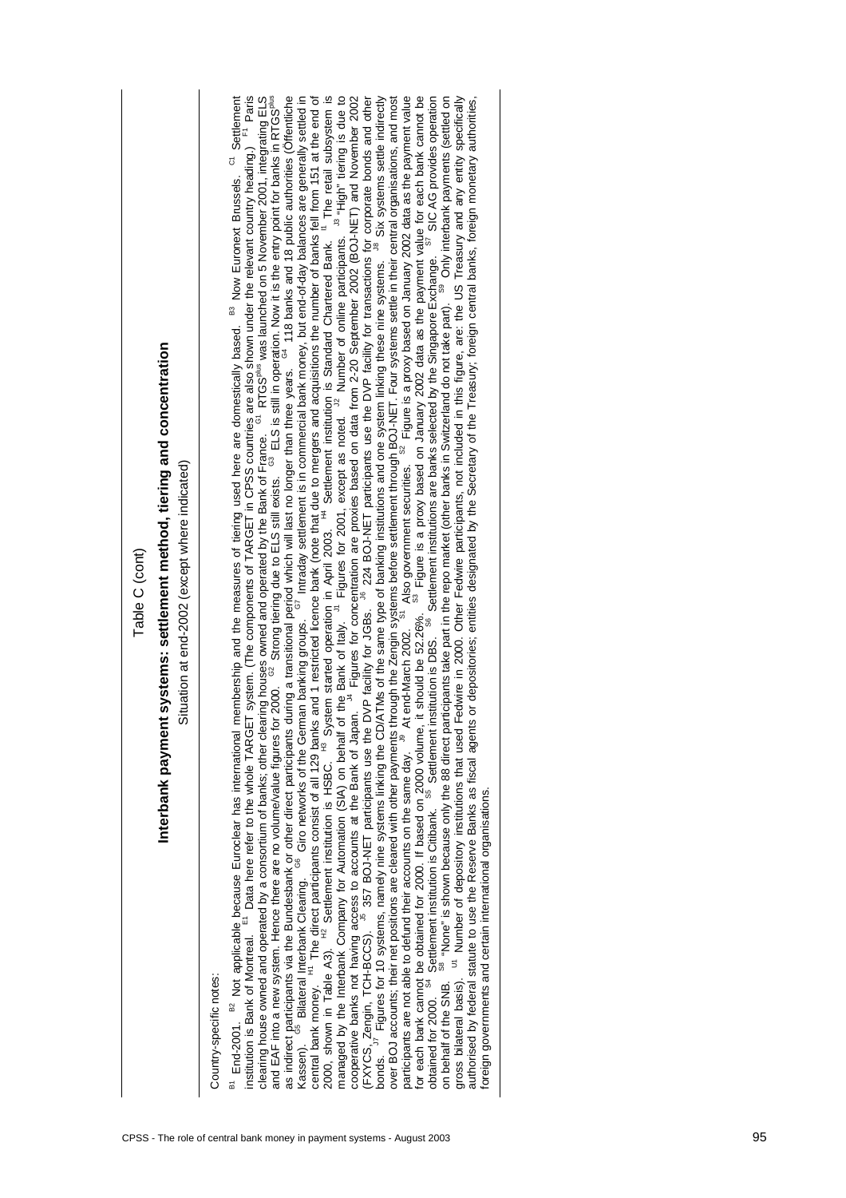Table C (cont)

## Interbank payment systems: settlement method, tiering and concentration

Situation at end-2002 (except where indicated)

Country-specific notes:

[B1] End-2001. [B2] Not applicable because Euroclear has international membership and the measures of tiering used here are domestically based. [B3] Now Euronext Brussels. [C1] Settlement institution is Bank of Montreal. [E1] Data here refer to the whole TARGET system. (The components of TARGET in CPSS countries are also shown under the relevant country heading.) [F1] Paris clearing house owned and operated by a consortium of banks; other clearing houses owned and operated by the Bank of France. [G1] RTGS[plus] was launched on 5 November 2001, integrating ELS and EAF into a new system. Hence there are no volume/value figures for 2000. [G2] Strong tiering due to ELS still exists. [G3] ELS is still in operation. Now it is the entry point for banks in RTGS[plus] as indirect participants via the Bundesbank or other direct participants during a transitional period which will last no longer than three years. [G4] 118 banks and 18 public authorities (Öffentliche Kassen). [G5] Bilateral Interbank Clearing. [G6] Giro networks of the German banking groups. [G7] Intraday settlement is in commercial bank money, but end-of-day balances are generally settled in central bank money. [H1] The direct participants consist of all 129 banks and 1 restricted licence bank (note that due to mergers and acquisitions the number of banks fell from 151 at the end of 2000, shown in Table A3). [H2] Settlement institution is HSBC. [H3] System started operation in April 2003. [H4] Settlement institution is Standard Chartered Bank. [I1] The retail subsystem is managed by the Interbank Company for Automation (SIA) on behalf of the Bank of Italy. [J1] Figures for 2001, except as noted. [J2] Number of online participants. [J3] "High" tiering is due to cooperative banks not having access to accounts at the Bank of Japan. [J4] Figures for concentration are proxies based on data from 2-20 September 2002 (BOJ-NET) and November 2002 (FXYCS, Zengin, TCH-BCCS). [J5] 357 BOJ-NET participants use the DVP facility for JGBs. [J6] 224 BOJ-NET participants use the DVP facility for transactions for corporate bonds and other bonds. [J7] Figures for 10 systems, namely nine systems linking the CD/ATMs of the same type of banking institutions and one system linking these nine systems. [J8] Six systems settle indirectly over BOJ accounts; their net positions are cleared with other payments through the Zengin systems before settlement through BOJ-NET. Four systems settle in their central organisations, and most participants are not able to defund their accounts on the same day. [J9] At end-March 2002. [S1] Also government securities. [S2] Figure is a proxy based on January 2002 data as the payment value for each bank cannot be obtained for 2000. If based on 2000 volume, it should be 52.26%. [S3] Figure is a proxy based on January 2002 data as the payment value for each bank cannot be obtained for 2000. [S4] Settlement institution is Citibank. [S5] Settlement institution is DBS. [S6] Settlement institutions are banks selected by the Singapore Exchange. [S7] SIC AG provides operation on behalf of the SNB. [S8] "None" is shown because only the 88 direct participants take part in the repo market (other banks in Switzerland do not take part). [S9] Only interbank payments (settled on gross bilateral basis). [U1] Number of depository institutions that used Fedwire in 2000. Other Fedwire participants, not included in this figure, are: the US Treasury and any entity specifically authorised by federal statute to use the Reserve Banks as fiscal agents or depositories; entities designated by the Secretary of the Treasury; foreign central banks, foreign monetary authorities, foreign governments and certain international organisations.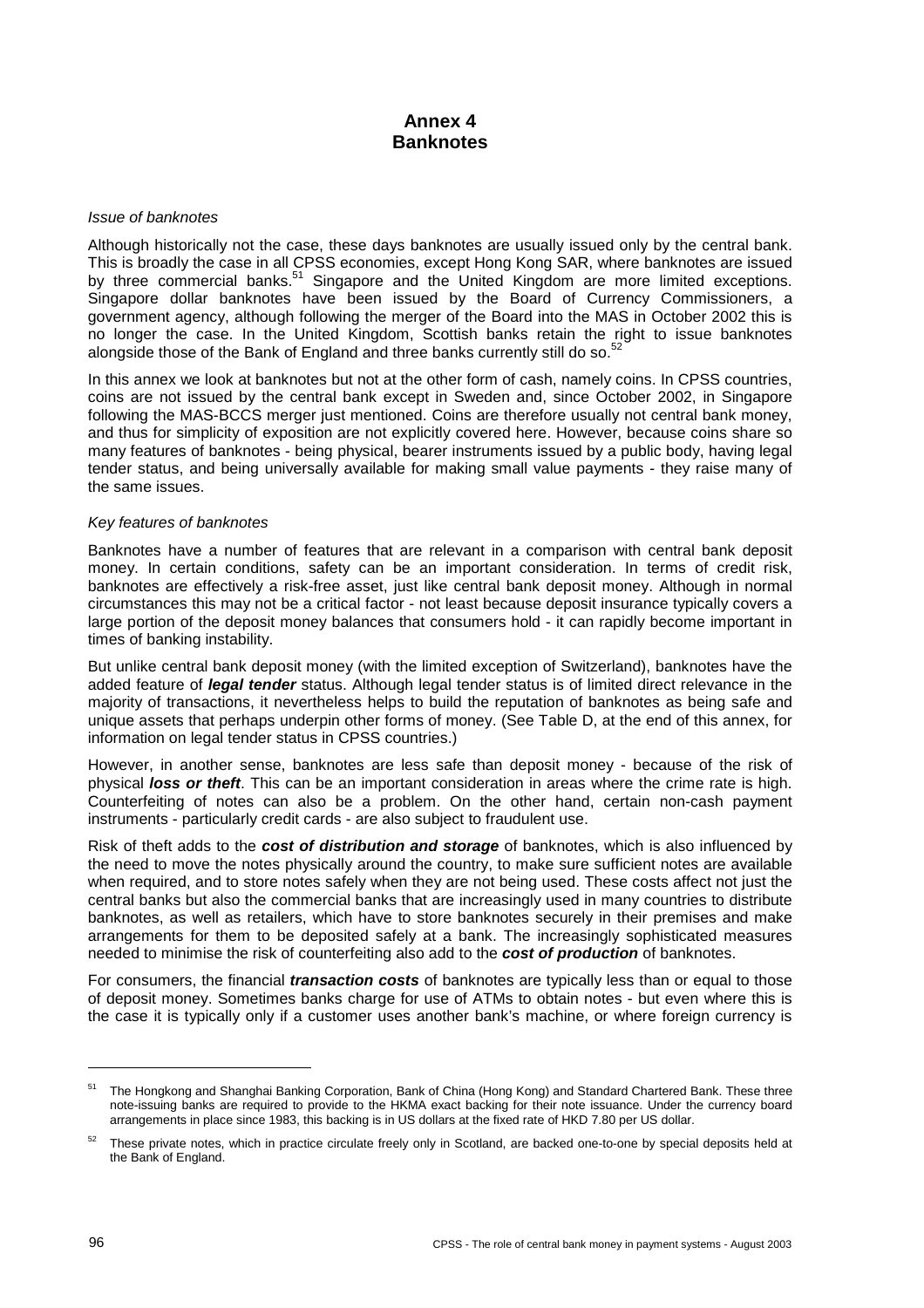# Annex 4
# Banknotes

*Issue of banknotes*

Although historically not the case, these days banknotes are usually issued only by the central bank. This is broadly the case in all CPSS economies, except Hong Kong SAR, where banknotes are issued by three commercial banks.[51] Singapore and the United Kingdom are more limited exceptions. Singapore dollar banknotes have been issued by the Board of Currency Commissioners, a government agency, although following the merger of the Board into the MAS in October 2002 this is no longer the case. In the United Kingdom, Scottish banks retain the right to issue banknotes alongside those of the Bank of England and three banks currently still do so.[52]

In this annex we look at banknotes but not at the other form of cash, namely coins. In CPSS countries, coins are not issued by the central bank except in Sweden and, since October 2002, in Singapore following the MAS-BCCS merger just mentioned. Coins are therefore usually not central bank money, and thus for simplicity of exposition are not explicitly covered here. However, because coins share so many features of banknotes - being physical, bearer instruments issued by a public body, having legal tender status, and being universally available for making small value payments - they raise many of the same issues.

*Key features of banknotes*

Banknotes have a number of features that are relevant in a comparison with central bank deposit money. In certain conditions, safety can be an important consideration. In terms of credit risk, banknotes are effectively a risk-free asset, just like central bank deposit money. Although in normal circumstances this may not be a critical factor - not least because deposit insurance typically covers a large portion of the deposit money balances that consumers hold - it can rapidly become important in times of banking instability.

But unlike central bank deposit money (with the limited exception of Switzerland), banknotes have the added feature of ***legal tender*** status. Although legal tender status is of limited direct relevance in the majority of transactions, it nevertheless helps to build the reputation of banknotes as being safe and unique assets that perhaps underpin other forms of money. (See Table D, at the end of this annex, for information on legal tender status in CPSS countries.)

However, in another sense, banknotes are less safe than deposit money - because of the risk of physical ***loss or theft***. This can be an important consideration in areas where the crime rate is high. Counterfeiting of notes can also be a problem. On the other hand, certain non-cash payment instruments - particularly credit cards - are also subject to fraudulent use.

Risk of theft adds to the ***cost of distribution and storage*** of banknotes, which is also influenced by the need to move the notes physically around the country, to make sure sufficient notes are available when required, and to store notes safely when they are not being used. These costs affect not just the central banks but also the commercial banks that are increasingly used in many countries to distribute banknotes, as well as retailers, which have to store banknotes securely in their premises and make arrangements for them to be deposited safely at a bank. The increasingly sophisticated measures needed to minimise the risk of counterfeiting also add to the ***cost of production*** of banknotes.

For consumers, the financial ***transaction costs*** of banknotes are typically less than or equal to those of deposit money. Sometimes banks charge for use of ATMs to obtain notes - but even where this is the case it is typically only if a customer uses another bank's machine, or where foreign currency is

---

[51] The Hongkong and Shanghai Banking Corporation, Bank of China (Hong Kong) and Standard Chartered Bank. These three note-issuing banks are required to provide to the HKMA exact backing for their note issuance. Under the currency board arrangements in place since 1983, this backing is in US dollars at the fixed rate of HKD 7.80 per US dollar.

[52] These private notes, which in practice circulate freely only in Scotland, are backed one-to-one by special deposits held at the Bank of England.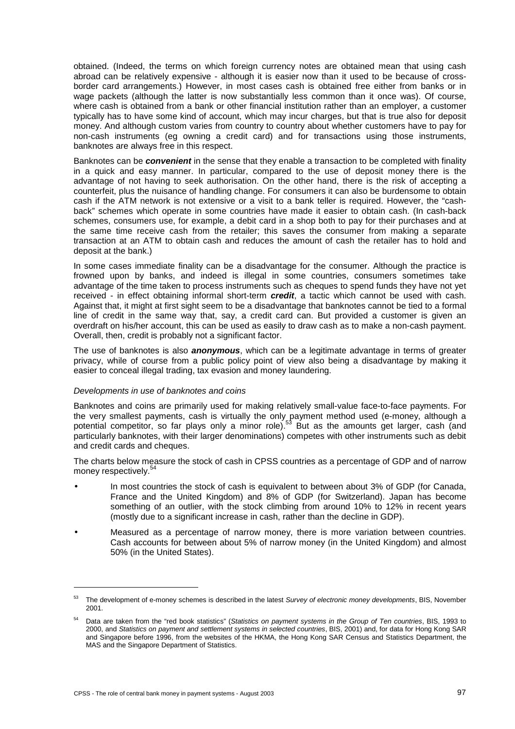obtained. (Indeed, the terms on which foreign currency notes are obtained mean that using cash abroad can be relatively expensive - although it is easier now than it used to be because of cross-border card arrangements.) However, in most cases cash is obtained free either from banks or in wage packets (although the latter is now substantially less common than it once was). Of course, where cash is obtained from a bank or other financial institution rather than an employer, a customer typically has to have some kind of account, which may incur charges, but that is true also for deposit money. And although custom varies from country to country about whether customers have to pay for non-cash instruments (eg owning a credit card) and for transactions using those instruments, banknotes are always free in this respect.

Banknotes can be ***convenient*** in the sense that they enable a transaction to be completed with finality in a quick and easy manner. In particular, compared to the use of deposit money there is the advantage of not having to seek authorisation. On the other hand, there is the risk of accepting a counterfeit, plus the nuisance of handling change. For consumers it can also be burdensome to obtain cash if the ATM network is not extensive or a visit to a bank teller is required. However, the "cash-back" schemes which operate in some countries have made it easier to obtain cash. (In cash-back schemes, consumers use, for example, a debit card in a shop both to pay for their purchases and at the same time receive cash from the retailer; this saves the consumer from making a separate transaction at an ATM to obtain cash and reduces the amount of cash the retailer has to hold and deposit at the bank.)

In some cases immediate finality can be a disadvantage for the consumer. Although the practice is frowned upon by banks, and indeed is illegal in some countries, consumers sometimes take advantage of the time taken to process instruments such as cheques to spend funds they have not yet received - in effect obtaining informal short-term ***credit***, a tactic which cannot be used with cash. Against that, it might at first sight seem to be a disadvantage that banknotes cannot be tied to a formal line of credit in the same way that, say, a credit card can. But provided a customer is given an overdraft on his/her account, this can be used as easily to draw cash as to make a non-cash payment. Overall, then, credit is probably not a significant factor.

The use of banknotes is also ***anonymous***, which can be a legitimate advantage in terms of greater privacy, while of course from a public policy point of view also being a disadvantage by making it easier to conceal illegal trading, tax evasion and money laundering.

*Developments in use of banknotes and coins*

Banknotes and coins are primarily used for making relatively small-value face-to-face payments. For the very smallest payments, cash is virtually the only payment method used (e-money, although a potential competitor, so far plays only a minor role).[53] But as the amounts get larger, cash (and particularly banknotes, with their larger denominations) competes with other instruments such as debit and credit cards and cheques.

The charts below measure the stock of cash in CPSS countries as a percentage of GDP and of narrow money respectively.[54]

- In most countries the stock of cash is equivalent to between about 3% of GDP (for Canada, France and the United Kingdom) and 8% of GDP (for Switzerland). Japan has become something of an outlier, with the stock climbing from around 10% to 12% in recent years (mostly due to a significant increase in cash, rather than the decline in GDP).
- Measured as a percentage of narrow money, there is more variation between countries. Cash accounts for between about 5% of narrow money (in the United Kingdom) and almost 50% (in the United States).

---

[53] The development of e-money schemes is described in the latest *Survey of electronic money developments*, BIS, November 2001.

[54] Data are taken from the "red book statistics" (*Statistics on payment systems in the Group of Ten countries*, BIS, 1993 to 2000, and *Statistics on payment and settlement systems in selected countries*, BIS, 2001) and, for data for Hong Kong SAR and Singapore before 1996, from the websites of the HKMA, the Hong Kong SAR Census and Statistics Department, the MAS and the Singapore Department of Statistics.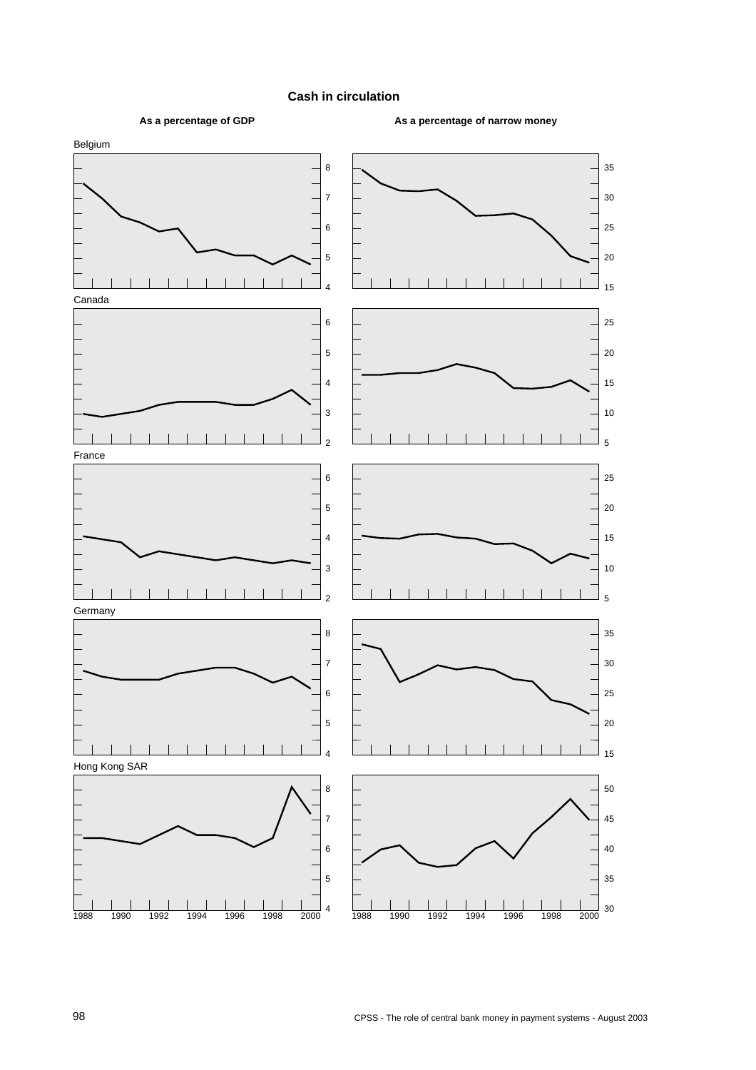## Cash in circulation

**As a percentage of GDP**

**As a percentage of narrow money**

Belgium

8
7
6
5
4

35
30
25
20
15

Canada

6
5
4
3
2

25
20
15
10
5

France

6
5
4
3
2

25
20
15
10
5

Germany

8
7
6
5
4

35
30
25
20
15

Hong Kong SAR

8
7
6
5
4

50
45
40
35
30

1988 1990 1992 1994 1996 1998 2000

1988 1990 1992 1994 1996 1998 2000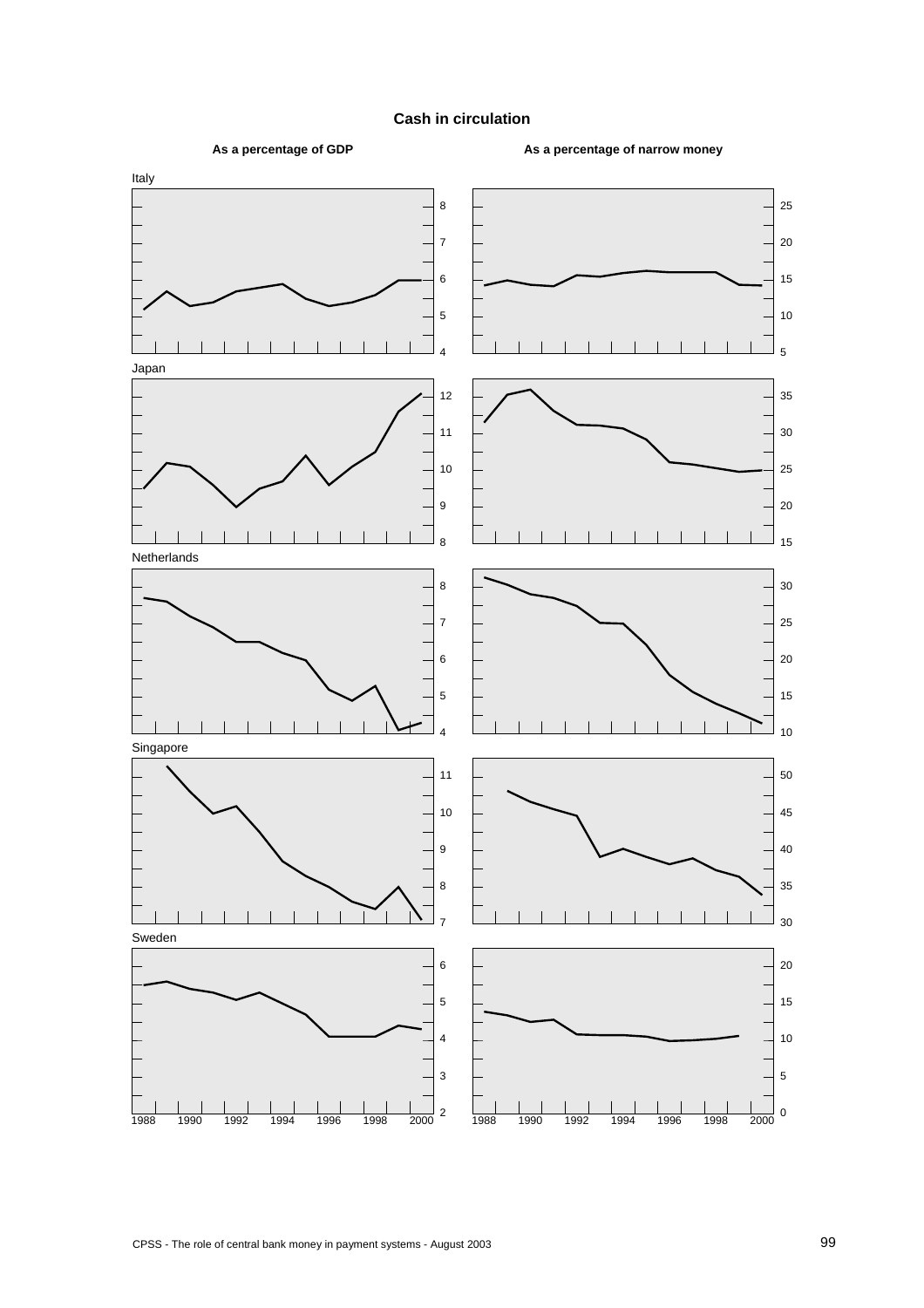# Cash in circulation

**As a percentage of GDP**

**As a percentage of narrow money**

Italy

8
7
6
5
4

25
20
15
10
5

Japan

12
11
10
9
8

35
30
25
20
15

Netherlands

8
7
6
5
4

30
25
20
15
10

Singapore

11
10
9
8
7

50
45
40
35
30

Sweden

6
5
4
3
2

20
15
10
5
0

1988 1990 1992 1994 1996 1998 2000

1988 1990 1992 1994 1996 1998 2000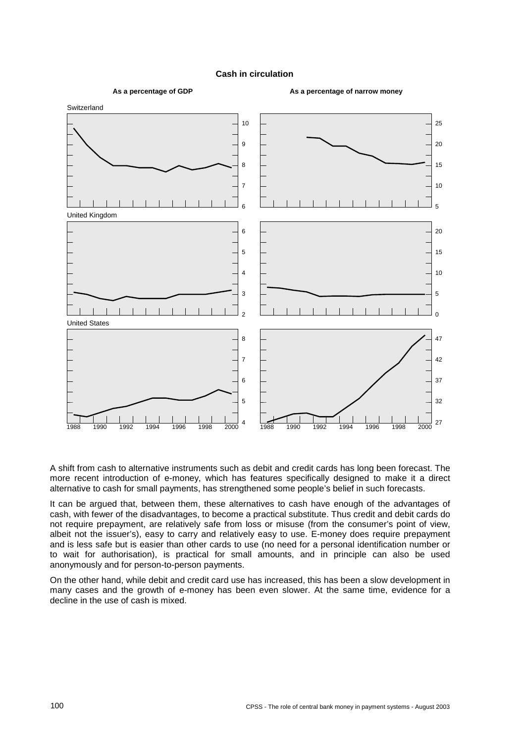**Cash in circulation**

**As a percentage of GDP**

**As a percentage of narrow money**

Switzerland

10
9
8
7
6

25
20
15
10
5

United Kingdom

6
5
4
3
2

20
15
10
5
0

United States

8
7
6
5
4

47
42
37
32
27

1988 1990 1992 1994 1996 1998 2000

1988 1990 1992 1994 1996 1998 2000

A shift from cash to alternative instruments such as debit and credit cards has long been forecast. The more recent introduction of e-money, which has features specifically designed to make it a direct alternative to cash for small payments, has strengthened some people's belief in such forecasts.

It can be argued that, between them, these alternatives to cash have enough of the advantages of cash, with fewer of the disadvantages, to become a practical substitute. Thus credit and debit cards do not require prepayment, are relatively safe from loss or misuse (from the consumer's point of view, albeit not the issuer's), easy to carry and relatively easy to use. E-money does require prepayment and is less safe but is easier than other cards to use (no need for a personal identification number or to wait for authorisation), is practical for small amounts, and in principle can also be used anonymously and for person-to-person payments.

On the other hand, while debit and credit card use has increased, this has been a slow development in many cases and the growth of e-money has been even slower. At the same time, evidence for a decline in the use of cash is mixed.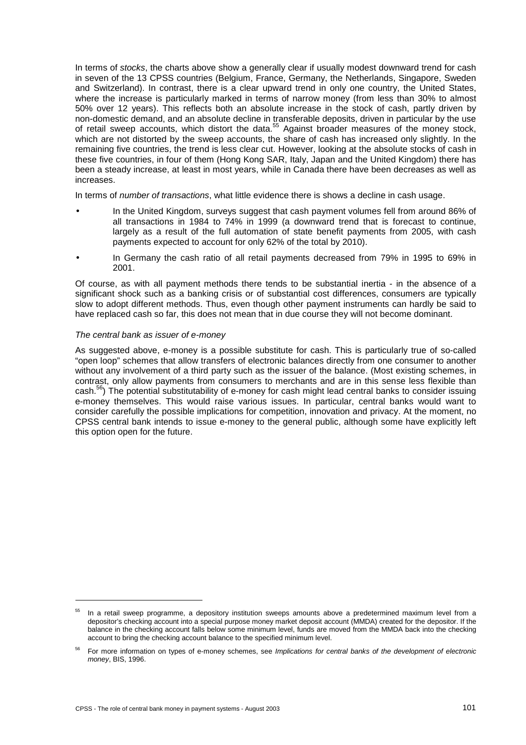In terms of *stocks*, the charts above show a generally clear if usually modest downward trend for cash in seven of the 13 CPSS countries (Belgium, France, Germany, the Netherlands, Singapore, Sweden and Switzerland). In contrast, there is a clear upward trend in only one country, the United States, where the increase is particularly marked in terms of narrow money (from less than 30% to almost 50% over 12 years). This reflects both an absolute increase in the stock of cash, partly driven by non-domestic demand, and an absolute decline in transferable deposits, driven in particular by the use of retail sweep accounts, which distort the data.[55] Against broader measures of the money stock, which are not distorted by the sweep accounts, the share of cash has increased only slightly. In the remaining five countries, the trend is less clear cut. However, looking at the absolute stocks of cash in these five countries, in four of them (Hong Kong SAR, Italy, Japan and the United Kingdom) there has been a steady increase, at least in most years, while in Canada there have been decreases as well as increases.

In terms of *number of transactions*, what little evidence there is shows a decline in cash usage.

- In the United Kingdom, surveys suggest that cash payment volumes fell from around 86% of all transactions in 1984 to 74% in 1999 (a downward trend that is forecast to continue, largely as a result of the full automation of state benefit payments from 2005, with cash payments expected to account for only 62% of the total by 2010).
- In Germany the cash ratio of all retail payments decreased from 79% in 1995 to 69% in 2001.

Of course, as with all payment methods there tends to be substantial inertia - in the absence of a significant shock such as a banking crisis or of substantial cost differences, consumers are typically slow to adopt different methods. Thus, even though other payment instruments can hardly be said to have replaced cash so far, this does not mean that in due course they will not become dominant.

*The central bank as issuer of e-money*

As suggested above, e-money is a possible substitute for cash. This is particularly true of so-called "open loop" schemes that allow transfers of electronic balances directly from one consumer to another without any involvement of a third party such as the issuer of the balance. (Most existing schemes, in contrast, only allow payments from consumers to merchants and are in this sense less flexible than cash.[56]) The potential substitutability of e-money for cash might lead central banks to consider issuing e-money themselves. This would raise various issues. In particular, central banks would want to consider carefully the possible implications for competition, innovation and privacy. At the moment, no CPSS central bank intends to issue e-money to the general public, although some have explicitly left this option open for the future.

---

[55] In a retail sweep programme, a depository institution sweeps amounts above a predetermined maximum level from a depositor's checking account into a special purpose money market deposit account (MMDA) created for the depositor. If the balance in the checking account falls below some minimum level, funds are moved from the MMDA back into the checking account to bring the checking account balance to the specified minimum level.

[56] For more information on types of e-money schemes, see *Implications for central banks of the development of electronic money*, BIS, 1996.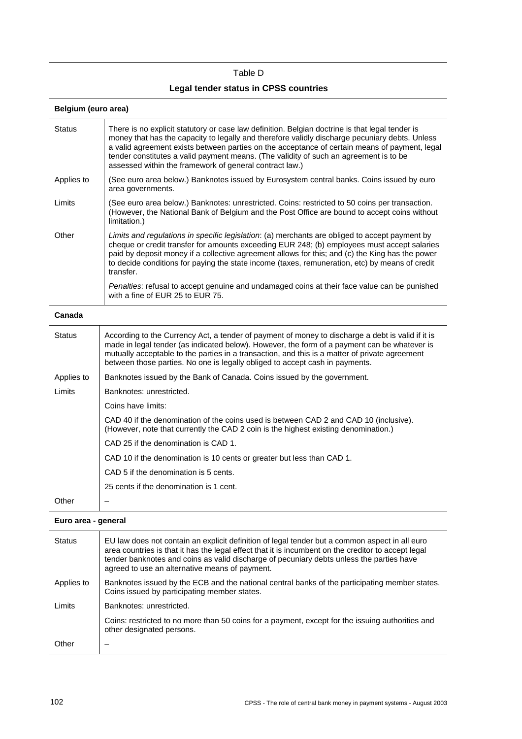Table D

**Legal tender status in CPSS countries**

**Belgium (euro area)**

| | |
|---|---|
| Status | There is no explicit statutory or case law definition. Belgian doctrine is that legal tender is money that has the capacity to legally and therefore validly discharge pecuniary debts. Unless a valid agreement exists between parties on the acceptance of certain means of payment, legal tender constitutes a valid payment means. (The validity of such an agreement is to be assessed within the framework of general contract law.) |
| Applies to | (See euro area below.) Banknotes issued by Eurosystem central banks. Coins issued by euro area governments. |
| Limits | (See euro area below.) Banknotes: unrestricted. Coins: restricted to 50 coins per transaction. (However, the National Bank of Belgium and the Post Office are bound to accept coins without limitation.) |
| Other | *Limits and regulations in specific legislation*: (a) merchants are obliged to accept payment by cheque or credit transfer for amounts exceeding EUR 248; (b) employees must accept salaries paid by deposit money if a collective agreement allows for this; and (c) the King has the power to decide conditions for paying the state income (taxes, remuneration, etc) by means of credit transfer. |
| | *Penalties*: refusal to accept genuine and undamaged coins at their face value can be punished with a fine of EUR 25 to EUR 75. |

**Canada**

| | |
|---|---|
| Status | According to the Currency Act, a tender of payment of money to discharge a debt is valid if it is made in legal tender (as indicated below). However, the form of a payment can be whatever is mutually acceptable to the parties in a transaction, and this is a matter of private agreement between those parties. No one is legally obliged to accept cash in payments. |
| Applies to | Banknotes issued by the Bank of Canada. Coins issued by the government. |
| Limits | Banknotes: unrestricted. |
| | Coins have limits: |
| | CAD 40 if the denomination of the coins used is between CAD 2 and CAD 10 (inclusive). (However, note that currently the CAD 2 coin is the highest existing denomination.) |
| | CAD 25 if the denomination is CAD 1. |
| | CAD 10 if the denomination is 10 cents or greater but less than CAD 1. |
| | CAD 5 if the denomination is 5 cents. |
| | 25 cents if the denomination is 1 cent. |
| Other | – |

**Euro area - general**

| | |
|---|---|
| Status | EU law does not contain an explicit definition of legal tender but a common aspect in all euro area countries is that it has the legal effect that it is incumbent on the creditor to accept legal tender banknotes and coins as valid discharge of pecuniary debts unless the parties have agreed to use an alternative means of payment. |
| Applies to | Banknotes issued by the ECB and the national central banks of the participating member states. Coins issued by participating member states. |
| Limits | Banknotes: unrestricted. |
| | Coins: restricted to no more than 50 coins for a payment, except for the issuing authorities and other designated persons. |
| Other | – |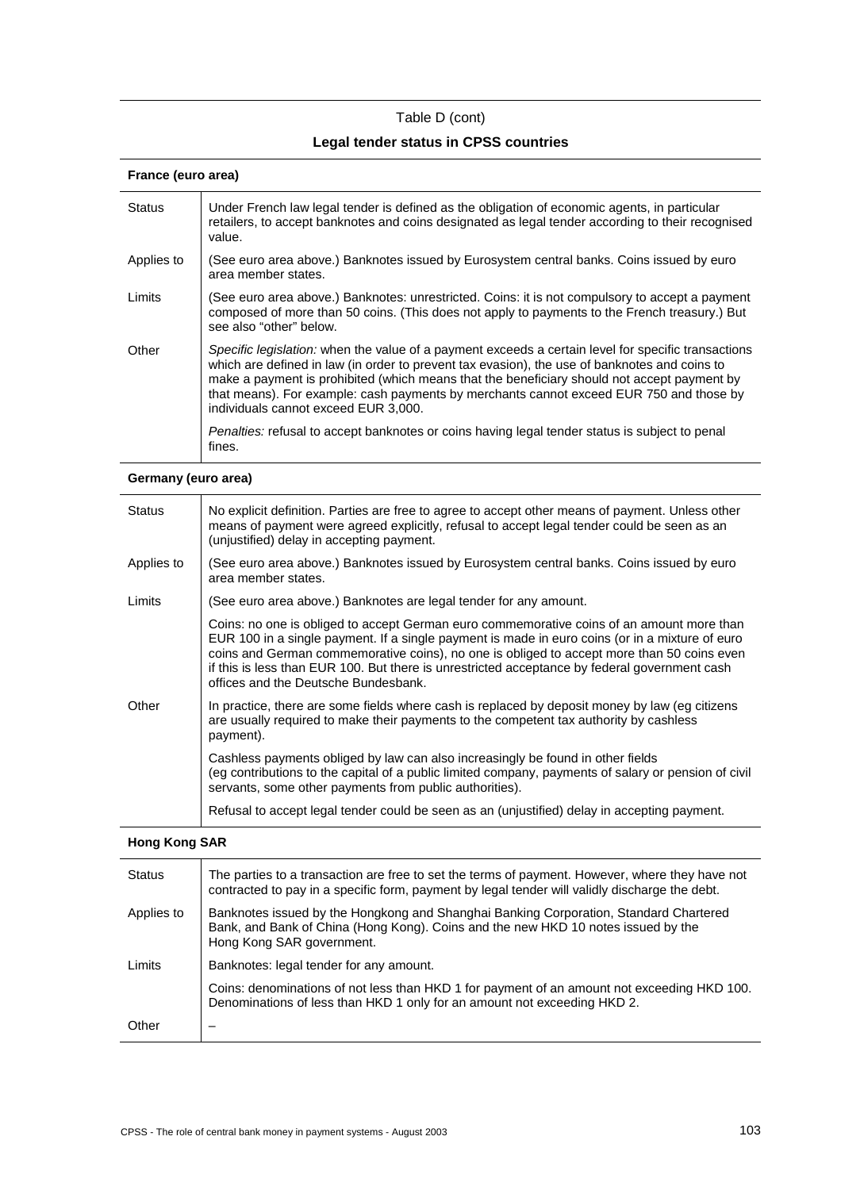Table D (cont)

**Legal tender status in CPSS countries**

| **France (euro area)** | |
|---|---|
| Status | Under French law legal tender is defined as the obligation of economic agents, in particular retailers, to accept banknotes and coins designated as legal tender according to their recognised value. |
| Applies to | (See euro area above.) Banknotes issued by Eurosystem central banks. Coins issued by euro area member states. |
| Limits | (See euro area above.) Banknotes: unrestricted. Coins: it is not compulsory to accept a payment composed of more than 50 coins. (This does not apply to payments to the French treasury.) But see also "other" below. |
| Other | *Specific legislation:* when the value of a payment exceeds a certain level for specific transactions which are defined in law (in order to prevent tax evasion), the use of banknotes and coins to make a payment is prohibited (which means that the beneficiary should not accept payment by that means). For example: cash payments by merchants cannot exceed EUR 750 and those by individuals cannot exceed EUR 3,000. |
| | *Penalties:* refusal to accept banknotes or coins having legal tender status is subject to penal fines. |

| **Germany (euro area)** | |
|---|---|
| Status | No explicit definition. Parties are free to agree to accept other means of payment. Unless other means of payment were agreed explicitly, refusal to accept legal tender could be seen as an (unjustified) delay in accepting payment. |
| Applies to | (See euro area above.) Banknotes issued by Eurosystem central banks. Coins issued by euro area member states. |
| Limits | (See euro area above.) Banknotes are legal tender for any amount. |
| | Coins: no one is obliged to accept German euro commemorative coins of an amount more than EUR 100 in a single payment. If a single payment is made in euro coins (or in a mixture of euro coins and German commemorative coins), no one is obliged to accept more than 50 coins even if this is less than EUR 100. But there is unrestricted acceptance by federal government cash offices and the Deutsche Bundesbank. |
| Other | In practice, there are some fields where cash is replaced by deposit money by law (eg citizens are usually required to make their payments to the competent tax authority by cashless payment). |
| | Cashless payments obliged by law can also increasingly be found in other fields (eg contributions to the capital of a public limited company, payments of salary or pension of civil servants, some other payments from public authorities). |
| | Refusal to accept legal tender could be seen as an (unjustified) delay in accepting payment. |

| **Hong Kong SAR** | |
|---|---|
| Status | The parties to a transaction are free to set the terms of payment. However, where they have not contracted to pay in a specific form, payment by legal tender will validly discharge the debt. |
| Applies to | Banknotes issued by the Hongkong and Shanghai Banking Corporation, Standard Chartered Bank, and Bank of China (Hong Kong). Coins and the new HKD 10 notes issued by the Hong Kong SAR government. |
| Limits | Banknotes: legal tender for any amount. |
| | Coins: denominations of not less than HKD 1 for payment of an amount not exceeding HKD 100. Denominations of less than HKD 1 only for an amount not exceeding HKD 2. |
| Other | – |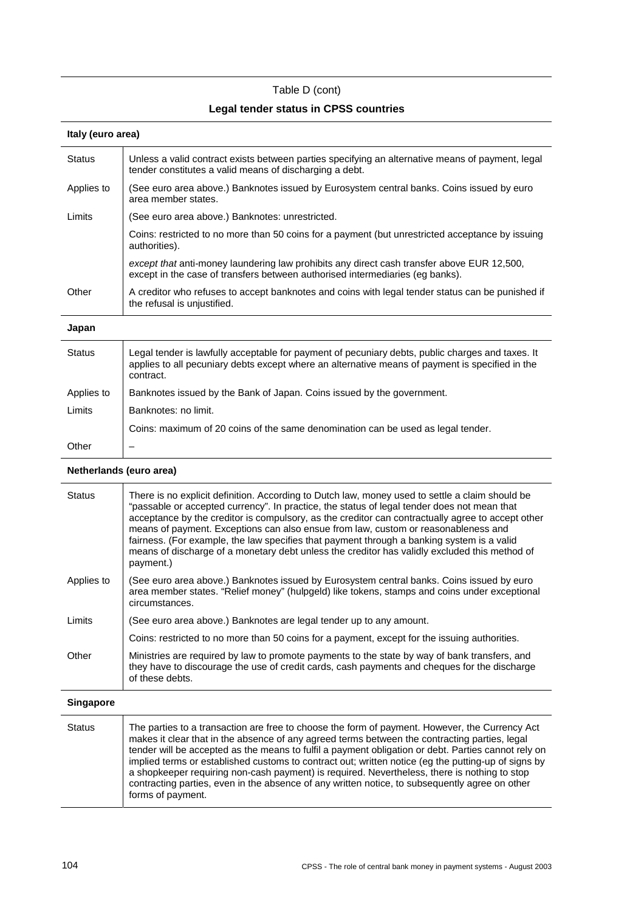Table D (cont)

**Legal tender status in CPSS countries**

**Italy (euro area)**

| | |
|---|---|
| Status | Unless a valid contract exists between parties specifying an alternative means of payment, legal tender constitutes a valid means of discharging a debt. |
| Applies to | (See euro area above.) Banknotes issued by Eurosystem central banks. Coins issued by euro area member states. |
| Limits | (See euro area above.) Banknotes: unrestricted. |
| | Coins: restricted to no more than 50 coins for a payment (but unrestricted acceptance by issuing authorities). |
| | *except that* anti-money laundering law prohibits any direct cash transfer above EUR 12,500, except in the case of transfers between authorised intermediaries (eg banks). |
| Other | A creditor who refuses to accept banknotes and coins with legal tender status can be punished if the refusal is unjustified. |

**Japan**

| | |
|---|---|
| Status | Legal tender is lawfully acceptable for payment of pecuniary debts, public charges and taxes. It applies to all pecuniary debts except where an alternative means of payment is specified in the contract. |
| Applies to | Banknotes issued by the Bank of Japan. Coins issued by the government. |
| Limits | Banknotes: no limit. |
| | Coins: maximum of 20 coins of the same denomination can be used as legal tender. |
| Other | – |

**Netherlands (euro area)**

| | |
|---|---|
| Status | There is no explicit definition. According to Dutch law, money used to settle a claim should be "passable or accepted currency". In practice, the status of legal tender does not mean that acceptance by the creditor is compulsory, as the creditor can contractually agree to accept other means of payment. Exceptions can also ensue from law, custom or reasonableness and fairness. (For example, the law specifies that payment through a banking system is a valid means of discharge of a monetary debt unless the creditor has validly excluded this method of payment.) |
| Applies to | (See euro area above.) Banknotes issued by Eurosystem central banks. Coins issued by euro area member states. "Relief money" (hulpgeld) like tokens, stamps and coins under exceptional circumstances. |
| Limits | (See euro area above.) Banknotes are legal tender up to any amount. |
| | Coins: restricted to no more than 50 coins for a payment, except for the issuing authorities. |
| Other | Ministries are required by law to promote payments to the state by way of bank transfers, and they have to discourage the use of credit cards, cash payments and cheques for the discharge of these debts. |

**Singapore**

| | |
|---|---|
| Status | The parties to a transaction are free to choose the form of payment. However, the Currency Act makes it clear that in the absence of any agreed terms between the contracting parties, legal tender will be accepted as the means to fulfil a payment obligation or debt. Parties cannot rely on implied terms or established customs to contract out; written notice (eg the putting-up of signs by a shopkeeper requiring non-cash payment) is required. Nevertheless, there is nothing to stop contracting parties, even in the absence of any written notice, to subsequently agree on other forms of payment. |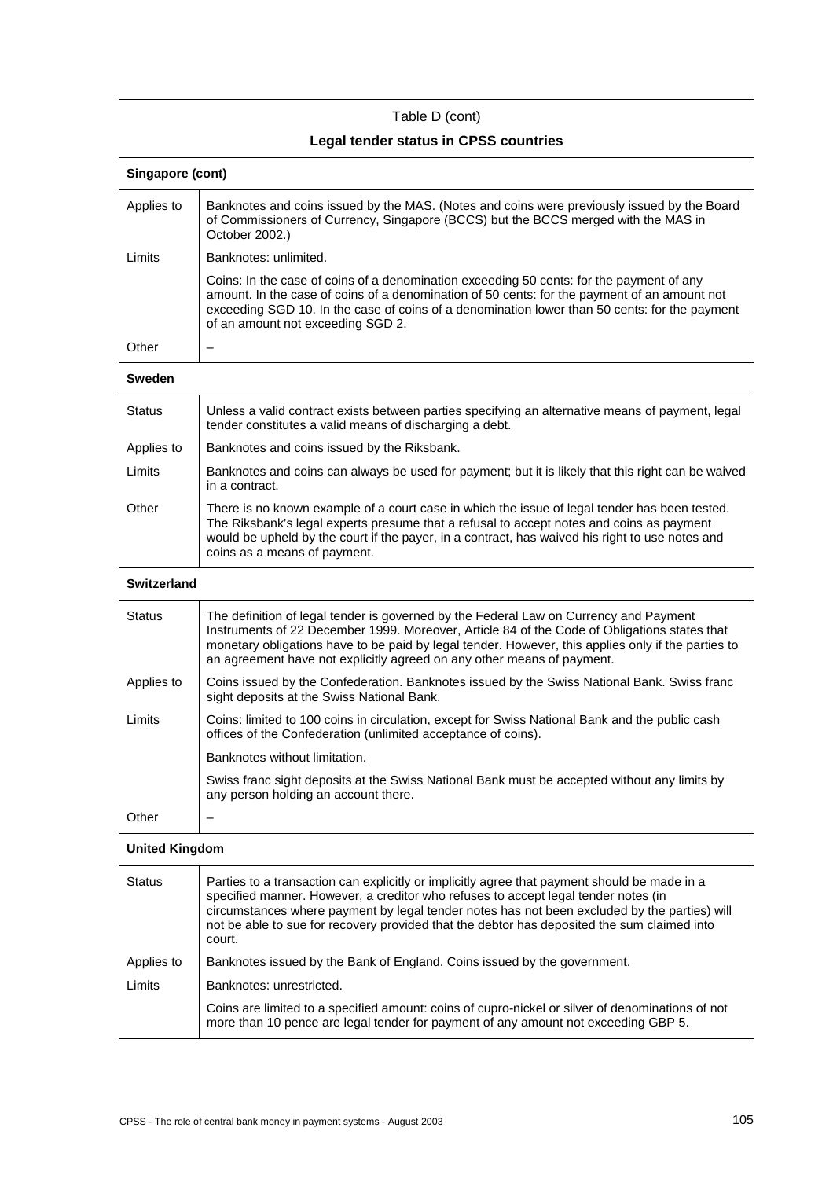Table D (cont)

**Legal tender status in CPSS countries**

| | |
|---|---|
| **Singapore (cont)** | |
| Applies to | Banknotes and coins issued by the MAS. (Notes and coins were previously issued by the Board of Commissioners of Currency, Singapore (BCCS) but the BCCS merged with the MAS in October 2002.) |
| Limits | Banknotes: unlimited. |
| | Coins: In the case of coins of a denomination exceeding 50 cents: for the payment of any amount. In the case of coins of a denomination of 50 cents: for the payment of an amount not exceeding SGD 10. In the case of coins of a denomination lower than 50 cents: for the payment of an amount not exceeding SGD 2. |
| Other | – |
| **Sweden** | |
| Status | Unless a valid contract exists between parties specifying an alternative means of payment, legal tender constitutes a valid means of discharging a debt. |
| Applies to | Banknotes and coins issued by the Riksbank. |
| Limits | Banknotes and coins can always be used for payment; but it is likely that this right can be waived in a contract. |
| Other | There is no known example of a court case in which the issue of legal tender has been tested. The Riksbank's legal experts presume that a refusal to accept notes and coins as payment would be upheld by the court if the payer, in a contract, has waived his right to use notes and coins as a means of payment. |
| **Switzerland** | |
| Status | The definition of legal tender is governed by the Federal Law on Currency and Payment Instruments of 22 December 1999. Moreover, Article 84 of the Code of Obligations states that monetary obligations have to be paid by legal tender. However, this applies only if the parties to an agreement have not explicitly agreed on any other means of payment. |
| Applies to | Coins issued by the Confederation. Banknotes issued by the Swiss National Bank. Swiss franc sight deposits at the Swiss National Bank. |
| Limits | Coins: limited to 100 coins in circulation, except for Swiss National Bank and the public cash offices of the Confederation (unlimited acceptance of coins). |
| | Banknotes without limitation. |
| | Swiss franc sight deposits at the Swiss National Bank must be accepted without any limits by any person holding an account there. |
| Other | – |
| **United Kingdom** | |
| Status | Parties to a transaction can explicitly or implicitly agree that payment should be made in a specified manner. However, a creditor who refuses to accept legal tender notes (in circumstances where payment by legal tender notes has not been excluded by the parties) will not be able to sue for recovery provided that the debtor has deposited the sum claimed into court. |
| Applies to | Banknotes issued by the Bank of England. Coins issued by the government. |
| Limits | Banknotes: unrestricted. |
| | Coins are limited to a specified amount: coins of cupro-nickel or silver of denominations of not more than 10 pence are legal tender for payment of any amount not exceeding GBP 5. |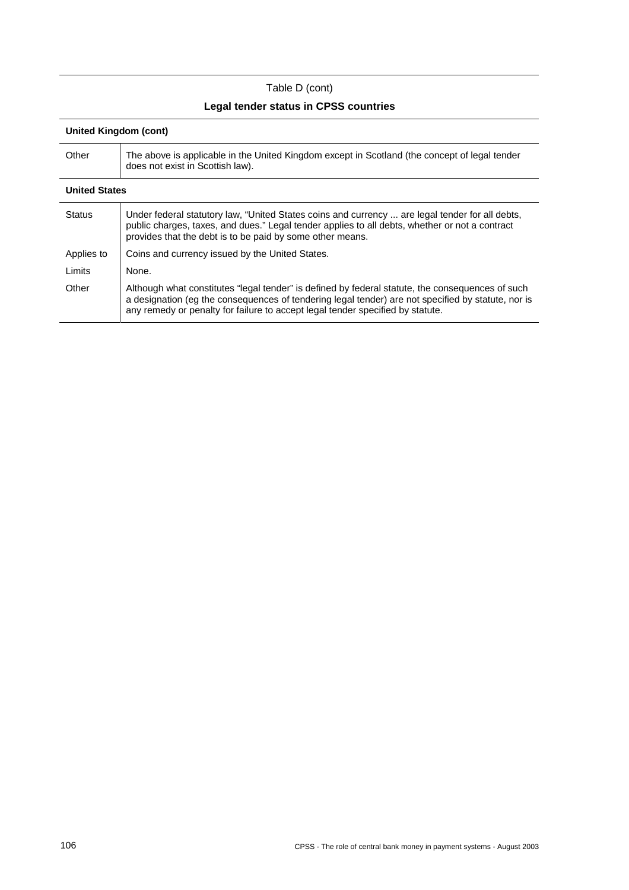Table D (cont)

**Legal tender status in CPSS countries**

**United Kingdom (cont)**

| | |
|---|---|
| Other | The above is applicable in the United Kingdom except in Scotland (the concept of legal tender does not exist in Scottish law). |

**United States**

| | |
|---|---|
| Status | Under federal statutory law, "United States coins and currency ... are legal tender for all debts, public charges, taxes, and dues." Legal tender applies to all debts, whether or not a contract provides that the debt is to be paid by some other means. |
| Applies to | Coins and currency issued by the United States. |
| Limits | None. |
| Other | Although what constitutes "legal tender" is defined by federal statute, the consequences of such a designation (eg the consequences of tendering legal tender) are not specified by statute, nor is any remedy or penalty for failure to accept legal tender specified by statute. |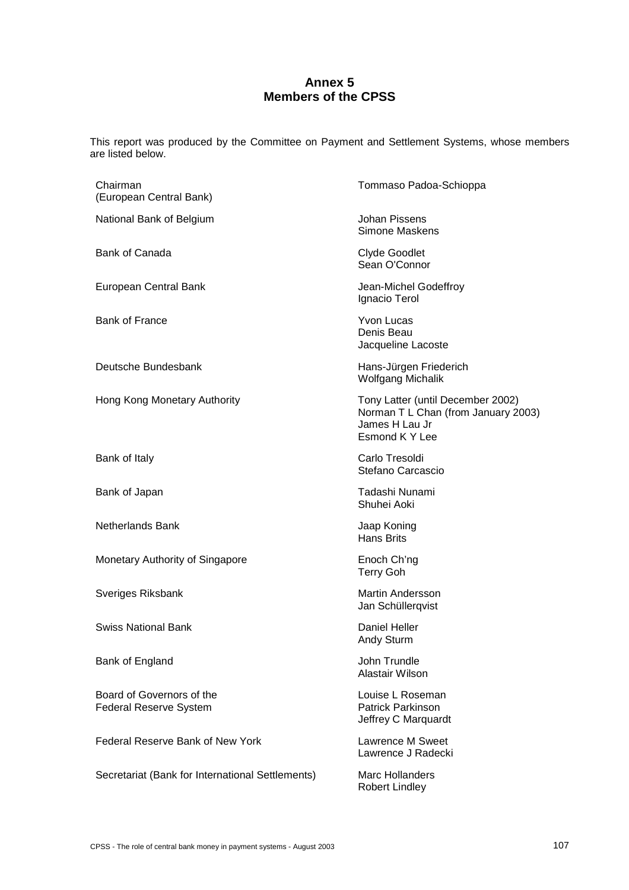# Annex 5
# Members of the CPSS

This report was produced by the Committee on Payment and Settlement Systems, whose members are listed below.

| | |
|---|---|
| Chairman<br>(European Central Bank) | Tommaso Padoa-Schioppa |
| National Bank of Belgium | Johan Pissens<br>Simone Maskens |
| Bank of Canada | Clyde Goodlet<br>Sean O'Connor |
| European Central Bank | Jean-Michel Godeffroy<br>Ignacio Terol |
| Bank of France | Yvon Lucas<br>Denis Beau<br>Jacqueline Lacoste |
| Deutsche Bundesbank | Hans-Jürgen Friederich<br>Wolfgang Michalik |
| Hong Kong Monetary Authority | Tony Latter (until December 2002)<br>Norman T L Chan (from January 2003)<br>James H Lau Jr<br>Esmond K Y Lee |
| Bank of Italy | Carlo Tresoldi<br>Stefano Carcascio |
| Bank of Japan | Tadashi Nunami<br>Shuhei Aoki |
| Netherlands Bank | Jaap Koning<br>Hans Brits |
| Monetary Authority of Singapore | Enoch Ch'ng<br>Terry Goh |
| Sveriges Riksbank | Martin Andersson<br>Jan Schüllerqvist |
| Swiss National Bank | Daniel Heller<br>Andy Sturm |
| Bank of England | John Trundle<br>Alastair Wilson |
| Board of Governors of the<br>Federal Reserve System | Louise L Roseman<br>Patrick Parkinson<br>Jeffrey C Marquardt |
| Federal Reserve Bank of New York | Lawrence M Sweet<br>Lawrence J Radecki |
| Secretariat (Bank for International Settlements) | Marc Hollanders<br>Robert Lindley |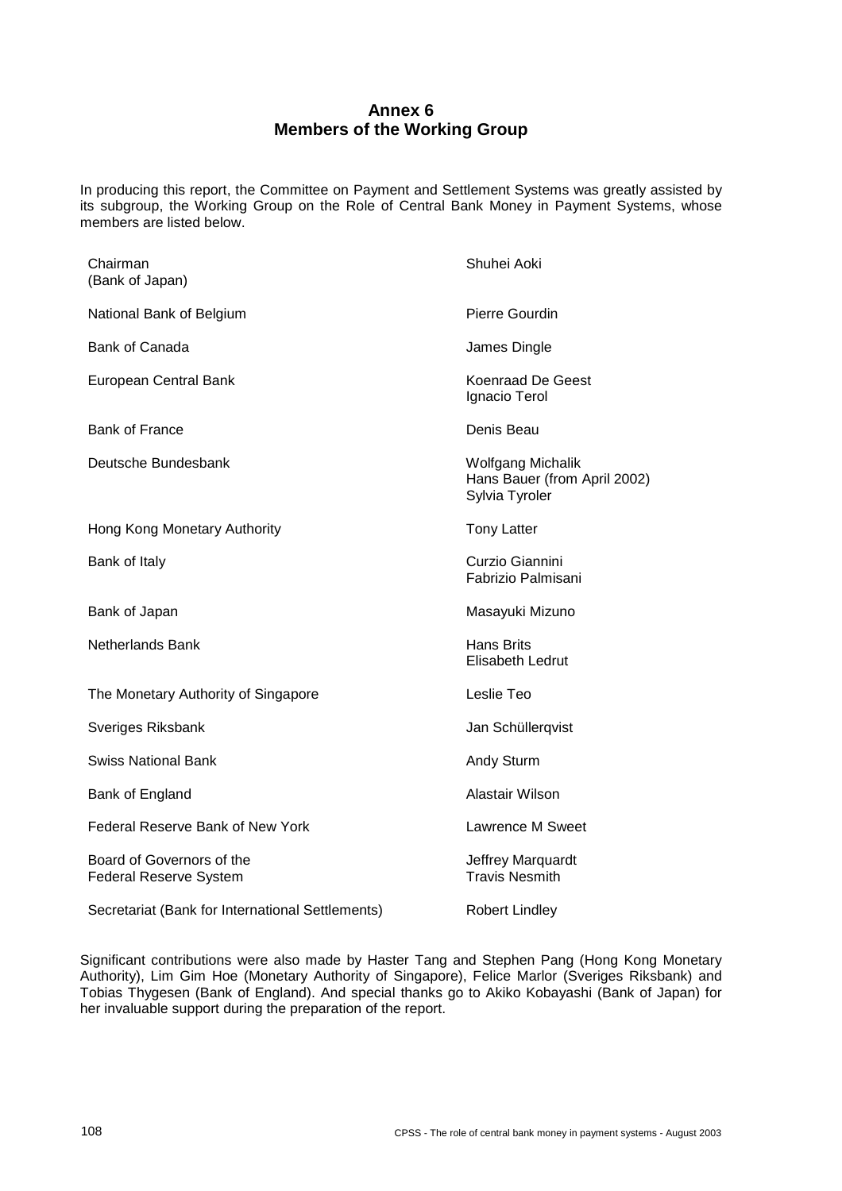# Annex 6
# Members of the Working Group

In producing this report, the Committee on Payment and Settlement Systems was greatly assisted by its subgroup, the Working Group on the Role of Central Bank Money in Payment Systems, whose members are listed below.

| | |
|---|---|
| Chairman (Bank of Japan) | Shuhei Aoki |
| National Bank of Belgium | Pierre Gourdin |
| Bank of Canada | James Dingle |
| European Central Bank | Koenraad De Geest<br>Ignacio Terol |
| Bank of France | Denis Beau |
| Deutsche Bundesbank | Wolfgang Michalik<br>Hans Bauer (from April 2002)<br>Sylvia Tyroler |
| Hong Kong Monetary Authority | Tony Latter |
| Bank of Italy | Curzio Giannini<br>Fabrizio Palmisani |
| Bank of Japan | Masayuki Mizuno |
| Netherlands Bank | Hans Brits<br>Elisabeth Ledrut |
| The Monetary Authority of Singapore | Leslie Teo |
| Sveriges Riksbank | Jan Schüllerqvist |
| Swiss National Bank | Andy Sturm |
| Bank of England | Alastair Wilson |
| Federal Reserve Bank of New York | Lawrence M Sweet |
| Board of Governors of the Federal Reserve System | Jeffrey Marquardt<br>Travis Nesmith |
| Secretariat (Bank for International Settlements) | Robert Lindley |

Significant contributions were also made by Haster Tang and Stephen Pang (Hong Kong Monetary Authority), Lim Gim Hoe (Monetary Authority of Singapore), Felice Marlor (Sveriges Riksbank) and Tobias Thygesen (Bank of England). And special thanks go to Akiko Kobayashi (Bank of Japan) for her invaluable support during the preparation of the report.